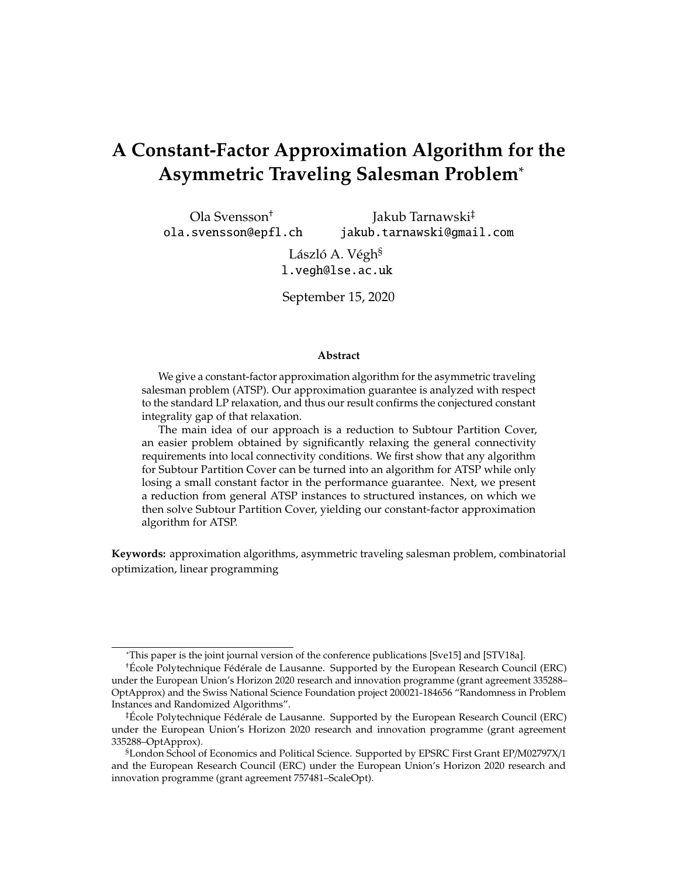# A Constant-Factor Approximation Algorithm for the Asymmetric Traveling Salesman Problem*

Ola Svensson[†]
ola.svensson@epfl.ch

Jakub Tarnawski[‡]
jakub.tarnawski@gmail.com

László A. Végh[§]
l.vegh@lse.ac.uk

September 15, 2020

### Abstract

We give a constant-factor approximation algorithm for the asymmetric traveling salesman problem (ATSP). Our approximation guarantee is analyzed with respect to the standard LP relaxation, and thus our result confirms the conjectured constant integrality gap of that relaxation.

The main idea of our approach is a reduction to Subtour Partition Cover, an easier problem obtained by significantly relaxing the general connectivity requirements into local connectivity conditions. We first show that any algorithm for Subtour Partition Cover can be turned into an algorithm for ATSP while only losing a small constant factor in the performance guarantee. Next, we present a reduction from general ATSP instances to structured instances, on which we then solve Subtour Partition Cover, yielding our constant-factor approximation algorithm for ATSP.

**Keywords:** approximation algorithms, asymmetric traveling salesman problem, combinatorial optimization, linear programming

---

*This paper is the joint journal version of the conference publications [Sve15] and [STV18a].

[†]École Polytechnique Fédérale de Lausanne. Supported by the European Research Council (ERC) under the European Union's Horizon 2020 research and innovation programme (grant agreement 335288–OptApprox) and the Swiss National Science Foundation project 200021-184656 "Randomness in Problem Instances and Randomized Algorithms".

[‡]École Polytechnique Fédérale de Lausanne. Supported by the European Research Council (ERC) under the European Union's Horizon 2020 research and innovation programme (grant agreement 335288–OptApprox).

[§]London School of Economics and Political Science. Supported by EPSRC First Grant EP/M02797X/1 and the European Research Council (ERC) under the European Union's Horizon 2020 research and innovation programme (grant agreement 757481–ScaleOpt).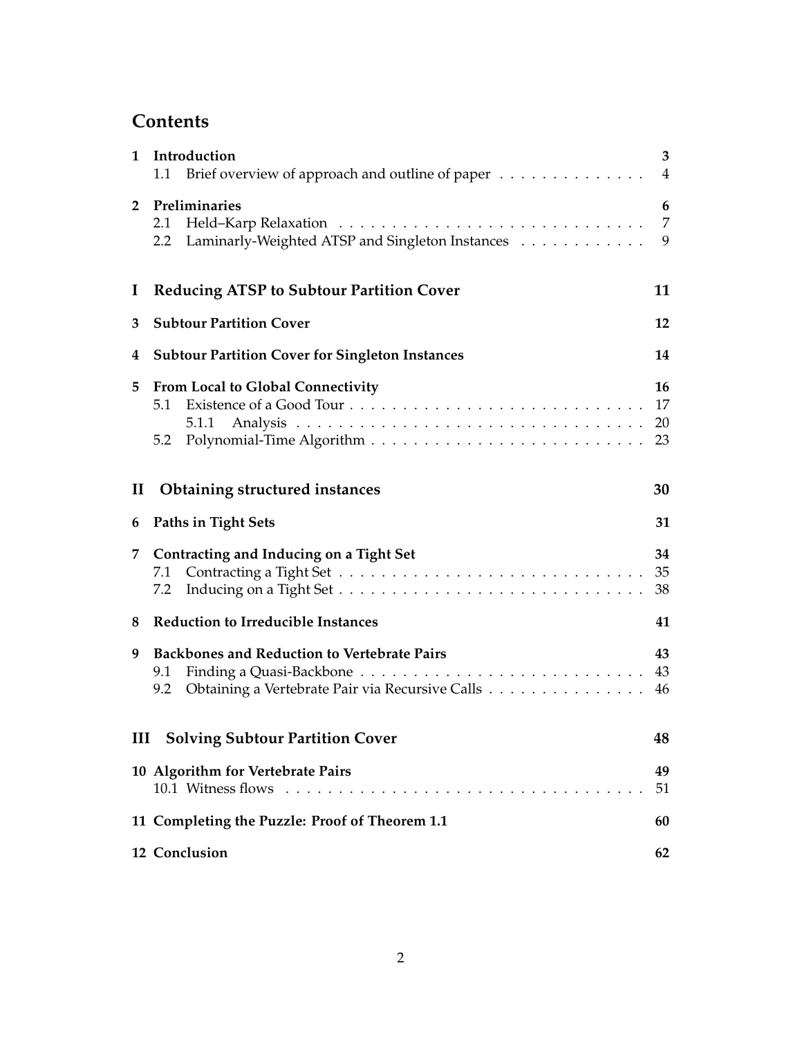## Contents

- **1 Introduction** — **3**
  - 1.1 Brief overview of approach and outline of paper — 4
- **2 Preliminaries** — **6**
  - 2.1 Held–Karp Relaxation — 7
  - 2.2 Laminarly-Weighted ATSP and Singleton Instances — 9

**I Reducing ATSP to Subtour Partition Cover** — **11**

- **3 Subtour Partition Cover** — **12**
- **4 Subtour Partition Cover for Singleton Instances** — **14**
- **5 From Local to Global Connectivity** — **16**
  - 5.1 Existence of a Good Tour — 17
    - 5.1.1 Analysis — 20
  - 5.2 Polynomial-Time Algorithm — 23

**II Obtaining structured instances** — **30**

- **6 Paths in Tight Sets** — **31**
- **7 Contracting and Inducing on a Tight Set** — **34**
  - 7.1 Contracting a Tight Set — 35
  - 7.2 Inducing on a Tight Set — 38
- **8 Reduction to Irreducible Instances** — **41**
- **9 Backbones and Reduction to Vertebrate Pairs** — **43**
  - 9.1 Finding a Quasi-Backbone — 43
  - 9.2 Obtaining a Vertebrate Pair via Recursive Calls — 46

**III Solving Subtour Partition Cover** — **48**

- **10 Algorithm for Vertebrate Pairs** — **49**
  - 10.1 Witness flows — 51
- **11 Completing the Puzzle: Proof of Theorem 1.1** — **60**
- **12 Conclusion** — **62**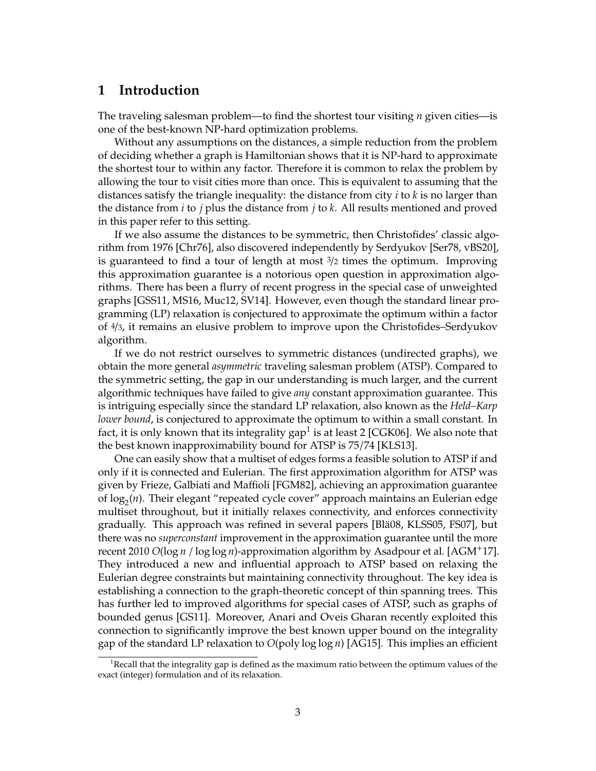# 1 Introduction

The traveling salesman problem—to find the shortest tour visiting $n$ given cities—is one of the best-known NP-hard optimization problems.

Without any assumptions on the distances, a simple reduction from the problem of deciding whether a graph is Hamiltonian shows that it is NP-hard to approximate the shortest tour to within any factor. Therefore it is common to relax the problem by allowing the tour to visit cities more than once. This is equivalent to assuming that the distances satisfy the triangle inequality: the distance from city $i$ to $k$ is no larger than the distance from $i$ to $j$ plus the distance from $j$ to $k$. All results mentioned and proved in this paper refer to this setting.

If we also assume the distances to be symmetric, then Christofides' classic algorithm from 1976 [Chr76], also discovered independently by Serdyukov [Ser78, vBS20], is guaranteed to find a tour of length at most $3/2$ times the optimum. Improving this approximation guarantee is a notorious open question in approximation algorithms. There has been a flurry of recent progress in the special case of unweighted graphs [GSS11, MS16, Muc12, SV14]. However, even though the standard linear programming (LP) relaxation is conjectured to approximate the optimum within a factor of $4/3$, it remains an elusive problem to improve upon the Christofides–Serdyukov algorithm.

If we do not restrict ourselves to symmetric distances (undirected graphs), we obtain the more general *asymmetric* traveling salesman problem (ATSP). Compared to the symmetric setting, the gap in our understanding is much larger, and the current algorithmic techniques have failed to give *any* constant approximation guarantee. This is intriguing especially since the standard LP relaxation, also known as the *Held–Karp lower bound*, is conjectured to approximate the optimum to within a small constant. In fact, it is only known that its integrality gap[1] is at least 2 [CGK06]. We also note that the best known inapproximability bound for ATSP is 75/74 [KLS13].

One can easily show that a multiset of edges forms a feasible solution to ATSP if and only if it is connected and Eulerian. The first approximation algorithm for ATSP was given by Frieze, Galbiati and Maffioli [FGM82], achieving an approximation guarantee of $\log_2(n)$. Their elegant "repeated cycle cover" approach maintains an Eulerian edge multiset throughout, but it initially relaxes connectivity, and enforces connectivity gradually. This approach was refined in several papers [Blä08, KLSS05, FS07], but there was no *superconstant* improvement in the approximation guarantee until the more recent 2010 $O(\log n / \log \log n)$-approximation algorithm by Asadpour et al. [AGM+17]. They introduced a new and influential approach to ATSP based on relaxing the Eulerian degree constraints but maintaining connectivity throughout. The key idea is establishing a connection to the graph-theoretic concept of thin spanning trees. This has further led to improved algorithms for special cases of ATSP, such as graphs of bounded genus [GS11]. Moreover, Anari and Oveis Gharan recently exploited this connection to significantly improve the best known upper bound on the integrality gap of the standard LP relaxation to $O(\text{poly} \log \log n)$ [AG15]. This implies an efficient

[1] Recall that the integrality gap is defined as the maximum ratio between the optimum values of the exact (integer) formulation and of its relaxation.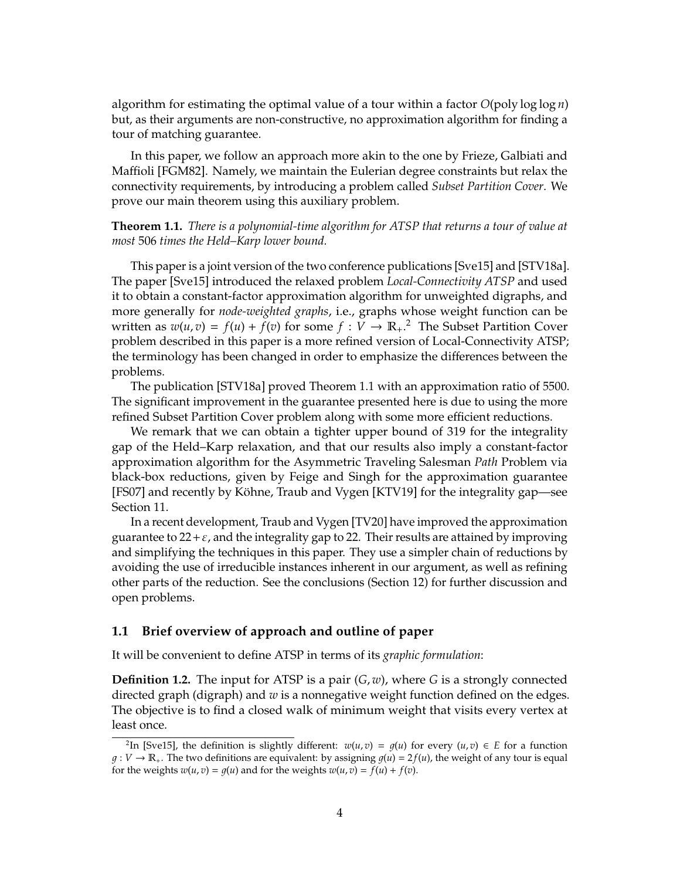algorithm for estimating the optimal value of a tour within a factor $O(\text{poly} \log \log n)$ but, as their arguments are non-constructive, no approximation algorithm for finding a tour of matching guarantee.

In this paper, we follow an approach more akin to the one by Frieze, Galbiati and Maffioli [FGM82]. Namely, we maintain the Eulerian degree constraints but relax the connectivity requirements, by introducing a problem called *Subset Partition Cover*. We prove our main theorem using this auxiliary problem.

**Theorem 1.1.** *There is a polynomial-time algorithm for ATSP that returns a tour of value at most* 506 *times the Held–Karp lower bound.*

This paper is a joint version of the two conference publications [Sve15] and [STV18a]. The paper [Sve15] introduced the relaxed problem *Local-Connectivity ATSP* and used it to obtain a constant-factor approximation algorithm for unweighted digraphs, and more generally for *node-weighted graphs*, i.e., graphs whose weight function can be written as $w(u,v) = f(u) + f(v)$ for some $f : V \to \mathbb{R}_+$.[2] The Subset Partition Cover problem described in this paper is a more refined version of Local-Connectivity ATSP; the terminology has been changed in order to emphasize the differences between the problems.

The publication [STV18a] proved Theorem 1.1 with an approximation ratio of 5500. The significant improvement in the guarantee presented here is due to using the more refined Subset Partition Cover problem along with some more efficient reductions.

We remark that we can obtain a tighter upper bound of 319 for the integrality gap of the Held–Karp relaxation, and that our results also imply a constant-factor approximation algorithm for the Asymmetric Traveling Salesman *Path* Problem via black-box reductions, given by Feige and Singh for the approximation guarantee [FS07] and recently by Köhne, Traub and Vygen [KTV19] for the integrality gap—see Section 11.

In a recent development, Traub and Vygen [TV20] have improved the approximation guarantee to $22+\varepsilon$, and the integrality gap to 22. Their results are attained by improving and simplifying the techniques in this paper. They use a simpler chain of reductions by avoiding the use of irreducible instances inherent in our argument, as well as refining other parts of the reduction. See the conclusions (Section 12) for further discussion and open problems.

### 1.1 Brief overview of approach and outline of paper

It will be convenient to define ATSP in terms of its *graphic formulation*:

**Definition 1.2.** The input for ATSP is a pair $(G, w)$, where $G$ is a strongly connected directed graph (digraph) and $w$ is a nonnegative weight function defined on the edges. The objective is to find a closed walk of minimum weight that visits every vertex at least once.

---

[2] In [Sve15], the definition is slightly different: $w(u,v) = g(u)$ for every $(u,v) \in E$ for a function $g : V \to \mathbb{R}_+$. The two definitions are equivalent: by assigning $g(u) = 2f(u)$, the weight of any tour is equal for the weights $w(u,v) = g(u)$ and for the weights $w(u,v) = f(u) + f(v)$.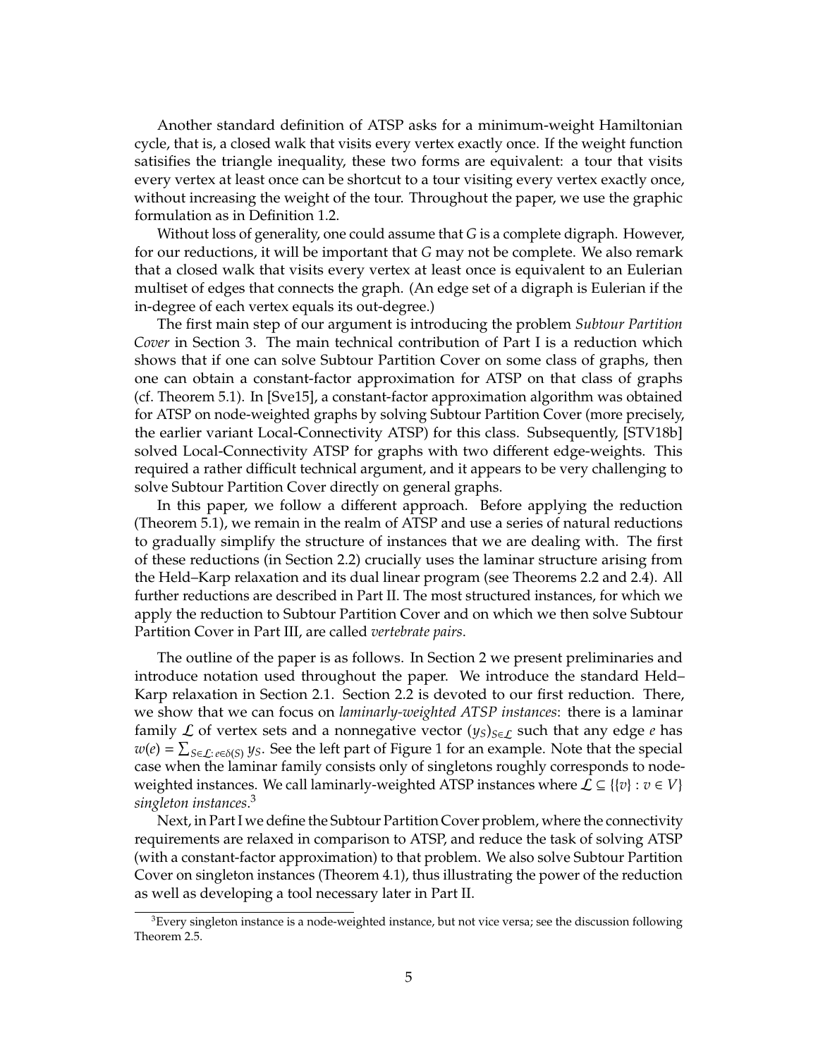Another standard definition of ATSP asks for a minimum-weight Hamiltonian cycle, that is, a closed walk that visits every vertex exactly once. If the weight function satisifies the triangle inequality, these two forms are equivalent: a tour that visits every vertex at least once can be shortcut to a tour visiting every vertex exactly once, without increasing the weight of the tour. Throughout the paper, we use the graphic formulation as in Definition 1.2.

Without loss of generality, one could assume that $G$ is a complete digraph. However, for our reductions, it will be important that $G$ may not be complete. We also remark that a closed walk that visits every vertex at least once is equivalent to an Eulerian multiset of edges that connects the graph. (An edge set of a digraph is Eulerian if the in-degree of each vertex equals its out-degree.)

The first main step of our argument is introducing the problem *Subtour Partition Cover* in Section 3. The main technical contribution of Part I is a reduction which shows that if one can solve Subtour Partition Cover on some class of graphs, then one can obtain a constant-factor approximation for ATSP on that class of graphs (cf. Theorem 5.1). In [Sve15], a constant-factor approximation algorithm was obtained for ATSP on node-weighted graphs by solving Subtour Partition Cover (more precisely, the earlier variant Local-Connectivity ATSP) for this class. Subsequently, [STV18b] solved Local-Connectivity ATSP for graphs with two different edge-weights. This required a rather difficult technical argument, and it appears to be very challenging to solve Subtour Partition Cover directly on general graphs.

In this paper, we follow a different approach. Before applying the reduction (Theorem 5.1), we remain in the realm of ATSP and use a series of natural reductions to gradually simplify the structure of instances that we are dealing with. The first of these reductions (in Section 2.2) crucially uses the laminar structure arising from the Held–Karp relaxation and its dual linear program (see Theorems 2.2 and 2.4). All further reductions are described in Part II. The most structured instances, for which we apply the reduction to Subtour Partition Cover and on which we then solve Subtour Partition Cover in Part III, are called *vertebrate pairs*.

The outline of the paper is as follows. In Section 2 we present preliminaries and introduce notation used throughout the paper. We introduce the standard Held–Karp relaxation in Section 2.1. Section 2.2 is devoted to our first reduction. There, we show that we can focus on *laminarly-weighted ATSP instances*: there is a laminar family $\mathcal{L}$ of vertex sets and a nonnegative vector $(y_S)_{S\in\mathcal{L}}$ such that any edge $e$ has $w(e) = \sum_{S\in\mathcal{L}:\, e\in\delta(S)} y_S$. See the left part of Figure 1 for an example. Note that the special case when the laminar family consists only of singletons roughly corresponds to node-weighted instances. We call laminarly-weighted ATSP instances where $\mathcal{L} \subseteq \{\{v\} : v \in V\}$ *singleton instances*.[3]

Next, in Part I we define the Subtour Partition Cover problem, where the connectivity requirements are relaxed in comparison to ATSP, and reduce the task of solving ATSP (with a constant-factor approximation) to that problem. We also solve Subtour Partition Cover on singleton instances (Theorem 4.1), thus illustrating the power of the reduction as well as developing a tool necessary later in Part II.

[3] Every singleton instance is a node-weighted instance, but not vice versa; see the discussion following Theorem 2.5.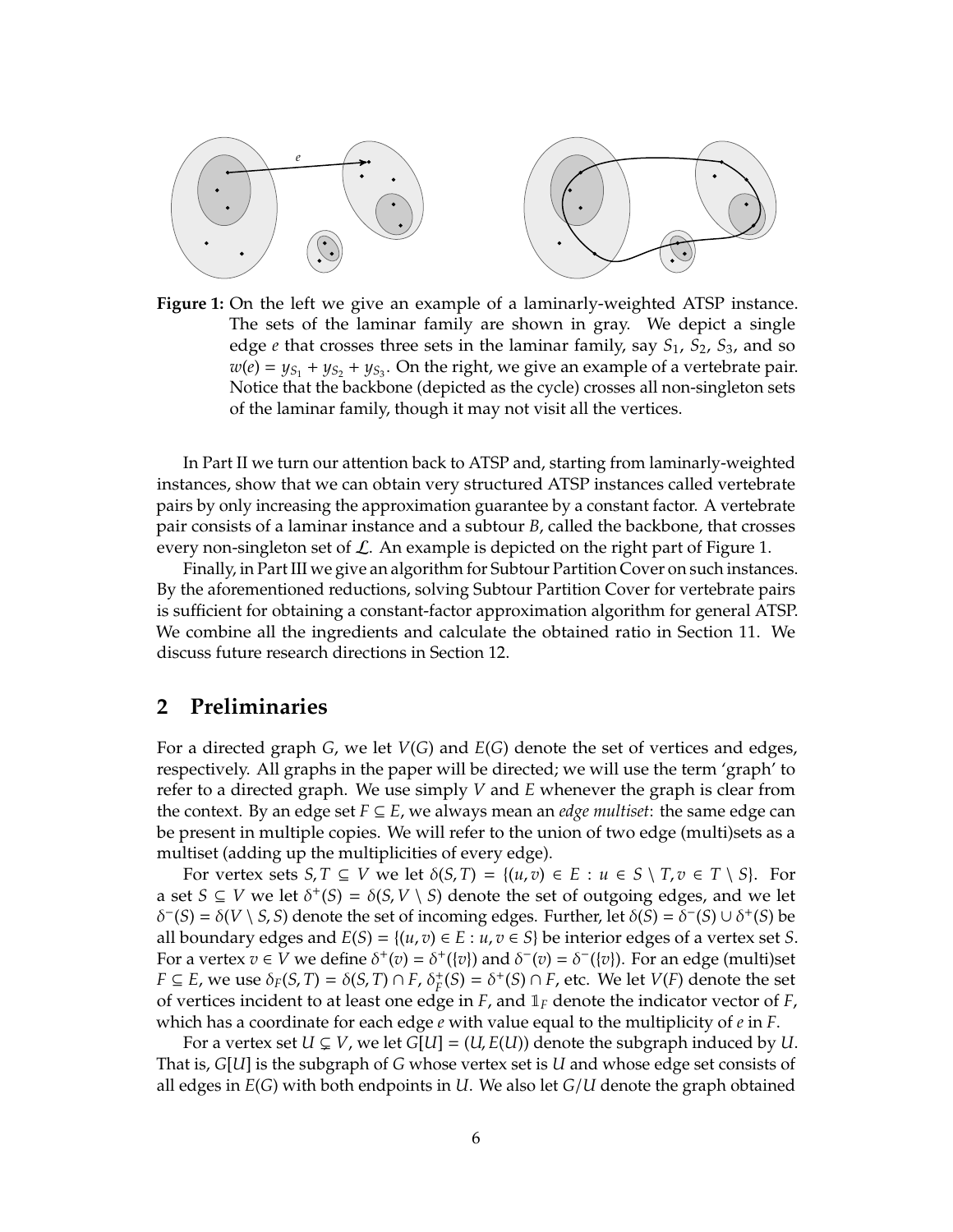**Figure 1:** On the left we give an example of a laminarly-weighted ATSP instance. The sets of the laminar family are shown in gray. We depict a single edge $e$ that crosses three sets in the laminar family, say $S_1$, $S_2$, $S_3$, and so $w(e) = y_{S_1} + y_{S_2} + y_{S_3}$. On the right, we give an example of a vertebrate pair. Notice that the backbone (depicted as the cycle) crosses all non-singleton sets of the laminar family, though it may not visit all the vertices.

In Part II we turn our attention back to ATSP and, starting from laminarly-weighted instances, show that we can obtain very structured ATSP instances called vertebrate pairs by only increasing the approximation guarantee by a constant factor. A vertebrate pair consists of a laminar instance and a subtour $B$, called the backbone, that crosses every non-singleton set of $\mathcal{L}$. An example is depicted on the right part of Figure 1.

Finally, in Part III we give an algorithm for Subtour Partition Cover on such instances. By the aforementioned reductions, solving Subtour Partition Cover for vertebrate pairs is sufficient for obtaining a constant-factor approximation algorithm for general ATSP. We combine all the ingredients and calculate the obtained ratio in Section 11. We discuss future research directions in Section 12.

## 2 Preliminaries

For a directed graph $G$, we let $V(G)$ and $E(G)$ denote the set of vertices and edges, respectively. All graphs in the paper will be directed; we will use the term 'graph' to refer to a directed graph. We use simply $V$ and $E$ whenever the graph is clear from the context. By an edge set $F \subseteq E$, we always mean an *edge multiset*: the same edge can be present in multiple copies. We will refer to the union of two edge (multi)sets as a multiset (adding up the multiplicities of every edge).

For vertex sets $S, T \subseteq V$ we let $\delta(S,T) = \{(u,v) \in E : u \in S \setminus T, v \in T \setminus S\}$. For a set $S \subseteq V$ we let $\delta^+(S) = \delta(S, V \setminus S)$ denote the set of outgoing edges, and we let $\delta^-(S) = \delta(V \setminus S, S)$ denote the set of incoming edges. Further, let $\delta(S) = \delta^-(S) \cup \delta^+(S)$ be all boundary edges and $E(S) = \{(u,v) \in E : u, v \in S\}$ be interior edges of a vertex set $S$. For a vertex $v \in V$ we define $\delta^+(v) = \delta^+(\{v\})$ and $\delta^-(v) = \delta^-(\{v\})$. For an edge (multi)set $F \subseteq E$, we use $\delta_F(S,T) = \delta(S,T) \cap F$, $\delta_F^+(S) = \delta^+(S) \cap F$, etc. We let $V(F)$ denote the set of vertices incident to at least one edge in $F$, and $\mathbb{1}_F$ denote the indicator vector of $F$, which has a coordinate for each edge $e$ with value equal to the multiplicity of $e$ in $F$.

For a vertex set $U \subsetneq V$, we let $G[U] = (U, E(U))$ denote the subgraph induced by $U$. That is, $G[U]$ is the subgraph of $G$ whose vertex set is $U$ and whose edge set consists of all edges in $E(G)$ with both endpoints in $U$. We also let $G/U$ denote the graph obtained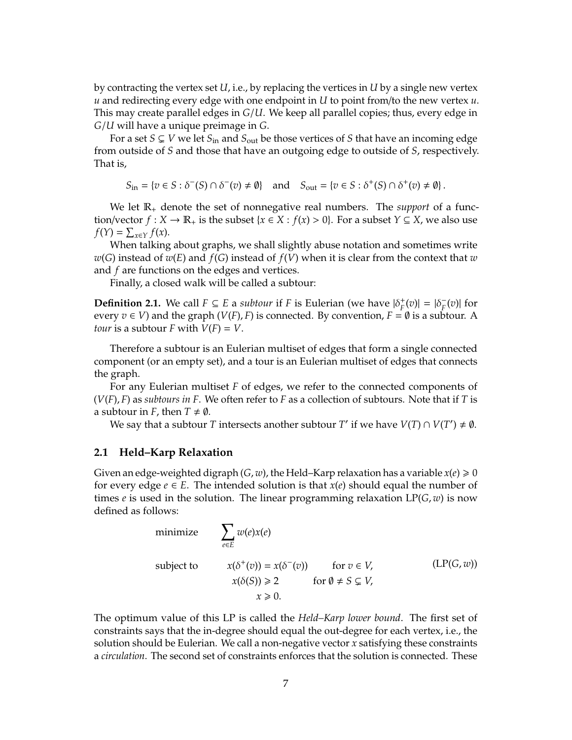by contracting the vertex set $U$, i.e., by replacing the vertices in $U$ by a single new vertex $u$ and redirecting every edge with one endpoint in $U$ to point from/to the new vertex $u$. This may create parallel edges in $G/U$. We keep all parallel copies; thus, every edge in $G/U$ will have a unique preimage in $G$.

For a set $S \subsetneq V$ we let $S_{\text{in}}$ and $S_{\text{out}}$ be those vertices of $S$ that have an incoming edge from outside of $S$ and those that have an outgoing edge to outside of $S$, respectively. That is,

$$S_{\text{in}} = \{v \in S : \delta^-(S) \cap \delta^-(v) \neq \emptyset\} \quad \text{and} \quad S_{\text{out}} = \{v \in S : \delta^+(S) \cap \delta^+(v) \neq \emptyset\}.$$

We let $\mathbb{R}_+$ denote the set of nonnegative real numbers. The *support* of a function/vector $f : X \to \mathbb{R}_+$ is the subset $\{x \in X : f(x) > 0\}$. For a subset $Y \subseteq X$, we also use $f(Y) = \sum_{x \in Y} f(x)$.

When talking about graphs, we shall slightly abuse notation and sometimes write $w(G)$ instead of $w(E)$ and $f(G)$ instead of $f(V)$ when it is clear from the context that $w$ and $f$ are functions on the edges and vertices.

Finally, a closed walk will be called a subtour:

**Definition 2.1.** We call $F \subseteq E$ a *subtour* if $F$ is Eulerian (we have $|\delta_F^+(v)| = |\delta_F^-(v)|$ for every $v \in V$) and the graph $(V(F), F)$ is connected. By convention, $F = \emptyset$ is a subtour. A *tour* is a subtour $F$ with $V(F) = V$.

Therefore a subtour is an Eulerian multiset of edges that form a single connected component (or an empty set), and a tour is an Eulerian multiset of edges that connects the graph.

For any Eulerian multiset $F$ of edges, we refer to the connected components of $(V(F), F)$ as *subtours in $F$*. We often refer to $F$ as a collection of subtours. Note that if $T$ is a subtour in $F$, then $T \neq \emptyset$.

We say that a subtour $T$ intersects another subtour $T'$ if we have $V(T) \cap V(T') \neq \emptyset$.

## 2.1 Held–Karp Relaxation

Given an edge-weighted digraph $(G, w)$, the Held–Karp relaxation has a variable $x(e) \geqslant 0$ for every edge $e \in E$. The intended solution is that $x(e)$ should equal the number of times $e$ is used in the solution. The linear programming relaxation $\text{LP}(G, w)$ is now defined as follows:

$$\begin{aligned}
\text{minimize} \quad & \sum_{e \in E} w(e)x(e) \\
\text{subject to} \quad & x(\delta^+(v)) = x(\delta^-(v)) \qquad \text{for } v \in V, \\
& x(\delta(S)) \geqslant 2 \qquad \text{for } \emptyset \neq S \subsetneq V, \\
& x \geqslant 0.
\end{aligned} \tag{LP(G, w)}$$

The optimum value of this LP is called the *Held–Karp lower bound*. The first set of constraints says that the in-degree should equal the out-degree for each vertex, i.e., the solution should be Eulerian. We call a non-negative vector $x$ satisfying these constraints a *circulation*. The second set of constraints enforces that the solution is connected. These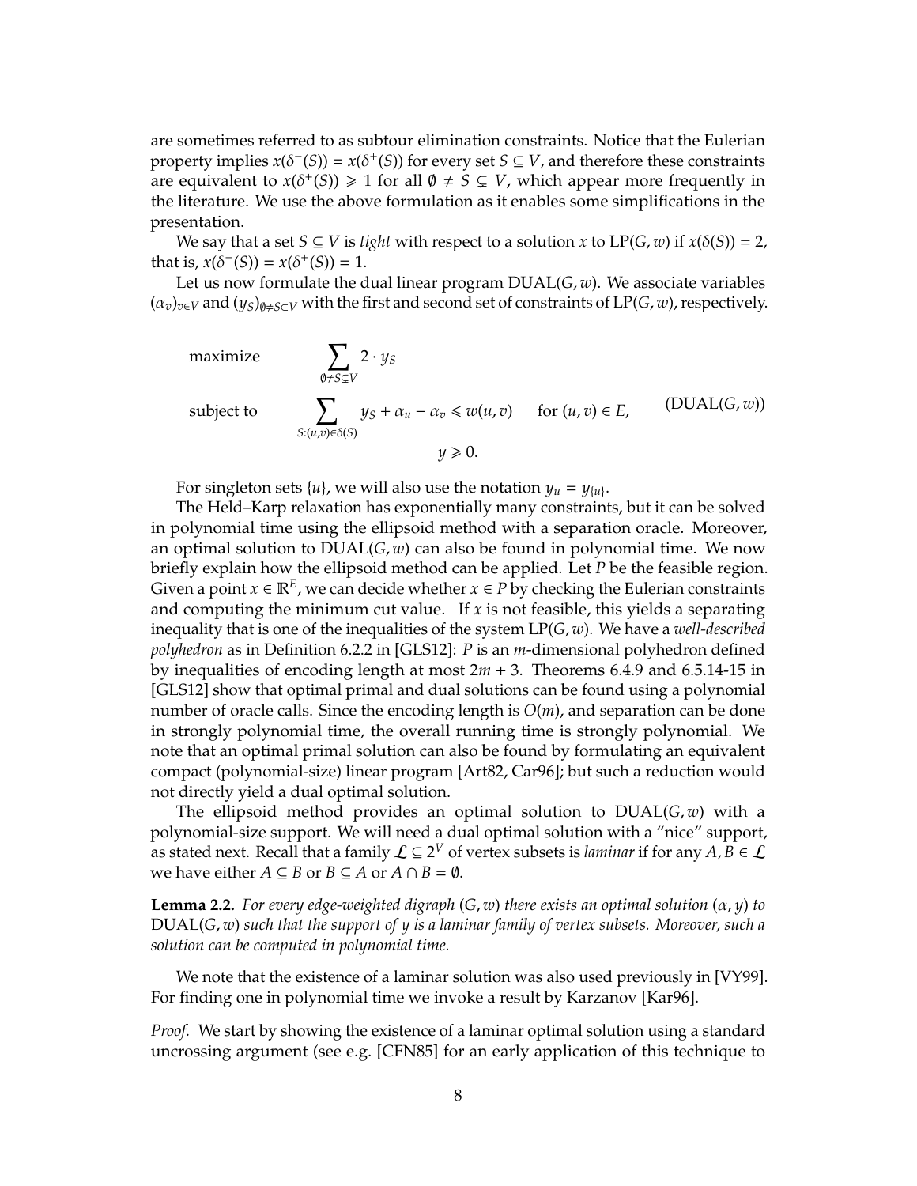are sometimes referred to as subtour elimination constraints. Notice that the Eulerian property implies $x(\delta^-(S)) = x(\delta^+(S))$ for every set $S \subseteq V$, and therefore these constraints are equivalent to $x(\delta^+(S)) \geqslant 1$ for all $\emptyset \neq S \subsetneq V$, which appear more frequently in the literature. We use the above formulation as it enables some simplifications in the presentation.

We say that a set $S \subseteq V$ is *tight* with respect to a solution $x$ to $\text{LP}(G, w)$ if $x(\delta(S)) = 2$, that is, $x(\delta^-(S)) = x(\delta^+(S)) = 1$.

Let us now formulate the dual linear program $\text{DUAL}(G, w)$. We associate variables $(\alpha_v)_{v \in V}$ and $(y_S)_{\emptyset \neq S \subset V}$ with the first and second set of constraints of $\text{LP}(G, w)$, respectively.

$$
\begin{aligned}
\text{maximize} \quad & \sum_{\emptyset \neq S \subsetneq V} 2 \cdot y_S \\
\text{subject to} \quad & \sum_{S : (u,v) \in \delta(S)} y_S + \alpha_u - \alpha_v \leqslant w(u, v) \quad \text{for } (u, v) \in E, \\
& y \geqslant 0.
\end{aligned}
\tag{DUAL(G,w)}
$$

For singleton sets $\{u\}$, we will also use the notation $y_u = y_{\{u\}}$.

The Held–Karp relaxation has exponentially many constraints, but it can be solved in polynomial time using the ellipsoid method with a separation oracle. Moreover, an optimal solution to $\text{DUAL}(G, w)$ can also be found in polynomial time. We now briefly explain how the ellipsoid method can be applied. Let $P$ be the feasible region. Given a point $x \in \mathbb{R}^E$, we can decide whether $x \in P$ by checking the Eulerian constraints and computing the minimum cut value. If $x$ is not feasible, this yields a separating inequality that is one of the inequalities of the system $\text{LP}(G, w)$. We have a *well-described polyhedron* as in Definition 6.2.2 in [GLS12]: $P$ is an $m$-dimensional polyhedron defined by inequalities of encoding length at most $2m + 3$. Theorems 6.4.9 and 6.5.14-15 in [GLS12] show that optimal primal and dual solutions can be found using a polynomial number of oracle calls. Since the encoding length is $O(m)$, and separation can be done in strongly polynomial time, the overall running time is strongly polynomial. We note that an optimal primal solution can also be found by formulating an equivalent compact (polynomial-size) linear program [Art82, Car96]; but such a reduction would not directly yield a dual optimal solution.

The ellipsoid method provides an optimal solution to $\text{DUAL}(G, w)$ with a polynomial-size support. We will need a dual optimal solution with a "nice" support, as stated next. Recall that a family $\mathcal{L} \subseteq 2^V$ of vertex subsets is *laminar* if for any $A, B \in \mathcal{L}$ we have either $A \subseteq B$ or $B \subseteq A$ or $A \cap B = \emptyset$.

**Lemma 2.2.** *For every edge-weighted digraph $(G, w)$ there exists an optimal solution $(\alpha, y)$ to $\text{DUAL}(G, w)$ such that the support of $y$ is a laminar family of vertex subsets. Moreover, such a solution can be computed in polynomial time.*

We note that the existence of a laminar solution was also used previously in [VY99]. For finding one in polynomial time we invoke a result by Karzanov [Kar96].

*Proof.* We start by showing the existence of a laminar optimal solution using a standard uncrossing argument (see e.g. [CFN85] for an early application of this technique to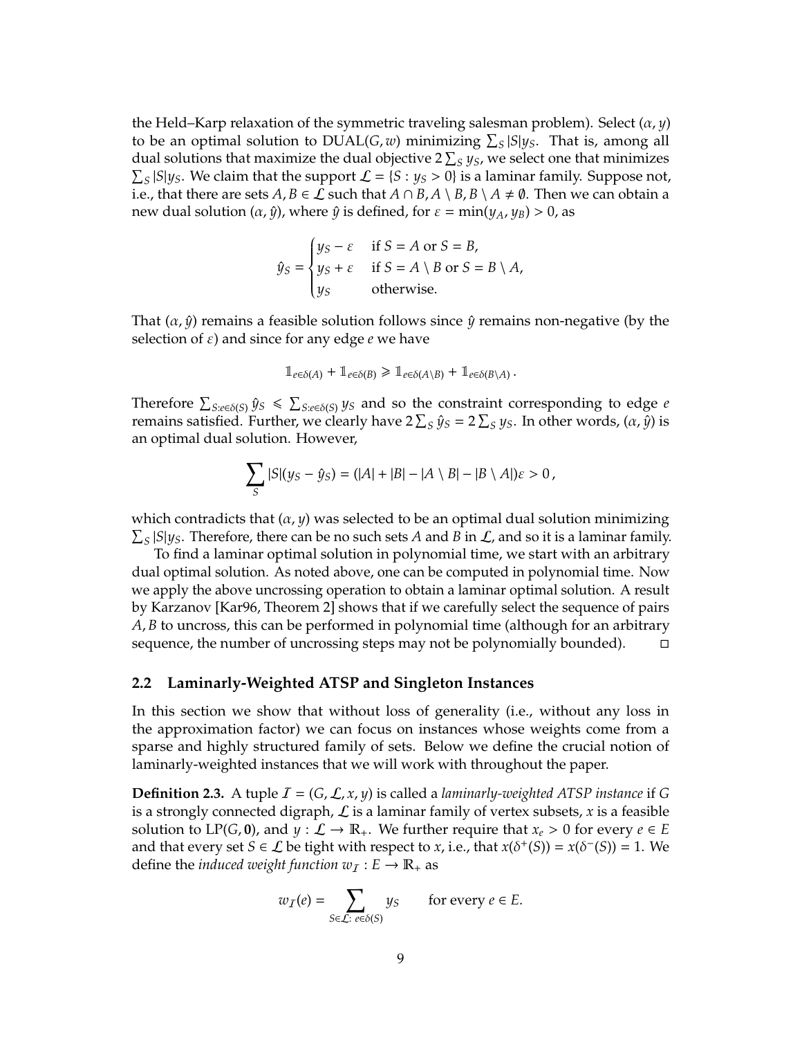the Held–Karp relaxation of the symmetric traveling salesman problem). Select $(\alpha, y)$ to be an optimal solution to DUAL$(G, w)$ minimizing $\sum_S |S| y_S$. That is, among all dual solutions that maximize the dual objective $2\sum_S y_S$, we select one that minimizes $\sum_S |S| y_S$. We claim that the support $\mathcal{L} = \{S : y_S > 0\}$ is a laminar family. Suppose not, i.e., that there are sets $A, B \in \mathcal{L}$ such that $A \cap B, A \setminus B, B \setminus A \neq \emptyset$. Then we can obtain a new dual solution $(\alpha, \hat{y})$, where $\hat{y}$ is defined, for $\varepsilon = \min(y_A, y_B) > 0$, as

$$\hat{y}_S = \begin{cases} y_S - \varepsilon & \text{if } S = A \text{ or } S = B, \\ y_S + \varepsilon & \text{if } S = A \setminus B \text{ or } S = B \setminus A, \\ y_S & \text{otherwise.} \end{cases}$$

That $(\alpha, \hat{y})$ remains a feasible solution follows since $\hat{y}$ remains non-negative (by the selection of $\varepsilon$) and since for any edge $e$ we have

$$\mathbb{1}_{e \in \delta(A)} + \mathbb{1}_{e \in \delta(B)} \geqslant \mathbb{1}_{e \in \delta(A \setminus B)} + \mathbb{1}_{e \in \delta(B \setminus A)} .$$

Therefore $\sum_{S: e \in \delta(S)} \hat{y}_S \leqslant \sum_{S: e \in \delta(S)} y_S$ and so the constraint corresponding to edge $e$ remains satisfied. Further, we clearly have $2\sum_S \hat{y}_S = 2\sum_S y_S$. In other words, $(\alpha, \hat{y})$ is an optimal dual solution. However,

$$\sum_S |S|(y_S - \hat{y}_S) = (|A| + |B| - |A \setminus B| - |B \setminus A|)\varepsilon > 0 ,$$

which contradicts that $(\alpha, y)$ was selected to be an optimal dual solution minimizing $\sum_S |S| y_S$. Therefore, there can be no such sets $A$ and $B$ in $\mathcal{L}$, and so it is a laminar family.

To find a laminar optimal solution in polynomial time, we start with an arbitrary dual optimal solution. As noted above, one can be computed in polynomial time. Now we apply the above uncrossing operation to obtain a laminar optimal solution. A result by Karzanov [Kar96, Theorem 2] shows that if we carefully select the sequence of pairs $A, B$ to uncross, this can be performed in polynomial time (although for an arbitrary sequence, the number of uncrossing steps may not be polynomially bounded). □

## 2.2 Laminarly-Weighted ATSP and Singleton Instances

In this section we show that without loss of generality (i.e., without any loss in the approximation factor) we can focus on instances whose weights come from a sparse and highly structured family of sets. Below we define the crucial notion of laminarly-weighted instances that we will work with throughout the paper.

**Definition 2.3.** A tuple $\mathcal{I} = (G, \mathcal{L}, x, y)$ is called a *laminarly-weighted ATSP instance* if $G$ is a strongly connected digraph, $\mathcal{L}$ is a laminar family of vertex subsets, $x$ is a feasible solution to LP$(G, \mathbf{0})$, and $y : \mathcal{L} \to \mathbb{R}_+$. We further require that $x_e > 0$ for every $e \in E$ and that every set $S \in \mathcal{L}$ be tight with respect to $x$, i.e., that $x(\delta^+(S)) = x(\delta^-(S)) = 1$. We define the *induced weight function* $w_{\mathcal{I}} : E \to \mathbb{R}_+$ as

$$w_{\mathcal{I}}(e) = \sum_{S \in \mathcal{L}:\ e \in \delta(S)} y_S \qquad \text{for every } e \in E.$$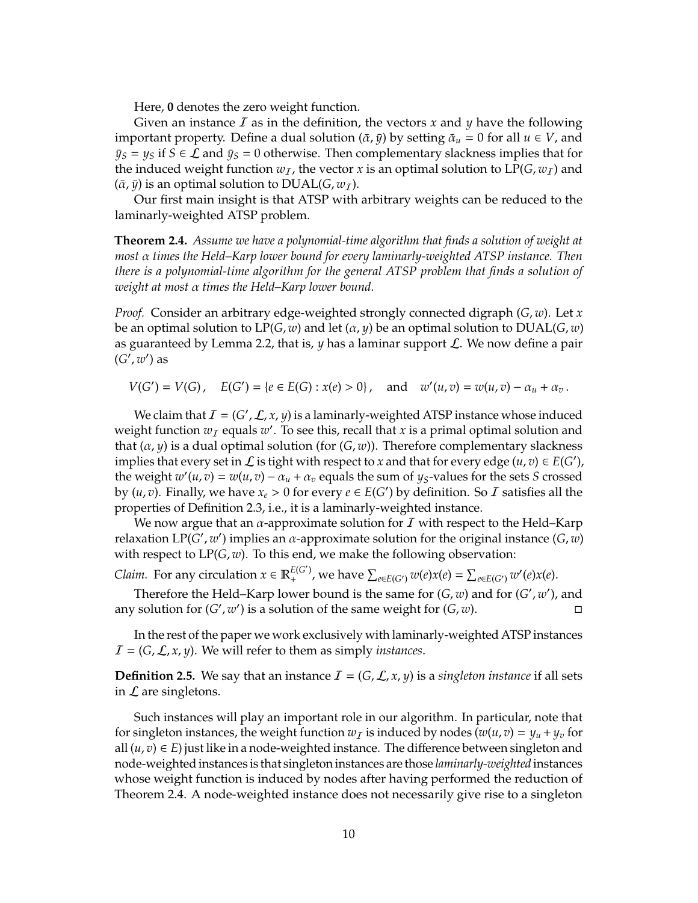Here, $\mathbf{0}$ denotes the zero weight function.

Given an instance $\mathcal{I}$ as in the definition, the vectors $x$ and $y$ have the following important property. Define a dual solution $(\bar{\alpha}, \bar{y})$ by setting $\bar{\alpha}_u = 0$ for all $u \in V$, and $\bar{y}_S = y_S$ if $S \in \mathcal{L}$ and $\bar{y}_S = 0$ otherwise. Then complementary slackness implies that for the induced weight function $w_{\mathcal{I}}$, the vector $x$ is an optimal solution to $\text{LP}(G, w_{\mathcal{I}})$ and $(\bar{\alpha}, \bar{y})$ is an optimal solution to $\text{DUAL}(G, w_{\mathcal{I}})$.

Our first main insight is that ATSP with arbitrary weights can be reduced to the laminarly-weighted ATSP problem.

**Theorem 2.4.** *Assume we have a polynomial-time algorithm that finds a solution of weight at most $\alpha$ times the Held–Karp lower bound for every laminarly-weighted ATSP instance. Then there is a polynomial-time algorithm for the general ATSP problem that finds a solution of weight at most $\alpha$ times the Held–Karp lower bound.*

*Proof.* Consider an arbitrary edge-weighted strongly connected digraph $(G, w)$. Let $x$ be an optimal solution to $\text{LP}(G, w)$ and let $(\alpha, y)$ be an optimal solution to $\text{DUAL}(G, w)$ as guaranteed by Lemma 2.2, that is, $y$ has a laminar support $\mathcal{L}$. We now define a pair $(G', w')$ as

$$V(G') = V(G), \quad E(G') = \{e \in E(G) : x(e) > 0\}, \quad \text{and} \quad w'(u,v) = w(u,v) - \alpha_u + \alpha_v .$$

We claim that $\mathcal{I} = (G', \mathcal{L}, x, y)$ is a laminarly-weighted ATSP instance whose induced weight function $w_{\mathcal{I}}$ equals $w'$. To see this, recall that $x$ is a primal optimal solution and that $(\alpha, y)$ is a dual optimal solution (for $(G, w)$). Therefore complementary slackness implies that every set in $\mathcal{L}$ is tight with respect to $x$ and that for every edge $(u,v) \in E(G')$, the weight $w'(u,v) = w(u,v) - \alpha_u + \alpha_v$ equals the sum of $y_S$-values for the sets $S$ crossed by $(u,v)$. Finally, we have $x_e > 0$ for every $e \in E(G')$ by definition. So $\mathcal{I}$ satisfies all the properties of Definition 2.3, i.e., it is a laminarly-weighted instance.

We now argue that an $\alpha$-approximate solution for $\mathcal{I}$ with respect to the Held–Karp relaxation $\text{LP}(G', w')$ implies an $\alpha$-approximate solution for the original instance $(G, w)$ with respect to $\text{LP}(G, w)$. To this end, we make the following observation:

*Claim.* For any circulation $x \in \mathbb{R}_+^{E(G')}$, we have $\sum_{e \in E(G')} w(e)x(e) = \sum_{e \in E(G')} w'(e)x(e)$.

Therefore the Held–Karp lower bound is the same for $(G, w)$ and for $(G', w')$, and any solution for $(G', w')$ is a solution of the same weight for $(G, w)$. $\square$

In the rest of the paper we work exclusively with laminarly-weighted ATSP instances $\mathcal{I} = (G, \mathcal{L}, x, y)$. We will refer to them as simply *instances*.

**Definition 2.5.** We say that an instance $\mathcal{I} = (G, \mathcal{L}, x, y)$ is a *singleton instance* if all sets in $\mathcal{L}$ are singletons.

Such instances will play an important role in our algorithm. In particular, note that for singleton instances, the weight function $w_{\mathcal{I}}$ is induced by nodes ($w(u,v) = y_u + y_v$ for all $(u,v) \in E$) just like in a node-weighted instance. The difference between singleton and node-weighted instances is that singleton instances are those *laminarly-weighted* instances whose weight function is induced by nodes after having performed the reduction of Theorem 2.4. A node-weighted instance does not necessarily give rise to a singleton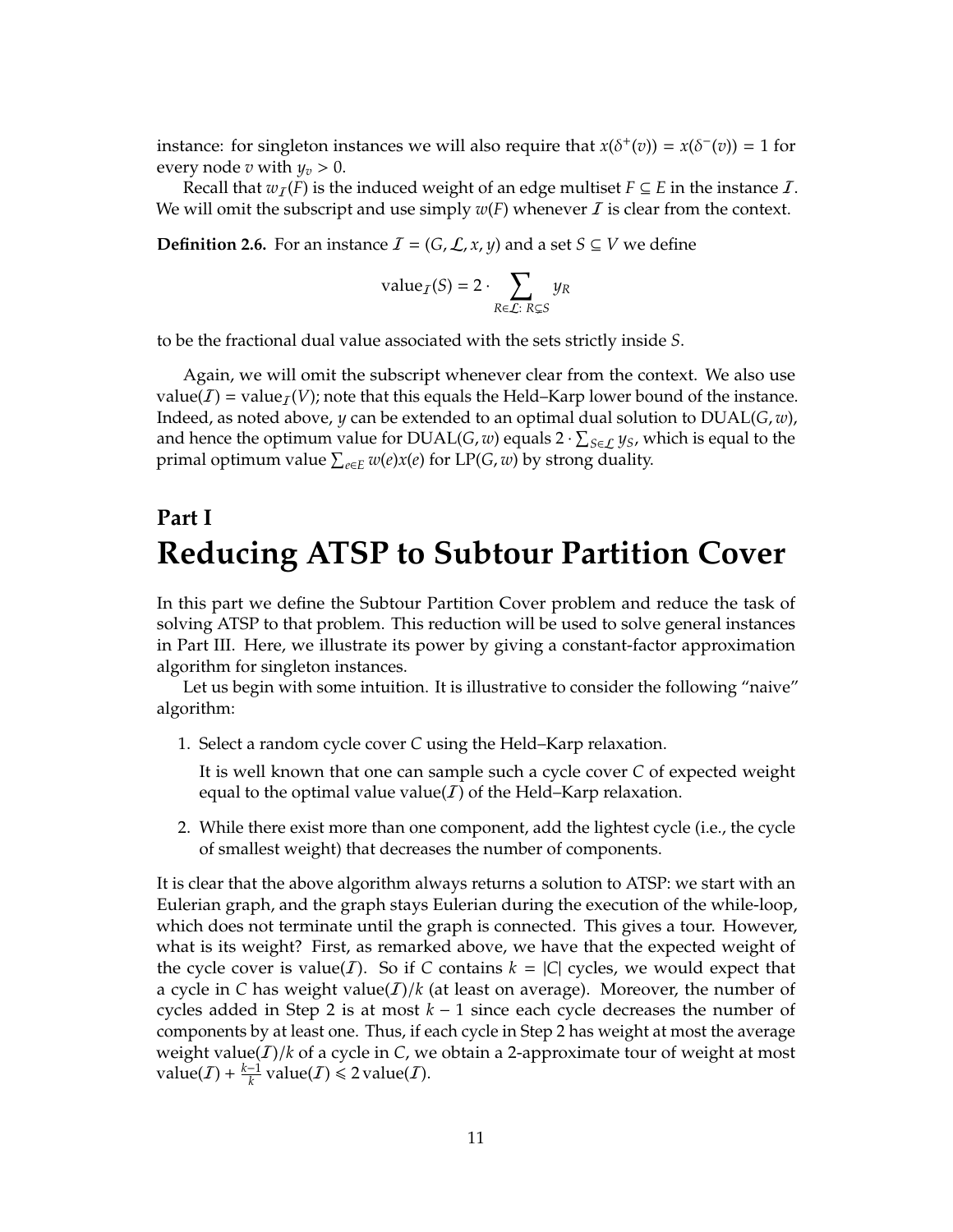instance: for singleton instances we will also require that $x(\delta^+(v)) = x(\delta^-(v)) = 1$ for every node $v$ with $y_v > 0$.

Recall that $w_{\mathcal{I}}(F)$ is the induced weight of an edge multiset $F \subseteq E$ in the instance $\mathcal{I}$. We will omit the subscript and use simply $w(F)$ whenever $\mathcal{I}$ is clear from the context.

**Definition 2.6.** For an instance $\mathcal{I} = (G, \mathcal{L}, x, y)$ and a set $S \subseteq V$ we define

$$\text{value}_{\mathcal{I}}(S) = 2 \cdot \sum_{R \in \mathcal{L}:\ R \subsetneq S} y_R$$

to be the fractional dual value associated with the sets strictly inside $S$.

Again, we will omit the subscript whenever clear from the context. We also use $\text{value}(\mathcal{I}) = \text{value}_{\mathcal{I}}(V)$; note that this equals the Held–Karp lower bound of the instance. Indeed, as noted above, $y$ can be extended to an optimal dual solution to $\text{DUAL}(G, w)$, and hence the optimum value for $\text{DUAL}(G, w)$ equals $2 \cdot \sum_{S \in \mathcal{L}} y_S$, which is equal to the primal optimum value $\sum_{e \in E} w(e)x(e)$ for $\text{LP}(G, w)$ by strong duality.

# Part I
# Reducing ATSP to Subtour Partition Cover

In this part we define the Subtour Partition Cover problem and reduce the task of solving ATSP to that problem. This reduction will be used to solve general instances in Part III. Here, we illustrate its power by giving a constant-factor approximation algorithm for singleton instances.

Let us begin with some intuition. It is illustrative to consider the following "naive" algorithm:

1. Select a random cycle cover $C$ using the Held–Karp relaxation.

   It is well known that one can sample such a cycle cover $C$ of expected weight equal to the optimal value $\text{value}(\mathcal{I})$ of the Held–Karp relaxation.

2. While there exist more than one component, add the lightest cycle (i.e., the cycle of smallest weight) that decreases the number of components.

It is clear that the above algorithm always returns a solution to ATSP: we start with an Eulerian graph, and the graph stays Eulerian during the execution of the while-loop, which does not terminate until the graph is connected. This gives a tour. However, what is its weight? First, as remarked above, we have that the expected weight of the cycle cover is $\text{value}(\mathcal{I})$. So if $C$ contains $k = |C|$ cycles, we would expect that a cycle in $C$ has weight $\text{value}(\mathcal{I})/k$ (at least on average). Moreover, the number of cycles added in Step 2 is at most $k - 1$ since each cycle decreases the number of components by at least one. Thus, if each cycle in Step 2 has weight at most the average weight $\text{value}(\mathcal{I})/k$ of a cycle in $C$, we obtain a 2-approximate tour of weight at most $\text{value}(\mathcal{I}) + \frac{k-1}{k}\,\text{value}(\mathcal{I}) \leqslant 2\,\text{value}(\mathcal{I})$.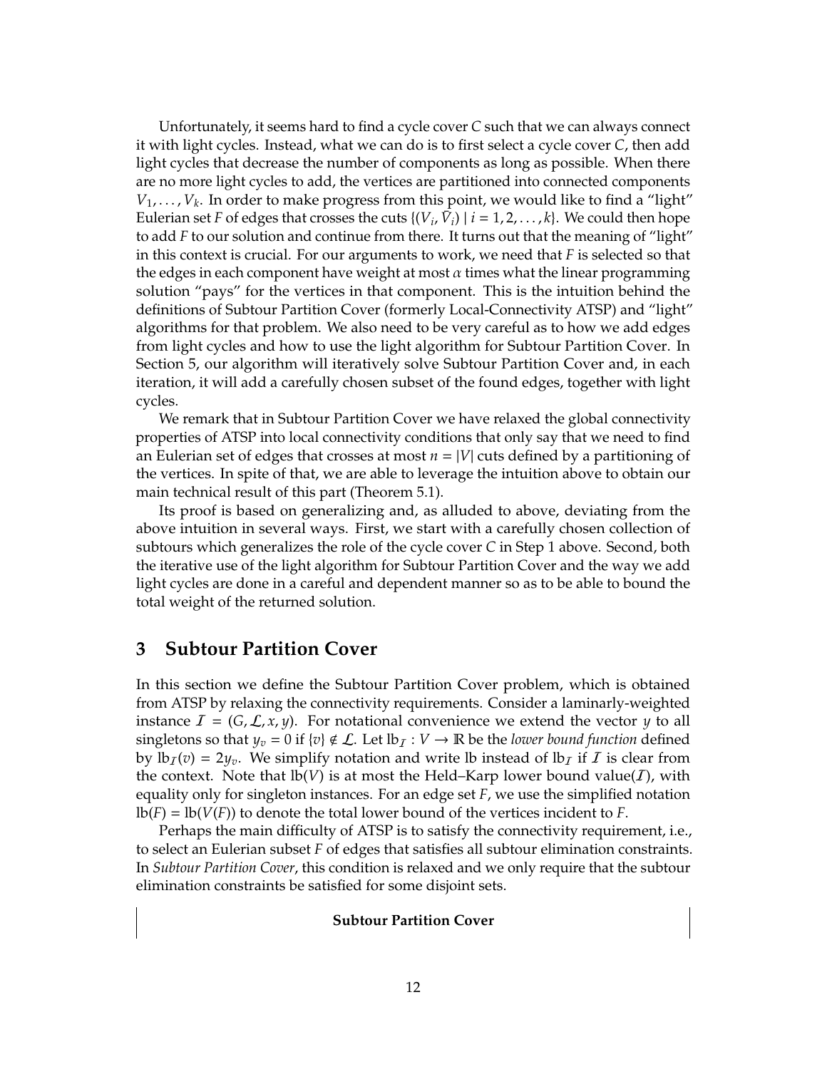Unfortunately, it seems hard to find a cycle cover $C$ such that we can always connect it with light cycles. Instead, what we can do is to first select a cycle cover $C$, then add light cycles that decrease the number of components as long as possible. When there are no more light cycles to add, the vertices are partitioned into connected components $V_1, \ldots, V_k$. In order to make progress from this point, we would like to find a "light" Eulerian set $F$ of edges that crosses the cuts $\{(V_i, \bar{V}_i) \mid i = 1, 2, \ldots, k\}$. We could then hope to add $F$ to our solution and continue from there. It turns out that the meaning of "light" in this context is crucial. For our arguments to work, we need that $F$ is selected so that the edges in each component have weight at most $\alpha$ times what the linear programming solution "pays" for the vertices in that component. This is the intuition behind the definitions of Subtour Partition Cover (formerly Local-Connectivity ATSP) and "light" algorithms for that problem. We also need to be very careful as to how we add edges from light cycles and how to use the light algorithm for Subtour Partition Cover. In Section 5, our algorithm will iteratively solve Subtour Partition Cover and, in each iteration, it will add a carefully chosen subset of the found edges, together with light cycles.

We remark that in Subtour Partition Cover we have relaxed the global connectivity properties of ATSP into local connectivity conditions that only say that we need to find an Eulerian set of edges that crosses at most $n = |V|$ cuts defined by a partitioning of the vertices. In spite of that, we are able to leverage the intuition above to obtain our main technical result of this part (Theorem 5.1).

Its proof is based on generalizing and, as alluded to above, deviating from the above intuition in several ways. First, we start with a carefully chosen collection of subtours which generalizes the role of the cycle cover $C$ in Step 1 above. Second, both the iterative use of the light algorithm for Subtour Partition Cover and the way we add light cycles are done in a careful and dependent manner so as to be able to bound the total weight of the returned solution.

## 3 Subtour Partition Cover

In this section we define the Subtour Partition Cover problem, which is obtained from ATSP by relaxing the connectivity requirements. Consider a laminarly-weighted instance $\mathcal{I} = (G, \mathcal{L}, x, y)$. For notational convenience we extend the vector $y$ to all singletons so that $y_v = 0$ if $\{v\} \notin \mathcal{L}$. Let $\mathrm{lb}_{\mathcal{I}} : V \to \mathbb{R}$ be the *lower bound function* defined by $\mathrm{lb}_{\mathcal{I}}(v) = 2y_v$. We simplify notation and write lb instead of $\mathrm{lb}_{\mathcal{I}}$ if $\mathcal{I}$ is clear from the context. Note that $\mathrm{lb}(V)$ is at most the Held–Karp lower bound value($\mathcal{I}$), with equality only for singleton instances. For an edge set $F$, we use the simplified notation $\mathrm{lb}(F) = \mathrm{lb}(V(F))$ to denote the total lower bound of the vertices incident to $F$.

Perhaps the main difficulty of ATSP is to satisfy the connectivity requirement, i.e., to select an Eulerian subset $F$ of edges that satisfies all subtour elimination constraints. In *Subtour Partition Cover*, this condition is relaxed and we only require that the subtour elimination constraints be satisfied for some disjoint sets.

**Subtour Partition Cover**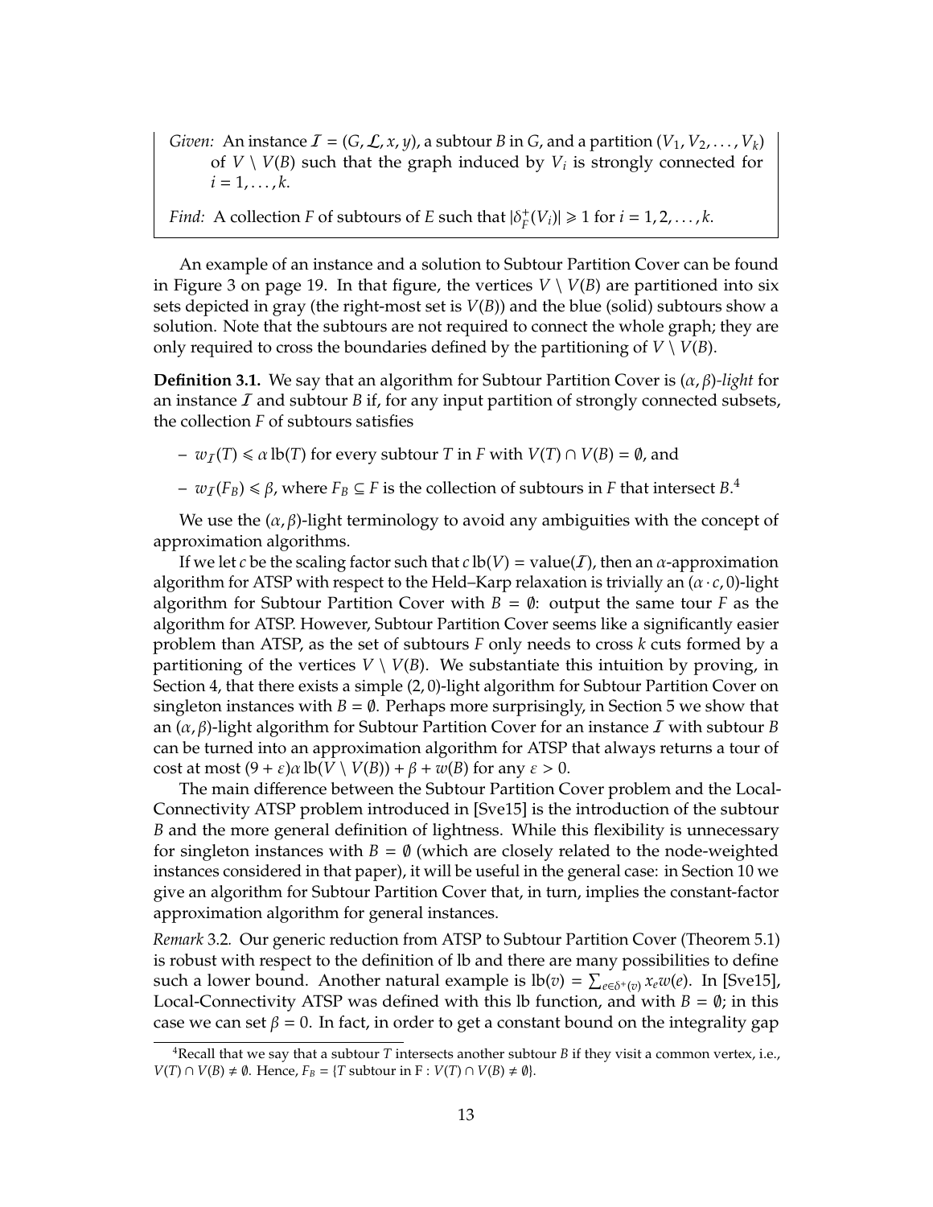*Given:* An instance $\mathcal{I} = (G, \mathcal{L}, x, y)$, a subtour $B$ in $G$, and a partition $(V_1, V_2, \ldots, V_k)$ of $V \setminus V(B)$ such that the graph induced by $V_i$ is strongly connected for $i = 1, \ldots, k$.

*Find:* A collection $F$ of subtours of $E$ such that $|\delta^+_F(V_i)| \geqslant 1$ for $i = 1, 2, \ldots, k$.

An example of an instance and a solution to Subtour Partition Cover can be found in Figure 3 on page 19. In that figure, the vertices $V \setminus V(B)$ are partitioned into six sets depicted in gray (the right-most set is $V(B)$) and the blue (solid) subtours show a solution. Note that the subtours are not required to connect the whole graph; they are only required to cross the boundaries defined by the partitioning of $V \setminus V(B)$.

**Definition 3.1.** We say that an algorithm for Subtour Partition Cover is $(\alpha, \beta)$*-light* for an instance $\mathcal{I}$ and subtour $B$ if, for any input partition of strongly connected subsets, the collection $F$ of subtours satisfies

- $w_{\mathcal{I}}(T) \leqslant \alpha \operatorname{lb}(T)$ for every subtour $T$ in $F$ with $V(T) \cap V(B) = \emptyset$, and
- $w_{\mathcal{I}}(F_B) \leqslant \beta$, where $F_B \subseteq F$ is the collection of subtours in $F$ that intersect $B$.[4]

We use the $(\alpha, \beta)$-light terminology to avoid any ambiguities with the concept of approximation algorithms.

If we let $c$ be the scaling factor such that $c \operatorname{lb}(V) = \operatorname{value}(\mathcal{I})$, then an $\alpha$-approximation algorithm for ATSP with respect to the Held–Karp relaxation is trivially an $(\alpha \cdot c, 0)$-light algorithm for Subtour Partition Cover with $B = \emptyset$: output the same tour $F$ as the algorithm for ATSP. However, Subtour Partition Cover seems like a significantly easier problem than ATSP, as the set of subtours $F$ only needs to cross $k$ cuts formed by a partitioning of the vertices $V \setminus V(B)$. We substantiate this intuition by proving, in Section 4, that there exists a simple $(2, 0)$-light algorithm for Subtour Partition Cover on singleton instances with $B = \emptyset$. Perhaps more surprisingly, in Section 5 we show that an $(\alpha, \beta)$-light algorithm for Subtour Partition Cover for an instance $\mathcal{I}$ with subtour $B$ can be turned into an approximation algorithm for ATSP that always returns a tour of cost at most $(9 + \varepsilon)\alpha \operatorname{lb}(V \setminus V(B)) + \beta + w(B)$ for any $\varepsilon > 0$.

The main difference between the Subtour Partition Cover problem and the Local-Connectivity ATSP problem introduced in [Sve15] is the introduction of the subtour $B$ and the more general definition of lightness. While this flexibility is unnecessary for singleton instances with $B = \emptyset$ (which are closely related to the node-weighted instances considered in that paper), it will be useful in the general case: in Section 10 we give an algorithm for Subtour Partition Cover that, in turn, implies the constant-factor approximation algorithm for general instances.

*Remark* 3.2. Our generic reduction from ATSP to Subtour Partition Cover (Theorem 5.1) is robust with respect to the definition of lb and there are many possibilities to define such a lower bound. Another natural example is $\operatorname{lb}(v) = \sum_{e \in \delta^+(v)} x_e w(e)$. In [Sve15], Local-Connectivity ATSP was defined with this lb function, and with $B = \emptyset$; in this case we can set $\beta = 0$. In fact, in order to get a constant bound on the integrality gap

[4] Recall that we say that a subtour $T$ intersects another subtour $B$ if they visit a common vertex, i.e., $V(T) \cap V(B) \neq \emptyset$. Hence, $F_B = \{T \text{ subtour in F} : V(T) \cap V(B) \neq \emptyset\}$.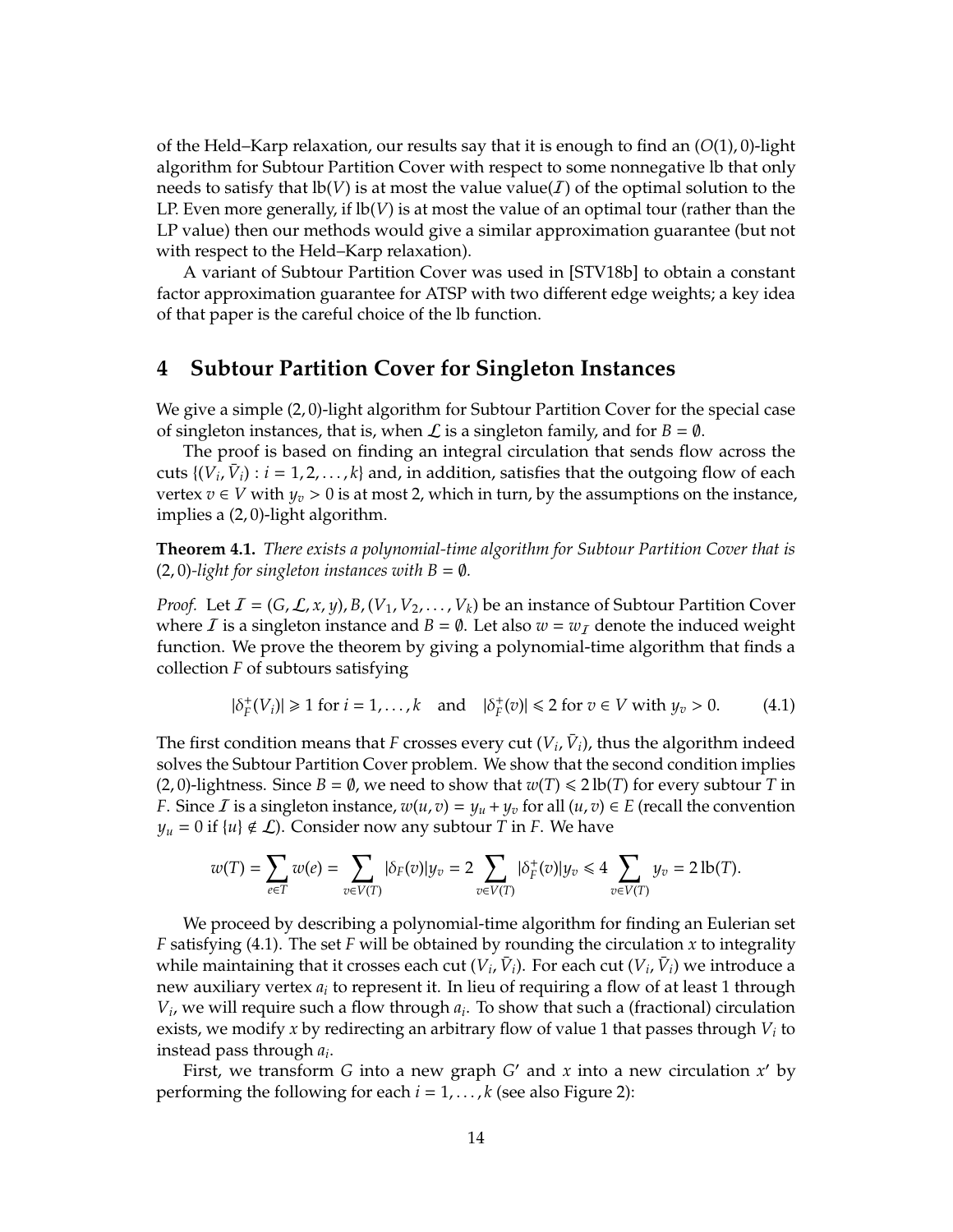of the Held–Karp relaxation, our results say that it is enough to find an $(O(1), 0)$-light algorithm for Subtour Partition Cover with respect to some nonnegative lb that only needs to satisfy that $\mathrm{lb}(V)$ is at most the value $\mathrm{value}(\mathcal{I})$ of the optimal solution to the LP. Even more generally, if $\mathrm{lb}(V)$ is at most the value of an optimal tour (rather than the LP value) then our methods would give a similar approximation guarantee (but not with respect to the Held–Karp relaxation).

A variant of Subtour Partition Cover was used in [STV18b] to obtain a constant factor approximation guarantee for ATSP with two different edge weights; a key idea of that paper is the careful choice of the lb function.

## 4 Subtour Partition Cover for Singleton Instances

We give a simple $(2, 0)$-light algorithm for Subtour Partition Cover for the special case of singleton instances, that is, when $\mathcal{L}$ is a singleton family, and for $B = \emptyset$.

The proof is based on finding an integral circulation that sends flow across the cuts $\{(V_i, \bar{V}_i) : i = 1, 2, \ldots, k\}$ and, in addition, satisfies that the outgoing flow of each vertex $v \in V$ with $y_v > 0$ is at most 2, which in turn, by the assumptions on the instance, implies a $(2, 0)$-light algorithm.

**Theorem 4.1.** *There exists a polynomial-time algorithm for Subtour Partition Cover that is $(2, 0)$-light for singleton instances with $B = \emptyset$.*

*Proof.* Let $\mathcal{I} = (G, \mathcal{L}, x, y), B, (V_1, V_2, \ldots, V_k)$ be an instance of Subtour Partition Cover where $\mathcal{I}$ is a singleton instance and $B = \emptyset$. Let also $w = w_{\mathcal{I}}$ denote the induced weight function. We prove the theorem by giving a polynomial-time algorithm that finds a collection $F$ of subtours satisfying

$$|\delta_F^+(V_i)| \geqslant 1 \text{ for } i = 1, \ldots, k \quad \text{and} \quad |\delta_F^+(v)| \leqslant 2 \text{ for } v \in V \text{ with } y_v > 0. \tag{4.1}$$

The first condition means that $F$ crosses every cut $(V_i, \bar{V}_i)$, thus the algorithm indeed solves the Subtour Partition Cover problem. We show that the second condition implies $(2, 0)$-lightness. Since $B = \emptyset$, we need to show that $w(T) \leqslant 2\,\mathrm{lb}(T)$ for every subtour $T$ in $F$. Since $\mathcal{I}$ is a singleton instance, $w(u, v) = y_u + y_v$ for all $(u, v) \in E$ (recall the convention $y_u = 0$ if $\{u\} \notin \mathcal{L}$). Consider now any subtour $T$ in $F$. We have

$$w(T) = \sum_{e \in T} w(e) = \sum_{v \in V(T)} |\delta_F(v)| y_v = 2 \sum_{v \in V(T)} |\delta_F^+(v)| y_v \leqslant 4 \sum_{v \in V(T)} y_v = 2\,\mathrm{lb}(T).$$

We proceed by describing a polynomial-time algorithm for finding an Eulerian set $F$ satisfying (4.1). The set $F$ will be obtained by rounding the circulation $x$ to integrality while maintaining that it crosses each cut $(V_i, \bar{V}_i)$. For each cut $(V_i, \bar{V}_i)$ we introduce a new auxiliary vertex $a_i$ to represent it. In lieu of requiring a flow of at least 1 through $V_i$, we will require such a flow through $a_i$. To show that such a (fractional) circulation exists, we modify $x$ by redirecting an arbitrary flow of value 1 that passes through $V_i$ to instead pass through $a_i$.

First, we transform $G$ into a new graph $G'$ and $x$ into a new circulation $x'$ by performing the following for each $i = 1, \ldots, k$ (see also Figure 2):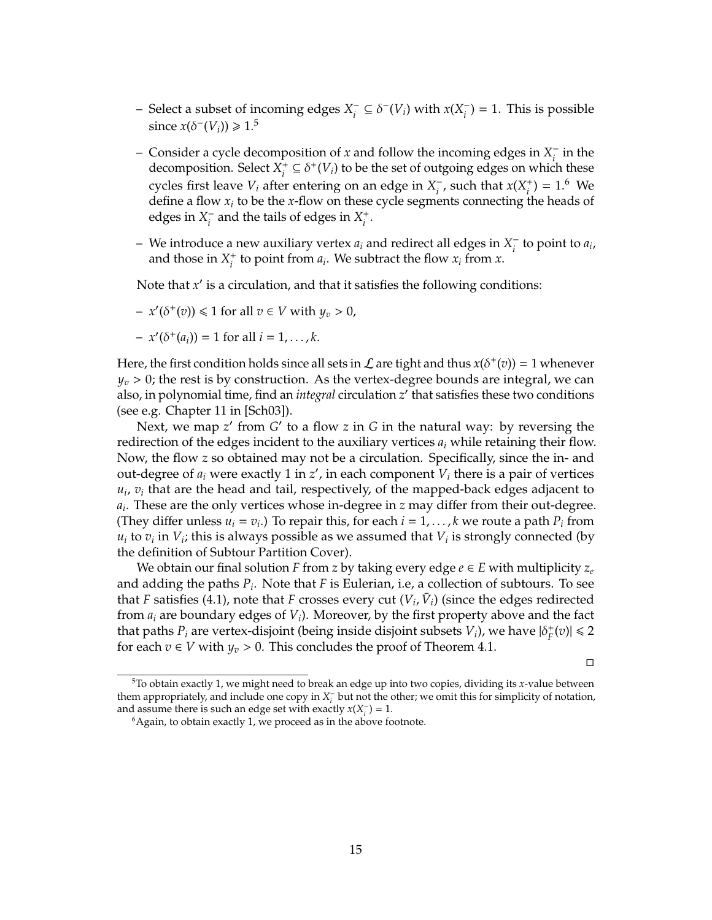– Select a subset of incoming edges $X_i^- \subseteq \delta^-(V_i)$ with $x(X_i^-) = 1$. This is possible since $x(\delta^-(V_i)) \geqslant 1$.[5]

– Consider a cycle decomposition of $x$ and follow the incoming edges in $X_i^-$ in the decomposition. Select $X_i^+ \subseteq \delta^+(V_i)$ to be the set of outgoing edges on which these cycles first leave $V_i$ after entering on an edge in $X_i^-$, such that $x(X_i^+) = 1$.[6] We define a flow $x_i$ to be the $x$-flow on these cycle segments connecting the heads of edges in $X_i^-$ and the tails of edges in $X_i^+$.

– We introduce a new auxiliary vertex $a_i$ and redirect all edges in $X_i^-$ to point to $a_i$, and those in $X_i^+$ to point from $a_i$. We subtract the flow $x_i$ from $x$.

Note that $x'$ is a circulation, and that it satisfies the following conditions:

– $x'(\delta^+(v)) \leqslant 1$ for all $v \in V$ with $y_v > 0$,

– $x'(\delta^+(a_i)) = 1$ for all $i = 1, \ldots, k$.

Here, the first condition holds since all sets in $\mathcal{L}$ are tight and thus $x(\delta^+(v)) = 1$ whenever $y_v > 0$; the rest is by construction. As the vertex-degree bounds are integral, we can also, in polynomial time, find an *integral* circulation $z'$ that satisfies these two conditions (see e.g. Chapter 11 in [Sch03]).

Next, we map $z'$ from $G'$ to a flow $z$ in $G$ in the natural way: by reversing the redirection of the edges incident to the auxiliary vertices $a_i$ while retaining their flow. Now, the flow $z$ so obtained may not be a circulation. Specifically, since the in- and out-degree of $a_i$ were exactly 1 in $z'$, in each component $V_i$ there is a pair of vertices $u_i$, $v_i$ that are the head and tail, respectively, of the mapped-back edges adjacent to $a_i$. These are the only vertices whose in-degree in $z$ may differ from their out-degree. (They differ unless $u_i = v_i$.) To repair this, for each $i = 1, \ldots, k$ we route a path $P_i$ from $u_i$ to $v_i$ in $V_i$; this is always possible as we assumed that $V_i$ is strongly connected (by the definition of Subtour Partition Cover).

We obtain our final solution $F$ from $z$ by taking every edge $e \in E$ with multiplicity $z_e$ and adding the paths $P_i$. Note that $F$ is Eulerian, i.e, a collection of subtours. To see that $F$ satisfies (4.1), note that $F$ crosses every cut $(V_i, \bar{V}_i)$ (since the edges redirected from $a_i$ are boundary edges of $V_i$). Moreover, by the first property above and the fact that paths $P_i$ are vertex-disjoint (being inside disjoint subsets $V_i$), we have $|\delta_F^+(v)| \leqslant 2$ for each $v \in V$ with $y_v > 0$. This concludes the proof of Theorem 4.1.

□

---

[5] To obtain exactly 1, we might need to break an edge up into two copies, dividing its $x$-value between them appropriately, and include one copy in $X_i^-$ but not the other; we omit this for simplicity of notation, and assume there is such an edge set with exactly $x(X_i^-) = 1$.

[6] Again, to obtain exactly 1, we proceed as in the above footnote.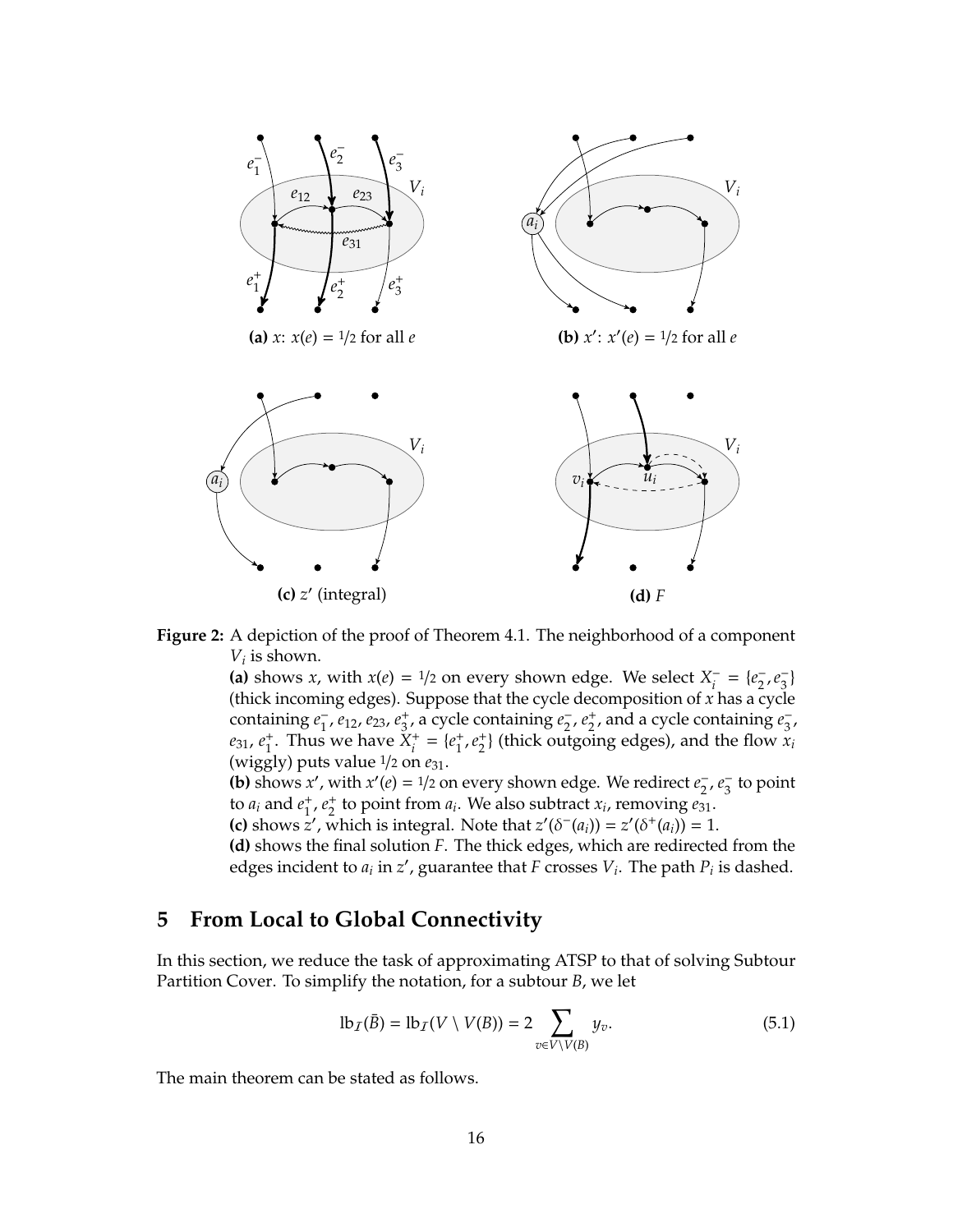**(a)** $x$: $x(e) = 1/2$ for all $e$

**(b)** $x'$: $x'(e) = 1/2$ for all $e$

**(c)** $z'$ (integral)

**(d)** $F$

**Figure 2:** A depiction of the proof of Theorem 4.1. The neighborhood of a component $V_i$ is shown.
**(a)** shows $x$, with $x(e) = 1/2$ on every shown edge. We select $X_i^- = \{e_2^-, e_3^-\}$ (thick incoming edges). Suppose that the cycle decomposition of $x$ has a cycle containing $e_1^-$, $e_{12}$, $e_{23}$, $e_3^+$, a cycle containing $e_2^-$, $e_2^+$, and a cycle containing $e_3^-$, $e_{31}$, $e_1^+$. Thus we have $X_i^+ = \{e_1^+, e_2^+\}$ (thick outgoing edges), and the flow $x_i$ (wiggly) puts value $1/2$ on $e_{31}$.
**(b)** shows $x'$, with $x'(e) = 1/2$ on every shown edge. We redirect $e_2^-$, $e_3^-$ to point to $a_i$ and $e_1^+$, $e_2^+$ to point from $a_i$. We also subtract $x_i$, removing $e_{31}$.
**(c)** shows $z'$, which is integral. Note that $z'(\delta^-(a_i)) = z'(\delta^+(a_i)) = 1$.
**(d)** shows the final solution $F$. The thick edges, which are redirected from the edges incident to $a_i$ in $z'$, guarantee that $F$ crosses $V_i$. The path $P_i$ is dashed.

# 5 From Local to Global Connectivity

In this section, we reduce the task of approximating ATSP to that of solving Subtour Partition Cover. To simplify the notation, for a subtour $B$, we let

$$\text{lb}_{\mathcal{I}}(\bar{B}) = \text{lb}_{\mathcal{I}}(V \setminus V(B)) = 2 \sum_{v \in V \setminus V(B)} y_v. \tag{5.1}$$

The main theorem can be stated as follows.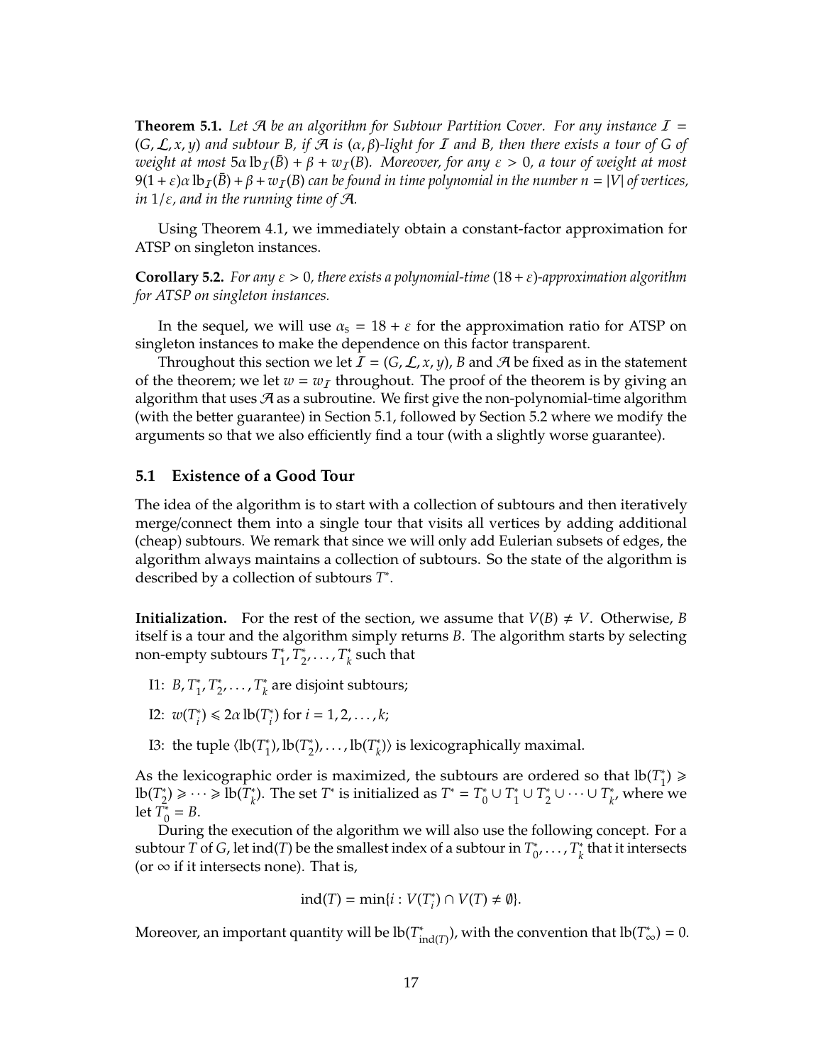**Theorem 5.1.** *Let $\mathcal{A}$ be an algorithm for Subtour Partition Cover. For any instance $\mathcal{I} = (G, \mathcal{L}, x, y)$ and subtour $B$, if $\mathcal{A}$ is $(\alpha, \beta)$-light for $\mathcal{I}$ and $B$, then there exists a tour of $G$ of weight at most $5\alpha \operatorname{lb}_{\mathcal{I}}(\bar{B}) + \beta + w_{\mathcal{I}}(B)$. Moreover, for any $\varepsilon > 0$, a tour of weight at most $9(1+\varepsilon)\alpha \operatorname{lb}_{\mathcal{I}}(\bar{B}) + \beta + w_{\mathcal{I}}(B)$ can be found in time polynomial in the number $n = |V|$ of vertices, in $1/\varepsilon$, and in the running time of $\mathcal{A}$.*

Using Theorem 4.1, we immediately obtain a constant-factor approximation for ATSP on singleton instances.

**Corollary 5.2.** *For any $\varepsilon > 0$, there exists a polynomial-time $(18+\varepsilon)$-approximation algorithm for ATSP on singleton instances.*

In the sequel, we will use $\alpha_S = 18 + \varepsilon$ for the approximation ratio for ATSP on singleton instances to make the dependence on this factor transparent.

Throughout this section we let $\mathcal{I} = (G, \mathcal{L}, x, y)$, $B$ and $\mathcal{A}$ be fixed as in the statement of the theorem; we let $w = w_{\mathcal{I}}$ throughout. The proof of the theorem is by giving an algorithm that uses $\mathcal{A}$ as a subroutine. We first give the non-polynomial-time algorithm (with the better guarantee) in Section 5.1, followed by Section 5.2 where we modify the arguments so that we also efficiently find a tour (with a slightly worse guarantee).

## 5.1 Existence of a Good Tour

The idea of the algorithm is to start with a collection of subtours and then iteratively merge/connect them into a single tour that visits all vertices by adding additional (cheap) subtours. We remark that since we will only add Eulerian subsets of edges, the algorithm always maintains a collection of subtours. So the state of the algorithm is described by a collection of subtours $T^*$.

**Initialization.** For the rest of the section, we assume that $V(B) \neq V$. Otherwise, $B$ itself is a tour and the algorithm simply returns $B$. The algorithm starts by selecting non-empty subtours $T_1^*, T_2^*, \dots, T_k^*$ such that

I1: $B, T_1^*, T_2^*, \dots, T_k^*$ are disjoint subtours;

I2: $w(T_i^*) \leqslant 2\alpha \operatorname{lb}(T_i^*)$ for $i = 1, 2, \dots, k$;

I3: the tuple $\langle \operatorname{lb}(T_1^*), \operatorname{lb}(T_2^*), \dots, \operatorname{lb}(T_k^*) \rangle$ is lexicographically maximal.

As the lexicographic order is maximized, the subtours are ordered so that $\operatorname{lb}(T_1^*) \geqslant \operatorname{lb}(T_2^*) \geqslant \cdots \geqslant \operatorname{lb}(T_k^*)$. The set $T^*$ is initialized as $T^* = T_0^* \cup T_1^* \cup T_2^* \cup \cdots \cup T_k^*$, where we let $T_0^* = B$.

During the execution of the algorithm we will also use the following concept. For a subtour $T$ of $G$, let $\operatorname{ind}(T)$ be the smallest index of a subtour in $T_0^*, \dots, T_k^*$ that it intersects (or $\infty$ if it intersects none). That is,

$$\operatorname{ind}(T) = \min\{i : V(T_i^*) \cap V(T) \neq \emptyset\}.$$

Moreover, an important quantity will be $\operatorname{lb}(T^*_{\operatorname{ind}(T)})$, with the convention that $\operatorname{lb}(T^*_\infty) = 0$.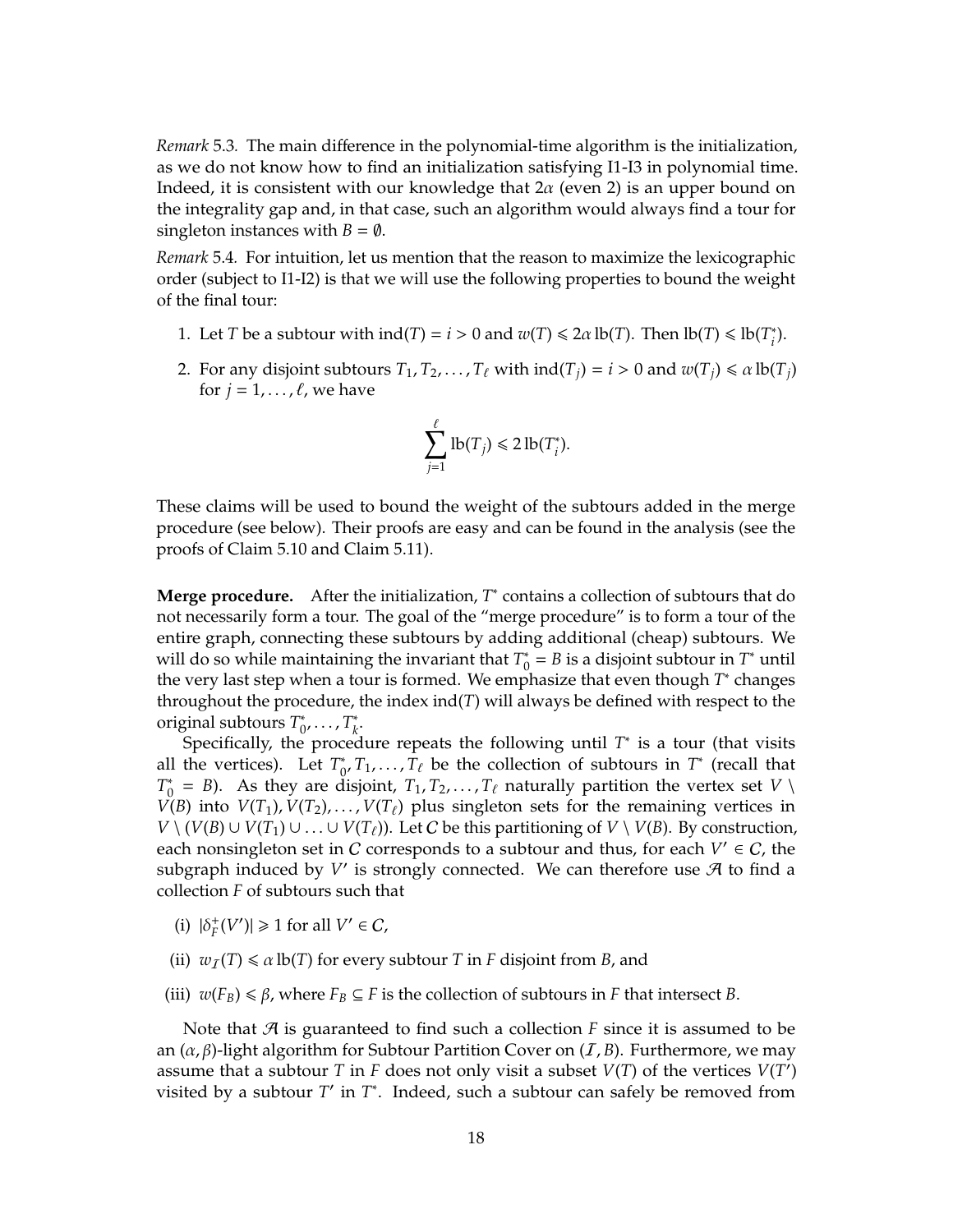*Remark* 5.3. The main difference in the polynomial-time algorithm is the initialization, as we do not know how to find an initialization satisfying I1-I3 in polynomial time. Indeed, it is consistent with our knowledge that $2\alpha$ (even 2) is an upper bound on the integrality gap and, in that case, such an algorithm would always find a tour for singleton instances with $B = \emptyset$.

*Remark* 5.4. For intuition, let us mention that the reason to maximize the lexicographic order (subject to I1-I2) is that we will use the following properties to bound the weight of the final tour:

1. Let $T$ be a subtour with $\text{ind}(T) = i > 0$ and $w(T) \leqslant 2\alpha \,\text{lb}(T)$. Then $\text{lb}(T) \leqslant \text{lb}(T_i^*)$.
2. For any disjoint subtours $T_1, T_2, \ldots, T_\ell$ with $\text{ind}(T_j) = i > 0$ and $w(T_j) \leqslant \alpha \,\text{lb}(T_j)$ for $j = 1, \ldots, \ell$, we have

$$\sum_{j=1}^{\ell} \text{lb}(T_j) \leqslant 2\,\text{lb}(T_i^*).$$

These claims will be used to bound the weight of the subtours added in the merge procedure (see below). Their proofs are easy and can be found in the analysis (see the proofs of Claim 5.10 and Claim 5.11).

**Merge procedure.** After the initialization, $T^*$ contains a collection of subtours that do not necessarily form a tour. The goal of the "merge procedure" is to form a tour of the entire graph, connecting these subtours by adding additional (cheap) subtours. We will do so while maintaining the invariant that $T_0^* = B$ is a disjoint subtour in $T^*$ until the very last step when a tour is formed. We emphasize that even though $T^*$ changes throughout the procedure, the index $\text{ind}(T)$ will always be defined with respect to the original subtours $T_0^*, \ldots, T_k^*$.

Specifically, the procedure repeats the following until $T^*$ is a tour (that visits all the vertices). Let $T_0^*, T_1, \ldots, T_\ell$ be the collection of subtours in $T^*$ (recall that $T_0^* = B$). As they are disjoint, $T_1, T_2, \ldots, T_\ell$ naturally partition the vertex set $V \setminus V(B)$ into $V(T_1), V(T_2), \ldots, V(T_\ell)$ plus singleton sets for the remaining vertices in $V \setminus (V(B) \cup V(T_1) \cup \ldots \cup V(T_\ell))$. Let $\mathcal{C}$ be this partitioning of $V \setminus V(B)$. By construction, each nonsingleton set in $\mathcal{C}$ corresponds to a subtour and thus, for each $V' \in \mathcal{C}$, the subgraph induced by $V'$ is strongly connected. We can therefore use $\mathcal{A}$ to find a collection $F$ of subtours such that

(i) $|\delta_F^+(V')| \geqslant 1$ for all $V' \in \mathcal{C}$,

(ii) $w_{\mathcal{I}}(T) \leqslant \alpha \,\text{lb}(T)$ for every subtour $T$ in $F$ disjoint from $B$, and

(iii) $w(F_B) \leqslant \beta$, where $F_B \subseteq F$ is the collection of subtours in $F$ that intersect $B$.

Note that $\mathcal{A}$ is guaranteed to find such a collection $F$ since it is assumed to be an $(\alpha, \beta)$-light algorithm for Subtour Partition Cover on $(\mathcal{I}, B)$. Furthermore, we may assume that a subtour $T$ in $F$ does not only visit a subset $V(T)$ of the vertices $V(T')$ visited by a subtour $T'$ in $T^*$. Indeed, such a subtour can safely be removed from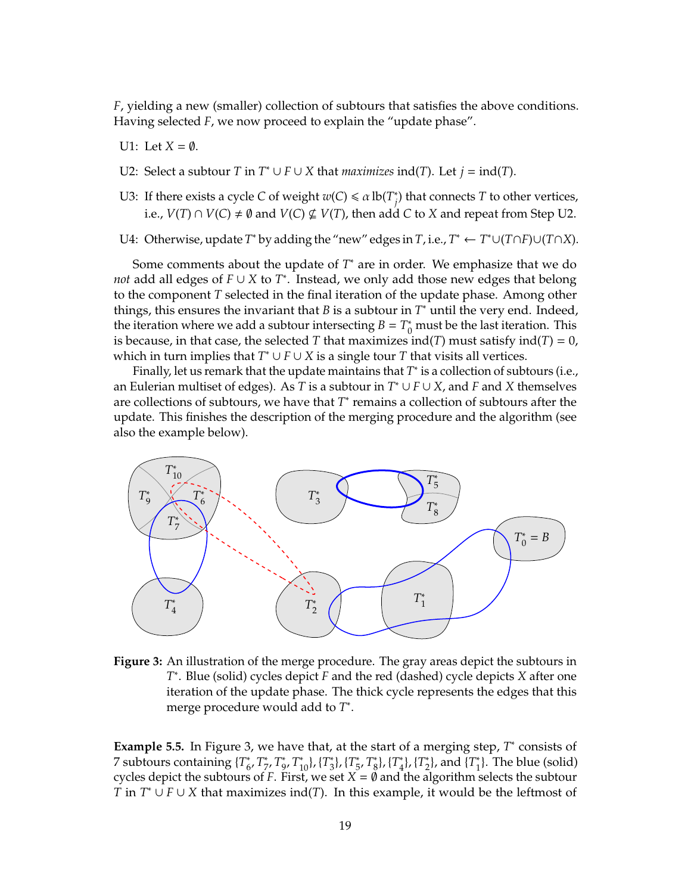$F$, yielding a new (smaller) collection of subtours that satisfies the above conditions. Having selected $F$, we now proceed to explain the "update phase".

- U1: Let $X = \emptyset$.
- U2: Select a subtour $T$ in $T^* \cup F \cup X$ that *maximizes* $\text{ind}(T)$. Let $j = \text{ind}(T)$.
- U3: If there exists a cycle $C$ of weight $w(C) \leqslant \alpha \, \text{lb}(T^*_j)$ that connects $T$ to other vertices, i.e., $V(T) \cap V(C) \neq \emptyset$ and $V(C) \nsubseteq V(T)$, then add $C$ to $X$ and repeat from Step U2.
- U4: Otherwise, update $T^*$ by adding the "new" edges in $T$, i.e., $T^* \leftarrow T^* \cup (T \cap F) \cup (T \cap X)$.

Some comments about the update of $T^*$ are in order. We emphasize that we do *not* add all edges of $F \cup X$ to $T^*$. Instead, we only add those new edges that belong to the component $T$ selected in the final iteration of the update phase. Among other things, this ensures the invariant that $B$ is a subtour in $T^*$ until the very end. Indeed, the iteration where we add a subtour intersecting $B = T^*_0$ must be the last iteration. This is because, in that case, the selected $T$ that maximizes $\text{ind}(T)$ must satisfy $\text{ind}(T) = 0$, which in turn implies that $T^* \cup F \cup X$ is a single tour $T$ that visits all vertices.

Finally, let us remark that the update maintains that $T^*$ is a collection of subtours (i.e., an Eulerian multiset of edges). As $T$ is a subtour in $T^* \cup F \cup X$, and $F$ and $X$ themselves are collections of subtours, we have that $T^*$ remains a collection of subtours after the update. This finishes the description of the merging procedure and the algorithm (see also the example below).

**Figure 3:** An illustration of the merge procedure. The gray areas depict the subtours in $T^*$. Blue (solid) cycles depict $F$ and the red (dashed) cycle depicts $X$ after one iteration of the update phase. The thick cycle represents the edges that this merge procedure would add to $T^*$.

**Example 5.5.** In Figure 3, we have that, at the start of a merging step, $T^*$ consists of 7 subtours containing $\{T^*_6, T^*_7, T^*_9, T^*_{10}\}$, $\{T^*_3\}$, $\{T^*_5, T^*_8\}$, $\{T^*_4\}$, $\{T^*_2\}$, and $\{T^*_1\}$. The blue (solid) cycles depict the subtours of $F$. First, we set $X = \emptyset$ and the algorithm selects the subtour $T$ in $T^* \cup F \cup X$ that maximizes $\text{ind}(T)$. In this example, it would be the leftmost of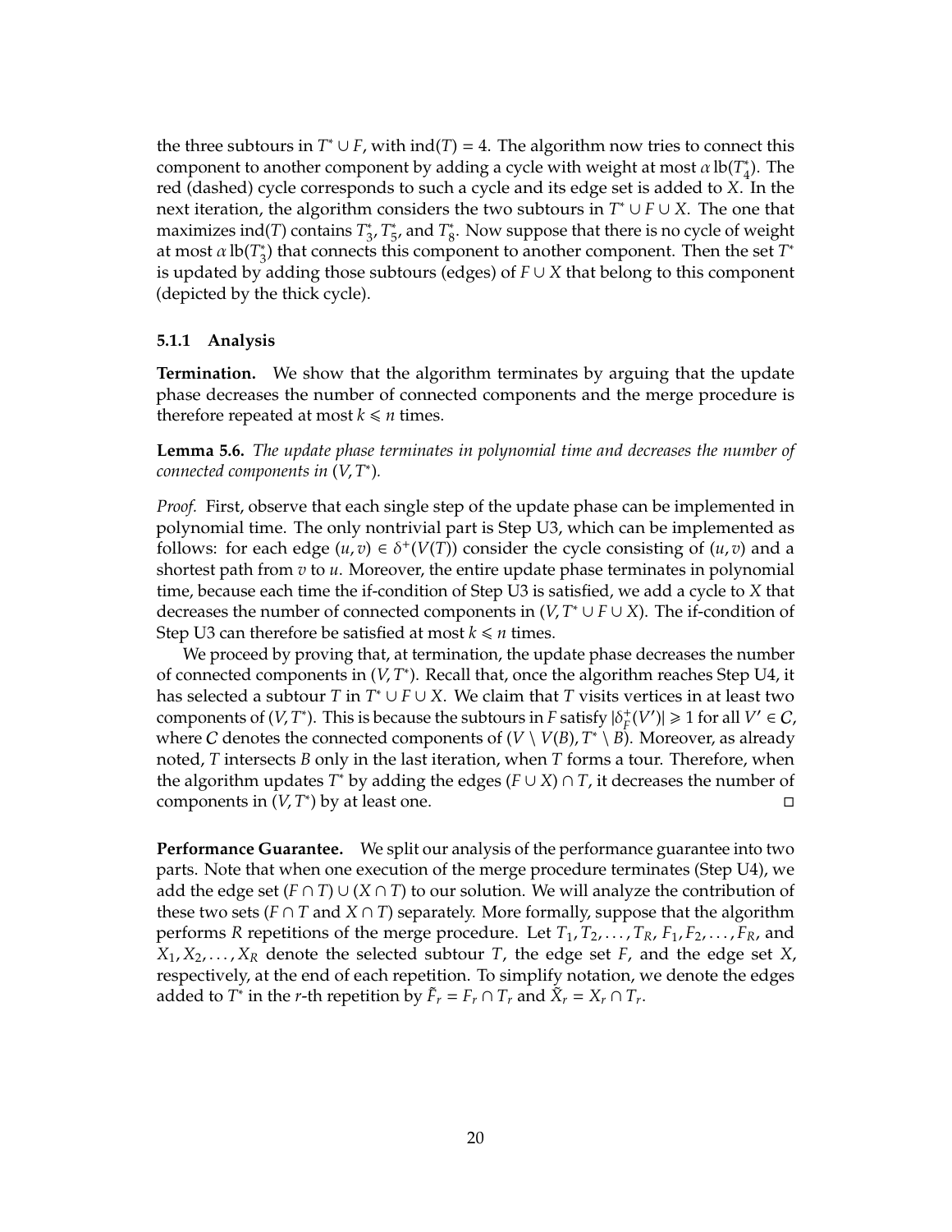the three subtours in $T^* \cup F$, with $\operatorname{ind}(T) = 4$. The algorithm now tries to connect this component to another component by adding a cycle with weight at most $\alpha\,\mathrm{lb}(T_4^*)$. The red (dashed) cycle corresponds to such a cycle and its edge set is added to $X$. In the next iteration, the algorithm considers the two subtours in $T^* \cup F \cup X$. The one that maximizes $\operatorname{ind}(T)$ contains $T_3^*$, $T_5^*$, and $T_8^*$. Now suppose that there is no cycle of weight at most $\alpha\,\mathrm{lb}(T_3^*)$ that connects this component to another component. Then the set $T^*$ is updated by adding those subtours (edges) of $F \cup X$ that belong to this component (depicted by the thick cycle).

### 5.1.1 Analysis

**Termination.** We show that the algorithm terminates by arguing that the update phase decreases the number of connected components and the merge procedure is therefore repeated at most $k \leqslant n$ times.

**Lemma 5.6.** *The update phase terminates in polynomial time and decreases the number of connected components in $(V, T^*)$.*

*Proof.* First, observe that each single step of the update phase can be implemented in polynomial time. The only nontrivial part is Step U3, which can be implemented as follows: for each edge $(u, v) \in \delta^+(V(T))$ consider the cycle consisting of $(u, v)$ and a shortest path from $v$ to $u$. Moreover, the entire update phase terminates in polynomial time, because each time the if-condition of Step U3 is satisfied, we add a cycle to $X$ that decreases the number of connected components in $(V, T^* \cup F \cup X)$. The if-condition of Step U3 can therefore be satisfied at most $k \leqslant n$ times.

We proceed by proving that, at termination, the update phase decreases the number of connected components in $(V, T^*)$. Recall that, once the algorithm reaches Step U4, it has selected a subtour $T$ in $T^* \cup F \cup X$. We claim that $T$ visits vertices in at least two components of $(V, T^*)$. This is because the subtours in $F$ satisfy $|\delta_F^+(V')| \geqslant 1$ for all $V' \in \mathcal{C}$, where $\mathcal{C}$ denotes the connected components of $(V \setminus V(B), T^* \setminus B)$. Moreover, as already noted, $T$ intersects $B$ only in the last iteration, when $T$ forms a tour. Therefore, when the algorithm updates $T^*$ by adding the edges $(F \cup X) \cap T$, it decreases the number of components in $(V, T^*)$ by at least one. $\square$

**Performance Guarantee.** We split our analysis of the performance guarantee into two parts. Note that when one execution of the merge procedure terminates (Step U4), we add the edge set $(F \cap T) \cup (X \cap T)$ to our solution. We will analyze the contribution of these two sets ($F \cap T$ and $X \cap T$) separately. More formally, suppose that the algorithm performs $R$ repetitions of the merge procedure. Let $T_1, T_2, \ldots, T_R$, $F_1, F_2, \ldots, F_R$, and $X_1, X_2, \ldots, X_R$ denote the selected subtour $T$, the edge set $F$, and the edge set $X$, respectively, at the end of each repetition. To simplify notation, we denote the edges added to $T^*$ in the $r$-th repetition by $\tilde{F}_r = F_r \cap T_r$ and $\tilde{X}_r = X_r \cap T_r$.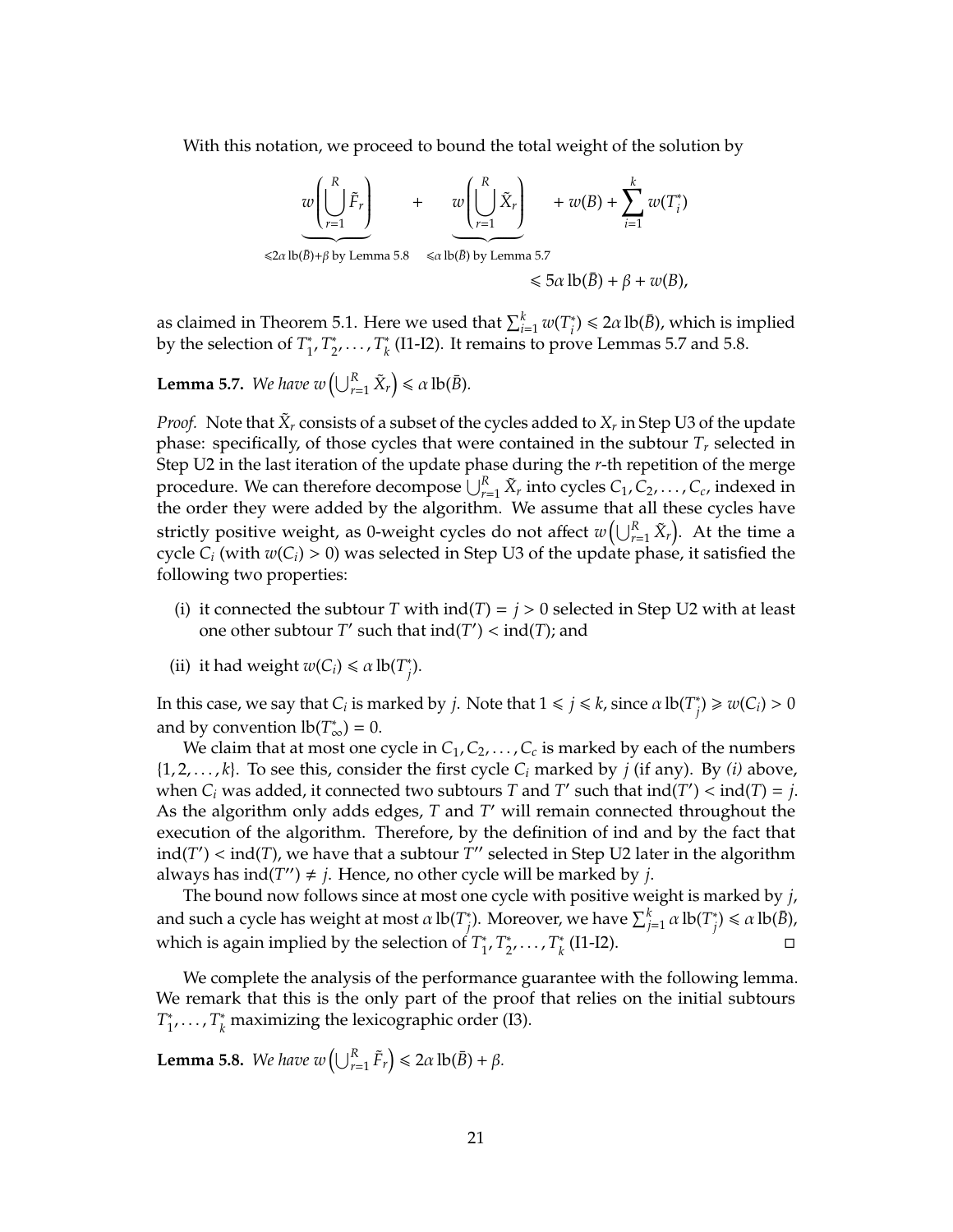With this notation, we proceed to bound the total weight of the solution by

$$\underbrace{w\left(\bigcup_{r=1}^{R} \tilde{F}_r\right)}_{\leqslant 2\alpha\,\mathrm{lb}(\bar{B})+\beta \text{ by Lemma 5.8}} \quad + \quad \underbrace{w\left(\bigcup_{r=1}^{R} \tilde{X}_r\right)}_{\leqslant \alpha\,\mathrm{lb}(\bar{B}) \text{ by Lemma 5.7}} \quad + w(B) + \sum_{i=1}^{k} w(T_i^*)$$

$$\leqslant 5\alpha\,\mathrm{lb}(\bar{B}) + \beta + w(B),$$

as claimed in Theorem 5.1. Here we used that $\sum_{i=1}^{k} w(T_i^*) \leqslant 2\alpha\,\mathrm{lb}(\bar{B})$, which is implied by the selection of $T_1^*, T_2^*, \ldots, T_k^*$ (I1-I2). It remains to prove Lemmas 5.7 and 5.8.

**Lemma 5.7.** *We have* $w\left(\bigcup_{r=1}^{R} \tilde{X}_r\right) \leqslant \alpha\,\mathrm{lb}(\bar{B})$.

*Proof.* Note that $\tilde{X}_r$ consists of a subset of the cycles added to $X_r$ in Step U3 of the update phase: specifically, of those cycles that were contained in the subtour $T_r$ selected in Step U2 in the last iteration of the update phase during the $r$-th repetition of the merge procedure. We can therefore decompose $\bigcup_{r=1}^{R} \tilde{X}_r$ into cycles $C_1, C_2, \ldots, C_c$, indexed in the order they were added by the algorithm. We assume that all these cycles have strictly positive weight, as 0-weight cycles do not affect $w\left(\bigcup_{r=1}^{R} \tilde{X}_r\right)$. At the time a cycle $C_i$ (with $w(C_i) > 0$) was selected in Step U3 of the update phase, it satisfied the following two properties:

(i) it connected the subtour $T$ with $\mathrm{ind}(T) = j > 0$ selected in Step U2 with at least one other subtour $T'$ such that $\mathrm{ind}(T') < \mathrm{ind}(T)$; and

(ii) it had weight $w(C_i) \leqslant \alpha\,\mathrm{lb}(T_j^*)$.

In this case, we say that $C_i$ is marked by $j$. Note that $1 \leqslant j \leqslant k$, since $\alpha\,\mathrm{lb}(T_j^*) \geqslant w(C_i) > 0$ and by convention $\mathrm{lb}(T_\infty^*) = 0$.

We claim that at most one cycle in $C_1, C_2, \ldots, C_c$ is marked by each of the numbers $\{1, 2, \ldots, k\}$. To see this, consider the first cycle $C_i$ marked by $j$ (if any). By *(i)* above, when $C_i$ was added, it connected two subtours $T$ and $T'$ such that $\mathrm{ind}(T') < \mathrm{ind}(T) = j$. As the algorithm only adds edges, $T$ and $T'$ will remain connected throughout the execution of the algorithm. Therefore, by the definition of ind and by the fact that $\mathrm{ind}(T') < \mathrm{ind}(T)$, we have that a subtour $T''$ selected in Step U2 later in the algorithm always has $\mathrm{ind}(T'') \neq j$. Hence, no other cycle will be marked by $j$.

The bound now follows since at most one cycle with positive weight is marked by $j$, and such a cycle has weight at most $\alpha\,\mathrm{lb}(T_j^*)$. Moreover, we have $\sum_{j=1}^{k} \alpha\,\mathrm{lb}(T_j^*) \leqslant \alpha\,\mathrm{lb}(\bar{B})$, which is again implied by the selection of $T_1^*, T_2^*, \ldots, T_k^*$ (I1-I2). $\square$

We complete the analysis of the performance guarantee with the following lemma. We remark that this is the only part of the proof that relies on the initial subtours $T_1^*, \ldots, T_k^*$ maximizing the lexicographic order (I3).

**Lemma 5.8.** *We have* $w\left(\bigcup_{r=1}^{R} \tilde{F}_r\right) \leqslant 2\alpha\,\mathrm{lb}(\bar{B}) + \beta$.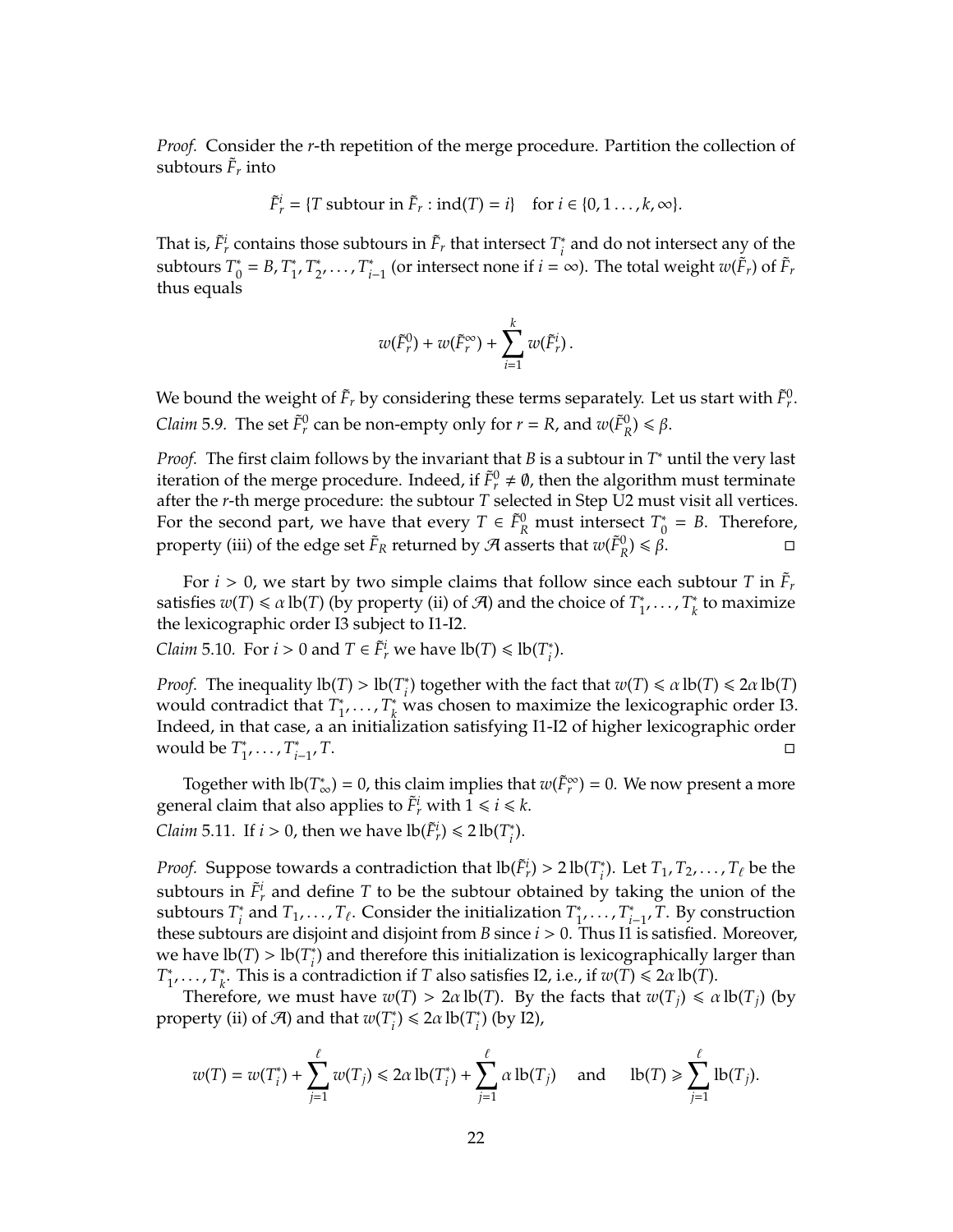*Proof.* Consider the $r$-th repetition of the merge procedure. Partition the collection of subtours $\tilde{F}_r$ into

$$\tilde{F}_r^i = \{T \text{ subtour in } \tilde{F}_r : \operatorname{ind}(T) = i\} \quad \text{for } i \in \{0, 1 \ldots, k, \infty\}.$$

That is, $\tilde{F}_r^i$ contains those subtours in $\tilde{F}_r$ that intersect $T_i^*$ and do not intersect any of the subtours $T_0^* = B, T_1^*, T_2^*, \ldots, T_{i-1}^*$ (or intersect none if $i = \infty$). The total weight $w(\tilde{F}_r)$ of $\tilde{F}_r$ thus equals

$$w(\tilde{F}_r^0) + w(\tilde{F}_r^\infty) + \sum_{i=1}^{k} w(\tilde{F}_r^i)\,.$$

We bound the weight of $\tilde{F}_r$ by considering these terms separately. Let us start with $\tilde{F}_r^0$.

*Claim* 5.9. The set $\tilde{F}_r^0$ can be non-empty only for $r = R$, and $w(\tilde{F}_R^0) \leqslant \beta$.

*Proof.* The first claim follows by the invariant that $B$ is a subtour in $T^*$ until the very last iteration of the merge procedure. Indeed, if $\tilde{F}_r^0 \neq \emptyset$, then the algorithm must terminate after the $r$-th merge procedure: the subtour $T$ selected in Step U2 must visit all vertices. For the second part, we have that every $T \in \tilde{F}_R^0$ must intersect $T_0^* = B$. Therefore, property (iii) of the edge set $\tilde{F}_R$ returned by $\mathcal{A}$ asserts that $w(\tilde{F}_R^0) \leqslant \beta$. ◻

For $i > 0$, we start by two simple claims that follow since each subtour $T$ in $\tilde{F}_r$ satisfies $w(T) \leqslant \alpha \operatorname{lb}(T)$ (by property (ii) of $\mathcal{A}$) and the choice of $T_1^*, \ldots, T_k^*$ to maximize the lexicographic order I3 subject to I1-I2.

*Claim* 5.10. For $i > 0$ and $T \in \tilde{F}_r^i$ we have $\operatorname{lb}(T) \leqslant \operatorname{lb}(T_i^*)$.

*Proof.* The inequality $\operatorname{lb}(T) > \operatorname{lb}(T_i^*)$ together with the fact that $w(T) \leqslant \alpha \operatorname{lb}(T) \leqslant 2\alpha \operatorname{lb}(T)$ would contradict that $T_1^*, \ldots, T_k^*$ was chosen to maximize the lexicographic order I3. Indeed, in that case, a an initialization satisfying I1-I2 of higher lexicographic order would be $T_1^*, \ldots, T_{i-1}^*, T$. ◻

Together with $\operatorname{lb}(T_\infty^*) = 0$, this claim implies that $w(\tilde{F}_r^\infty) = 0$. We now present a more general claim that also applies to $\tilde{F}_r^i$ with $1 \leqslant i \leqslant k$.

*Claim* 5.11. If $i > 0$, then we have $\operatorname{lb}(\tilde{F}_r^i) \leqslant 2 \operatorname{lb}(T_i^*)$.

*Proof.* Suppose towards a contradiction that $\operatorname{lb}(\tilde{F}_r^i) > 2 \operatorname{lb}(T_i^*)$. Let $T_1, T_2, \ldots, T_\ell$ be the subtours in $\tilde{F}_r^i$ and define $T$ to be the subtour obtained by taking the union of the subtours $T_i^*$ and $T_1, \ldots, T_\ell$. Consider the initialization $T_1^*, \ldots, T_{i-1}^*, T$. By construction these subtours are disjoint and disjoint from $B$ since $i > 0$. Thus I1 is satisfied. Moreover, we have $\operatorname{lb}(T) > \operatorname{lb}(T_i^*)$ and therefore this initialization is lexicographically larger than $T_1^*, \ldots, T_k^*$. This is a contradiction if $T$ also satisfies I2, i.e., if $w(T) \leqslant 2\alpha \operatorname{lb}(T)$.

Therefore, we must have $w(T) > 2\alpha \operatorname{lb}(T)$. By the facts that $w(T_j) \leqslant \alpha \operatorname{lb}(T_j)$ (by property (ii) of $\mathcal{A}$) and that $w(T_i^*) \leqslant 2\alpha \operatorname{lb}(T_i^*)$ (by I2),

$$w(T) = w(T_i^*) + \sum_{j=1}^{\ell} w(T_j) \leqslant 2\alpha \operatorname{lb}(T_i^*) + \sum_{j=1}^{\ell} \alpha \operatorname{lb}(T_j) \quad \text{and} \quad \operatorname{lb}(T) \geqslant \sum_{j=1}^{\ell} \operatorname{lb}(T_j).$$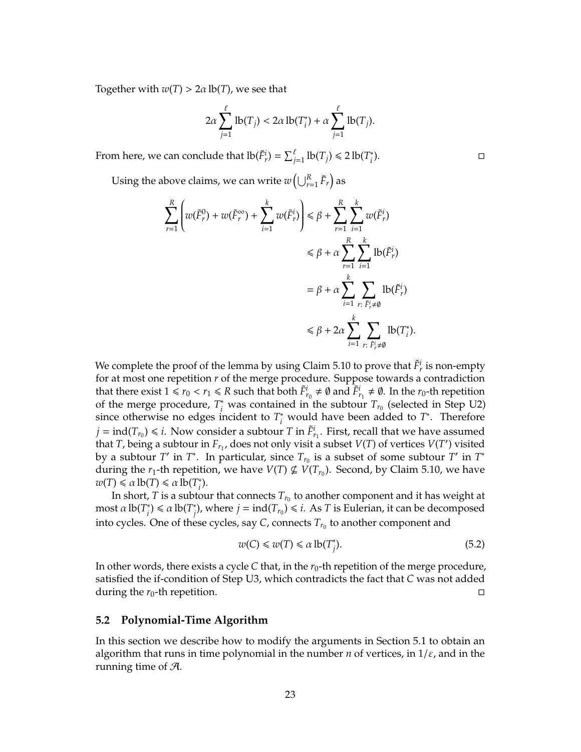Together with $w(T) > 2\alpha\,\mathrm{lb}(T)$, we see that

$$2\alpha \sum_{j=1}^{\ell} \mathrm{lb}(T_j) < 2\alpha\,\mathrm{lb}(T_i^*) + \alpha \sum_{j=1}^{\ell} \mathrm{lb}(T_j).$$

From here, we can conclude that $\mathrm{lb}(\tilde{F}_r^i) = \sum_{j=1}^{\ell} \mathrm{lb}(T_j) \leqslant 2\,\mathrm{lb}(T_i^*)$. □

Using the above claims, we can write $w\left(\bigcup_{r=1}^{R} \tilde{F}_r\right)$ as

$$\begin{aligned}
\sum_{r=1}^{R}\left(w(\tilde{F}_r^0) + w(\tilde{F}_r^\infty) + \sum_{i=1}^{k} w(\tilde{F}_r^i)\right) &\leqslant \beta + \sum_{r=1}^{R}\sum_{i=1}^{k} w(\tilde{F}_r^i) \\
&\leqslant \beta + \alpha \sum_{r=1}^{R}\sum_{i=1}^{k} \mathrm{lb}(\tilde{F}_r^i) \\
&= \beta + \alpha \sum_{i=1}^{k} \sum_{r:\, \tilde{F}_r^i \neq \emptyset} \mathrm{lb}(\tilde{F}_r^i) \\
&\leqslant \beta + 2\alpha \sum_{i=1}^{k} \sum_{r:\, \tilde{F}_r^i \neq \emptyset} \mathrm{lb}(T_i^*).
\end{aligned}$$

We complete the proof of the lemma by using Claim 5.10 to prove that $\tilde{F}_r^i$ is non-empty for at most one repetition $r$ of the merge procedure. Suppose towards a contradiction that there exist $1 \leqslant r_0 < r_1 \leqslant R$ such that both $\tilde{F}_{r_0}^i \neq \emptyset$ and $\tilde{F}_{r_1}^i \neq \emptyset$. In the $r_0$-th repetition of the merge procedure, $T_i^*$ was contained in the subtour $T_{r_0}$ (selected in Step U2) since otherwise no edges incident to $T_i^*$ would have been added to $T^*$. Therefore $j = \mathrm{ind}(T_{r_0}) \leqslant i$. Now consider a subtour $T$ in $\tilde{F}_{r_1}^i$. First, recall that we have assumed that $T$, being a subtour in $F_{r_1}$, does not only visit a subset $V(T)$ of vertices $V(T')$ visited by a subtour $T'$ in $T^*$. In particular, since $T_{r_0}$ is a subset of some subtour $T'$ in $T^*$ during the $r_1$-th repetition, we have $V(T) \nsubseteq V(T_{r_0})$. Second, by Claim 5.10, we have $w(T) \leqslant \alpha\,\mathrm{lb}(T) \leqslant \alpha\,\mathrm{lb}(T_i^*)$.

In short, $T$ is a subtour that connects $T_{r_0}$ to another component and it has weight at most $\alpha\,\mathrm{lb}(T_i^*) \leqslant \alpha\,\mathrm{lb}(T_j^*)$, where $j = \mathrm{ind}(T_{r_0}) \leqslant i$. As $T$ is Eulerian, it can be decomposed into cycles. One of these cycles, say $C$, connects $T_{r_0}$ to another component and

$$w(C) \leqslant w(T) \leqslant \alpha\,\mathrm{lb}(T_j^*). \tag{5.2}$$

In other words, there exists a cycle $C$ that, in the $r_0$-th repetition of the merge procedure, satisfied the if-condition of Step U3, which contradicts the fact that $C$ was not added during the $r_0$-th repetition. □

## 5.2 Polynomial-Time Algorithm

In this section we describe how to modify the arguments in Section 5.1 to obtain an algorithm that runs in time polynomial in the number $n$ of vertices, in $1/\varepsilon$, and in the running time of $\mathcal{A}$.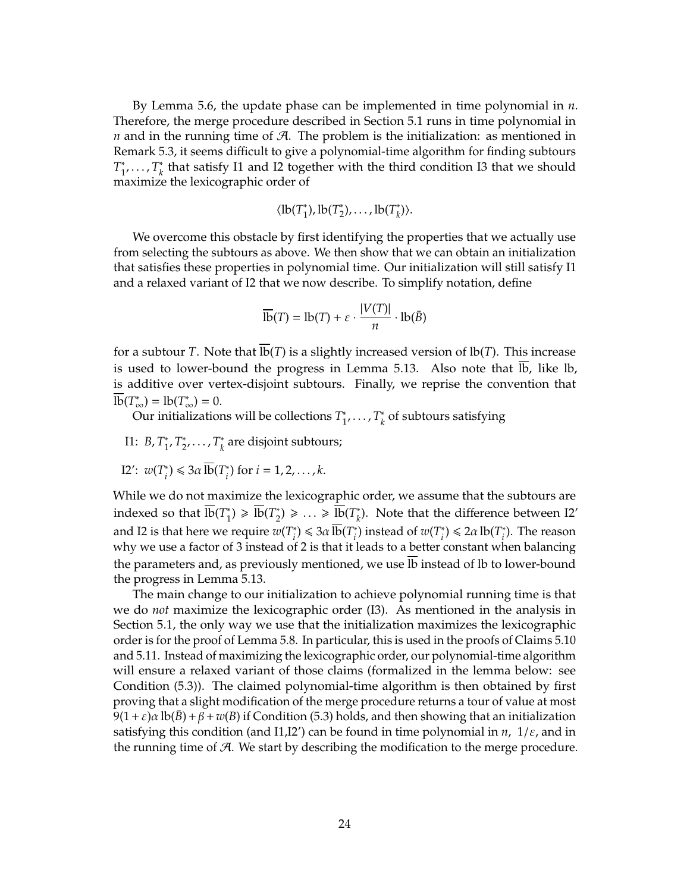By Lemma 5.6, the update phase can be implemented in time polynomial in $n$. Therefore, the merge procedure described in Section 5.1 runs in time polynomial in $n$ and in the running time of $\mathcal{A}$. The problem is the initialization: as mentioned in Remark 5.3, it seems difficult to give a polynomial-time algorithm for finding subtours $T_1^*, \ldots, T_k^*$ that satisfy I1 and I2 together with the third condition I3 that we should maximize the lexicographic order of

$$\langle \text{lb}(T_1^*), \text{lb}(T_2^*), \ldots, \text{lb}(T_k^*) \rangle.$$

We overcome this obstacle by first identifying the properties that we actually use from selecting the subtours as above. We then show that we can obtain an initialization that satisfies these properties in polynomial time. Our initialization will still satisfy I1 and a relaxed variant of I2 that we now describe. To simplify notation, define

$$\overline{\text{lb}}(T) = \text{lb}(T) + \varepsilon \cdot \frac{|V(T)|}{n} \cdot \text{lb}(\bar{B})$$

for a subtour $T$. Note that $\overline{\text{lb}}(T)$ is a slightly increased version of $\text{lb}(T)$. This increase is used to lower-bound the progress in Lemma 5.13. Also note that $\overline{\text{lb}}$, like lb, is additive over vertex-disjoint subtours. Finally, we reprise the convention that $\overline{\text{lb}}(T_\infty^*) = \text{lb}(T_\infty^*) = 0$.

Our initializations will be collections $T_1^*, \ldots, T_k^*$ of subtours satisfying

- I1: $B, T_1^*, T_2^*, \ldots, T_k^*$ are disjoint subtours;
- I2′: $w(T_i^*) \leqslant 3\alpha\, \overline{\text{lb}}(T_i^*)$ for $i = 1, 2, \ldots, k$.

While we do not maximize the lexicographic order, we assume that the subtours are indexed so that $\overline{\text{lb}}(T_1^*) \geqslant \overline{\text{lb}}(T_2^*) \geqslant \ldots \geqslant \overline{\text{lb}}(T_k^*)$. Note that the difference between I2′ and I2 is that here we require $w(T_i^*) \leqslant 3\alpha\, \overline{\text{lb}}(T_i^*)$ instead of $w(T_i^*) \leqslant 2\alpha\, \text{lb}(T_i^*)$. The reason why we use a factor of 3 instead of 2 is that it leads to a better constant when balancing the parameters and, as previously mentioned, we use $\overline{\text{lb}}$ instead of lb to lower-bound the progress in Lemma 5.13.

The main change to our initialization to achieve polynomial running time is that we do *not* maximize the lexicographic order (I3). As mentioned in the analysis in Section 5.1, the only way we use that the initialization maximizes the lexicographic order is for the proof of Lemma 5.8. In particular, this is used in the proofs of Claims 5.10 and 5.11. Instead of maximizing the lexicographic order, our polynomial-time algorithm will ensure a relaxed variant of those claims (formalized in the lemma below: see Condition (5.3)). The claimed polynomial-time algorithm is then obtained by first proving that a slight modification of the merge procedure returns a tour of value at most $9(1+\varepsilon)\alpha\, \text{lb}(\bar{B}) + \beta + w(B)$ if Condition (5.3) holds, and then showing that an initialization satisfying this condition (and I1,I2′) can be found in time polynomial in $n$, $1/\varepsilon$, and in the running time of $\mathcal{A}$. We start by describing the modification to the merge procedure.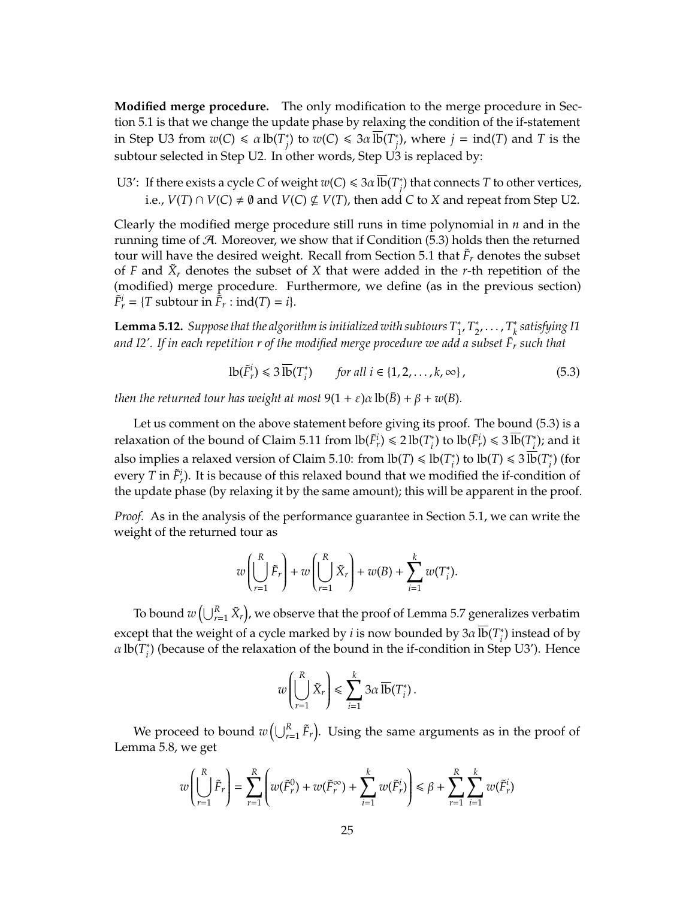**Modified merge procedure.** The only modification to the merge procedure in Section 5.1 is that we change the update phase by relaxing the condition of the if-statement in Step U3 from $w(C) \leqslant \alpha\,\mathrm{lb}(T_j^*)$ to $w(C) \leqslant 3\alpha\,\overline{\mathrm{lb}}(T_j^*)$, where $j = \mathrm{ind}(T)$ and $T$ is the subtour selected in Step U2. In other words, Step U3 is replaced by:

U3': If there exists a cycle $C$ of weight $w(C) \leqslant 3\alpha\,\overline{\mathrm{lb}}(T_j^*)$ that connects $T$ to other vertices, i.e., $V(T) \cap V(C) \neq \emptyset$ and $V(C) \nsubseteq V(T)$, then add $C$ to $X$ and repeat from Step U2.

Clearly the modified merge procedure still runs in time polynomial in $n$ and in the running time of $\mathcal{A}$. Moreover, we show that if Condition (5.3) holds then the returned tour will have the desired weight. Recall from Section 5.1 that $\tilde{F}_r$ denotes the subset of $F$ and $\tilde{X}_r$ denotes the subset of $X$ that were added in the $r$-th repetition of the (modified) merge procedure. Furthermore, we define (as in the previous section) $\tilde{F}_r^i = \{T \text{ subtour in } \tilde{F}_r : \mathrm{ind}(T) = i\}$.

**Lemma 5.12.** *Suppose that the algorithm is initialized with subtours $T_1^*, T_2^*, \ldots, T_k^*$ satisfying I1 and I2'. If in each repetition $r$ of the modified merge procedure we add a subset $\tilde{F}_r$ such that*

$$\mathrm{lb}(\tilde{F}_r^i) \leqslant 3\,\overline{\mathrm{lb}}(T_i^*) \qquad \textit{for all } i \in \{1, 2, \ldots, k, \infty\}\,, \tag{5.3}$$

*then the returned tour has weight at most $9(1+\varepsilon)\alpha\,\mathrm{lb}(\bar{B}) + \beta + w(B)$.*

Let us comment on the above statement before giving its proof. The bound (5.3) is a relaxation of the bound of Claim 5.11 from $\mathrm{lb}(\tilde{F}_r^i) \leqslant 2\,\mathrm{lb}(T_i^*)$ to $\mathrm{lb}(\tilde{F}_r^i) \leqslant 3\,\overline{\mathrm{lb}}(T_i^*)$; and it also implies a relaxed version of Claim 5.10: from $\mathrm{lb}(T) \leqslant \mathrm{lb}(T_i^*)$ to $\mathrm{lb}(T) \leqslant 3\,\overline{\mathrm{lb}}(T_i^*)$ (for every $T$ in $\tilde{F}_r^i$). It is because of this relaxed bound that we modified the if-condition of the update phase (by relaxing it by the same amount); this will be apparent in the proof.

*Proof.* As in the analysis of the performance guarantee in Section 5.1, we can write the weight of the returned tour as

$$w\left(\bigcup_{r=1}^{R} \tilde{F}_r\right) + w\left(\bigcup_{r=1}^{R} \tilde{X}_r\right) + w(B) + \sum_{i=1}^{k} w(T_i^*).$$

To bound $w\left(\bigcup_{r=1}^{R} \tilde{X}_r\right)$, we observe that the proof of Lemma 5.7 generalizes verbatim except that the weight of a cycle marked by $i$ is now bounded by $3\alpha\,\overline{\mathrm{lb}}(T_i^*)$ instead of by $\alpha\,\mathrm{lb}(T_i^*)$ (because of the relaxation of the bound in the if-condition in Step U3'). Hence

$$w\left(\bigcup_{r=1}^{R} \tilde{X}_r\right) \leqslant \sum_{i=1}^{k} 3\alpha\,\overline{\mathrm{lb}}(T_i^*)\,.$$

We proceed to bound $w\left(\bigcup_{r=1}^{R} \tilde{F}_r\right)$. Using the same arguments as in the proof of Lemma 5.8, we get

$$w\left(\bigcup_{r=1}^{R} \tilde{F}_r\right) = \sum_{r=1}^{R}\left(w(\tilde{F}_r^0) + w(\tilde{F}_r^\infty) + \sum_{i=1}^{k} w(\tilde{F}_r^i)\right) \leqslant \beta + \sum_{r=1}^{R}\sum_{i=1}^{k} w(\tilde{F}_r^i)$$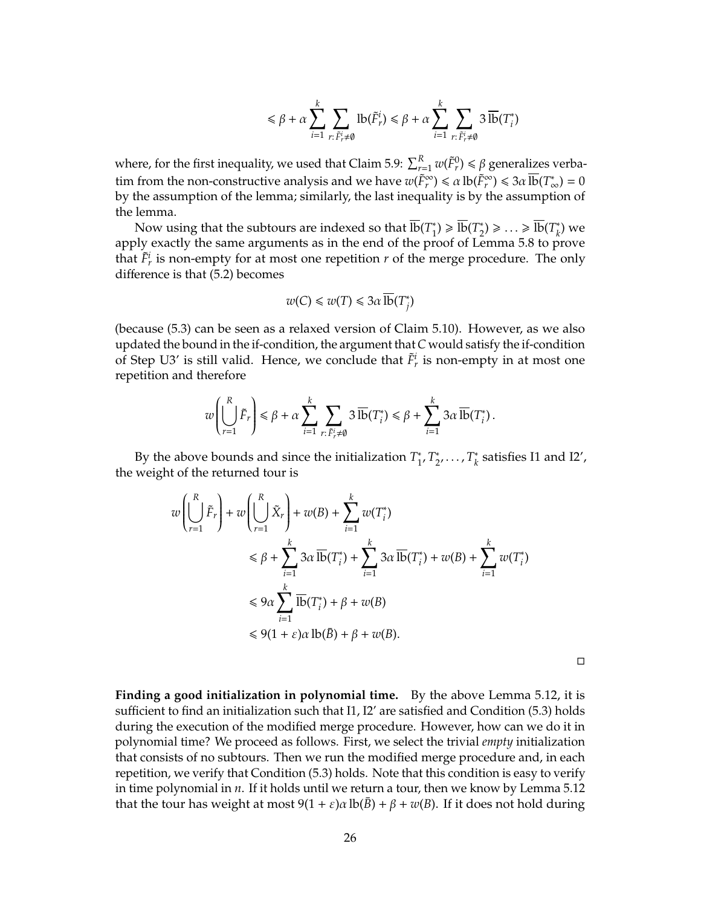$$\leqslant \beta + \alpha \sum_{i=1}^{k} \sum_{r: \tilde{F}_r^i \neq \emptyset} \mathrm{lb}(\tilde{F}_r^i) \leqslant \beta + \alpha \sum_{i=1}^{k} \sum_{r: \tilde{F}_r^i \neq \emptyset} 3\, \overline{\mathrm{lb}}(T_i^*)$$

where, for the first inequality, we used that Claim 5.9: $\sum_{r=1}^{R} w(\tilde{F}_r^0) \leqslant \beta$ generalizes verbatim from the non-constructive analysis and we have $w(\tilde{F}_r^\infty) \leqslant \alpha\, \mathrm{lb}(\tilde{F}_r^\infty) \leqslant 3\alpha\, \overline{\mathrm{lb}}(T_\infty^*) = 0$ by the assumption of the lemma; similarly, the last inequality is by the assumption of the lemma.

Now using that the subtours are indexed so that $\overline{\mathrm{lb}}(T_1^*) \geqslant \overline{\mathrm{lb}}(T_2^*) \geqslant \ldots \geqslant \overline{\mathrm{lb}}(T_k^*)$ we apply exactly the same arguments as in the end of the proof of Lemma 5.8 to prove that $\tilde{F}_r^i$ is non-empty for at most one repetition $r$ of the merge procedure. The only difference is that (5.2) becomes

$$w(C) \leqslant w(T) \leqslant 3\alpha\, \overline{\mathrm{lb}}(T_j^*)$$

(because (5.3) can be seen as a relaxed version of Claim 5.10). However, as we also updated the bound in the if-condition, the argument that $C$ would satisfy the if-condition of Step U3′ is still valid. Hence, we conclude that $\tilde{F}_r^i$ is non-empty in at most one repetition and therefore

$$w\left(\bigcup_{r=1}^{R} \tilde{F}_r\right) \leqslant \beta + \alpha \sum_{i=1}^{k} \sum_{r: \tilde{F}_r^i \neq \emptyset} 3\, \overline{\mathrm{lb}}(T_i^*) \leqslant \beta + \sum_{i=1}^{k} 3\alpha\, \overline{\mathrm{lb}}(T_i^*)\,.$$

By the above bounds and since the initialization $T_1^*, T_2^*, \ldots, T_k^*$ satisfies I1 and I2′, the weight of the returned tour is

$$\begin{aligned}
w\left(\bigcup_{r=1}^{R} \tilde{F}_r\right) &+ w\left(\bigcup_{r=1}^{R} \tilde{X}_r\right) + w(B) + \sum_{i=1}^{k} w(T_i^*) \\
&\leqslant \beta + \sum_{i=1}^{k} 3\alpha\, \overline{\mathrm{lb}}(T_i^*) + \sum_{i=1}^{k} 3\alpha\, \overline{\mathrm{lb}}(T_i^*) + w(B) + \sum_{i=1}^{k} w(T_i^*) \\
&\leqslant 9\alpha \sum_{i=1}^{k} \overline{\mathrm{lb}}(T_i^*) + \beta + w(B) \\
&\leqslant 9(1+\varepsilon)\alpha\, \mathrm{lb}(\bar{B}) + \beta + w(B).
\end{aligned}$$

□

**Finding a good initialization in polynomial time.** By the above Lemma 5.12, it is sufficient to find an initialization such that I1, I2′ are satisfied and Condition (5.3) holds during the execution of the modified merge procedure. However, how can we do it in polynomial time? We proceed as follows. First, we select the trivial *empty* initialization that consists of no subtours. Then we run the modified merge procedure and, in each repetition, we verify that Condition (5.3) holds. Note that this condition is easy to verify in time polynomial in $n$. If it holds until we return a tour, then we know by Lemma 5.12 that the tour has weight at most $9(1+\varepsilon)\alpha\, \mathrm{lb}(\bar{B}) + \beta + w(B)$. If it does not hold during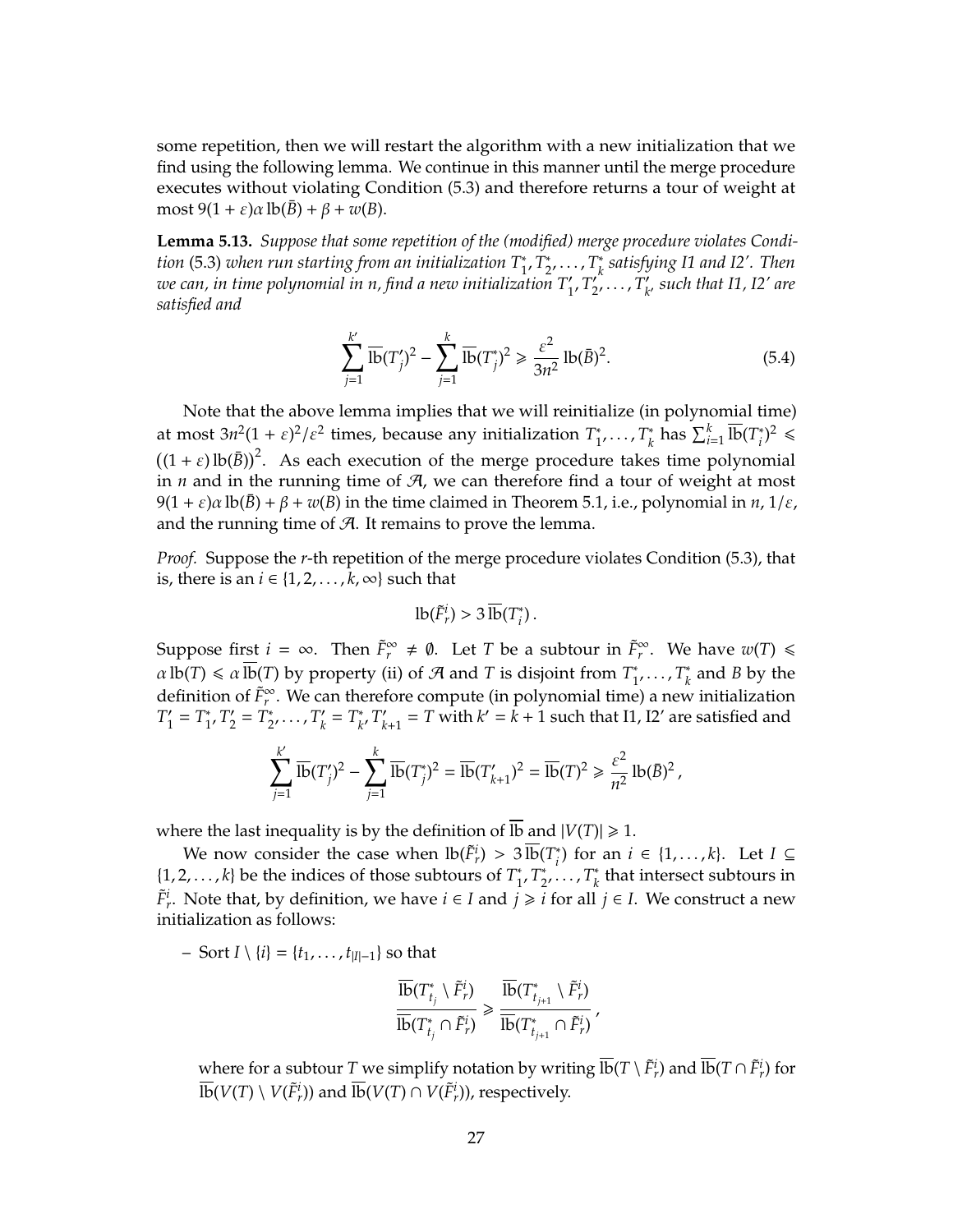some repetition, then we will restart the algorithm with a new initialization that we find using the following lemma. We continue in this manner until the merge procedure executes without violating Condition (5.3) and therefore returns a tour of weight at most $9(1+\varepsilon)\alpha\,\mathrm{lb}(\bar{B}) + \beta + w(B)$.

**Lemma 5.13.** *Suppose that some repetition of the (modified) merge procedure violates Condition* (5.3) *when run starting from an initialization $T_1^*, T_2^*, \ldots, T_k^*$ satisfying I1 and I2'. Then we can, in time polynomial in $n$, find a new initialization $T_1', T_2', \ldots, T_{k'}'$ such that I1, I2' are satisfied and*

$$\sum_{j=1}^{k'} \overline{\mathrm{lb}}(T_j')^2 - \sum_{j=1}^{k} \overline{\mathrm{lb}}(T_j^*)^2 \geqslant \frac{\varepsilon^2}{3n^2}\,\mathrm{lb}(\bar{B})^2. \tag{5.4}$$

Note that the above lemma implies that we will reinitialize (in polynomial time) at most $3n^2(1+\varepsilon)^2/\varepsilon^2$ times, because any initialization $T_1^*, \ldots, T_k^*$ has $\sum_{i=1}^k \overline{\mathrm{lb}}(T_i^*)^2 \leqslant \left((1+\varepsilon)\,\mathrm{lb}(\bar{B})\right)^2$. As each execution of the merge procedure takes time polynomial in $n$ and in the running time of $\mathcal{A}$, we can therefore find a tour of weight at most $9(1+\varepsilon)\alpha\,\mathrm{lb}(\bar{B}) + \beta + w(B)$ in the time claimed in Theorem 5.1, i.e., polynomial in $n$, $1/\varepsilon$, and the running time of $\mathcal{A}$. It remains to prove the lemma.

*Proof.* Suppose the $r$-th repetition of the merge procedure violates Condition (5.3), that is, there is an $i \in \{1, 2, \ldots, k, \infty\}$ such that

$$\mathrm{lb}(\tilde{F}_r^i) > 3\,\overline{\mathrm{lb}}(T_i^*)\,.$$

Suppose first $i = \infty$. Then $\tilde{F}_r^\infty \neq \emptyset$. Let $T$ be a subtour in $\tilde{F}_r^\infty$. We have $w(T) \leqslant \alpha\,\mathrm{lb}(T) \leqslant \alpha\,\overline{\mathrm{lb}}(T)$ by property (ii) of $\mathcal{A}$ and $T$ is disjoint from $T_1^*, \ldots, T_k^*$ and $B$ by the definition of $\tilde{F}_r^\infty$. We can therefore compute (in polynomial time) a new initialization $T_1' = T_1^*, T_2' = T_2^*, \ldots, T_k' = T_{k'}^*, T_{k+1}' = T$ with $k' = k+1$ such that I1, I2' are satisfied and

$$\sum_{j=1}^{k'} \overline{\mathrm{lb}}(T_j')^2 - \sum_{j=1}^{k} \overline{\mathrm{lb}}(T_j^*)^2 = \overline{\mathrm{lb}}(T_{k+1}')^2 = \overline{\mathrm{lb}}(T)^2 \geqslant \frac{\varepsilon^2}{n^2}\,\mathrm{lb}(\bar{B})^2\,,$$

where the last inequality is by the definition of $\overline{\mathrm{lb}}$ and $|V(T)| \geqslant 1$.

We now consider the case when $\mathrm{lb}(\tilde{F}_r^i) > 3\,\overline{\mathrm{lb}}(T_i^*)$ for an $i \in \{1, \ldots, k\}$. Let $I \subseteq \{1, 2, \ldots, k\}$ be the indices of those subtours of $T_1^*, T_2^*, \ldots, T_k^*$ that intersect subtours in $\tilde{F}_r^i$. Note that, by definition, we have $i \in I$ and $j \geqslant i$ for all $j \in I$. We construct a new initialization as follows:

– Sort $I \setminus \{i\} = \{t_1, \ldots, t_{|I|-1}\}$ so that

$$\frac{\overline{\mathrm{lb}}(T_{t_j}^* \setminus \tilde{F}_r^i)}{\overline{\mathrm{lb}}(T_{t_j}^* \cap \tilde{F}_r^i)} \geqslant \frac{\overline{\mathrm{lb}}(T_{t_{j+1}}^* \setminus \tilde{F}_r^i)}{\overline{\mathrm{lb}}(T_{t_{j+1}}^* \cap \tilde{F}_r^i)}\,,$$

where for a subtour $T$ we simplify notation by writing $\overline{\mathrm{lb}}(T \setminus \tilde{F}_r^i)$ and $\overline{\mathrm{lb}}(T \cap \tilde{F}_r^i)$ for $\overline{\mathrm{lb}}(V(T) \setminus V(\tilde{F}_r^i))$ and $\overline{\mathrm{lb}}(V(T) \cap V(\tilde{F}_r^i))$, respectively.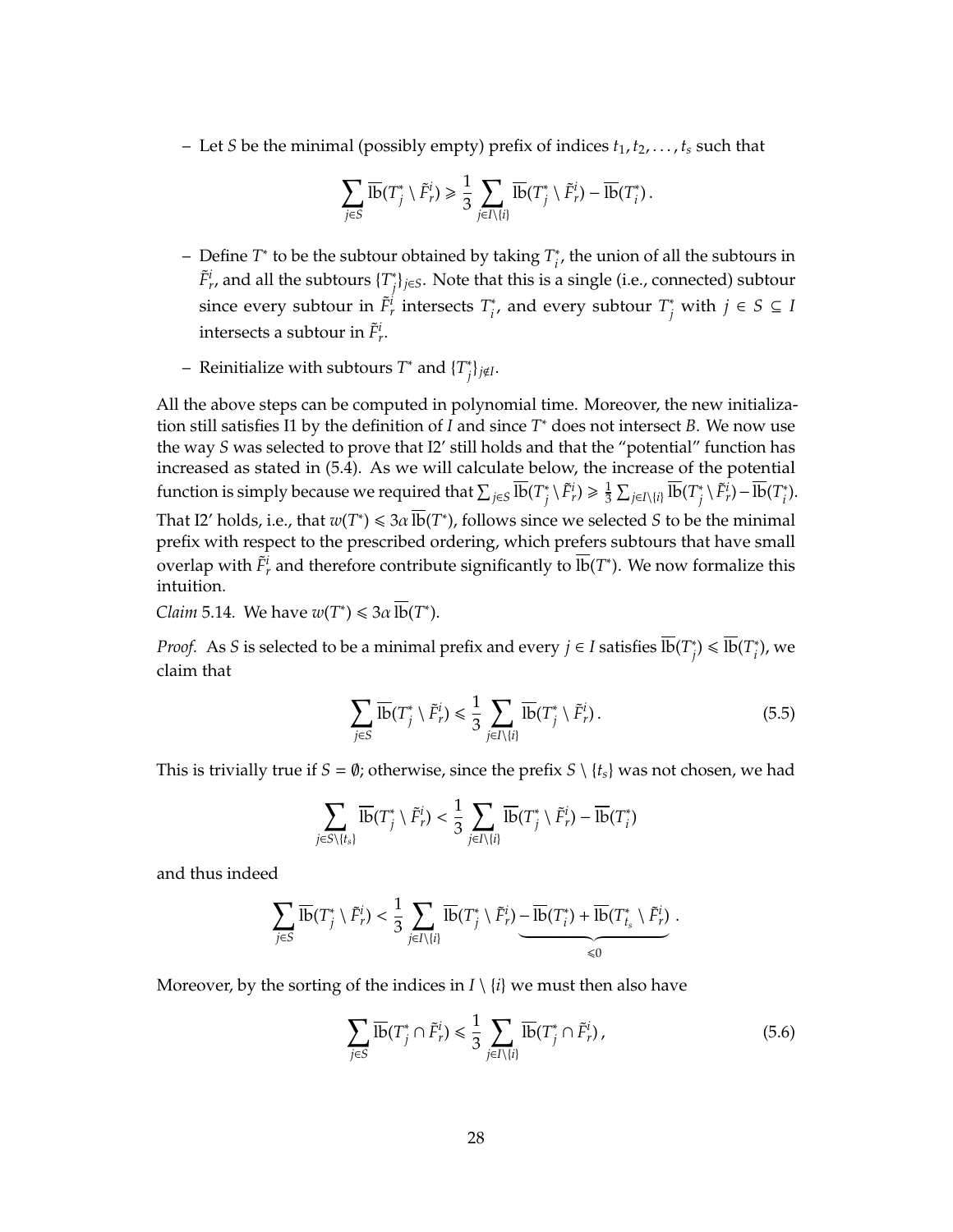– Let $S$ be the minimal (possibly empty) prefix of indices $t_1, t_2, \ldots, t_s$ such that

$$\sum_{j \in S} \overline{\mathrm{lb}}(T_j^* \setminus \tilde{F}_r^i) \geqslant \frac{1}{3} \sum_{j \in I \setminus \{i\}} \overline{\mathrm{lb}}(T_j^* \setminus \tilde{F}_r^i) - \overline{\mathrm{lb}}(T_i^*) .$$

– Define $T^*$ to be the subtour obtained by taking $T_i^*$, the union of all the subtours in $\tilde{F}_r^i$, and all the subtours $\{T_j^*\}_{j \in S}$. Note that this is a single (i.e., connected) subtour since every subtour in $\tilde{F}_r^i$ intersects $T_i^*$, and every subtour $T_j^*$ with $j \in S \subseteq I$ intersects a subtour in $\tilde{F}_r^i$.

– Reinitialize with subtours $T^*$ and $\{T_j^*\}_{j \notin I}$.

All the above steps can be computed in polynomial time. Moreover, the new initialization still satisfies I1 by the definition of $I$ and since $T^*$ does not intersect $B$. We now use the way $S$ was selected to prove that I2' still holds and that the "potential" function has increased as stated in (5.4). As we will calculate below, the increase of the potential function is simply because we required that $\sum_{j \in S} \overline{\mathrm{lb}}(T_j^* \setminus \tilde{F}_r^i) \geqslant \frac{1}{3} \sum_{j \in I \setminus \{i\}} \overline{\mathrm{lb}}(T_j^* \setminus \tilde{F}_r^i) - \overline{\mathrm{lb}}(T_i^*)$. That I2' holds, i.e., that $w(T^*) \leqslant 3\alpha\, \overline{\mathrm{lb}}(T^*)$, follows since we selected $S$ to be the minimal prefix with respect to the prescribed ordering, which prefers subtours that have small overlap with $\tilde{F}_r^i$ and therefore contribute significantly to $\overline{\mathrm{lb}}(T^*)$. We now formalize this intuition.

*Claim* 5.14. We have $w(T^*) \leqslant 3\alpha\, \overline{\mathrm{lb}}(T^*)$.

*Proof.* As $S$ is selected to be a minimal prefix and every $j \in I$ satisfies $\overline{\mathrm{lb}}(T_j^*) \leqslant \overline{\mathrm{lb}}(T_i^*)$, we claim that

$$\sum_{j \in S} \overline{\mathrm{lb}}(T_j^* \setminus \tilde{F}_r^i) \leqslant \frac{1}{3} \sum_{j \in I \setminus \{i\}} \overline{\mathrm{lb}}(T_j^* \setminus \tilde{F}_r^i) . \tag{5.5}$$

This is trivially true if $S = \emptyset$; otherwise, since the prefix $S \setminus \{t_s\}$ was not chosen, we had

$$\sum_{j \in S \setminus \{t_s\}} \overline{\mathrm{lb}}(T_j^* \setminus \tilde{F}_r^i) < \frac{1}{3} \sum_{j \in I \setminus \{i\}} \overline{\mathrm{lb}}(T_j^* \setminus \tilde{F}_r^i) - \overline{\mathrm{lb}}(T_i^*)$$

and thus indeed

$$\sum_{j \in S} \overline{\mathrm{lb}}(T_j^* \setminus \tilde{F}_r^i) < \frac{1}{3} \sum_{j \in I \setminus \{i\}} \overline{\mathrm{lb}}(T_j^* \setminus \tilde{F}_r^i) \underbrace{- \overline{\mathrm{lb}}(T_i^*) + \overline{\mathrm{lb}}(T_{t_s}^* \setminus \tilde{F}_r^i)}_{\leqslant 0} .$$

Moreover, by the sorting of the indices in $I \setminus \{i\}$ we must then also have

$$\sum_{j \in S} \overline{\mathrm{lb}}(T_j^* \cap \tilde{F}_r^i) \leqslant \frac{1}{3} \sum_{j \in I \setminus \{i\}} \overline{\mathrm{lb}}(T_j^* \cap \tilde{F}_r^i) , \tag{5.6}$$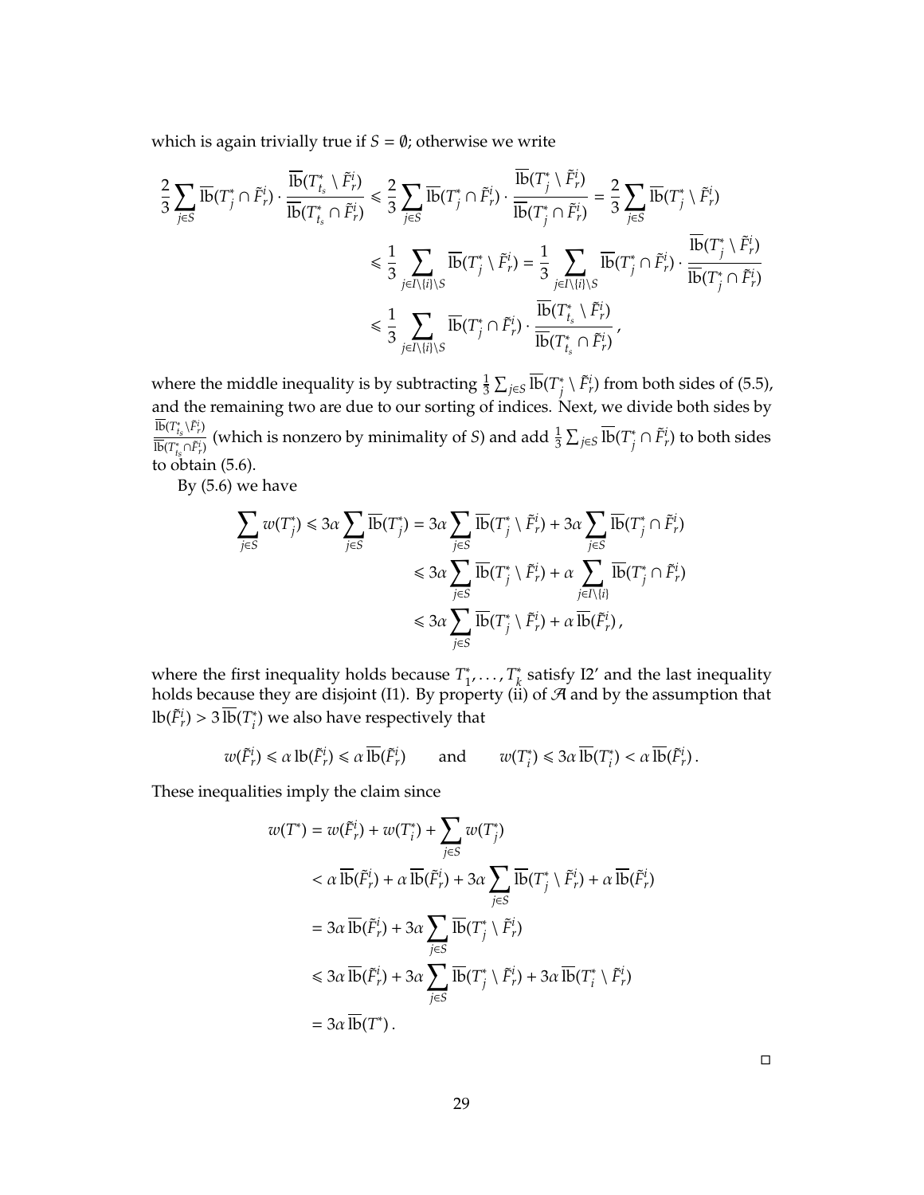which is again trivially true if $S = \emptyset$; otherwise we write

$$
\begin{aligned}
\frac{2}{3}\sum_{j\in S}\overline{\mathrm{lb}}(T_j^*\cap\tilde{F}_r^i)\cdot\frac{\overline{\mathrm{lb}}(T_{t_s}^*\setminus\tilde{F}_r^i)}{\overline{\mathrm{lb}}(T_{t_s}^*\cap\tilde{F}_r^i)} &\leqslant \frac{2}{3}\sum_{j\in S}\overline{\mathrm{lb}}(T_j^*\cap\tilde{F}_r^i)\cdot\frac{\overline{\mathrm{lb}}(T_j^*\setminus\tilde{F}_r^i)}{\overline{\mathrm{lb}}(T_j^*\cap\tilde{F}_r^i)} = \frac{2}{3}\sum_{j\in S}\overline{\mathrm{lb}}(T_j^*\setminus\tilde{F}_r^i)\\
&\leqslant \frac{1}{3}\sum_{j\in I\setminus\{i\}\setminus S}\overline{\mathrm{lb}}(T_j^*\setminus\tilde{F}_r^i) = \frac{1}{3}\sum_{j\in I\setminus\{i\}\setminus S}\overline{\mathrm{lb}}(T_j^*\cap\tilde{F}_r^i)\cdot\frac{\overline{\mathrm{lb}}(T_j^*\setminus\tilde{F}_r^i)}{\overline{\mathrm{lb}}(T_j^*\cap\tilde{F}_r^i)}\\
&\leqslant \frac{1}{3}\sum_{j\in I\setminus\{i\}\setminus S}\overline{\mathrm{lb}}(T_j^*\cap\tilde{F}_r^i)\cdot\frac{\overline{\mathrm{lb}}(T_{t_s}^*\setminus\tilde{F}_r^i)}{\overline{\mathrm{lb}}(T_{t_s}^*\cap\tilde{F}_r^i)},
\end{aligned}
$$

where the middle inequality is by subtracting $\frac{1}{3}\sum_{j\in S}\overline{\mathrm{lb}}(T_j^*\setminus\tilde{F}_r^i)$ from both sides of (5.5), and the remaining two are due to our sorting of indices. Next, we divide both sides by $\frac{\overline{\mathrm{lb}}(T_{t_s}^*\setminus\tilde{F}_r^i)}{\overline{\mathrm{lb}}(T_{t_s}^*\cap\tilde{F}_r^i)}$ (which is nonzero by minimality of $S$) and add $\frac{1}{3}\sum_{j\in S}\overline{\mathrm{lb}}(T_j^*\cap\tilde{F}_r^i)$ to both sides to obtain (5.6).

By (5.6) we have

$$
\begin{aligned}
\sum_{j\in S}w(T_j^*) \leqslant 3\alpha\sum_{j\in S}\overline{\mathrm{lb}}(T_j^*) &= 3\alpha\sum_{j\in S}\overline{\mathrm{lb}}(T_j^*\setminus\tilde{F}_r^i) + 3\alpha\sum_{j\in S}\overline{\mathrm{lb}}(T_j^*\cap\tilde{F}_r^i)\\
&\leqslant 3\alpha\sum_{j\in S}\overline{\mathrm{lb}}(T_j^*\setminus\tilde{F}_r^i) + \alpha\sum_{j\in I\setminus\{i\}}\overline{\mathrm{lb}}(T_j^*\cap\tilde{F}_r^i)\\
&\leqslant 3\alpha\sum_{j\in S}\overline{\mathrm{lb}}(T_j^*\setminus\tilde{F}_r^i) + \alpha\,\overline{\mathrm{lb}}(\tilde{F}_r^i),
\end{aligned}
$$

where the first inequality holds because $T_1^*,\dots,T_k^*$ satisfy I2′ and the last inequality holds because they are disjoint (I1). By property (ii) of $\mathcal{A}$ and by the assumption that $\mathrm{lb}(\tilde{F}_r^i) > 3\,\overline{\mathrm{lb}}(T_i^*)$ we also have respectively that

$$
w(\tilde{F}_r^i) \leqslant \alpha\,\mathrm{lb}(\tilde{F}_r^i) \leqslant \alpha\,\overline{\mathrm{lb}}(\tilde{F}_r^i) \qquad \text{and} \qquad w(T_i^*) \leqslant 3\alpha\,\overline{\mathrm{lb}}(T_i^*) < \alpha\,\overline{\mathrm{lb}}(\tilde{F}_r^i).
$$

These inequalities imply the claim since

$$
\begin{aligned}
w(T^*) &= w(\tilde{F}_r^i) + w(T_i^*) + \sum_{j\in S}w(T_j^*)\\
&< \alpha\,\overline{\mathrm{lb}}(\tilde{F}_r^i) + \alpha\,\overline{\mathrm{lb}}(\tilde{F}_r^i) + 3\alpha\sum_{j\in S}\overline{\mathrm{lb}}(T_j^*\setminus\tilde{F}_r^i) + \alpha\,\overline{\mathrm{lb}}(\tilde{F}_r^i)\\
&= 3\alpha\,\overline{\mathrm{lb}}(\tilde{F}_r^i) + 3\alpha\sum_{j\in S}\overline{\mathrm{lb}}(T_j^*\setminus\tilde{F}_r^i)\\
&\leqslant 3\alpha\,\overline{\mathrm{lb}}(\tilde{F}_r^i) + 3\alpha\sum_{j\in S}\overline{\mathrm{lb}}(T_j^*\setminus\tilde{F}_r^i) + 3\alpha\,\overline{\mathrm{lb}}(T_i^*\setminus\tilde{F}_r^i)\\
&= 3\alpha\,\overline{\mathrm{lb}}(T^*).
\end{aligned}
$$

□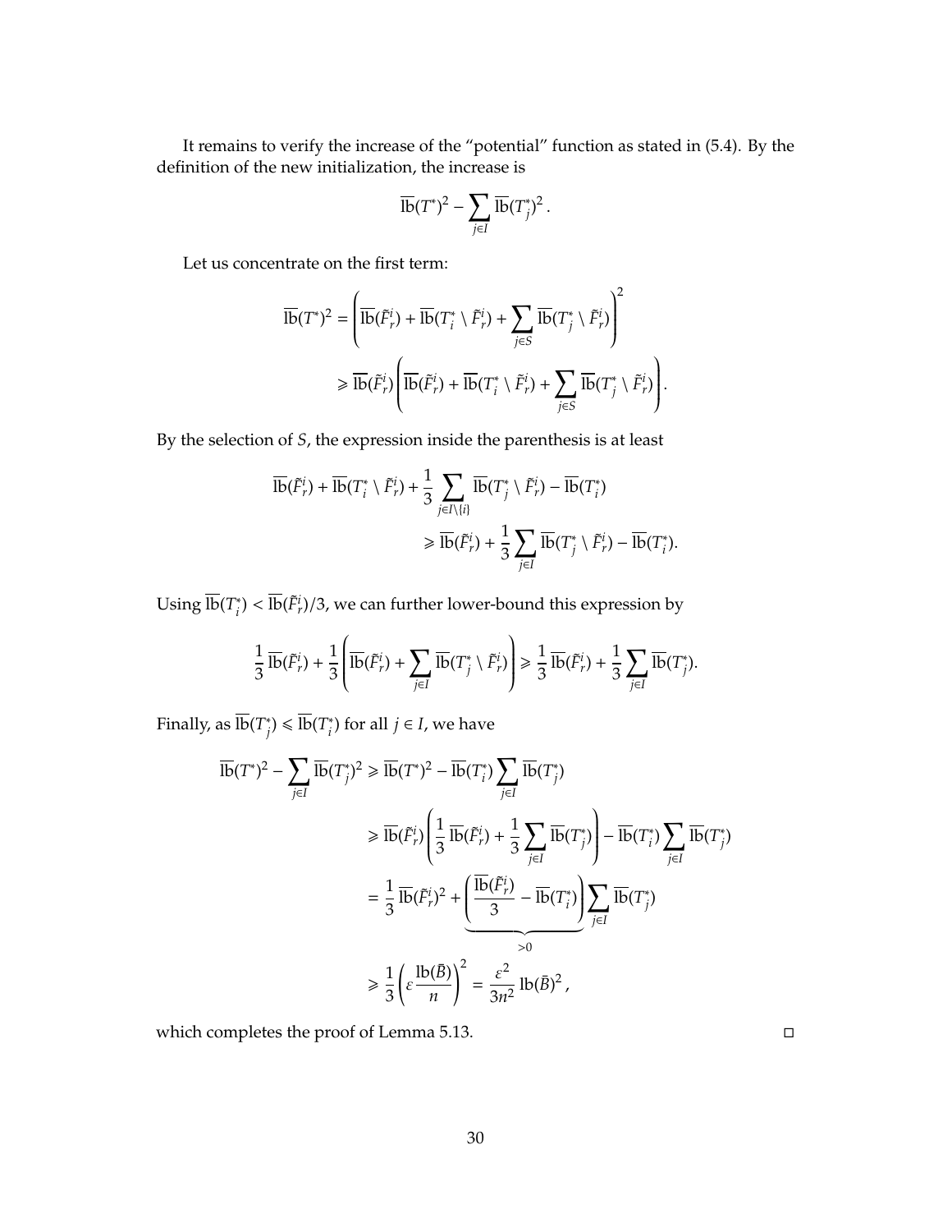It remains to verify the increase of the "potential" function as stated in (5.4). By the definition of the new initialization, the increase is

$$\overline{\mathrm{lb}}(T^*)^2 - \sum_{j \in I} \overline{\mathrm{lb}}(T_j^*)^2 \,.$$

Let us concentrate on the first term:

$$\begin{aligned}
\overline{\mathrm{lb}}(T^*)^2 &= \left( \overline{\mathrm{lb}}(\tilde{F}_r^i) + \overline{\mathrm{lb}}(T_i^* \setminus \tilde{F}_r^i) + \sum_{j \in S} \overline{\mathrm{lb}}(T_j^* \setminus \tilde{F}_r^i) \right)^2 \\
&\geqslant \overline{\mathrm{lb}}(\tilde{F}_r^i) \left( \overline{\mathrm{lb}}(\tilde{F}_r^i) + \overline{\mathrm{lb}}(T_i^* \setminus \tilde{F}_r^i) + \sum_{j \in S} \overline{\mathrm{lb}}(T_j^* \setminus \tilde{F}_r^i) \right).
\end{aligned}$$

By the selection of $S$, the expression inside the parenthesis is at least

$$\begin{aligned}
\overline{\mathrm{lb}}(\tilde{F}_r^i) + \overline{\mathrm{lb}}(T_i^* \setminus \tilde{F}_r^i) &+ \frac{1}{3} \sum_{j \in I \setminus \{i\}} \overline{\mathrm{lb}}(T_j^* \setminus \tilde{F}_r^i) - \overline{\mathrm{lb}}(T_i^*) \\
&\geqslant \overline{\mathrm{lb}}(\tilde{F}_r^i) + \frac{1}{3} \sum_{j \in I} \overline{\mathrm{lb}}(T_j^* \setminus \tilde{F}_r^i) - \overline{\mathrm{lb}}(T_i^*).
\end{aligned}$$

Using $\overline{\mathrm{lb}}(T_i^*) < \overline{\mathrm{lb}}(\tilde{F}_r^i)/3$, we can further lower-bound this expression by

$$\frac{1}{3} \overline{\mathrm{lb}}(\tilde{F}_r^i) + \frac{1}{3} \left( \overline{\mathrm{lb}}(\tilde{F}_r^i) + \sum_{j \in I} \overline{\mathrm{lb}}(T_j^* \setminus \tilde{F}_r^i) \right) \geqslant \frac{1}{3} \overline{\mathrm{lb}}(\tilde{F}_r^i) + \frac{1}{3} \sum_{j \in I} \overline{\mathrm{lb}}(T_j^*).$$

Finally, as $\overline{\mathrm{lb}}(T_j^*) \leqslant \overline{\mathrm{lb}}(T_i^*)$ for all $j \in I$, we have

$$\begin{aligned}
\overline{\mathrm{lb}}(T^*)^2 - \sum_{j \in I} \overline{\mathrm{lb}}(T_j^*)^2 &\geqslant \overline{\mathrm{lb}}(T^*)^2 - \overline{\mathrm{lb}}(T_i^*) \sum_{j \in I} \overline{\mathrm{lb}}(T_j^*) \\
&\geqslant \overline{\mathrm{lb}}(\tilde{F}_r^i) \left( \frac{1}{3} \overline{\mathrm{lb}}(\tilde{F}_r^i) + \frac{1}{3} \sum_{j \in I} \overline{\mathrm{lb}}(T_j^*) \right) - \overline{\mathrm{lb}}(T_i^*) \sum_{j \in I} \overline{\mathrm{lb}}(T_j^*) \\
&= \frac{1}{3} \overline{\mathrm{lb}}(\tilde{F}_r^i)^2 + \underbrace{\left( \frac{\overline{\mathrm{lb}}(\tilde{F}_r^i)}{3} - \overline{\mathrm{lb}}(T_i^*) \right)}_{>0} \sum_{j \in I} \overline{\mathrm{lb}}(T_j^*) \\
&\geqslant \frac{1}{3} \left( \varepsilon \frac{\mathrm{lb}(\bar{B})}{n} \right)^2 = \frac{\varepsilon^2}{3n^2} \mathrm{lb}(\bar{B})^2 \,,
\end{aligned}$$

which completes the proof of Lemma 5.13. □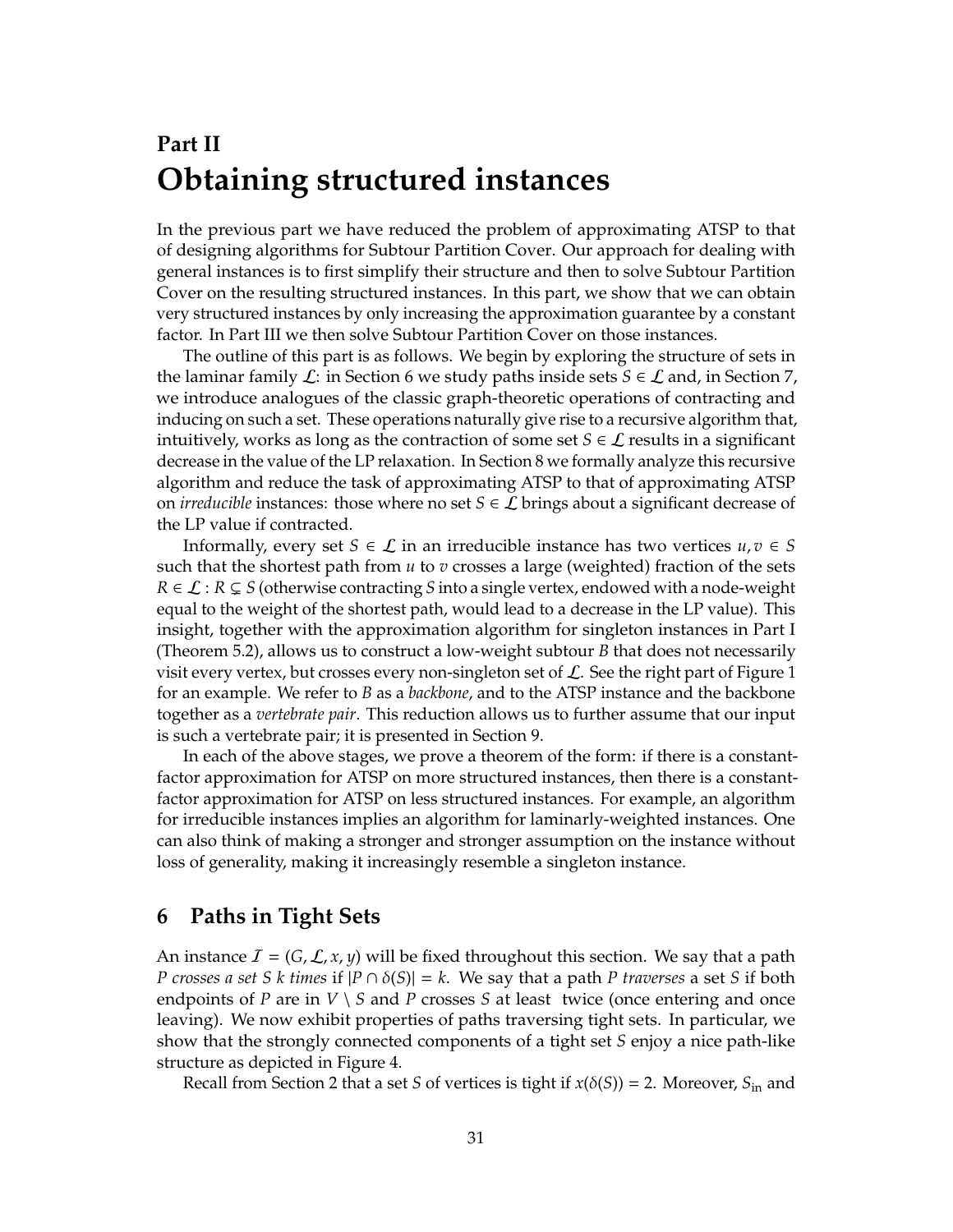# Part II
# Obtaining structured instances

In the previous part we have reduced the problem of approximating ATSP to that of designing algorithms for Subtour Partition Cover. Our approach for dealing with general instances is to first simplify their structure and then to solve Subtour Partition Cover on the resulting structured instances. In this part, we show that we can obtain very structured instances by only increasing the approximation guarantee by a constant factor. In Part III we then solve Subtour Partition Cover on those instances.

The outline of this part is as follows. We begin by exploring the structure of sets in the laminar family $\mathcal{L}$: in Section 6 we study paths inside sets $S \in \mathcal{L}$ and, in Section 7, we introduce analogues of the classic graph-theoretic operations of contracting and inducing on such a set. These operations naturally give rise to a recursive algorithm that, intuitively, works as long as the contraction of some set $S \in \mathcal{L}$ results in a significant decrease in the value of the LP relaxation. In Section 8 we formally analyze this recursive algorithm and reduce the task of approximating ATSP to that of approximating ATSP on *irreducible* instances: those where no set $S \in \mathcal{L}$ brings about a significant decrease of the LP value if contracted.

Informally, every set $S \in \mathcal{L}$ in an irreducible instance has two vertices $u, v \in S$ such that the shortest path from $u$ to $v$ crosses a large (weighted) fraction of the sets $R \in \mathcal{L} : R \subsetneq S$ (otherwise contracting $S$ into a single vertex, endowed with a node-weight equal to the weight of the shortest path, would lead to a decrease in the LP value). This insight, together with the approximation algorithm for singleton instances in Part I (Theorem 5.2), allows us to construct a low-weight subtour $B$ that does not necessarily visit every vertex, but crosses every non-singleton set of $\mathcal{L}$. See the right part of Figure 1 for an example. We refer to $B$ as a *backbone*, and to the ATSP instance and the backbone together as a *vertebrate pair*. This reduction allows us to further assume that our input is such a vertebrate pair; it is presented in Section 9.

In each of the above stages, we prove a theorem of the form: if there is a constant-factor approximation for ATSP on more structured instances, then there is a constant-factor approximation for ATSP on less structured instances. For example, an algorithm for irreducible instances implies an algorithm for laminarly-weighted instances. One can also think of making a stronger and stronger assumption on the instance without loss of generality, making it increasingly resemble a singleton instance.

## 6 Paths in Tight Sets

An instance $\mathcal{I} = (G, \mathcal{L}, x, y)$ will be fixed throughout this section. We say that a path $P$ *crosses a set $S$ $k$ times* if $|P \cap \delta(S)| = k$. We say that a path $P$ *traverses* a set $S$ if both endpoints of $P$ are in $V \setminus S$ and $P$ crosses $S$ at least twice (once entering and once leaving). We now exhibit properties of paths traversing tight sets. In particular, we show that the strongly connected components of a tight set $S$ enjoy a nice path-like structure as depicted in Figure 4.

Recall from Section 2 that a set $S$ of vertices is tight if $x(\delta(S)) = 2$. Moreover, $S_{\text{in}}$ and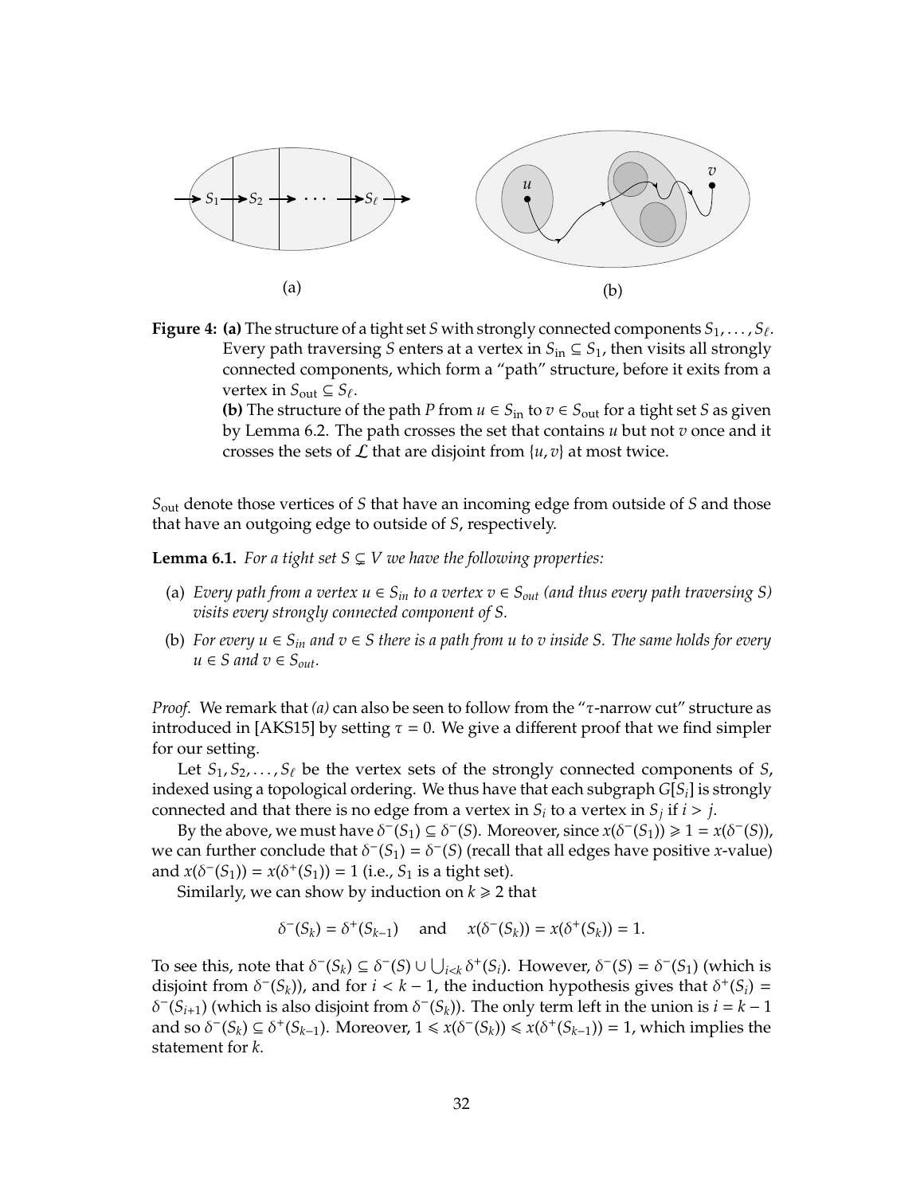(a)

(b)

**Figure 4: (a)** The structure of a tight set $S$ with strongly connected components $S_1, \ldots, S_\ell$. Every path traversing $S$ enters at a vertex in $S_{\text{in}} \subseteq S_1$, then visits all strongly connected components, which form a "path" structure, before it exits from a vertex in $S_{\text{out}} \subseteq S_\ell$.
**(b)** The structure of the path $P$ from $u \in S_{\text{in}}$ to $v \in S_{\text{out}}$ for a tight set $S$ as given by Lemma 6.2. The path crosses the set that contains $u$ but not $v$ once and it crosses the sets of $\mathcal{L}$ that are disjoint from $\{u, v\}$ at most twice.

$S_{\text{out}}$ denote those vertices of $S$ that have an incoming edge from outside of $S$ and those that have an outgoing edge to outside of $S$, respectively.

**Lemma 6.1.** *For a tight set $S \subsetneq V$ we have the following properties:*

(a) *Every path from a vertex $u \in S_{in}$ to a vertex $v \in S_{out}$ (and thus every path traversing $S$) visits every strongly connected component of $S$.*

(b) *For every $u \in S_{in}$ and $v \in S$ there is a path from $u$ to $v$ inside $S$. The same holds for every $u \in S$ and $v \in S_{out}$.*

*Proof.* We remark that *(a)* can also be seen to follow from the "$\tau$-narrow cut" structure as introduced in [AKS15] by setting $\tau = 0$. We give a different proof that we find simpler for our setting.

Let $S_1, S_2, \ldots, S_\ell$ be the vertex sets of the strongly connected components of $S$, indexed using a topological ordering. We thus have that each subgraph $G[S_i]$ is strongly connected and that there is no edge from a vertex in $S_i$ to a vertex in $S_j$ if $i > j$.

By the above, we must have $\delta^-(S_1) \subseteq \delta^-(S)$. Moreover, since $x(\delta^-(S_1)) \geqslant 1 = x(\delta^-(S))$, we can further conclude that $\delta^-(S_1) = \delta^-(S)$ (recall that all edges have positive $x$-value) and $x(\delta^-(S_1)) = x(\delta^+(S_1)) = 1$ (i.e., $S_1$ is a tight set).

Similarly, we can show by induction on $k \geqslant 2$ that

$$\delta^-(S_k) = \delta^+(S_{k-1}) \quad \text{and} \quad x(\delta^-(S_k)) = x(\delta^+(S_k)) = 1.$$

To see this, note that $\delta^-(S_k) \subseteq \delta^-(S) \cup \bigcup_{i<k} \delta^+(S_i)$. However, $\delta^-(S) = \delta^-(S_1)$ (which is disjoint from $\delta^-(S_k)$), and for $i < k-1$, the induction hypothesis gives that $\delta^+(S_i) = \delta^-(S_{i+1})$ (which is also disjoint from $\delta^-(S_k)$). The only term left in the union is $i = k-1$ and so $\delta^-(S_k) \subseteq \delta^+(S_{k-1})$. Moreover, $1 \leqslant x(\delta^-(S_k)) \leqslant x(\delta^+(S_{k-1})) = 1$, which implies the statement for $k$.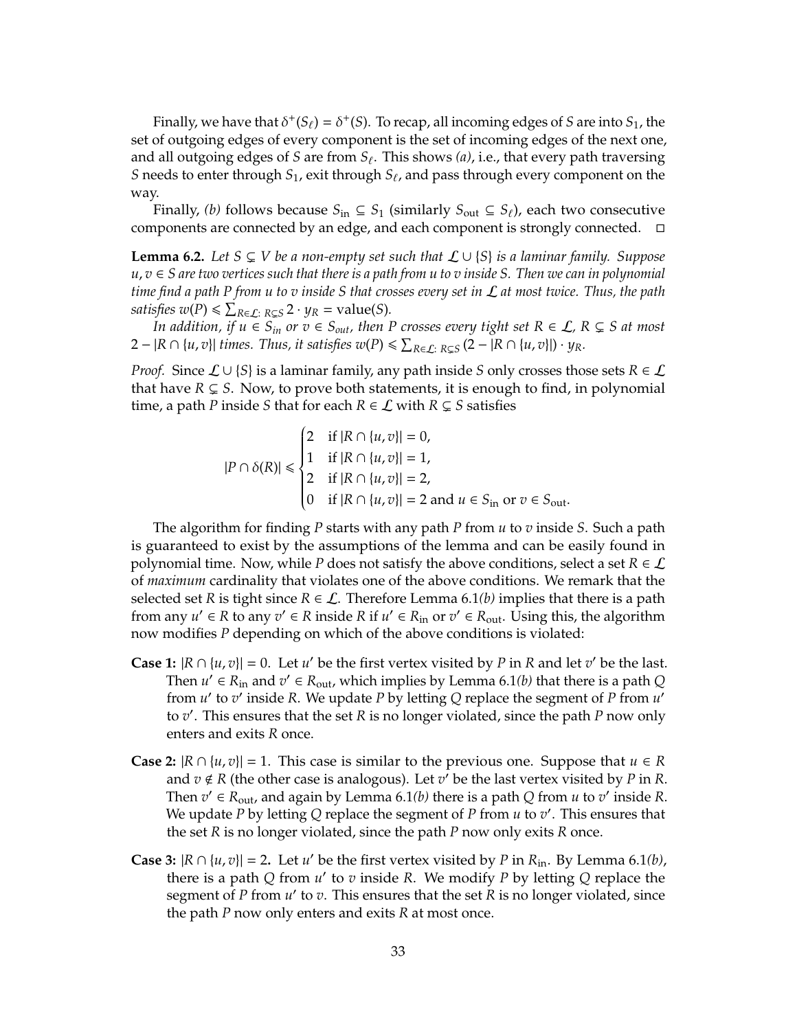Finally, we have that $\delta^+(S_\ell) = \delta^+(S)$. To recap, all incoming edges of $S$ are into $S_1$, the set of outgoing edges of every component is the set of incoming edges of the next one, and all outgoing edges of $S$ are from $S_\ell$. This shows *(a)*, i.e., that every path traversing $S$ needs to enter through $S_1$, exit through $S_\ell$, and pass through every component on the way.

Finally, *(b)* follows because $S_{\text{in}} \subseteq S_1$ (similarly $S_{\text{out}} \subseteq S_\ell$), each two consecutive components are connected by an edge, and each component is strongly connected. □

**Lemma 6.2.** *Let $S \subsetneq V$ be a non-empty set such that $\mathcal{L} \cup \{S\}$ is a laminar family. Suppose $u, v \in S$ are two vertices such that there is a path from $u$ to $v$ inside $S$. Then we can in polynomial time find a path $P$ from $u$ to $v$ inside $S$ that crosses every set in $\mathcal{L}$ at most twice. Thus, the path satisfies $w(P) \leqslant \sum_{R \in \mathcal{L}:\, R \subsetneq S} 2 \cdot y_R = \text{value}(S)$.*

*In addition, if $u \in S_{in}$ or $v \in S_{out}$, then $P$ crosses every tight set $R \in \mathcal{L}$, $R \subsetneq S$ at most $2 - |R \cap \{u, v\}|$ times. Thus, it satisfies $w(P) \leqslant \sum_{R \in \mathcal{L}:\, R \subsetneq S} (2 - |R \cap \{u, v\}|) \cdot y_R$.*

*Proof.* Since $\mathcal{L} \cup \{S\}$ is a laminar family, any path inside $S$ only crosses those sets $R \in \mathcal{L}$ that have $R \subsetneq S$. Now, to prove both statements, it is enough to find, in polynomial time, a path $P$ inside $S$ that for each $R \in \mathcal{L}$ with $R \subsetneq S$ satisfies

$$|P \cap \delta(R)| \leqslant \begin{cases} 2 & \text{if } |R \cap \{u, v\}| = 0, \\ 1 & \text{if } |R \cap \{u, v\}| = 1, \\ 2 & \text{if } |R \cap \{u, v\}| = 2, \\ 0 & \text{if } |R \cap \{u, v\}| = 2 \text{ and } u \in S_{\text{in}} \text{ or } v \in S_{\text{out}}. \end{cases}$$

The algorithm for finding $P$ starts with any path $P$ from $u$ to $v$ inside $S$. Such a path is guaranteed to exist by the assumptions of the lemma and can be easily found in polynomial time. Now, while $P$ does not satisfy the above conditions, select a set $R \in \mathcal{L}$ of *maximum* cardinality that violates one of the above conditions. We remark that the selected set $R$ is tight since $R \in \mathcal{L}$. Therefore Lemma 6.1*(b)* implies that there is a path from any $u' \in R$ to any $v' \in R$ inside $R$ if $u' \in R_{\text{in}}$ or $v' \in R_{\text{out}}$. Using this, the algorithm now modifies $P$ depending on which of the above conditions is violated:

**Case 1:** $|R \cap \{u, v\}| = 0$. Let $u'$ be the first vertex visited by $P$ in $R$ and let $v'$ be the last. Then $u' \in R_{\text{in}}$ and $v' \in R_{\text{out}}$, which implies by Lemma 6.1*(b)* that there is a path $Q$ from $u'$ to $v'$ inside $R$. We update $P$ by letting $Q$ replace the segment of $P$ from $u'$ to $v'$. This ensures that the set $R$ is no longer violated, since the path $P$ now only enters and exits $R$ once.

**Case 2:** $|R \cap \{u, v\}| = 1$. This case is similar to the previous one. Suppose that $u \in R$ and $v \notin R$ (the other case is analogous). Let $v'$ be the last vertex visited by $P$ in $R$. Then $v' \in R_{\text{out}}$, and again by Lemma 6.1*(b)* there is a path $Q$ from $u$ to $v'$ inside $R$. We update $P$ by letting $Q$ replace the segment of $P$ from $u$ to $v'$. This ensures that the set $R$ is no longer violated, since the path $P$ now only exits $R$ once.

**Case 3:** $|R \cap \{u, v\}| = 2$. Let $u'$ be the first vertex visited by $P$ in $R_{\text{in}}$. By Lemma 6.1*(b)*, there is a path $Q$ from $u'$ to $v$ inside $R$. We modify $P$ by letting $Q$ replace the segment of $P$ from $u'$ to $v$. This ensures that the set $R$ is no longer violated, since the path $P$ now only enters and exits $R$ at most once.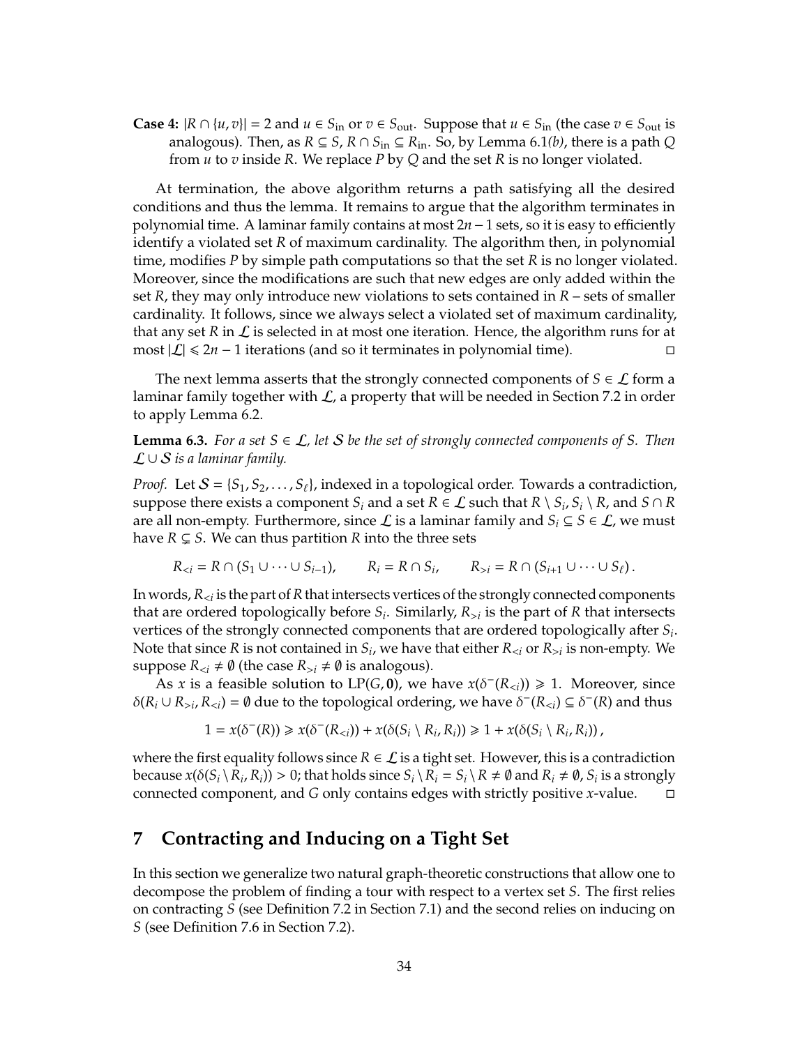**Case 4:** $|R \cap \{u, v\}| = 2$ and $u \in S_{\text{in}}$ or $v \in S_{\text{out}}$. Suppose that $u \in S_{\text{in}}$ (the case $v \in S_{\text{out}}$ is analogous). Then, as $R \subseteq S$, $R \cap S_{\text{in}} \subseteq R_{\text{in}}$. So, by Lemma 6.1*(b)*, there is a path $Q$ from $u$ to $v$ inside $R$. We replace $P$ by $Q$ and the set $R$ is no longer violated.

At termination, the above algorithm returns a path satisfying all the desired conditions and thus the lemma. It remains to argue that the algorithm terminates in polynomial time. A laminar family contains at most $2n-1$ sets, so it is easy to efficiently identify a violated set $R$ of maximum cardinality. The algorithm then, in polynomial time, modifies $P$ by simple path computations so that the set $R$ is no longer violated. Moreover, since the modifications are such that new edges are only added within the set $R$, they may only introduce new violations to sets contained in $R$ – sets of smaller cardinality. It follows, since we always select a violated set of maximum cardinality, that any set $R$ in $\mathcal{L}$ is selected in at most one iteration. Hence, the algorithm runs for at most $|\mathcal{L}| \leqslant 2n-1$ iterations (and so it terminates in polynomial time). □

The next lemma asserts that the strongly connected components of $S \in \mathcal{L}$ form a laminar family together with $\mathcal{L}$, a property that will be needed in Section 7.2 in order to apply Lemma 6.2.

**Lemma 6.3.** *For a set $S \in \mathcal{L}$, let $\mathcal{S}$ be the set of strongly connected components of $S$. Then $\mathcal{L} \cup \mathcal{S}$ is a laminar family.*

*Proof.* Let $\mathcal{S} = \{S_1, S_2, \ldots, S_\ell\}$, indexed in a topological order. Towards a contradiction, suppose there exists a component $S_i$ and a set $R \in \mathcal{L}$ such that $R \setminus S_i$, $S_i \setminus R$, and $S \cap R$ are all non-empty. Furthermore, since $\mathcal{L}$ is a laminar family and $S_i \subseteq S \in \mathcal{L}$, we must have $R \subsetneq S$. We can thus partition $R$ into the three sets

$$R_{<i} = R \cap (S_1 \cup \cdots \cup S_{i-1}), \qquad R_i = R \cap S_i, \qquad R_{>i} = R \cap (S_{i+1} \cup \cdots \cup S_\ell).$$

In words, $R_{<i}$ is the part of $R$ that intersects vertices of the strongly connected components that are ordered topologically before $S_i$. Similarly, $R_{>i}$ is the part of $R$ that intersects vertices of the strongly connected components that are ordered topologically after $S_i$. Note that since $R$ is not contained in $S_i$, we have that either $R_{<i}$ or $R_{>i}$ is non-empty. We suppose $R_{<i} \neq \emptyset$ (the case $R_{>i} \neq \emptyset$ is analogous).

As $x$ is a feasible solution to LP$(G, \mathbf{0})$, we have $x(\delta^-(R_{<i})) \geqslant 1$. Moreover, since $\delta(R_i \cup R_{>i}, R_{<i}) = \emptyset$ due to the topological ordering, we have $\delta^-(R_{<i}) \subseteq \delta^-(R)$ and thus

$$1 = x(\delta^-(R)) \geqslant x(\delta^-(R_{<i})) + x(\delta(S_i \setminus R_i, R_i)) \geqslant 1 + x(\delta(S_i \setminus R_i, R_i)),$$

where the first equality follows since $R \in \mathcal{L}$ is a tight set. However, this is a contradiction because $x(\delta(S_i \setminus R_i, R_i)) > 0$; that holds since $S_i \setminus R_i = S_i \setminus R \neq \emptyset$ and $R_i \neq \emptyset$, $S_i$ is a strongly connected component, and $G$ only contains edges with strictly positive $x$-value. □

# 7 Contracting and Inducing on a Tight Set

In this section we generalize two natural graph-theoretic constructions that allow one to decompose the problem of finding a tour with respect to a vertex set $S$. The first relies on contracting $S$ (see Definition 7.2 in Section 7.1) and the second relies on inducing on $S$ (see Definition 7.6 in Section 7.2).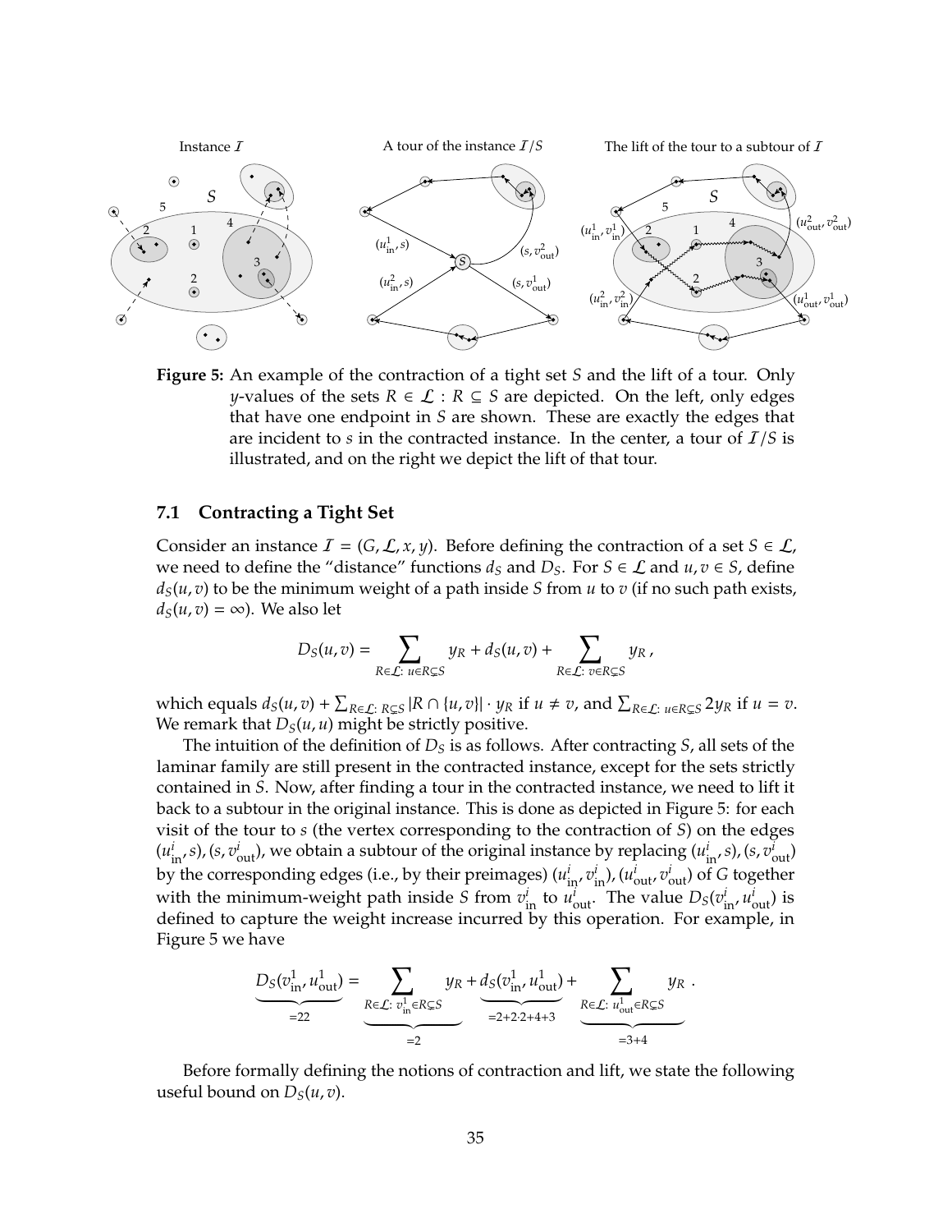**Figure 5:** An example of the contraction of a tight set $S$ and the lift of a tour. Only $y$-values of the sets $R \in \mathcal{L} : R \subseteq S$ are depicted. On the left, only edges that have one endpoint in $S$ are shown. These are exactly the edges that are incident to $s$ in the contracted instance. In the center, a tour of $\mathcal{I}/S$ is illustrated, and on the right we depict the lift of that tour.

### 7.1 Contracting a Tight Set

Consider an instance $\mathcal{I} = (G, \mathcal{L}, x, y)$. Before defining the contraction of a set $S \in \mathcal{L}$, we need to define the "distance" functions $d_S$ and $D_S$. For $S \in \mathcal{L}$ and $u, v \in S$, define $d_S(u, v)$ to be the minimum weight of a path inside $S$ from $u$ to $v$ (if no such path exists, $d_S(u, v) = \infty$). We also let

$$D_S(u, v) = \sum_{R \in \mathcal{L}:\ u \in R \subsetneq S} y_R + d_S(u, v) + \sum_{R \in \mathcal{L}:\ v \in R \subsetneq S} y_R\,,$$

which equals $d_S(u, v) + \sum_{R \in \mathcal{L}:\ R \subsetneq S} |R \cap \{u, v\}| \cdot y_R$ if $u \neq v$, and $\sum_{R \in \mathcal{L}:\ u \in R \subsetneq S} 2y_R$ if $u = v$. We remark that $D_S(u, u)$ might be strictly positive.

The intuition of the definition of $D_S$ is as follows. After contracting $S$, all sets of the laminar family are still present in the contracted instance, except for the sets strictly contained in $S$. Now, after finding a tour in the contracted instance, we need to lift it back to a subtour in the original instance. This is done as depicted in Figure 5: for each visit of the tour to $s$ (the vertex corresponding to the contraction of $S$) on the edges $(u^i_{\text{in}}, s), (s, v^i_{\text{out}})$, we obtain a subtour of the original instance by replacing $(u^i_{\text{in}}, s), (s, v^i_{\text{out}})$ by the corresponding edges (i.e., by their preimages) $(u^i_{\text{in}}, v^i_{\text{in}}), (u^i_{\text{out}}, v^i_{\text{out}})$ of $G$ together with the minimum-weight path inside $S$ from $v^i_{\text{in}}$ to $u^i_{\text{out}}$. The value $D_S(v^i_{\text{in}}, u^i_{\text{out}})$ is defined to capture the weight increase incurred by this operation. For example, in Figure 5 we have

$$\underbrace{D_S(v^1_{\text{in}}, u^1_{\text{out}})}_{=22} = \underbrace{\sum_{R \in \mathcal{L}:\ v^1_{\text{in}} \in R \subsetneq S} y_R}_{=2} + \underbrace{d_S(v^1_{\text{in}}, u^1_{\text{out}})}_{=2+2\cdot 2+4+3} + \underbrace{\sum_{R \in \mathcal{L}:\ u^1_{\text{out}} \in R \subsetneq S} y_R}_{=3+4}\,.$$

Before formally defining the notions of contraction and lift, we state the following useful bound on $D_S(u, v)$.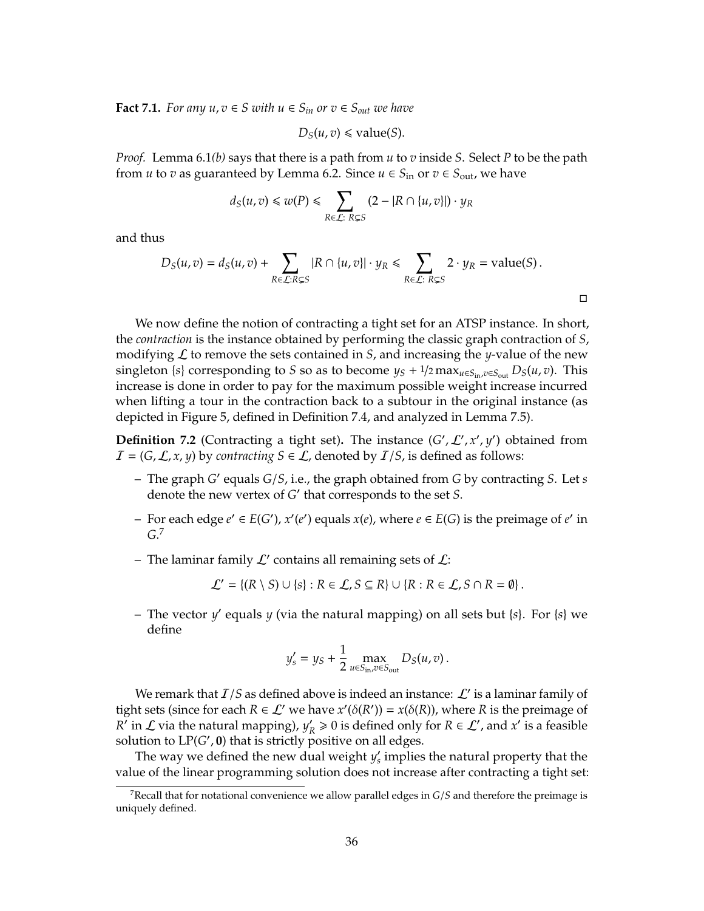**Fact 7.1.** *For any $u, v \in S$ with $u \in S_{in}$ or $v \in S_{out}$ we have*

$$D_S(u,v) \leqslant \text{value}(S).$$

*Proof.* Lemma 6.1*(b)* says that there is a path from $u$ to $v$ inside $S$. Select $P$ to be the path from $u$ to $v$ as guaranteed by Lemma 6.2. Since $u \in S_{\text{in}}$ or $v \in S_{\text{out}}$, we have

$$d_S(u,v) \leqslant w(P) \leqslant \sum_{R \in \mathcal{L}:\, R \subsetneq S} (2 - |R \cap \{u,v\}|) \cdot y_R$$

and thus

$$D_S(u,v) = d_S(u,v) + \sum_{R \in \mathcal{L}: R \subsetneq S} |R \cap \{u,v\}| \cdot y_R \leqslant \sum_{R \in \mathcal{L}:\, R \subsetneq S} 2 \cdot y_R = \text{value}(S)\,.$$

□

We now define the notion of contracting a tight set for an ATSP instance. In short, the *contraction* is the instance obtained by performing the classic graph contraction of $S$, modifying $\mathcal{L}$ to remove the sets contained in $S$, and increasing the $y$-value of the new singleton $\{s\}$ corresponding to $S$ so as to become $y_S + 1/2 \max_{u \in S_{\text{in}}, v \in S_{\text{out}}} D_S(u,v)$. This increase is done in order to pay for the maximum possible weight increase incurred when lifting a tour in the contraction back to a subtour in the original instance (as depicted in Figure 5, defined in Definition 7.4, and analyzed in Lemma 7.5).

**Definition 7.2** (Contracting a tight set)**.** The instance $(G', \mathcal{L}', x', y')$ obtained from $\mathcal{I} = (G, \mathcal{L}, x, y)$ by *contracting* $S \in \mathcal{L}$, denoted by $\mathcal{I}/S$, is defined as follows:

- The graph $G'$ equals $G/S$, i.e., the graph obtained from $G$ by contracting $S$. Let $s$ denote the new vertex of $G'$ that corresponds to the set $S$.
- For each edge $e' \in E(G')$, $x'(e')$ equals $x(e)$, where $e \in E(G)$ is the preimage of $e'$ in $G$.[7]
- The laminar family $\mathcal{L}'$ contains all remaining sets of $\mathcal{L}$:

$$\mathcal{L}' = \{(R \setminus S) \cup \{s\} : R \in \mathcal{L}, S \subseteq R\} \cup \{R : R \in \mathcal{L}, S \cap R = \emptyset\}\,.$$

- The vector $y'$ equals $y$ (via the natural mapping) on all sets but $\{s\}$. For $\{s\}$ we define

$$y'_s = y_S + \frac{1}{2} \max_{u \in S_{\text{in}}, v \in S_{\text{out}}} D_S(u,v)\,.$$

We remark that $\mathcal{I}/S$ as defined above is indeed an instance: $\mathcal{L}'$ is a laminar family of tight sets (since for each $R \in \mathcal{L}'$ we have $x'(\delta(R')) = x(\delta(R))$, where $R$ is the preimage of $R'$ in $\mathcal{L}$ via the natural mapping), $y'_R \geqslant 0$ is defined only for $R \in \mathcal{L}'$, and $x'$ is a feasible solution to $\text{LP}(G', \mathbf{0})$ that is strictly positive on all edges.

The way we defined the new dual weight $y'_s$ implies the natural property that the value of the linear programming solution does not increase after contracting a tight set:

[7] Recall that for notational convenience we allow parallel edges in $G/S$ and therefore the preimage is uniquely defined.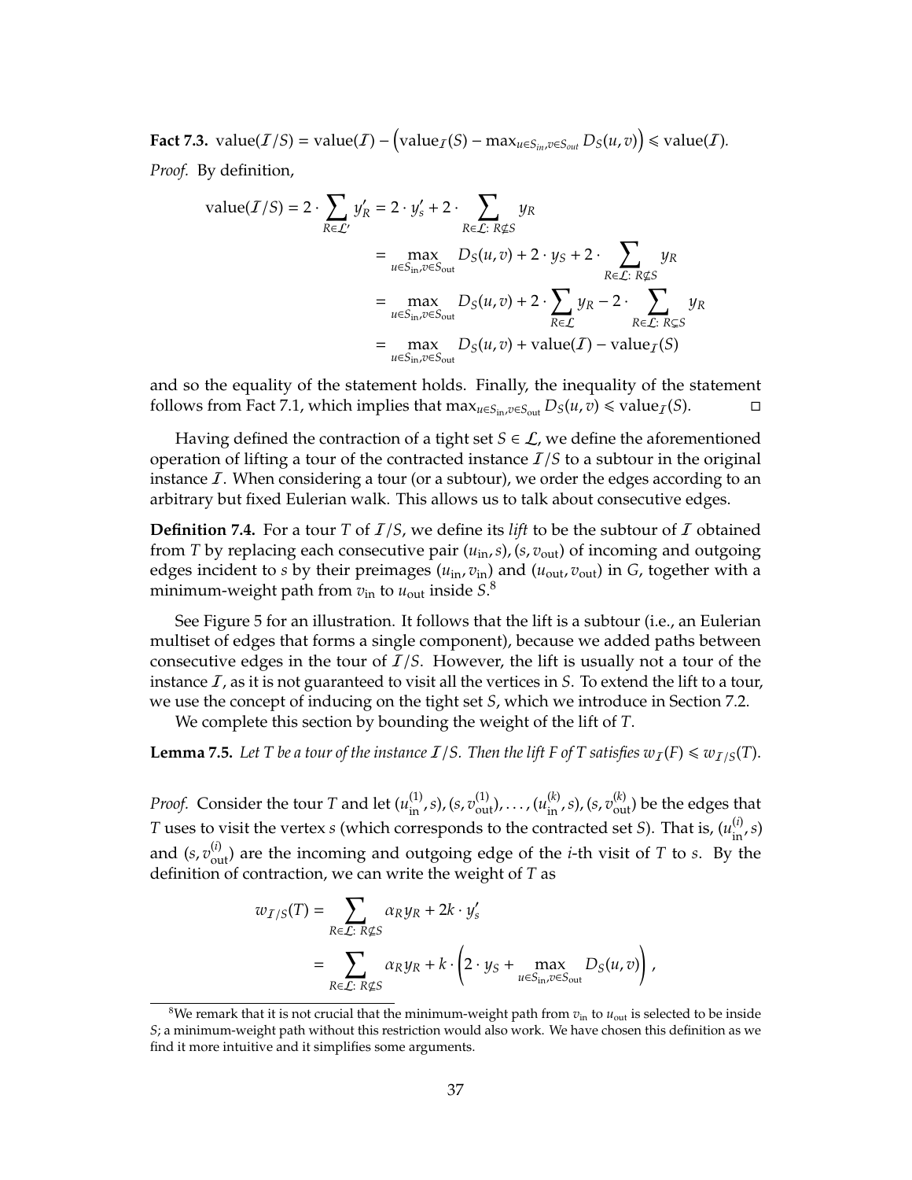**Fact 7.3.** $\text{value}(\mathcal{I}/S) = \text{value}(\mathcal{I}) - \left(\text{value}_{\mathcal{I}}(S) - \max_{u \in S_{in}, v \in S_{out}} D_S(u,v)\right) \leqslant \text{value}(\mathcal{I})$.

*Proof.* By definition,

$$
\begin{aligned}
\text{value}(\mathcal{I}/S) = 2 \cdot \sum_{R \in \mathcal{L}'} y'_R &= 2 \cdot y'_s + 2 \cdot \sum_{R \in \mathcal{L}:\, R \not\subseteq S} y_R \\
&= \max_{u \in S_{\text{in}}, v \in S_{\text{out}}} D_S(u,v) + 2 \cdot y_S + 2 \cdot \sum_{R \in \mathcal{L}:\, R \not\subseteq S} y_R \\
&= \max_{u \in S_{\text{in}}, v \in S_{\text{out}}} D_S(u,v) + 2 \cdot \sum_{R \in \mathcal{L}} y_R - 2 \cdot \sum_{R \in \mathcal{L}:\, R \subsetneq S} y_R \\
&= \max_{u \in S_{\text{in}}, v \in S_{\text{out}}} D_S(u,v) + \text{value}(\mathcal{I}) - \text{value}_{\mathcal{I}}(S)
\end{aligned}
$$

and so the equality of the statement holds. Finally, the inequality of the statement follows from Fact 7.1, which implies that $\max_{u \in S_{\text{in}}, v \in S_{\text{out}}} D_S(u,v) \leqslant \text{value}_{\mathcal{I}}(S)$. $\square$

Having defined the contraction of a tight set $S \in \mathcal{L}$, we define the aforementioned operation of lifting a tour of the contracted instance $\mathcal{I}/S$ to a subtour in the original instance $\mathcal{I}$. When considering a tour (or a subtour), we order the edges according to an arbitrary but fixed Eulerian walk. This allows us to talk about consecutive edges.

**Definition 7.4.** For a tour $T$ of $\mathcal{I}/S$, we define its *lift* to be the subtour of $\mathcal{I}$ obtained from $T$ by replacing each consecutive pair $(u_{\text{in}}, s), (s, v_{\text{out}})$ of incoming and outgoing edges incident to $s$ by their preimages $(u_{\text{in}}, v_{\text{in}})$ and $(u_{\text{out}}, v_{\text{out}})$ in $G$, together with a minimum-weight path from $v_{\text{in}}$ to $u_{\text{out}}$ inside $S$.[8]

See Figure 5 for an illustration. It follows that the lift is a subtour (i.e., an Eulerian multiset of edges that forms a single component), because we added paths between consecutive edges in the tour of $\mathcal{I}/S$. However, the lift is usually not a tour of the instance $\mathcal{I}$, as it is not guaranteed to visit all the vertices in $S$. To extend the lift to a tour, we use the concept of inducing on the tight set $S$, which we introduce in Section 7.2.

We complete this section by bounding the weight of the lift of $T$.

**Lemma 7.5.** *Let $T$ be a tour of the instance $\mathcal{I}/S$. Then the lift $F$ of $T$ satisfies $w_{\mathcal{I}}(F) \leqslant w_{\mathcal{I}/S}(T)$.*

*Proof.* Consider the tour $T$ and let $(u^{(1)}_{\text{in}}, s), (s, v^{(1)}_{\text{out}}), \ldots, (u^{(k)}_{\text{in}}, s), (s, v^{(k)}_{\text{out}})$ be the edges that $T$ uses to visit the vertex $s$ (which corresponds to the contracted set $S$). That is, $(u^{(i)}_{\text{in}}, s)$ and $(s, v^{(i)}_{\text{out}})$ are the incoming and outgoing edge of the $i$-th visit of $T$ to $s$. By the definition of contraction, we can write the weight of $T$ as

$$
\begin{aligned}
w_{\mathcal{I}/S}(T) &= \sum_{R \in \mathcal{L}:\, R \not\subseteq S} \alpha_R y_R + 2k \cdot y'_s \\
&= \sum_{R \in \mathcal{L}:\, R \not\subseteq S} \alpha_R y_R + k \cdot \left(2 \cdot y_S + \max_{u \in S_{\text{in}}, v \in S_{\text{out}}} D_S(u,v)\right),
\end{aligned}
$$

[8] We remark that it is not crucial that the minimum-weight path from $v_{\text{in}}$ to $u_{\text{out}}$ is selected to be inside $S$; a minimum-weight path without this restriction would also work. We have chosen this definition as we find it more intuitive and it simplifies some arguments.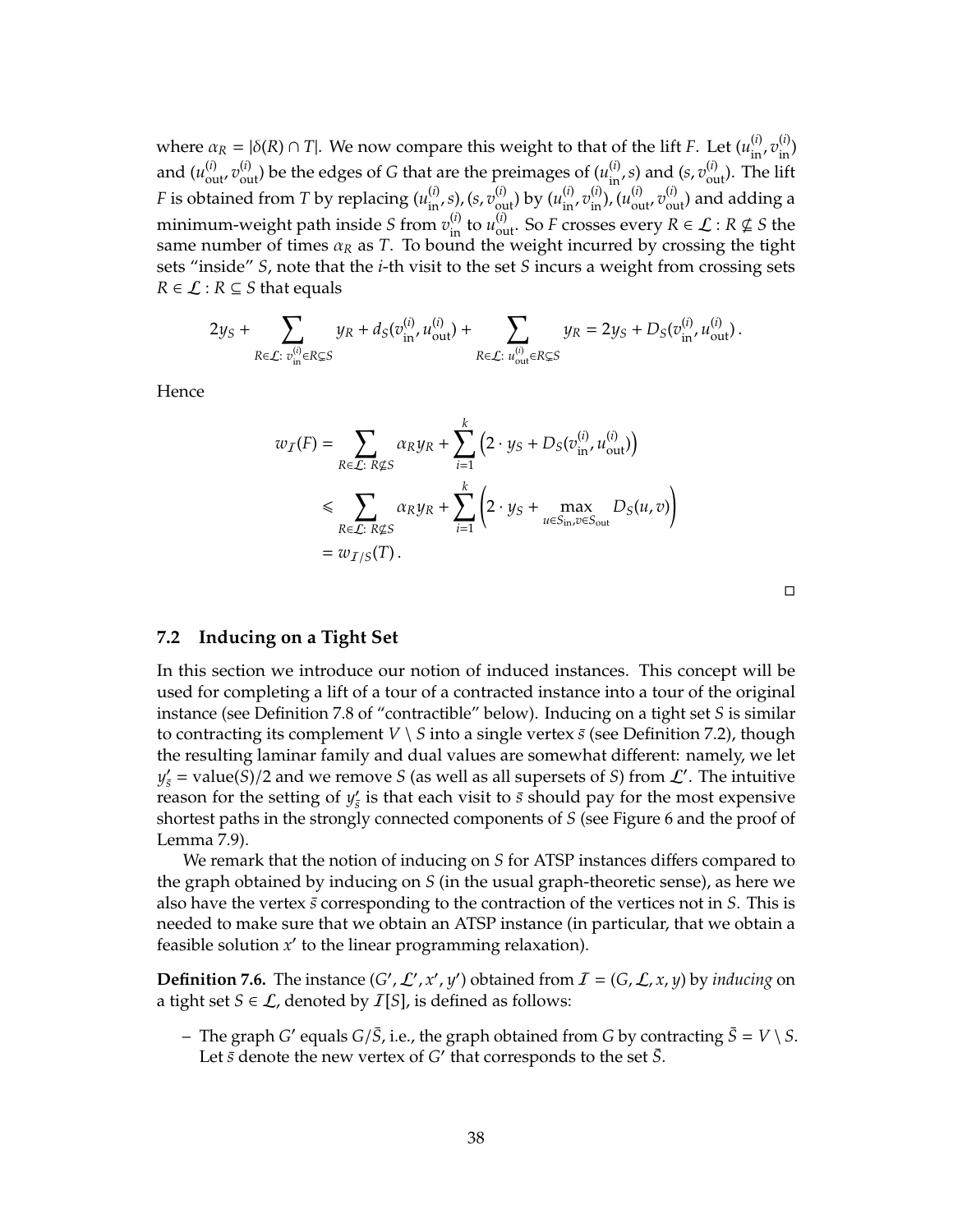where $\alpha_R = |\delta(R) \cap T|$. We now compare this weight to that of the lift $F$. Let $(u_{\text{in}}^{(i)}, v_{\text{in}}^{(i)})$ and $(u_{\text{out}}^{(i)}, v_{\text{out}}^{(i)})$ be the edges of $G$ that are the preimages of $(u_{\text{in}}^{(i)}, s)$ and $(s, v_{\text{out}}^{(i)})$. The lift $F$ is obtained from $T$ by replacing $(u_{\text{in}}^{(i)}, s), (s, v_{\text{out}}^{(i)})$ by $(u_{\text{in}}^{(i)}, v_{\text{in}}^{(i)}), (u_{\text{out}}^{(i)}, v_{\text{out}}^{(i)})$ and adding a minimum-weight path inside $S$ from $v_{\text{in}}^{(i)}$ to $u_{\text{out}}^{(i)}$. So $F$ crosses every $R \in \mathcal{L} : R \not\subseteq S$ the same number of times $\alpha_R$ as $T$. To bound the weight incurred by crossing the tight sets "inside" $S$, note that the $i$-th visit to the set $S$ incurs a weight from crossing sets $R \in \mathcal{L} : R \subseteq S$ that equals

$$2y_S + \sum_{R \in \mathcal{L} \colon v_{\text{in}}^{(i)} \in R \subsetneq S} y_R + d_S(v_{\text{in}}^{(i)}, u_{\text{out}}^{(i)}) + \sum_{R \in \mathcal{L} \colon u_{\text{out}}^{(i)} \in R \subsetneq S} y_R = 2y_S + D_S(v_{\text{in}}^{(i)}, u_{\text{out}}^{(i)})\,.$$

Hence

$$\begin{aligned}
w_{\mathcal{I}}(F) &= \sum_{R \in \mathcal{L} \colon R \not\subseteq S} \alpha_R y_R + \sum_{i=1}^{k} \left(2 \cdot y_S + D_S(v_{\text{in}}^{(i)}, u_{\text{out}}^{(i)})\right) \\
&\leqslant \sum_{R \in \mathcal{L} \colon R \not\subseteq S} \alpha_R y_R + \sum_{i=1}^{k} \left(2 \cdot y_S + \max_{u \in S_{\text{in}}, v \in S_{\text{out}}} D_S(u, v)\right) \\
&= w_{\mathcal{I}/S}(T)\,.
\end{aligned}$$

□

### 7.2 Inducing on a Tight Set

In this section we introduce our notion of induced instances. This concept will be used for completing a lift of a tour of a contracted instance into a tour of the original instance (see Definition 7.8 of "contractible" below). Inducing on a tight set $S$ is similar to contracting its complement $V \setminus S$ into a single vertex $\bar{s}$ (see Definition 7.2), though the resulting laminar family and dual values are somewhat different: namely, we let $y'_{\bar{s}} = \text{value}(S)/2$ and we remove $S$ (as well as all supersets of $S$) from $\mathcal{L}'$. The intuitive reason for the setting of $y'_{\bar{s}}$ is that each visit to $\bar{s}$ should pay for the most expensive shortest paths in the strongly connected components of $S$ (see Figure 6 and the proof of Lemma 7.9).

We remark that the notion of inducing on $S$ for ATSP instances differs compared to the graph obtained by inducing on $S$ (in the usual graph-theoretic sense), as here we also have the vertex $\bar{s}$ corresponding to the contraction of the vertices not in $S$. This is needed to make sure that we obtain an ATSP instance (in particular, that we obtain a feasible solution $x'$ to the linear programming relaxation).

**Definition 7.6.** The instance $(G', \mathcal{L}', x', y')$ obtained from $\mathcal{I} = (G, \mathcal{L}, x, y)$ by *inducing* on a tight set $S \in \mathcal{L}$, denoted by $\mathcal{I}[S]$, is defined as follows:

– The graph $G'$ equals $G/\bar{S}$, i.e., the graph obtained from $G$ by contracting $\bar{S} = V \setminus S$. Let $\bar{s}$ denote the new vertex of $G'$ that corresponds to the set $\bar{S}$.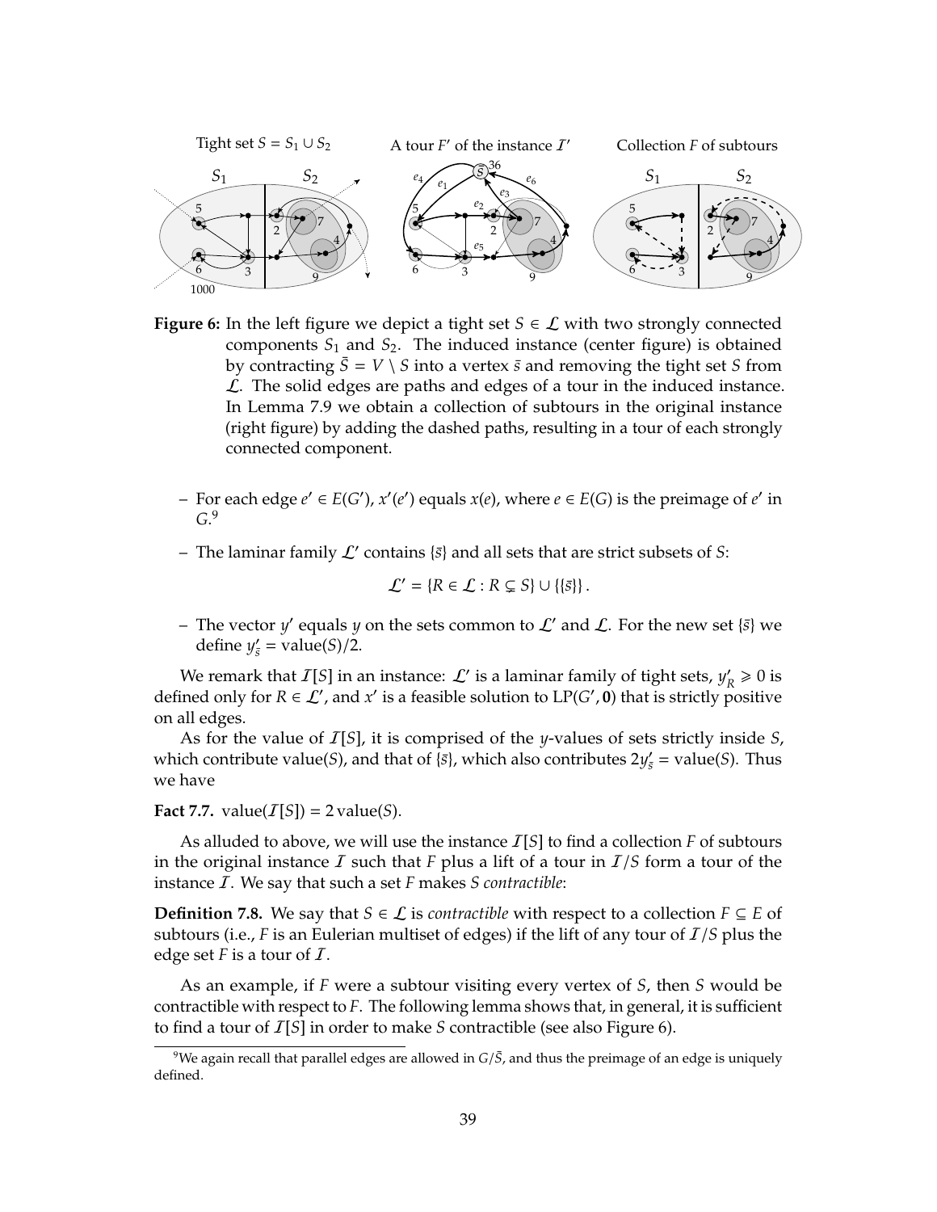**Figure 6:** In the left figure we depict a tight set $S \in \mathcal{L}$ with two strongly connected components $S_1$ and $S_2$. The induced instance (center figure) is obtained by contracting $\bar{S} = V \setminus S$ into a vertex $\bar{s}$ and removing the tight set $S$ from $\mathcal{L}$. The solid edges are paths and edges of a tour in the induced instance. In Lemma 7.9 we obtain a collection of subtours in the original instance (right figure) by adding the dashed paths, resulting in a tour of each strongly connected component.

– For each edge $e' \in E(G')$, $x'(e')$ equals $x(e)$, where $e \in E(G)$ is the preimage of $e'$ in $G$.[9]

– The laminar family $\mathcal{L}'$ contains $\{\bar{s}\}$ and all sets that are strict subsets of $S$:

$$\mathcal{L}' = \{R \in \mathcal{L} : R \subsetneq S\} \cup \{\{\bar{s}\}\}.$$

– The vector $y'$ equals $y$ on the sets common to $\mathcal{L}'$ and $\mathcal{L}$. For the new set $\{\bar{s}\}$ we define $y'_{\bar{s}} = \text{value}(S)/2$.

We remark that $\mathcal{I}[S]$ in an instance: $\mathcal{L}'$ is a laminar family of tight sets, $y'_R \geqslant 0$ is defined only for $R \in \mathcal{L}'$, and $x'$ is a feasible solution to $\text{LP}(G', \mathbf{0})$ that is strictly positive on all edges.

As for the value of $\mathcal{I}[S]$, it is comprised of the $y$-values of sets strictly inside $S$, which contribute value$(S)$, and that of $\{\bar{s}\}$, which also contributes $2y'_{\bar{s}} = \text{value}(S)$. Thus we have

**Fact 7.7.** $\text{value}(\mathcal{I}[S]) = 2\,\text{value}(S)$.

As alluded to above, we will use the instance $\mathcal{I}[S]$ to find a collection $F$ of subtours in the original instance $\mathcal{I}$ such that $F$ plus a lift of a tour in $\mathcal{I}/S$ form a tour of the instance $\mathcal{I}$. We say that such a set $F$ makes $S$ *contractible*:

**Definition 7.8.** We say that $S \in \mathcal{L}$ is *contractible* with respect to a collection $F \subseteq E$ of subtours (i.e., $F$ is an Eulerian multiset of edges) if the lift of any tour of $\mathcal{I}/S$ plus the edge set $F$ is a tour of $\mathcal{I}$.

As an example, if $F$ were a subtour visiting every vertex of $S$, then $S$ would be contractible with respect to $F$. The following lemma shows that, in general, it is sufficient to find a tour of $\mathcal{I}[S]$ in order to make $S$ contractible (see also Figure 6).

[9] We again recall that parallel edges are allowed in $G/\bar{S}$, and thus the preimage of an edge is uniquely defined.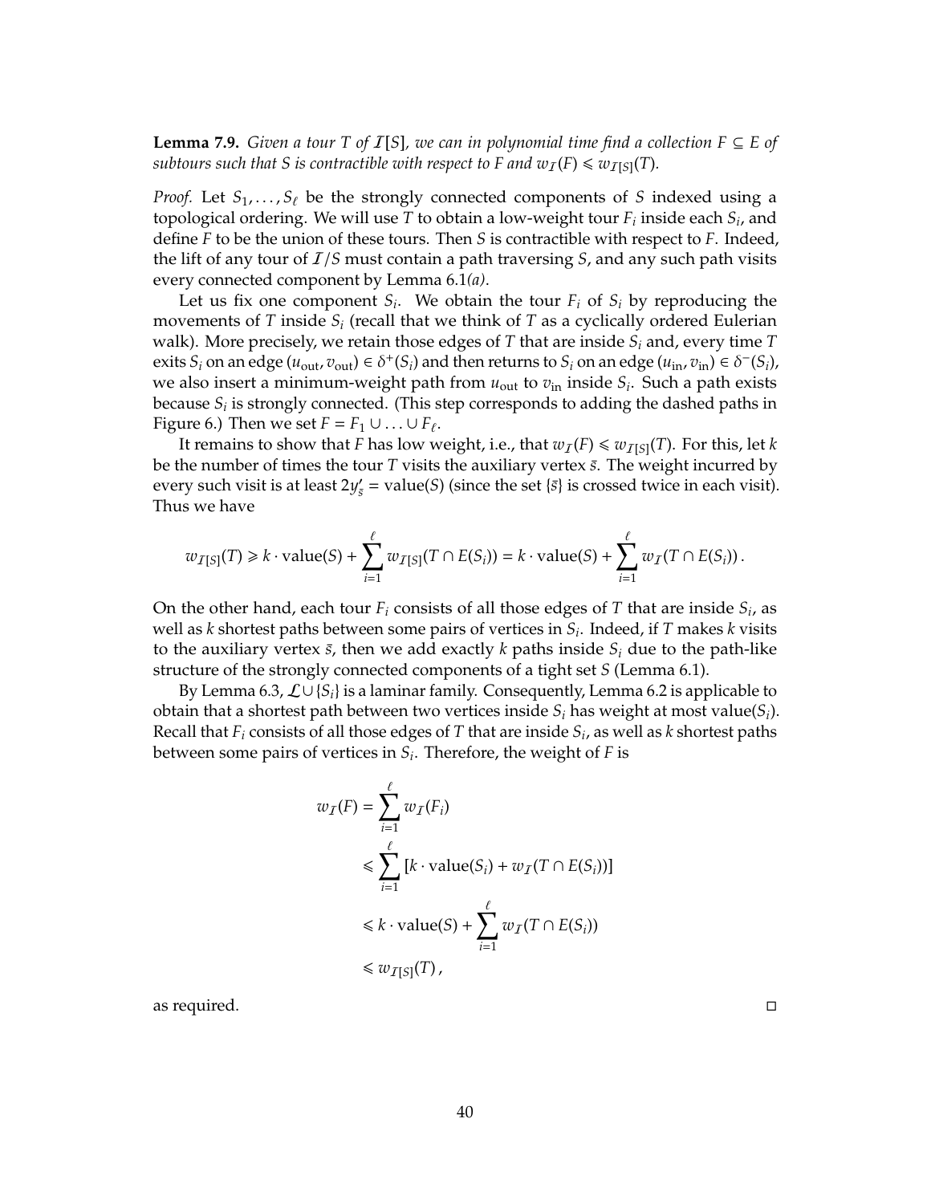**Lemma 7.9.** *Given a tour $T$ of $\mathcal{I}[S]$, we can in polynomial time find a collection $F \subseteq E$ of subtours such that $S$ is contractible with respect to $F$ and $w_{\mathcal{I}}(F) \leqslant w_{\mathcal{I}[S]}(T)$.*

*Proof.* Let $S_1, \ldots, S_\ell$ be the strongly connected components of $S$ indexed using a topological ordering. We will use $T$ to obtain a low-weight tour $F_i$ inside each $S_i$, and define $F$ to be the union of these tours. Then $S$ is contractible with respect to $F$. Indeed, the lift of any tour of $\mathcal{I}/S$ must contain a path traversing $S$, and any such path visits every connected component by Lemma 6.1*(a)*.

Let us fix one component $S_i$. We obtain the tour $F_i$ of $S_i$ by reproducing the movements of $T$ inside $S_i$ (recall that we think of $T$ as a cyclically ordered Eulerian walk). More precisely, we retain those edges of $T$ that are inside $S_i$ and, every time $T$ exits $S_i$ on an edge $(u_{\text{out}}, v_{\text{out}}) \in \delta^+(S_i)$ and then returns to $S_i$ on an edge $(u_{\text{in}}, v_{\text{in}}) \in \delta^-(S_i)$, we also insert a minimum-weight path from $u_{\text{out}}$ to $v_{\text{in}}$ inside $S_i$. Such a path exists because $S_i$ is strongly connected. (This step corresponds to adding the dashed paths in Figure 6.) Then we set $F = F_1 \cup \ldots \cup F_\ell$.

It remains to show that $F$ has low weight, i.e., that $w_{\mathcal{I}}(F) \leqslant w_{\mathcal{I}[S]}(T)$. For this, let $k$ be the number of times the tour $T$ visits the auxiliary vertex $\bar{s}$. The weight incurred by every such visit is at least $2y'_{\bar{s}} = \text{value}(S)$ (since the set $\{\bar{s}\}$ is crossed twice in each visit). Thus we have

$$w_{\mathcal{I}[S]}(T) \geqslant k \cdot \text{value}(S) + \sum_{i=1}^{\ell} w_{\mathcal{I}[S]}(T \cap E(S_i)) = k \cdot \text{value}(S) + \sum_{i=1}^{\ell} w_{\mathcal{I}}(T \cap E(S_i))\,.$$

On the other hand, each tour $F_i$ consists of all those edges of $T$ that are inside $S_i$, as well as $k$ shortest paths between some pairs of vertices in $S_i$. Indeed, if $T$ makes $k$ visits to the auxiliary vertex $\bar{s}$, then we add exactly $k$ paths inside $S_i$ due to the path-like structure of the strongly connected components of a tight set $S$ (Lemma 6.1).

By Lemma 6.3, $\mathcal{L} \cup \{S_i\}$ is a laminar family. Consequently, Lemma 6.2 is applicable to obtain that a shortest path between two vertices inside $S_i$ has weight at most value$(S_i)$. Recall that $F_i$ consists of all those edges of $T$ that are inside $S_i$, as well as $k$ shortest paths between some pairs of vertices in $S_i$. Therefore, the weight of $F$ is

$$\begin{aligned}
w_{\mathcal{I}}(F) &= \sum_{i=1}^{\ell} w_{\mathcal{I}}(F_i) \\
&\leqslant \sum_{i=1}^{\ell} \left[k \cdot \text{value}(S_i) + w_{\mathcal{I}}(T \cap E(S_i))\right] \\
&\leqslant k \cdot \text{value}(S) + \sum_{i=1}^{\ell} w_{\mathcal{I}}(T \cap E(S_i)) \\
&\leqslant w_{\mathcal{I}[S]}(T)\,,
\end{aligned}$$

as required. $\square$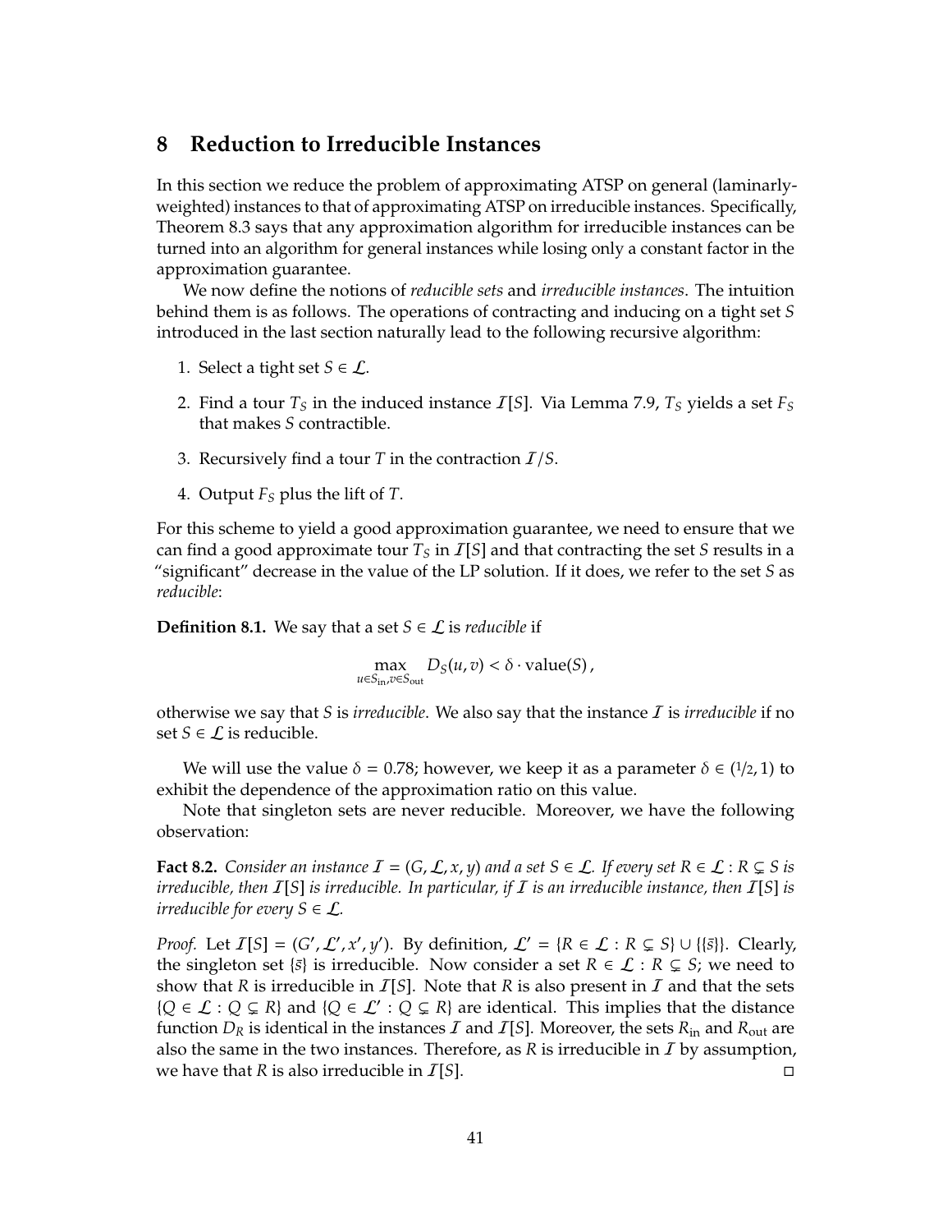# 8 Reduction to Irreducible Instances

In this section we reduce the problem of approximating ATSP on general (laminarly-weighted) instances to that of approximating ATSP on irreducible instances. Specifically, Theorem 8.3 says that any approximation algorithm for irreducible instances can be turned into an algorithm for general instances while losing only a constant factor in the approximation guarantee.

We now define the notions of *reducible sets* and *irreducible instances*. The intuition behind them is as follows. The operations of contracting and inducing on a tight set $S$ introduced in the last section naturally lead to the following recursive algorithm:

1. Select a tight set $S \in \mathcal{L}$.
2. Find a tour $T_S$ in the induced instance $\mathcal{I}[S]$. Via Lemma 7.9, $T_S$ yields a set $F_S$ that makes $S$ contractible.
3. Recursively find a tour $T$ in the contraction $\mathcal{I}/S$.
4. Output $F_S$ plus the lift of $T$.

For this scheme to yield a good approximation guarantee, we need to ensure that we can find a good approximate tour $T_S$ in $\mathcal{I}[S]$ and that contracting the set $S$ results in a "significant" decrease in the value of the LP solution. If it does, we refer to the set $S$ as *reducible*:

**Definition 8.1.** We say that a set $S \in \mathcal{L}$ is *reducible* if

$$\max_{u \in S_{\text{in}}, v \in S_{\text{out}}} D_S(u,v) < \delta \cdot \text{value}(S)\,,$$

otherwise we say that $S$ is *irreducible*. We also say that the instance $\mathcal{I}$ is *irreducible* if no set $S \in \mathcal{L}$ is reducible.

We will use the value $\delta = 0.78$; however, we keep it as a parameter $\delta \in (1/2, 1)$ to exhibit the dependence of the approximation ratio on this value.

Note that singleton sets are never reducible. Moreover, we have the following observation:

**Fact 8.2.** *Consider an instance $\mathcal{I} = (G, \mathcal{L}, x, y)$ and a set $S \in \mathcal{L}$. If every set $R \in \mathcal{L} : R \subsetneq S$ is irreducible, then $\mathcal{I}[S]$ is irreducible. In particular, if $\mathcal{I}$ is an irreducible instance, then $\mathcal{I}[S]$ is irreducible for every $S \in \mathcal{L}$.*

*Proof.* Let $\mathcal{I}[S] = (G', \mathcal{L}', x', y')$. By definition, $\mathcal{L}' = \{R \in \mathcal{L} : R \subsetneq S\} \cup \{\{\bar{s}\}\}$. Clearly, the singleton set $\{\bar{s}\}$ is irreducible. Now consider a set $R \in \mathcal{L} : R \subsetneq S$; we need to show that $R$ is irreducible in $\mathcal{I}[S]$. Note that $R$ is also present in $\mathcal{I}$ and that the sets $\{Q \in \mathcal{L} : Q \subsetneq R\}$ and $\{Q \in \mathcal{L}' : Q \subsetneq R\}$ are identical. This implies that the distance function $D_R$ is identical in the instances $\mathcal{I}$ and $\mathcal{I}[S]$. Moreover, the sets $R_{\text{in}}$ and $R_{\text{out}}$ are also the same in the two instances. Therefore, as $R$ is irreducible in $\mathcal{I}$ by assumption, we have that $R$ is also irreducible in $\mathcal{I}[S]$. □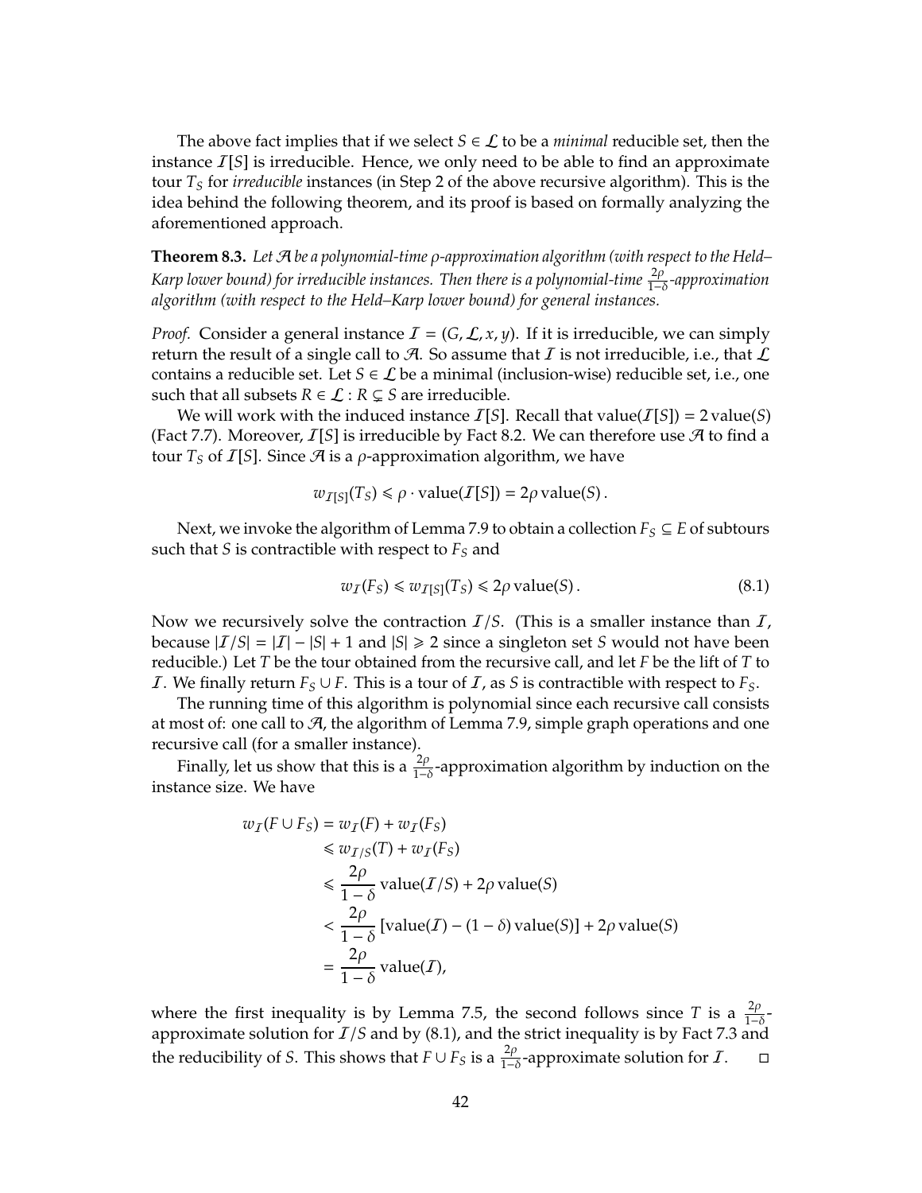The above fact implies that if we select $S \in \mathcal{L}$ to be a *minimal* reducible set, then the instance $\mathcal{I}[S]$ is irreducible. Hence, we only need to be able to find an approximate tour $T_S$ for *irreducible* instances (in Step 2 of the above recursive algorithm). This is the idea behind the following theorem, and its proof is based on formally analyzing the aforementioned approach.

**Theorem 8.3.** *Let $\mathcal{A}$ be a polynomial-time $\rho$-approximation algorithm (with respect to the Held–Karp lower bound) for irreducible instances. Then there is a polynomial-time $\frac{2\rho}{1-\delta}$-approximation algorithm (with respect to the Held–Karp lower bound) for general instances.*

*Proof.* Consider a general instance $\mathcal{I} = (G, \mathcal{L}, x, y)$. If it is irreducible, we can simply return the result of a single call to $\mathcal{A}$. So assume that $\mathcal{I}$ is not irreducible, i.e., that $\mathcal{L}$ contains a reducible set. Let $S \in \mathcal{L}$ be a minimal (inclusion-wise) reducible set, i.e., one such that all subsets $R \in \mathcal{L} : R \subsetneq S$ are irreducible.

We will work with the induced instance $\mathcal{I}[S]$. Recall that $\text{value}(\mathcal{I}[S]) = 2\,\text{value}(S)$ (Fact 7.7). Moreover, $\mathcal{I}[S]$ is irreducible by Fact 8.2. We can therefore use $\mathcal{A}$ to find a tour $T_S$ of $\mathcal{I}[S]$. Since $\mathcal{A}$ is a $\rho$-approximation algorithm, we have

$$w_{\mathcal{I}[S]}(T_S) \leqslant \rho \cdot \text{value}(\mathcal{I}[S]) = 2\rho\,\text{value}(S)\,.$$

Next, we invoke the algorithm of Lemma 7.9 to obtain a collection $F_S \subseteq E$ of subtours such that $S$ is contractible with respect to $F_S$ and

$$w_{\mathcal{I}}(F_S) \leqslant w_{\mathcal{I}[S]}(T_S) \leqslant 2\rho\,\text{value}(S)\,. \tag{8.1}$$

Now we recursively solve the contraction $\mathcal{I}/S$. (This is a smaller instance than $\mathcal{I}$, because $|\mathcal{I}/S| = |\mathcal{I}| - |S| + 1$ and $|S| \geqslant 2$ since a singleton set $S$ would not have been reducible.) Let $T$ be the tour obtained from the recursive call, and let $F$ be the lift of $T$ to $\mathcal{I}$. We finally return $F_S \cup F$. This is a tour of $\mathcal{I}$, as $S$ is contractible with respect to $F_S$.

The running time of this algorithm is polynomial since each recursive call consists at most of: one call to $\mathcal{A}$, the algorithm of Lemma 7.9, simple graph operations and one recursive call (for a smaller instance).

Finally, let us show that this is a $\frac{2\rho}{1-\delta}$-approximation algorithm by induction on the instance size. We have

$$\begin{aligned}
w_{\mathcal{I}}(F \cup F_S) &= w_{\mathcal{I}}(F) + w_{\mathcal{I}}(F_S) \\
&\leqslant w_{\mathcal{I}/S}(T) + w_{\mathcal{I}}(F_S) \\
&\leqslant \frac{2\rho}{1-\delta}\,\text{value}(\mathcal{I}/S) + 2\rho\,\text{value}(S) \\
&< \frac{2\rho}{1-\delta}\,[\text{value}(\mathcal{I}) - (1-\delta)\,\text{value}(S)] + 2\rho\,\text{value}(S) \\
&= \frac{2\rho}{1-\delta}\,\text{value}(\mathcal{I}),
\end{aligned}$$

where the first inequality is by Lemma 7.5, the second follows since $T$ is a $\frac{2\rho}{1-\delta}$-approximate solution for $\mathcal{I}/S$ and by (8.1), and the strict inequality is by Fact 7.3 and the reducibility of $S$. This shows that $F \cup F_S$ is a $\frac{2\rho}{1-\delta}$-approximate solution for $\mathcal{I}$. □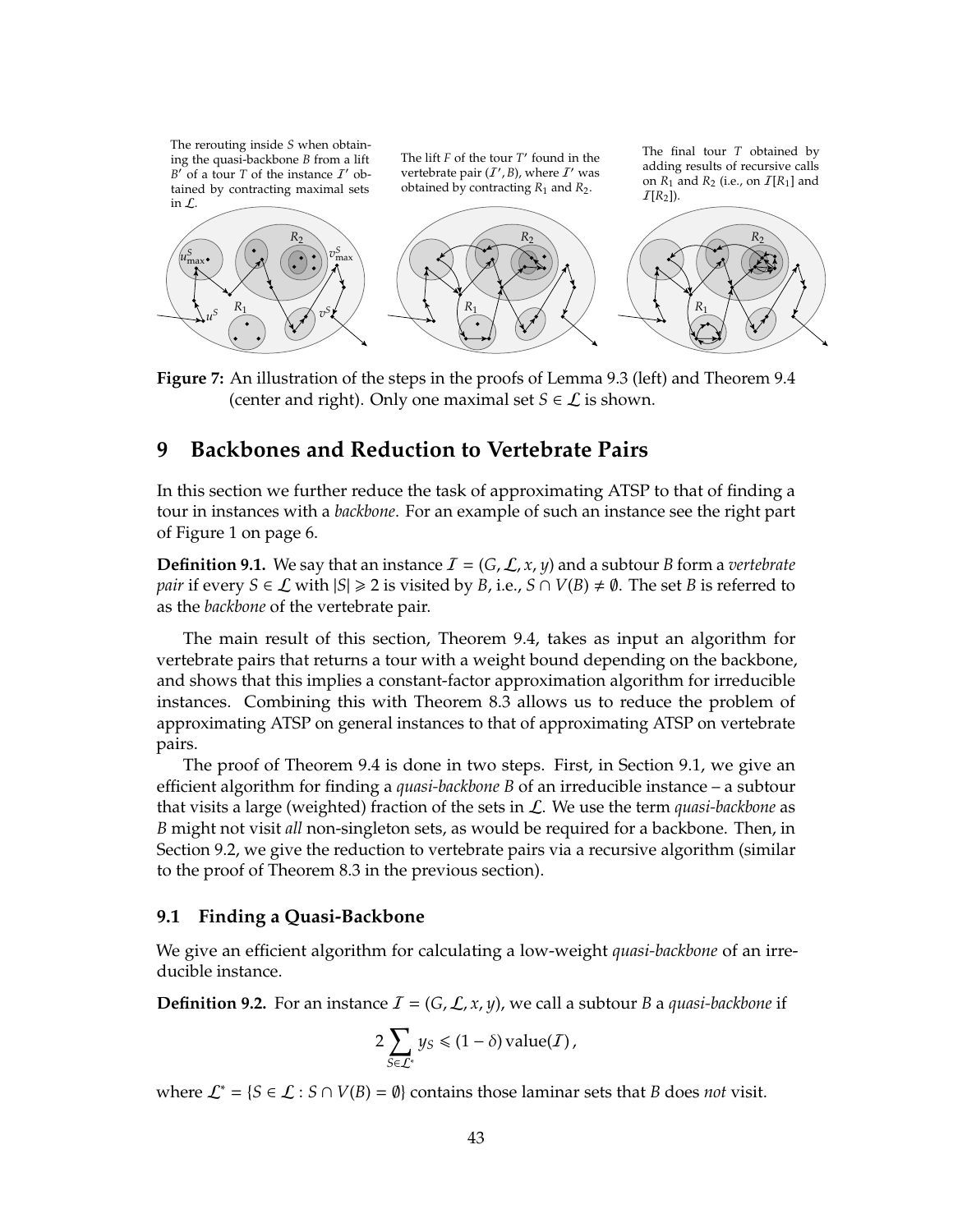The rerouting inside $S$ when obtaining the quasi-backbone $B$ from a lift $B'$ of a tour $T$ of the instance $\mathcal{I}'$ obtained by contracting maximal sets in $\mathcal{L}$.

The lift $F$ of the tour $T'$ found in the vertebrate pair $(\mathcal{I}', B)$, where $\mathcal{I}'$ was obtained by contracting $R_1$ and $R_2$.

The final tour $T$ obtained by adding results of recursive calls on $R_1$ and $R_2$ (i.e., on $\mathcal{I}[R_1]$ and $\mathcal{I}[R_2]$).

**Figure 7:** An illustration of the steps in the proofs of Lemma 9.3 (left) and Theorem 9.4 (center and right). Only one maximal set $S \in \mathcal{L}$ is shown.

# 9 Backbones and Reduction to Vertebrate Pairs

In this section we further reduce the task of approximating ATSP to that of finding a tour in instances with a *backbone*. For an example of such an instance see the right part of Figure 1 on page 6.

**Definition 9.1.** We say that an instance $\mathcal{I} = (G, \mathcal{L}, x, y)$ and a subtour $B$ form a *vertebrate pair* if every $S \in \mathcal{L}$ with $|S| \geqslant 2$ is visited by $B$, i.e., $S \cap V(B) \neq \emptyset$. The set $B$ is referred to as the *backbone* of the vertebrate pair.

The main result of this section, Theorem 9.4, takes as input an algorithm for vertebrate pairs that returns a tour with a weight bound depending on the backbone, and shows that this implies a constant-factor approximation algorithm for irreducible instances. Combining this with Theorem 8.3 allows us to reduce the problem of approximating ATSP on general instances to that of approximating ATSP on vertebrate pairs.

The proof of Theorem 9.4 is done in two steps. First, in Section 9.1, we give an efficient algorithm for finding a *quasi-backbone* $B$ of an irreducible instance – a subtour that visits a large (weighted) fraction of the sets in $\mathcal{L}$. We use the term *quasi-backbone* as $B$ might not visit *all* non-singleton sets, as would be required for a backbone. Then, in Section 9.2, we give the reduction to vertebrate pairs via a recursive algorithm (similar to the proof of Theorem 8.3 in the previous section).

## 9.1 Finding a Quasi-Backbone

We give an efficient algorithm for calculating a low-weight *quasi-backbone* of an irreducible instance.

**Definition 9.2.** For an instance $\mathcal{I} = (G, \mathcal{L}, x, y)$, we call a subtour $B$ a *quasi-backbone* if

$$2 \sum_{S \in \mathcal{L}^*} y_S \leqslant (1 - \delta) \operatorname{value}(\mathcal{I}),$$

where $\mathcal{L}^* = \{S \in \mathcal{L} : S \cap V(B) = \emptyset\}$ contains those laminar sets that $B$ does *not* visit.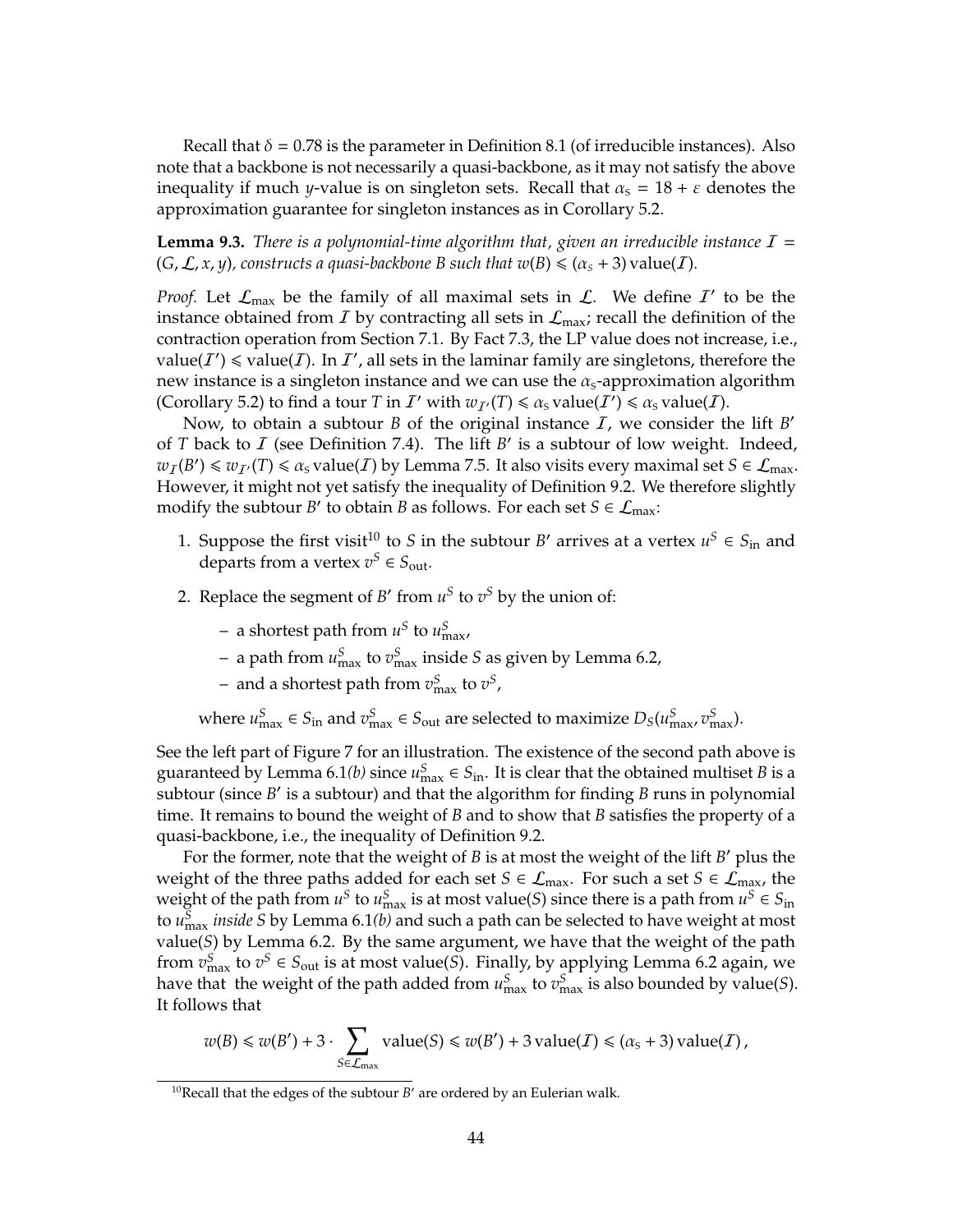Recall that $\delta = 0.78$ is the parameter in Definition 8.1 (of irreducible instances). Also note that a backbone is not necessarily a quasi-backbone, as it may not satisfy the above inequality if much $y$-value is on singleton sets. Recall that $\alpha_{\mathrm{S}} = 18 + \varepsilon$ denotes the approximation guarantee for singleton instances as in Corollary 5.2.

**Lemma 9.3.** *There is a polynomial-time algorithm that, given an irreducible instance $\mathcal{I} = (G, \mathcal{L}, x, y)$, constructs a quasi-backbone $B$ such that $w(B) \leqslant (\alpha_{\mathrm{S}} + 3)\,\mathrm{value}(\mathcal{I})$.*

*Proof.* Let $\mathcal{L}_{\max}$ be the family of all maximal sets in $\mathcal{L}$. We define $\mathcal{I}'$ to be the instance obtained from $\mathcal{I}$ by contracting all sets in $\mathcal{L}_{\max}$; recall the definition of the contraction operation from Section 7.1. By Fact 7.3, the LP value does not increase, i.e., $\mathrm{value}(\mathcal{I}') \leqslant \mathrm{value}(\mathcal{I})$. In $\mathcal{I}'$, all sets in the laminar family are singletons, therefore the new instance is a singleton instance and we can use the $\alpha_{\mathrm{S}}$-approximation algorithm (Corollary 5.2) to find a tour $T$ in $\mathcal{I}'$ with $w_{\mathcal{I}'}(T) \leqslant \alpha_{\mathrm{S}}\,\mathrm{value}(\mathcal{I}') \leqslant \alpha_{\mathrm{S}}\,\mathrm{value}(\mathcal{I})$.

Now, to obtain a subtour $B$ of the original instance $\mathcal{I}$, we consider the lift $B'$ of $T$ back to $\mathcal{I}$ (see Definition 7.4). The lift $B'$ is a subtour of low weight. Indeed, $w_{\mathcal{I}}(B') \leqslant w_{\mathcal{I}'}(T) \leqslant \alpha_{\mathrm{S}}\,\mathrm{value}(\mathcal{I})$ by Lemma 7.5. It also visits every maximal set $S \in \mathcal{L}_{\max}$. However, it might not yet satisfy the inequality of Definition 9.2. We therefore slightly modify the subtour $B'$ to obtain $B$ as follows. For each set $S \in \mathcal{L}_{\max}$:

1. Suppose the first visit[10] to $S$ in the subtour $B'$ arrives at a vertex $u^S \in S_{\mathrm{in}}$ and departs from a vertex $v^S \in S_{\mathrm{out}}$.
2. Replace the segment of $B'$ from $u^S$ to $v^S$ by the union of:
   - a shortest path from $u^S$ to $u^S_{\max}$,
   - a path from $u^S_{\max}$ to $v^S_{\max}$ inside $S$ as given by Lemma 6.2,
   - and a shortest path from $v^S_{\max}$ to $v^S$,

   where $u^S_{\max} \in S_{\mathrm{in}}$ and $v^S_{\max} \in S_{\mathrm{out}}$ are selected to maximize $D_S(u^S_{\max}, v^S_{\max})$.

See the left part of Figure 7 for an illustration. The existence of the second path above is guaranteed by Lemma 6.1*(b)* since $u^S_{\max} \in S_{\mathrm{in}}$. It is clear that the obtained multiset $B$ is a subtour (since $B'$ is a subtour) and that the algorithm for finding $B$ runs in polynomial time. It remains to bound the weight of $B$ and to show that $B$ satisfies the property of a quasi-backbone, i.e., the inequality of Definition 9.2.

For the former, note that the weight of $B$ is at most the weight of the lift $B'$ plus the weight of the three paths added for each set $S \in \mathcal{L}_{\max}$. For such a set $S \in \mathcal{L}_{\max}$, the weight of the path from $u^S$ to $u^S_{\max}$ is at most $\mathrm{value}(S)$ since there is a path from $u^S \in S_{\mathrm{in}}$ to $u^S_{\max}$ *inside $S$* by Lemma 6.1*(b)* and such a path can be selected to have weight at most $\mathrm{value}(S)$ by Lemma 6.2. By the same argument, we have that the weight of the path from $v^S_{\max}$ to $v^S \in S_{\mathrm{out}}$ is at most $\mathrm{value}(S)$. Finally, by applying Lemma 6.2 again, we have that the weight of the path added from $u^S_{\max}$ to $v^S_{\max}$ is also bounded by $\mathrm{value}(S)$. It follows that

$$w(B) \leqslant w(B') + 3 \cdot \sum_{S \in \mathcal{L}_{\max}} \mathrm{value}(S) \leqslant w(B') + 3\,\mathrm{value}(\mathcal{I}) \leqslant (\alpha_{\mathrm{S}} + 3)\,\mathrm{value}(\mathcal{I}),$$

[10] Recall that the edges of the subtour $B'$ are ordered by an Eulerian walk.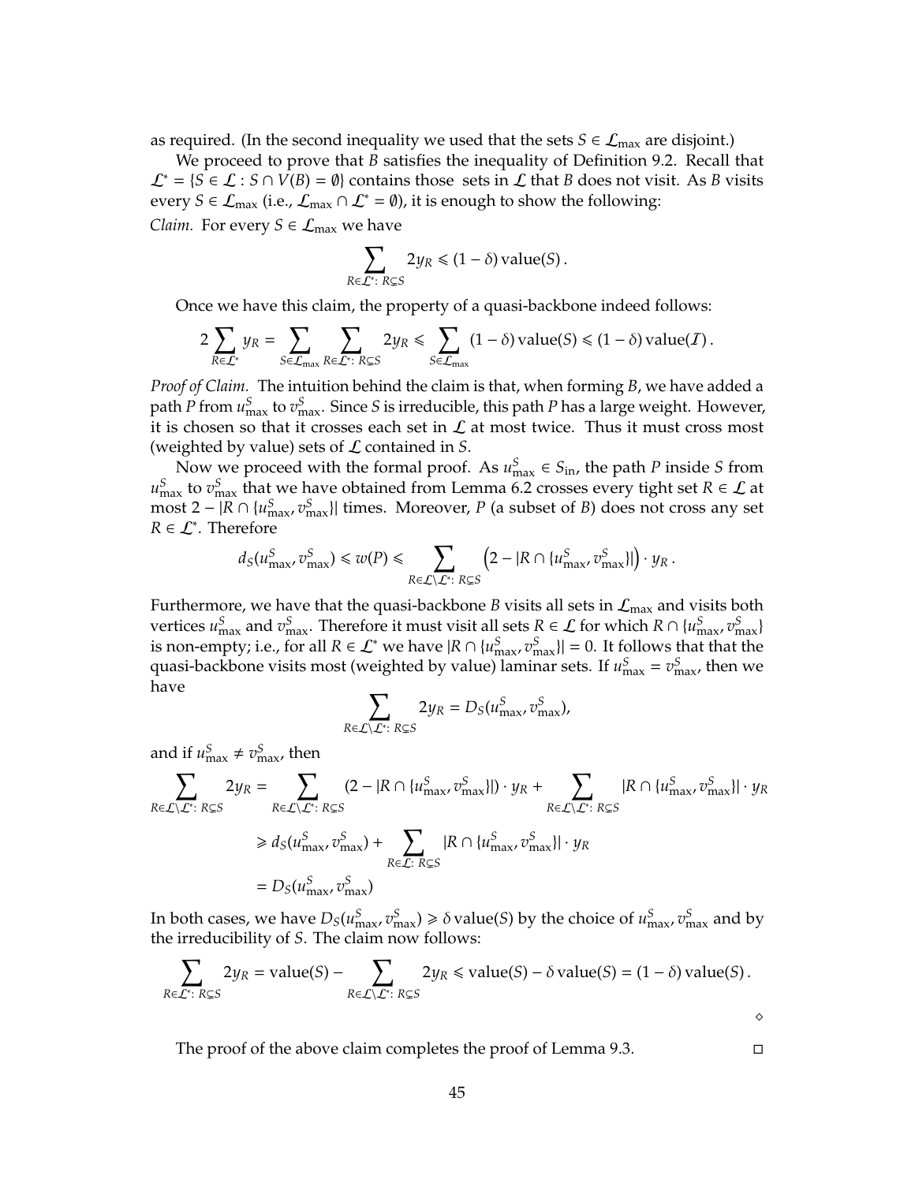as required. (In the second inequality we used that the sets $S \in \mathcal{L}_{\max}$ are disjoint.)

We proceed to prove that $B$ satisfies the inequality of Definition 9.2. Recall that $\mathcal{L}^* = \{S \in \mathcal{L} : S \cap V(B) = \emptyset\}$ contains those sets in $\mathcal{L}$ that $B$ does not visit. As $B$ visits every $S \in \mathcal{L}_{\max}$ (i.e., $\mathcal{L}_{\max} \cap \mathcal{L}^* = \emptyset$), it is enough to show the following:

*Claim.* For every $S \in \mathcal{L}_{\max}$ we have

$$\sum_{R \in \mathcal{L}^*:\, R \subsetneq S} 2y_R \leqslant (1-\delta)\,\mathrm{value}(S)\,.$$

Once we have this claim, the property of a quasi-backbone indeed follows:

$$2\sum_{R \in \mathcal{L}^*} y_R = \sum_{S \in \mathcal{L}_{\max}} \sum_{R \in \mathcal{L}^*:\, R \subsetneq S} 2y_R \leqslant \sum_{S \in \mathcal{L}_{\max}} (1-\delta)\,\mathrm{value}(S) \leqslant (1-\delta)\,\mathrm{value}(\mathcal{I})\,.$$

*Proof of Claim.* The intuition behind the claim is that, when forming $B$, we have added a path $P$ from $u^S_{\max}$ to $v^S_{\max}$. Since $S$ is irreducible, this path $P$ has a large weight. However, it is chosen so that it crosses each set in $\mathcal{L}$ at most twice. Thus it must cross most (weighted by value) sets of $\mathcal{L}$ contained in $S$.

Now we proceed with the formal proof. As $u^S_{\max} \in S_{\mathrm{in}}$, the path $P$ inside $S$ from $u^S_{\max}$ to $v^S_{\max}$ that we have obtained from Lemma 6.2 crosses every tight set $R \in \mathcal{L}$ at most $2 - |R \cap \{u^S_{\max}, v^S_{\max}\}|$ times. Moreover, $P$ (a subset of $B$) does not cross any set $R \in \mathcal{L}^*$. Therefore

$$d_S(u^S_{\max}, v^S_{\max}) \leqslant w(P) \leqslant \sum_{R \in \mathcal{L} \setminus \mathcal{L}^*:\, R \subsetneq S} \left(2 - |R \cap \{u^S_{\max}, v^S_{\max}\}|\right) \cdot y_R\,.$$

Furthermore, we have that the quasi-backbone $B$ visits all sets in $\mathcal{L}_{\max}$ and visits both vertices $u^S_{\max}$ and $v^S_{\max}$. Therefore it must visit all sets $R \in \mathcal{L}$ for which $R \cap \{u^S_{\max}, v^S_{\max}\}$ is non-empty; i.e., for all $R \in \mathcal{L}^*$ we have $|R \cap \{u^S_{\max}, v^S_{\max}\}| = 0$. It follows that that the quasi-backbone visits most (weighted by value) laminar sets. If $u^S_{\max} = v^S_{\max}$, then we have

$$\sum_{R \in \mathcal{L} \setminus \mathcal{L}^*:\, R \subsetneq S} 2y_R = D_S(u^S_{\max}, v^S_{\max}),$$

and if $u^S_{\max} \neq v^S_{\max}$, then

$$\begin{aligned}
\sum_{R \in \mathcal{L} \setminus \mathcal{L}^*:\, R \subsetneq S} 2y_R &= \sum_{R \in \mathcal{L} \setminus \mathcal{L}^*:\, R \subsetneq S} (2 - |R \cap \{u^S_{\max}, v^S_{\max}\}|) \cdot y_R + \sum_{R \in \mathcal{L} \setminus \mathcal{L}^*:\, R \subsetneq S} |R \cap \{u^S_{\max}, v^S_{\max}\}| \cdot y_R \\
&\geqslant d_S(u^S_{\max}, v^S_{\max}) + \sum_{R \in \mathcal{L}:\, R \subsetneq S} |R \cap \{u^S_{\max}, v^S_{\max}\}| \cdot y_R \\
&= D_S(u^S_{\max}, v^S_{\max})
\end{aligned}$$

In both cases, we have $D_S(u^S_{\max}, v^S_{\max}) \geqslant \delta\,\mathrm{value}(S)$ by the choice of $u^S_{\max}, v^S_{\max}$ and by the irreducibility of $S$. The claim now follows:

$$\sum_{R \in \mathcal{L}^*:\, R \subsetneq S} 2y_R = \mathrm{value}(S) - \sum_{R \in \mathcal{L} \setminus \mathcal{L}^*:\, R \subsetneq S} 2y_R \leqslant \mathrm{value}(S) - \delta\,\mathrm{value}(S) = (1-\delta)\,\mathrm{value}(S)\,.$$

◇

The proof of the above claim completes the proof of Lemma 9.3. □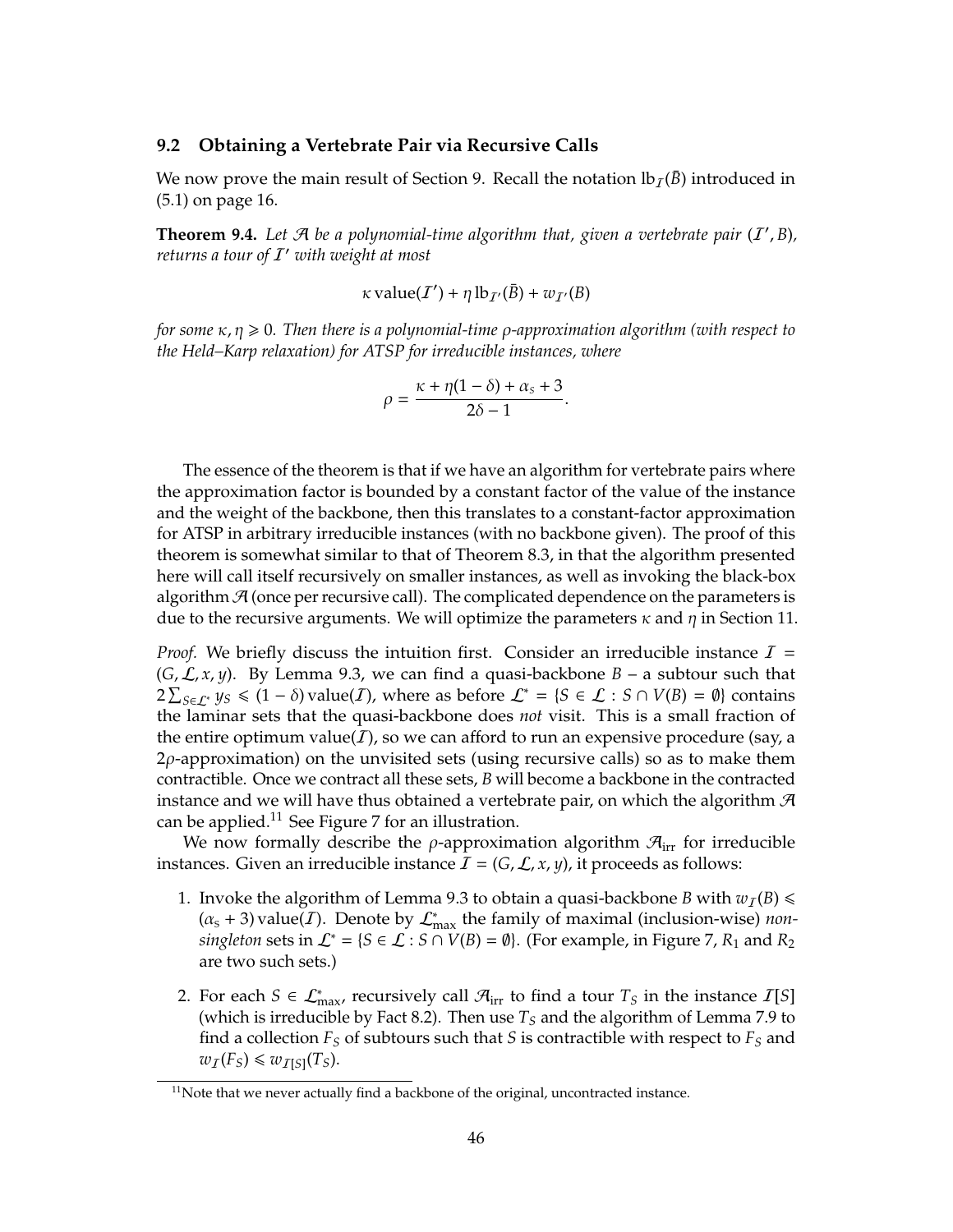### 9.2 Obtaining a Vertebrate Pair via Recursive Calls

We now prove the main result of Section 9. Recall the notation $\mathrm{lb}_{\mathcal{I}}(\bar{B})$ introduced in (5.1) on page 16.

**Theorem 9.4.** *Let $\mathcal{A}$ be a polynomial-time algorithm that, given a vertebrate pair $(\mathcal{I}', B)$, returns a tour of $\mathcal{I}'$ with weight at most*

$$\kappa \,\mathrm{value}(\mathcal{I}') + \eta \,\mathrm{lb}_{\mathcal{I}'}(\bar{B}) + w_{\mathcal{I}'}(B)$$

*for some $\kappa, \eta \geqslant 0$. Then there is a polynomial-time $\rho$-approximation algorithm (with respect to the Held–Karp relaxation) for ATSP for irreducible instances, where*

$$\rho = \frac{\kappa + \eta(1-\delta) + \alpha_s + 3}{2\delta - 1}.$$

The essence of the theorem is that if we have an algorithm for vertebrate pairs where the approximation factor is bounded by a constant factor of the value of the instance and the weight of the backbone, then this translates to a constant-factor approximation for ATSP in arbitrary irreducible instances (with no backbone given). The proof of this theorem is somewhat similar to that of Theorem 8.3, in that the algorithm presented here will call itself recursively on smaller instances, as well as invoking the black-box algorithm $\mathcal{A}$ (once per recursive call). The complicated dependence on the parameters is due to the recursive arguments. We will optimize the parameters $\kappa$ and $\eta$ in Section 11.

*Proof.* We briefly discuss the intuition first. Consider an irreducible instance $\mathcal{I} = (G, \mathcal{L}, x, y)$. By Lemma 9.3, we can find a quasi-backbone $B$ – a subtour such that $2\sum_{S \in \mathcal{L}^*} y_S \leqslant (1-\delta)\,\mathrm{value}(\mathcal{I})$, where as before $\mathcal{L}^* = \{S \in \mathcal{L} : S \cap V(B) = \emptyset\}$ contains the laminar sets that the quasi-backbone does *not* visit. This is a small fraction of the entire optimum $\mathrm{value}(\mathcal{I})$, so we can afford to run an expensive procedure (say, a $2\rho$-approximation) on the unvisited sets (using recursive calls) so as to make them contractible. Once we contract all these sets, $B$ will become a backbone in the contracted instance and we will have thus obtained a vertebrate pair, on which the algorithm $\mathcal{A}$ can be applied.[11] See Figure 7 for an illustration.

We now formally describe the $\rho$-approximation algorithm $\mathcal{A}_{\mathrm{irr}}$ for irreducible instances. Given an irreducible instance $\mathcal{I} = (G, \mathcal{L}, x, y)$, it proceeds as follows:

1. Invoke the algorithm of Lemma 9.3 to obtain a quasi-backbone $B$ with $w_{\mathcal{I}}(B) \leqslant (\alpha_s + 3)\,\mathrm{value}(\mathcal{I})$. Denote by $\mathcal{L}^*_{\max}$ the family of maximal (inclusion-wise) *non-singleton* sets in $\mathcal{L}^* = \{S \in \mathcal{L} : S \cap V(B) = \emptyset\}$. (For example, in Figure 7, $R_1$ and $R_2$ are two such sets.)

2. For each $S \in \mathcal{L}^*_{\max}$, recursively call $\mathcal{A}_{\mathrm{irr}}$ to find a tour $T_S$ in the instance $\mathcal{I}[S]$ (which is irreducible by Fact 8.2). Then use $T_S$ and the algorithm of Lemma 7.9 to find a collection $F_S$ of subtours such that $S$ is contractible with respect to $F_S$ and $w_{\mathcal{I}}(F_S) \leqslant w_{\mathcal{I}[S]}(T_S)$.

[11] Note that we never actually find a backbone of the original, uncontracted instance.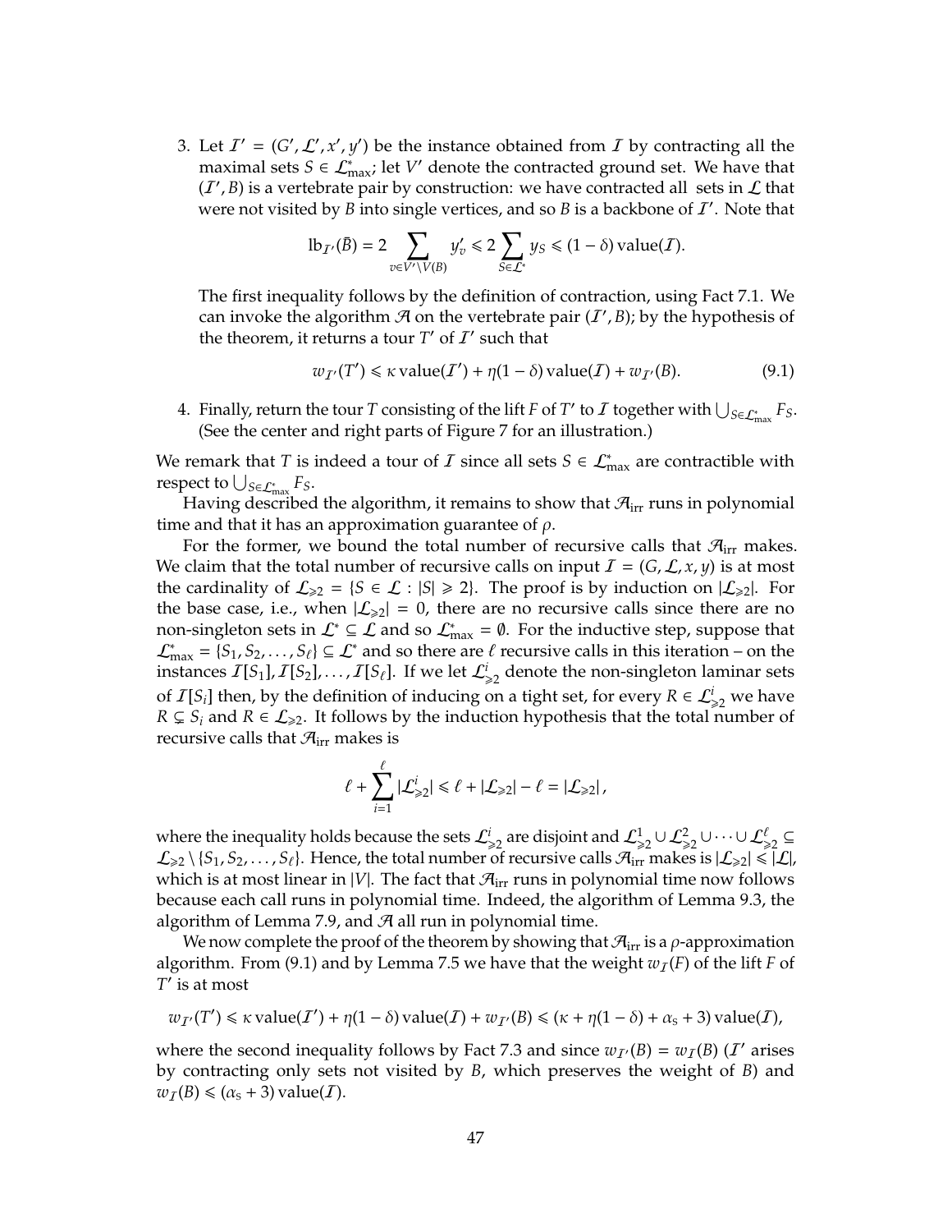3. Let $\mathcal{I}' = (G', \mathcal{L}', x', y')$ be the instance obtained from $\mathcal{I}$ by contracting all the maximal sets $S \in \mathcal{L}^*_{\max}$; let $V'$ denote the contracted ground set. We have that $(\mathcal{I}', B)$ is a vertebrate pair by construction: we have contracted all sets in $\mathcal{L}$ that were not visited by $B$ into single vertices, and so $B$ is a backbone of $\mathcal{I}'$. Note that

$$\mathrm{lb}_{\mathcal{I}'}(\bar{B}) = 2 \sum_{v \in V' \setminus V(B)} y'_v \leqslant 2 \sum_{S \in \mathcal{L}^*} y_S \leqslant (1-\delta)\,\mathrm{value}(\mathcal{I}).$$

The first inequality follows by the definition of contraction, using Fact 7.1. We can invoke the algorithm $\mathcal{A}$ on the vertebrate pair $(\mathcal{I}', B)$; by the hypothesis of the theorem, it returns a tour $T'$ of $\mathcal{I}'$ such that

$$w_{\mathcal{I}'}(T') \leqslant \kappa\,\mathrm{value}(\mathcal{I}') + \eta(1-\delta)\,\mathrm{value}(\mathcal{I}) + w_{\mathcal{I}'}(B). \tag{9.1}$$

4. Finally, return the tour $T$ consisting of the lift $F$ of $T'$ to $\mathcal{I}$ together with $\bigcup_{S \in \mathcal{L}^*_{\max}} F_S$. (See the center and right parts of Figure 7 for an illustration.)

We remark that $T$ is indeed a tour of $\mathcal{I}$ since all sets $S \in \mathcal{L}^*_{\max}$ are contractible with respect to $\bigcup_{S \in \mathcal{L}^*_{\max}} F_S$.

Having described the algorithm, it remains to show that $\mathcal{A}_{\mathrm{irr}}$ runs in polynomial time and that it has an approximation guarantee of $\rho$.

For the former, we bound the total number of recursive calls that $\mathcal{A}_{\mathrm{irr}}$ makes. We claim that the total number of recursive calls on input $\mathcal{I} = (G, \mathcal{L}, x, y)$ is at most the cardinality of $\mathcal{L}_{\geqslant 2} = \{S \in \mathcal{L} : |S| \geqslant 2\}$. The proof is by induction on $|\mathcal{L}_{\geqslant 2}|$. For the base case, i.e., when $|\mathcal{L}_{\geqslant 2}| = 0$, there are no recursive calls since there are no non-singleton sets in $\mathcal{L}^* \subseteq \mathcal{L}$ and so $\mathcal{L}^*_{\max} = \emptyset$. For the inductive step, suppose that $\mathcal{L}^*_{\max} = \{S_1, S_2, \ldots, S_\ell\} \subseteq \mathcal{L}^*$ and so there are $\ell$ recursive calls in this iteration – on the instances $\mathcal{I}[S_1], \mathcal{I}[S_2], \ldots, \mathcal{I}[S_\ell]$. If we let $\mathcal{L}^i_{\geqslant 2}$ denote the non-singleton laminar sets of $\mathcal{I}[S_i]$ then, by the definition of inducing on a tight set, for every $R \in \mathcal{L}^i_{\geqslant 2}$ we have $R \subsetneq S_i$ and $R \in \mathcal{L}_{\geqslant 2}$. It follows by the induction hypothesis that the total number of recursive calls that $\mathcal{A}_{\mathrm{irr}}$ makes is

$$\ell + \sum_{i=1}^{\ell} |\mathcal{L}^i_{\geqslant 2}| \leqslant \ell + |\mathcal{L}_{\geqslant 2}| - \ell = |\mathcal{L}_{\geqslant 2}|\,,$$

where the inequality holds because the sets $\mathcal{L}^i_{\geqslant 2}$ are disjoint and $\mathcal{L}^1_{\geqslant 2} \cup \mathcal{L}^2_{\geqslant 2} \cup \cdots \cup \mathcal{L}^\ell_{\geqslant 2} \subseteq \mathcal{L}_{\geqslant 2} \setminus \{S_1, S_2, \ldots, S_\ell\}$. Hence, the total number of recursive calls $\mathcal{A}_{\mathrm{irr}}$ makes is $|\mathcal{L}_{\geqslant 2}| \leqslant |\mathcal{L}|$, which is at most linear in $|V|$. The fact that $\mathcal{A}_{\mathrm{irr}}$ runs in polynomial time now follows because each call runs in polynomial time. Indeed, the algorithm of Lemma 9.3, the algorithm of Lemma 7.9, and $\mathcal{A}$ all run in polynomial time.

We now complete the proof of the theorem by showing that $\mathcal{A}_{\mathrm{irr}}$ is a $\rho$-approximation algorithm. From (9.1) and by Lemma 7.5 we have that the weight $w_{\mathcal{I}}(F)$ of the lift $F$ of $T'$ is at most

$$w_{\mathcal{I}'}(T') \leqslant \kappa\,\mathrm{value}(\mathcal{I}') + \eta(1-\delta)\,\mathrm{value}(\mathcal{I}) + w_{\mathcal{I}'}(B) \leqslant (\kappa + \eta(1-\delta) + \alpha_{\mathrm{S}} + 3)\,\mathrm{value}(\mathcal{I}),$$

where the second inequality follows by Fact 7.3 and since $w_{\mathcal{I}'}(B) = w_{\mathcal{I}}(B)$ ($\mathcal{I}'$ arises by contracting only sets not visited by $B$, which preserves the weight of $B$) and $w_{\mathcal{I}}(B) \leqslant (\alpha_{\mathrm{S}} + 3)\,\mathrm{value}(\mathcal{I})$.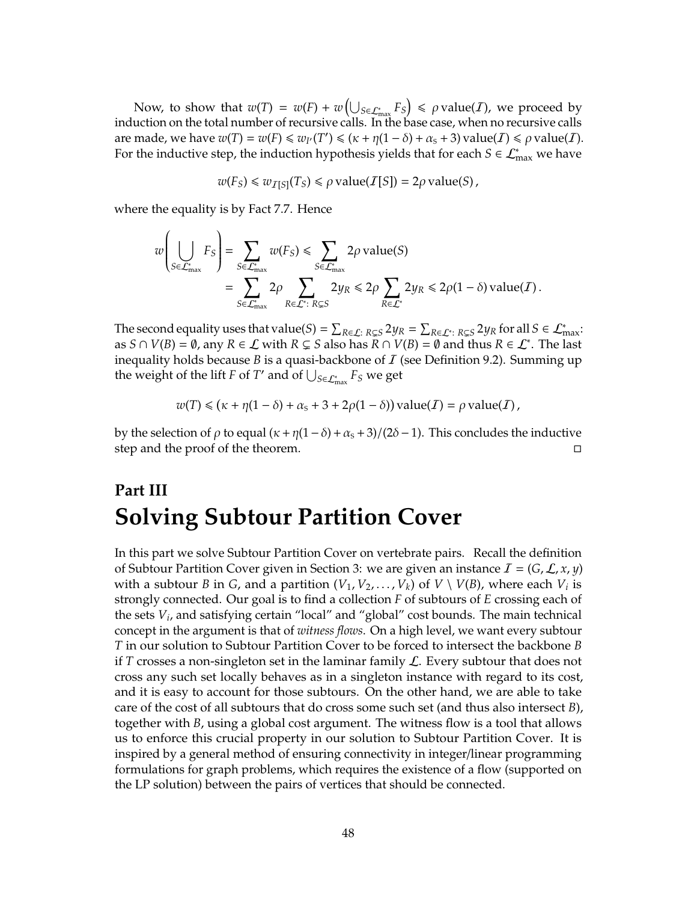Now, to show that $w(T) = w(F) + w\left(\bigcup_{S \in \mathcal{L}^*_{\max}} F_S\right) \leqslant \rho \operatorname{value}(\mathcal{I})$, we proceed by induction on the total number of recursive calls. In the base case, when no recursive calls are made, we have $w(T) = w(F) \leqslant w_{I'}(T') \leqslant (\kappa + \eta(1-\delta) + \alpha_{\mathrm{S}} + 3) \operatorname{value}(\mathcal{I}) \leqslant \rho \operatorname{value}(\mathcal{I})$. For the inductive step, the induction hypothesis yields that for each $S \in \mathcal{L}^*_{\max}$ we have

$$w(F_S) \leqslant w_{\mathcal{I}[S]}(T_S) \leqslant \rho \operatorname{value}(\mathcal{I}[S]) = 2\rho \operatorname{value}(S),$$

where the equality is by Fact 7.7. Hence

$$\begin{aligned} w\left(\bigcup_{S \in \mathcal{L}^*_{\max}} F_S\right) &= \sum_{S \in \mathcal{L}^*_{\max}} w(F_S) \leqslant \sum_{S \in \mathcal{L}^*_{\max}} 2\rho \operatorname{value}(S) \\ &= \sum_{S \in \mathcal{L}^*_{\max}} 2\rho \sum_{R \in \mathcal{L}^* :\, R \subsetneq S} 2y_R \leqslant 2\rho \sum_{R \in \mathcal{L}^*} 2y_R \leqslant 2\rho(1-\delta) \operatorname{value}(\mathcal{I}). \end{aligned}$$

The second equality uses that $\operatorname{value}(S) = \sum_{R \in \mathcal{L} :\, R \subsetneq S} 2y_R = \sum_{R \in \mathcal{L}^* :\, R \subsetneq S} 2y_R$ for all $S \in \mathcal{L}^*_{\max}$: as $S \cap V(B) = \emptyset$, any $R \in \mathcal{L}$ with $R \subsetneq S$ also has $R \cap V(B) = \emptyset$ and thus $R \in \mathcal{L}^*$. The last inequality holds because $B$ is a quasi-backbone of $\mathcal{I}$ (see Definition 9.2). Summing up the weight of the lift $F$ of $T'$ and of $\bigcup_{S \in \mathcal{L}^*_{\max}} F_S$ we get

$$w(T) \leqslant (\kappa + \eta(1-\delta) + \alpha_{\mathrm{S}} + 3 + 2\rho(1-\delta)) \operatorname{value}(\mathcal{I}) = \rho \operatorname{value}(\mathcal{I}),$$

by the selection of $\rho$ to equal $(\kappa + \eta(1-\delta) + \alpha_{\mathrm{S}} + 3)/(2\delta - 1)$. This concludes the inductive step and the proof of the theorem. □

# Part III
# Solving Subtour Partition Cover

In this part we solve Subtour Partition Cover on vertebrate pairs. Recall the definition of Subtour Partition Cover given in Section 3: we are given an instance $\mathcal{I} = (G, \mathcal{L}, x, y)$ with a subtour $B$ in $G$, and a partition $(V_1, V_2, \ldots, V_k)$ of $V \setminus V(B)$, where each $V_i$ is strongly connected. Our goal is to find a collection $F$ of subtours of $E$ crossing each of the sets $V_i$, and satisfying certain "local" and "global" cost bounds. The main technical concept in the argument is that of *witness flows*. On a high level, we want every subtour $T$ in our solution to Subtour Partition Cover to be forced to intersect the backbone $B$ if $T$ crosses a non-singleton set in the laminar family $\mathcal{L}$. Every subtour that does not cross any such set locally behaves as in a singleton instance with regard to its cost, and it is easy to account for those subtours. On the other hand, we are able to take care of the cost of all subtours that do cross some such set (and thus also intersect $B$), together with $B$, using a global cost argument. The witness flow is a tool that allows us to enforce this crucial property in our solution to Subtour Partition Cover. It is inspired by a general method of ensuring connectivity in integer/linear programming formulations for graph problems, which requires the existence of a flow (supported on the LP solution) between the pairs of vertices that should be connected.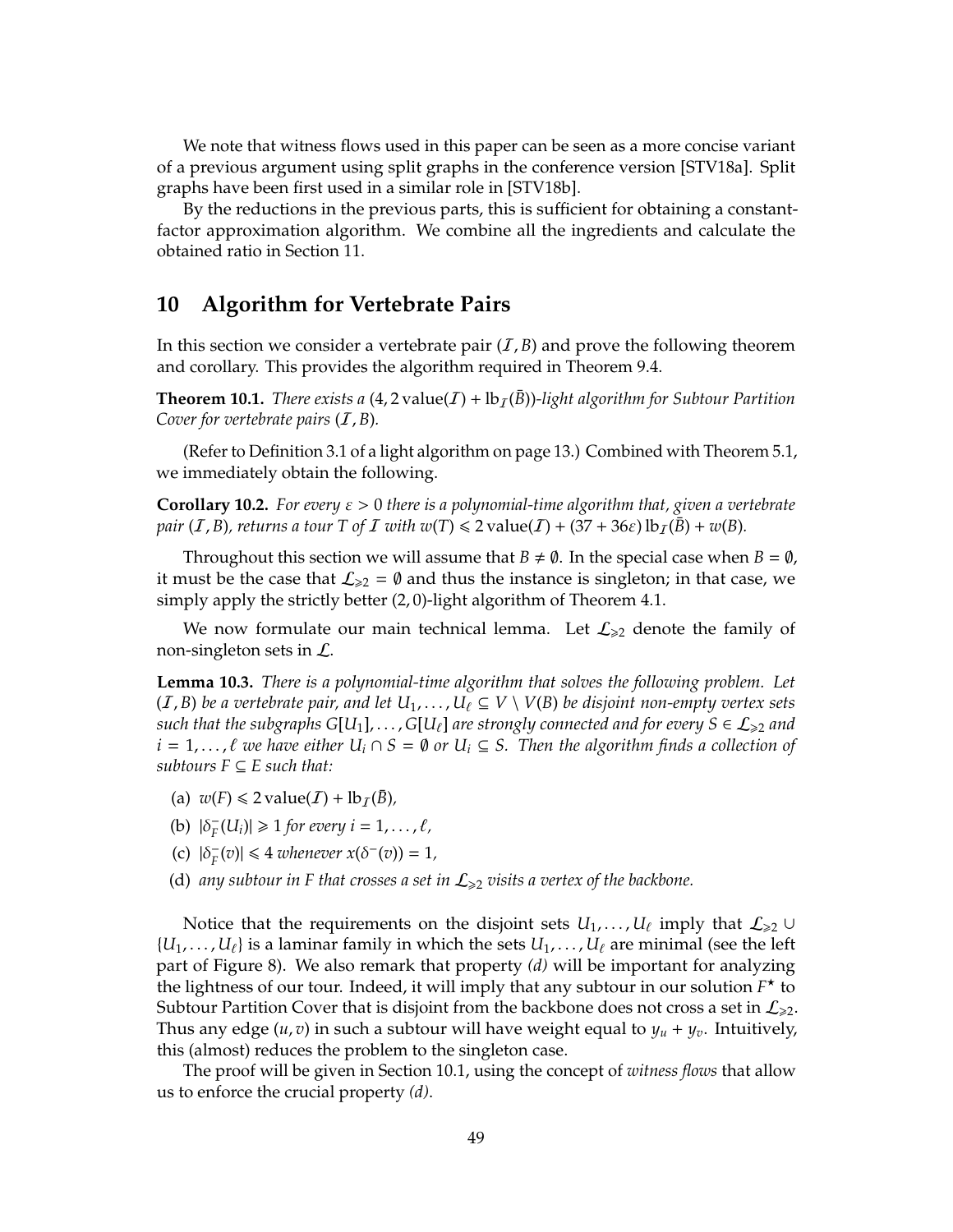We note that witness flows used in this paper can be seen as a more concise variant of a previous argument using split graphs in the conference version [STV18a]. Split graphs have been first used in a similar role in [STV18b].

By the reductions in the previous parts, this is sufficient for obtaining a constant-factor approximation algorithm. We combine all the ingredients and calculate the obtained ratio in Section 11.

## 10 Algorithm for Vertebrate Pairs

In this section we consider a vertebrate pair $(\mathcal{I}, B)$ and prove the following theorem and corollary. This provides the algorithm required in Theorem 9.4.

**Theorem 10.1.** *There exists a* $(4, 2\,\mathrm{value}(\mathcal{I}) + \mathrm{lb}_{\mathcal{I}}(\bar{B}))$*-light algorithm for Subtour Partition Cover for vertebrate pairs* $(\mathcal{I}, B)$*.*

(Refer to Definition 3.1 of a light algorithm on page 13.) Combined with Theorem 5.1, we immediately obtain the following.

**Corollary 10.2.** *For every* $\varepsilon > 0$ *there is a polynomial-time algorithm that, given a vertebrate pair* $(\mathcal{I}, B)$*, returns a tour* $T$ *of* $\mathcal{I}$ *with* $w(T) \leqslant 2\,\mathrm{value}(\mathcal{I}) + (37 + 36\varepsilon)\,\mathrm{lb}_{\mathcal{I}}(\bar{B}) + w(B)$*.*

Throughout this section we will assume that $B \neq \emptyset$. In the special case when $B = \emptyset$, it must be the case that $\mathcal{L}_{\geqslant 2} = \emptyset$ and thus the instance is singleton; in that case, we simply apply the strictly better $(2, 0)$-light algorithm of Theorem 4.1.

We now formulate our main technical lemma. Let $\mathcal{L}_{\geqslant 2}$ denote the family of non-singleton sets in $\mathcal{L}$.

**Lemma 10.3.** *There is a polynomial-time algorithm that solves the following problem. Let* $(\mathcal{I}, B)$ *be a vertebrate pair, and let* $U_1, \dots, U_\ell \subseteq V \setminus V(B)$ *be disjoint non-empty vertex sets such that the subgraphs* $G[U_1], \dots, G[U_\ell]$ *are strongly connected and for every* $S \in \mathcal{L}_{\geqslant 2}$ *and* $i = 1, \dots, \ell$ *we have either* $U_i \cap S = \emptyset$ *or* $U_i \subseteq S$*. Then the algorithm finds a collection of subtours* $F \subseteq E$ *such that:*

- (a) $w(F) \leqslant 2\,\mathrm{value}(\mathcal{I}) + \mathrm{lb}_{\mathcal{I}}(\bar{B})$*,*
- (b) $|\delta^-_F(U_i)| \geqslant 1$ *for every* $i = 1, \dots, \ell$*,*
- (c) $|\delta^-_F(v)| \leqslant 4$ *whenever* $x(\delta^-(v)) = 1$*,*
- (d) *any subtour in* $F$ *that crosses a set in* $\mathcal{L}_{\geqslant 2}$ *visits a vertex of the backbone.*

Notice that the requirements on the disjoint sets $U_1, \dots, U_\ell$ imply that $\mathcal{L}_{\geqslant 2} \cup \{U_1, \dots, U_\ell\}$ is a laminar family in which the sets $U_1, \dots, U_\ell$ are minimal (see the left part of Figure 8). We also remark that property *(d)* will be important for analyzing the lightness of our tour. Indeed, it will imply that any subtour in our solution $F^\star$ to Subtour Partition Cover that is disjoint from the backbone does not cross a set in $\mathcal{L}_{\geqslant 2}$. Thus any edge $(u, v)$ in such a subtour will have weight equal to $y_u + y_v$. Intuitively, this (almost) reduces the problem to the singleton case.

The proof will be given in Section 10.1, using the concept of *witness flows* that allow us to enforce the crucial property *(d)*.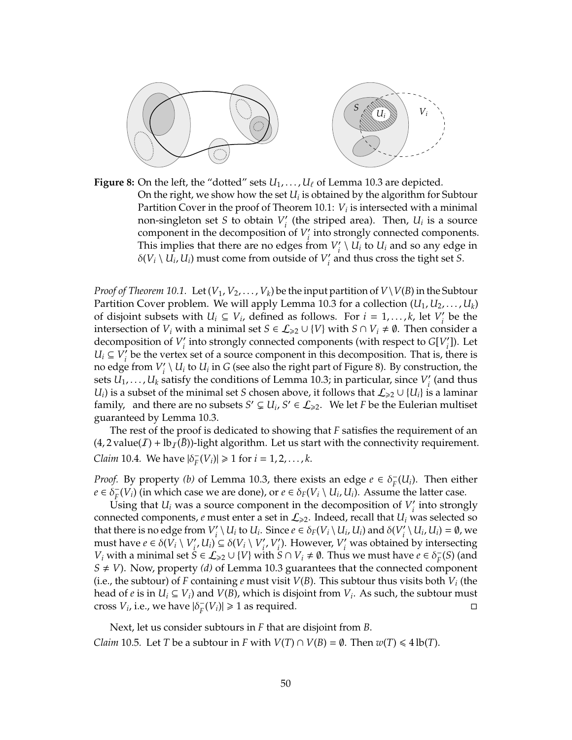**Figure 8:** On the left, the "dotted" sets $U_1, \ldots, U_\ell$ of Lemma 10.3 are depicted. On the right, we show how the set $U_i$ is obtained by the algorithm for Subtour Partition Cover in the proof of Theorem 10.1: $V_i$ is intersected with a minimal non-singleton set $S$ to obtain $V'_i$ (the striped area). Then, $U_i$ is a source component in the decomposition of $V'_i$ into strongly connected components. This implies that there are no edges from $V'_i \setminus U_i$ to $U_i$ and so any edge in $\delta(V_i \setminus U_i, U_i)$ must come from outside of $V'_i$ and thus cross the tight set $S$.

*Proof of Theorem 10.1.* Let $(V_1, V_2, \ldots, V_k)$ be the input partition of $V \setminus V(B)$ in the Subtour Partition Cover problem. We will apply Lemma 10.3 for a collection $(U_1, U_2, \ldots, U_k)$ of disjoint subsets with $U_i \subseteq V_i$, defined as follows. For $i = 1, \ldots, k$, let $V'_i$ be the intersection of $V_i$ with a minimal set $S \in \mathcal{L}_{\geqslant 2} \cup \{V\}$ with $S \cap V_i \neq \emptyset$. Then consider a decomposition of $V'_i$ into strongly connected components (with respect to $G[V'_i]$). Let $U_i \subseteq V'_i$ be the vertex set of a source component in this decomposition. That is, there is no edge from $V'_i \setminus U_i$ to $U_i$ in $G$ (see also the right part of Figure 8). By construction, the sets $U_1, \ldots, U_k$ satisfy the conditions of Lemma 10.3; in particular, since $V'_i$ (and thus $U_i$) is a subset of the minimal set $S$ chosen above, it follows that $\mathcal{L}_{\geqslant 2} \cup \{U_i\}$ is a laminar family, and there are no subsets $S' \subsetneq U_i$, $S' \in \mathcal{L}_{\geqslant 2}$. We let $F$ be the Eulerian multiset guaranteed by Lemma 10.3.

The rest of the proof is dedicated to showing that $F$ satisfies the requirement of an $(4, 2\,\mathrm{value}(\mathcal{I}) + \mathrm{lb}_{\mathcal{I}}(\bar{B}))$-light algorithm. Let us start with the connectivity requirement.

*Claim* 10.4. We have $|\delta^-_F(V_i)| \geqslant 1$ for $i = 1, 2, \ldots, k$.

*Proof.* By property *(b)* of Lemma 10.3, there exists an edge $e \in \delta^-_F(U_i)$. Then either $e \in \delta^-_F(V_i)$ (in which case we are done), or $e \in \delta_F(V_i \setminus U_i, U_i)$. Assume the latter case.

Using that $U_i$ was a source component in the decomposition of $V'_i$ into strongly connected components, $e$ must enter a set in $\mathcal{L}_{\geqslant 2}$. Indeed, recall that $U_i$ was selected so that there is no edge from $V'_i \setminus U_i$ to $U_i$. Since $e \in \delta_F(V_i \setminus U_i, U_i)$ and $\delta(V'_i \setminus U_i, U_i) = \emptyset$, we must have $e \in \delta(V_i \setminus V'_i, U_i) \subseteq \delta(V_i \setminus V'_i, V'_i)$. However, $V'_i$ was obtained by intersecting $V_i$ with a minimal set $S \in \mathcal{L}_{\geqslant 2} \cup \{V\}$ with $S \cap V_i \neq \emptyset$. Thus we must have $e \in \delta^-_F(S)$ (and $S \neq V$). Now, property *(d)* of Lemma 10.3 guarantees that the connected component (i.e., the subtour) of $F$ containing $e$ must visit $V(B)$. This subtour thus visits both $V_i$ (the head of $e$ is in $U_i \subseteq V_i$) and $V(B)$, which is disjoint from $V_i$. As such, the subtour must cross $V_i$, i.e., we have $|\delta^-_F(V_i)| \geqslant 1$ as required. ◻

Next, let us consider subtours in $F$ that are disjoint from $B$.

*Claim* 10.5. Let $T$ be a subtour in $F$ with $V(T) \cap V(B) = \emptyset$. Then $w(T) \leqslant 4\,\mathrm{lb}(T)$.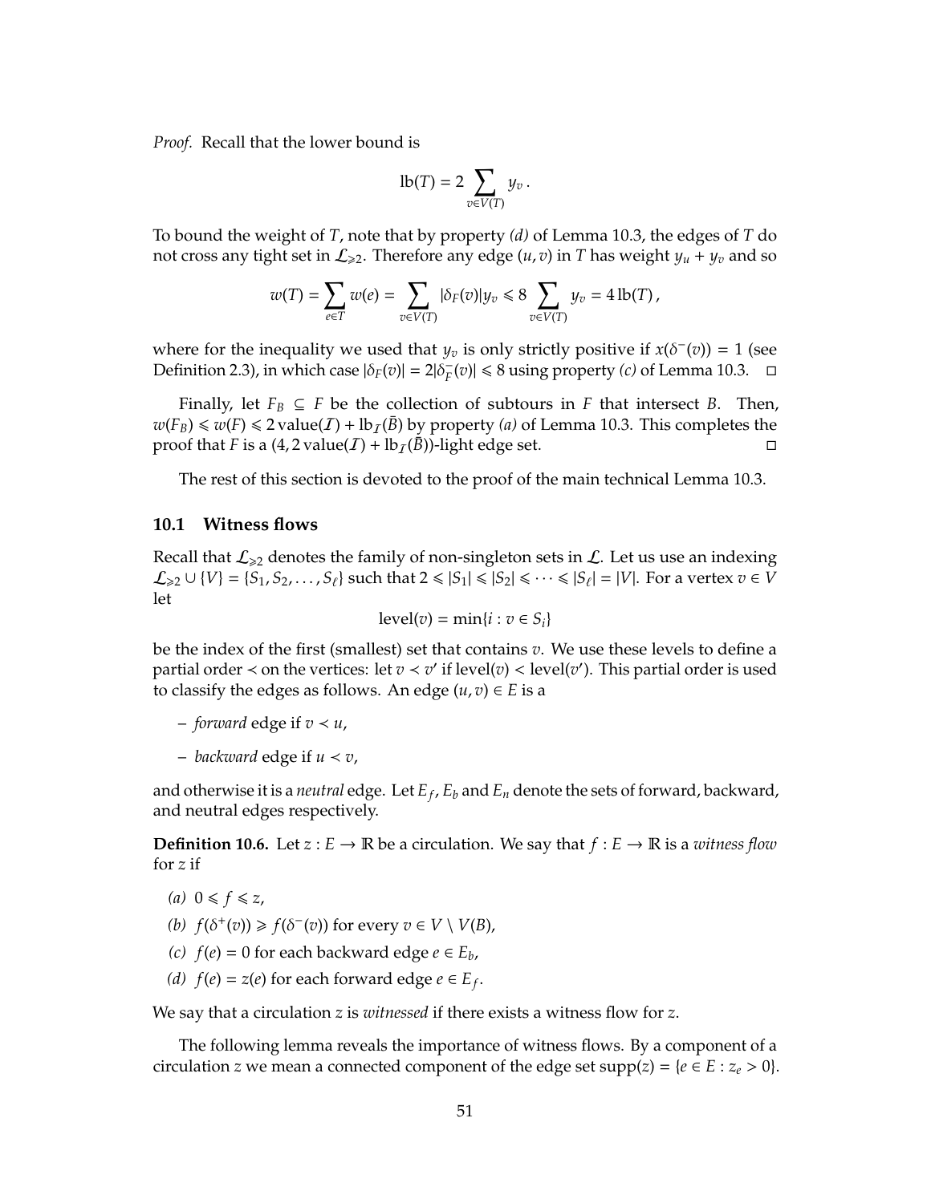*Proof.* Recall that the lower bound is

$$\mathrm{lb}(T) = 2 \sum_{v \in V(T)} y_v \,.$$

To bound the weight of $T$, note that by property *(d)* of Lemma 10.3, the edges of $T$ do not cross any tight set in $\mathcal{L}_{\geqslant 2}$. Therefore any edge $(u,v)$ in $T$ has weight $y_u + y_v$ and so

$$w(T) = \sum_{e \in T} w(e) = \sum_{v \in V(T)} |\delta_F(v)| y_v \leqslant 8 \sum_{v \in V(T)} y_v = 4 \,\mathrm{lb}(T)\,,$$

where for the inequality we used that $y_v$ is only strictly positive if $x(\delta^-(v)) = 1$ (see Definition 2.3), in which case $|\delta_F(v)| = 2|\delta_F^-(v)| \leqslant 8$ using property *(c)* of Lemma 10.3. □

Finally, let $F_B \subseteq F$ be the collection of subtours in $F$ that intersect $B$. Then, $w(F_B) \leqslant w(F) \leqslant 2\,\mathrm{value}(\mathcal{I}) + \mathrm{lb}_{\mathcal{I}}(\bar{B})$ by property *(a)* of Lemma 10.3. This completes the proof that $F$ is a $(4, 2\,\mathrm{value}(\mathcal{I}) + \mathrm{lb}_{\mathcal{I}}(\bar{B}))$-light edge set. □

The rest of this section is devoted to the proof of the main technical Lemma 10.3.

### 10.1 Witness flows

Recall that $\mathcal{L}_{\geqslant 2}$ denotes the family of non-singleton sets in $\mathcal{L}$. Let us use an indexing $\mathcal{L}_{\geqslant 2} \cup \{V\} = \{S_1, S_2, \ldots, S_\ell\}$ such that $2 \leqslant |S_1| \leqslant |S_2| \leqslant \cdots \leqslant |S_\ell| = |V|$. For a vertex $v \in V$ let

$$\mathrm{level}(v) = \min\{i : v \in S_i\}$$

be the index of the first (smallest) set that contains $v$. We use these levels to define a partial order $\prec$ on the vertices: let $v \prec v'$ if $\mathrm{level}(v) < \mathrm{level}(v')$. This partial order is used to classify the edges as follows. An edge $(u,v) \in E$ is a

- *forward* edge if $v \prec u$,
- *backward* edge if $u \prec v$,

and otherwise it is a *neutral* edge. Let $E_f$, $E_b$ and $E_n$ denote the sets of forward, backward, and neutral edges respectively.

**Definition 10.6.** Let $z : E \to \mathbb{R}$ be a circulation. We say that $f : E \to \mathbb{R}$ is a *witness flow* for $z$ if

*(a)* $0 \leqslant f \leqslant z$,

*(b)* $f(\delta^+(v)) \geqslant f(\delta^-(v))$ for every $v \in V \setminus V(B)$,

*(c)* $f(e) = 0$ for each backward edge $e \in E_b$,

*(d)* $f(e) = z(e)$ for each forward edge $e \in E_f$.

We say that a circulation $z$ is *witnessed* if there exists a witness flow for $z$.

The following lemma reveals the importance of witness flows. By a component of a circulation $z$ we mean a connected component of the edge set $\mathrm{supp}(z) = \{e \in E : z_e > 0\}$.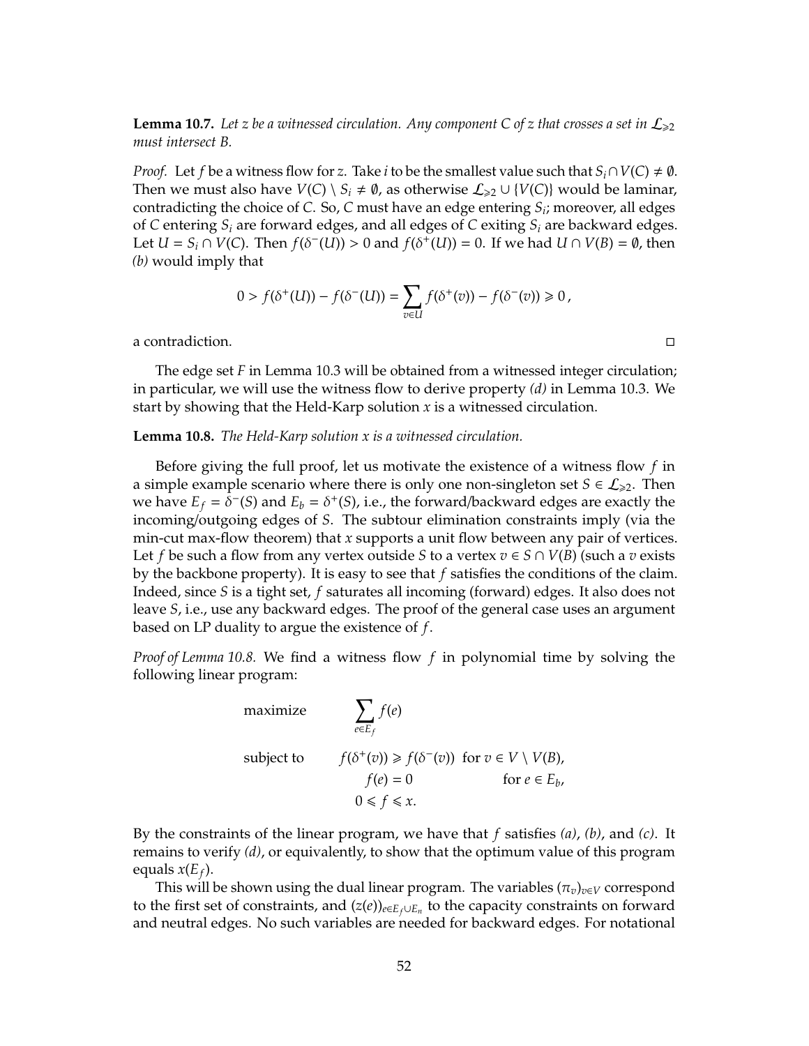**Lemma 10.7.** *Let $z$ be a witnessed circulation. Any component $C$ of $z$ that crosses a set in $\mathcal{L}_{\geqslant 2}$ must intersect $B$.*

*Proof.* Let $f$ be a witness flow for $z$. Take $i$ to be the smallest value such that $S_i \cap V(C) \neq \emptyset$. Then we must also have $V(C) \setminus S_i \neq \emptyset$, as otherwise $\mathcal{L}_{\geqslant 2} \cup \{V(C)\}$ would be laminar, contradicting the choice of $C$. So, $C$ must have an edge entering $S_i$; moreover, all edges of $C$ entering $S_i$ are forward edges, and all edges of $C$ exiting $S_i$ are backward edges. Let $U = S_i \cap V(C)$. Then $f(\delta^-(U)) > 0$ and $f(\delta^+(U)) = 0$. If we had $U \cap V(B) = \emptyset$, then *(b)* would imply that

$$0 > f(\delta^+(U)) - f(\delta^-(U)) = \sum_{v \in U} f(\delta^+(v)) - f(\delta^-(v)) \geqslant 0\,,$$

a contradiction. $\square$

The edge set $F$ in Lemma 10.3 will be obtained from a witnessed integer circulation; in particular, we will use the witness flow to derive property *(d)* in Lemma 10.3. We start by showing that the Held-Karp solution $x$ is a witnessed circulation.

**Lemma 10.8.** *The Held-Karp solution $x$ is a witnessed circulation.*

Before giving the full proof, let us motivate the existence of a witness flow $f$ in a simple example scenario where there is only one non-singleton set $S \in \mathcal{L}_{\geqslant 2}$. Then we have $E_f = \delta^-(S)$ and $E_b = \delta^+(S)$, i.e., the forward/backward edges are exactly the incoming/outgoing edges of $S$. The subtour elimination constraints imply (via the min-cut max-flow theorem) that $x$ supports a unit flow between any pair of vertices. Let $f$ be such a flow from any vertex outside $S$ to a vertex $v \in S \cap V(B)$ (such a $v$ exists by the backbone property). It is easy to see that $f$ satisfies the conditions of the claim. Indeed, since $S$ is a tight set, $f$ saturates all incoming (forward) edges. It also does not leave $S$, i.e., use any backward edges. The proof of the general case uses an argument based on LP duality to argue the existence of $f$.

*Proof of Lemma 10.8.* We find a witness flow $f$ in polynomial time by solving the following linear program:

$$\begin{aligned}
\text{maximize} \quad & \sum_{e \in E_f} f(e) \\
\text{subject to} \quad & f(\delta^+(v)) \geqslant f(\delta^-(v)) \quad \text{for } v \in V \setminus V(B), \\
& f(e) = 0 \qquad\qquad\qquad\;\; \text{for } e \in E_b, \\
& 0 \leqslant f \leqslant x.
\end{aligned}$$

By the constraints of the linear program, we have that $f$ satisfies *(a)*, *(b)*, and *(c)*. It remains to verify *(d)*, or equivalently, to show that the optimum value of this program equals $x(E_f)$.

This will be shown using the dual linear program. The variables $(\pi_v)_{v \in V}$ correspond to the first set of constraints, and $(z(e))_{e \in E_f \cup E_n}$ to the capacity constraints on forward and neutral edges. No such variables are needed for backward edges. For notational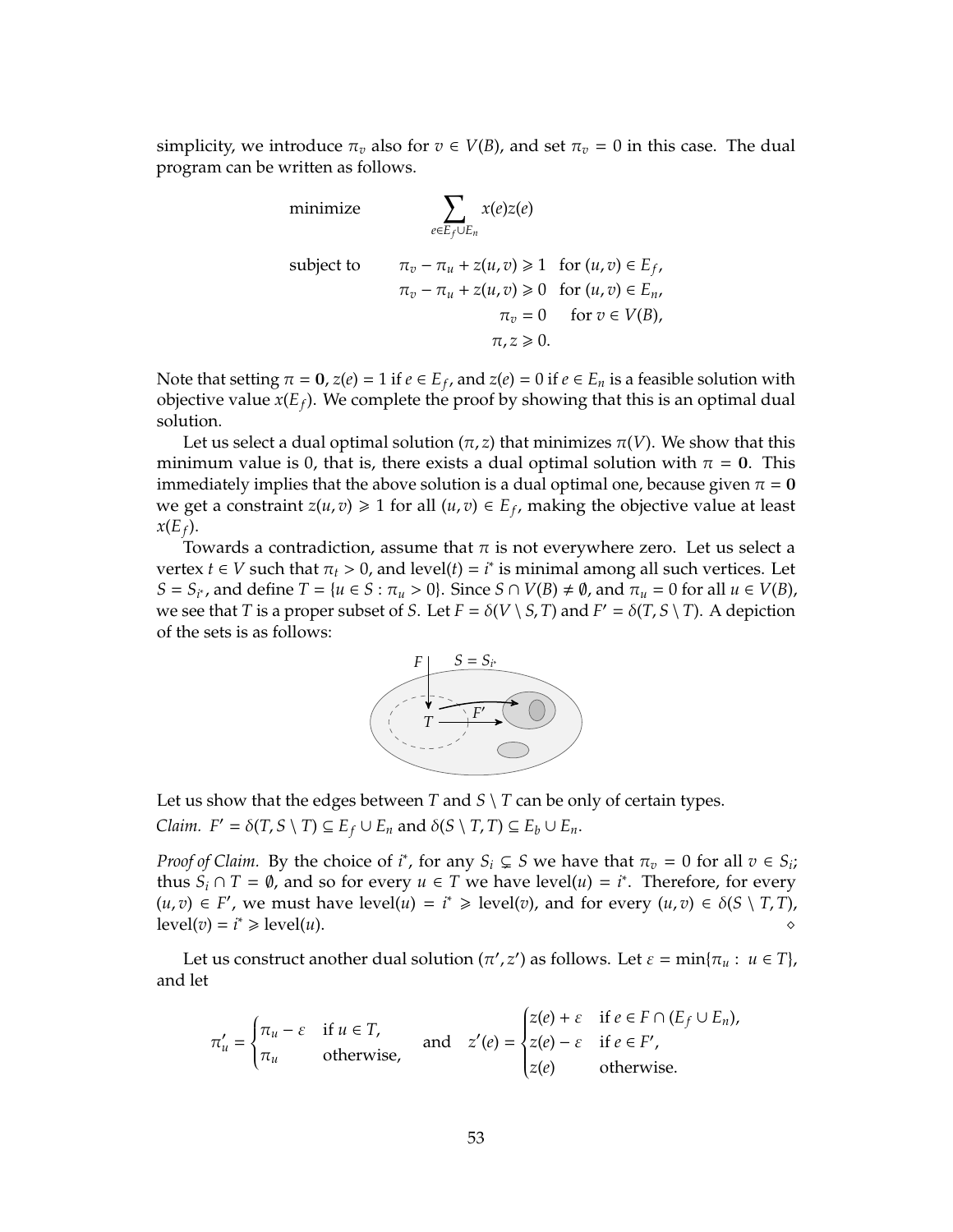simplicity, we introduce $\pi_v$ also for $v \in V(B)$, and set $\pi_v = 0$ in this case. The dual program can be written as follows.

$$
\begin{aligned}
\text{minimize} \quad & \sum_{e \in E_f \cup E_n} x(e) z(e) \\
\text{subject to} \quad & \pi_v - \pi_u + z(u,v) \geqslant 1 \quad \text{for } (u,v) \in E_f, \\
& \pi_v - \pi_u + z(u,v) \geqslant 0 \quad \text{for } (u,v) \in E_n, \\
& \pi_v = 0 \quad \text{for } v \in V(B), \\
& \pi, z \geqslant 0.
\end{aligned}
$$

Note that setting $\pi = \mathbf{0}$, $z(e) = 1$ if $e \in E_f$, and $z(e) = 0$ if $e \in E_n$ is a feasible solution with objective value $x(E_f)$. We complete the proof by showing that this is an optimal dual solution.

Let us select a dual optimal solution $(\pi, z)$ that minimizes $\pi(V)$. We show that this minimum value is 0, that is, there exists a dual optimal solution with $\pi = \mathbf{0}$. This immediately implies that the above solution is a dual optimal one, because given $\pi = \mathbf{0}$ we get a constraint $z(u,v) \geqslant 1$ for all $(u,v) \in E_f$, making the objective value at least $x(E_f)$.

Towards a contradiction, assume that $\pi$ is not everywhere zero. Let us select a vertex $t \in V$ such that $\pi_t > 0$, and $\text{level}(t) = i^*$ is minimal among all such vertices. Let $S = S_{i^*}$, and define $T = \{u \in S : \pi_u > 0\}$. Since $S \cap V(B) \neq \emptyset$, and $\pi_u = 0$ for all $u \in V(B)$, we see that $T$ is a proper subset of $S$. Let $F = \delta(V \setminus S, T)$ and $F' = \delta(T, S \setminus T)$. A depiction of the sets is as follows:

Let us show that the edges between $T$ and $S \setminus T$ can be only of certain types.

*Claim.* $F' = \delta(T, S \setminus T) \subseteq E_f \cup E_n$ and $\delta(S \setminus T, T) \subseteq E_b \cup E_n$.

*Proof of Claim.* By the choice of $i^*$, for any $S_i \subsetneq S$ we have that $\pi_v = 0$ for all $v \in S_i$; thus $S_i \cap T = \emptyset$, and so for every $u \in T$ we have $\text{level}(u) = i^*$. Therefore, for every $(u,v) \in F'$, we must have $\text{level}(u) = i^* \geqslant \text{level}(v)$, and for every $(u,v) \in \delta(S \setminus T, T)$, $\text{level}(v) = i^* \geqslant \text{level}(u)$. ⋄

Let us construct another dual solution $(\pi', z')$ as follows. Let $\varepsilon = \min\{\pi_u : u \in T\}$, and let

$$
\pi'_u = \begin{cases} \pi_u - \varepsilon & \text{if } u \in T, \\ \pi_u & \text{otherwise,} \end{cases} \quad \text{and} \quad z'(e) = \begin{cases} z(e) + \varepsilon & \text{if } e \in F \cap (E_f \cup E_n), \\ z(e) - \varepsilon & \text{if } e \in F', \\ z(e) & \text{otherwise.} \end{cases}
$$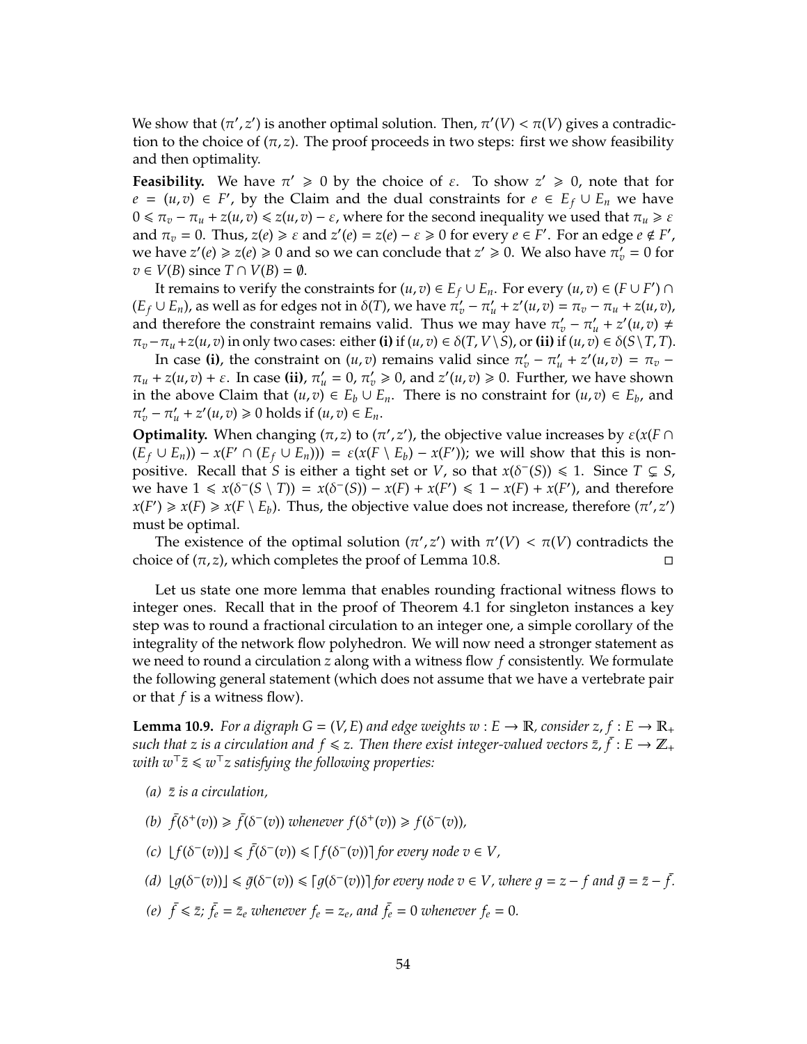We show that $(\pi', z')$ is another optimal solution. Then, $\pi'(V) < \pi(V)$ gives a contradiction to the choice of $(\pi, z)$. The proof proceeds in two steps: first we show feasibility and then optimality.

**Feasibility.** We have $\pi' \geqslant 0$ by the choice of $\varepsilon$. To show $z' \geqslant 0$, note that for $e = (u, v) \in F'$, by the Claim and the dual constraints for $e \in E_f \cup E_n$ we have $0 \leqslant \pi_v - \pi_u + z(u, v) \leqslant z(u, v) - \varepsilon$, where for the second inequality we used that $\pi_u \geqslant \varepsilon$ and $\pi_v = 0$. Thus, $z(e) \geqslant \varepsilon$ and $z'(e) = z(e) - \varepsilon \geqslant 0$ for every $e \in F'$. For an edge $e \notin F'$, we have $z'(e) \geqslant z(e) \geqslant 0$ and so we can conclude that $z' \geqslant 0$. We also have $\pi'_v = 0$ for $v \in V(B)$ since $T \cap V(B) = \emptyset$.

It remains to verify the constraints for $(u, v) \in E_f \cup E_n$. For every $(u, v) \in (F \cup F') \cap (E_f \cup E_n)$, as well as for edges not in $\delta(T)$, we have $\pi'_v - \pi'_u + z'(u, v) = \pi_v - \pi_u + z(u, v)$, and therefore the constraint remains valid. Thus we may have $\pi'_v - \pi'_u + z'(u, v) \neq \pi_v - \pi_u + z(u, v)$ in only two cases: either **(i)** if $(u, v) \in \delta(T, V \setminus S)$, or **(ii)** if $(u, v) \in \delta(S \setminus T, T)$.

In case **(i)**, the constraint on $(u, v)$ remains valid since $\pi'_v - \pi'_u + z'(u, v) = \pi_v - \pi_u + z(u, v) + \varepsilon$. In case **(ii)**, $\pi'_u = 0$, $\pi'_v \geqslant 0$, and $z'(u, v) \geqslant 0$. Further, we have shown in the above Claim that $(u, v) \in E_b \cup E_n$. There is no constraint for $(u, v) \in E_b$, and $\pi'_v - \pi'_u + z'(u, v) \geqslant 0$ holds if $(u, v) \in E_n$.

**Optimality.** When changing $(\pi, z)$ to $(\pi', z')$, the objective value increases by $\varepsilon(x(F \cap (E_f \cup E_n)) - x(F' \cap (E_f \cup E_n))) = \varepsilon(x(F \setminus E_b) - x(F'))$; we will show that this is non-positive. Recall that $S$ is either a tight set or $V$, so that $x(\delta^-(S)) \leqslant 1$. Since $T \subsetneq S$, we have $1 \leqslant x(\delta^-(S \setminus T)) = x(\delta^-(S)) - x(F) + x(F') \leqslant 1 - x(F) + x(F')$, and therefore $x(F') \geqslant x(F) \geqslant x(F \setminus E_b)$. Thus, the objective value does not increase, therefore $(\pi', z')$ must be optimal.

The existence of the optimal solution $(\pi', z')$ with $\pi'(V) < \pi(V)$ contradicts the choice of $(\pi, z)$, which completes the proof of Lemma 10.8. $\square$

Let us state one more lemma that enables rounding fractional witness flows to integer ones. Recall that in the proof of Theorem 4.1 for singleton instances a key step was to round a fractional circulation to an integer one, a simple corollary of the integrality of the network flow polyhedron. We will now need a stronger statement as we need to round a circulation $z$ along with a witness flow $f$ consistently. We formulate the following general statement (which does not assume that we have a vertebrate pair or that $f$ is a witness flow).

**Lemma 10.9.** *For a digraph $G = (V, E)$ and edge weights $w : E \to \mathbb{R}$, consider $z, f : E \to \mathbb{R}_+$ such that $z$ is a circulation and $f \leqslant z$. Then there exist integer-valued vectors $\bar{z}, \bar{f} : E \to \mathbb{Z}_+$ with $w^\top \bar{z} \leqslant w^\top z$ satisfying the following properties:*

- *(a) $\bar{z}$ is a circulation,*
- *(b) $\bar{f}(\delta^+(v)) \geqslant \bar{f}(\delta^-(v))$ whenever $f(\delta^+(v)) \geqslant f(\delta^-(v))$,*
- *(c) $\lfloor f(\delta^-(v)) \rfloor \leqslant \bar{f}(\delta^-(v)) \leqslant \lceil f(\delta^-(v)) \rceil$ for every node $v \in V$,*
- *(d) $\lfloor g(\delta^-(v)) \rfloor \leqslant \bar{g}(\delta^-(v)) \leqslant \lceil g(\delta^-(v)) \rceil$ for every node $v \in V$, where $g = z - f$ and $\bar{g} = \bar{z} - \bar{f}$.*
- *(e) $\bar{f} \leqslant \bar{z}$; $\bar{f}_e = \bar{z}_e$ whenever $f_e = z_e$, and $\bar{f}_e = 0$ whenever $f_e = 0$.*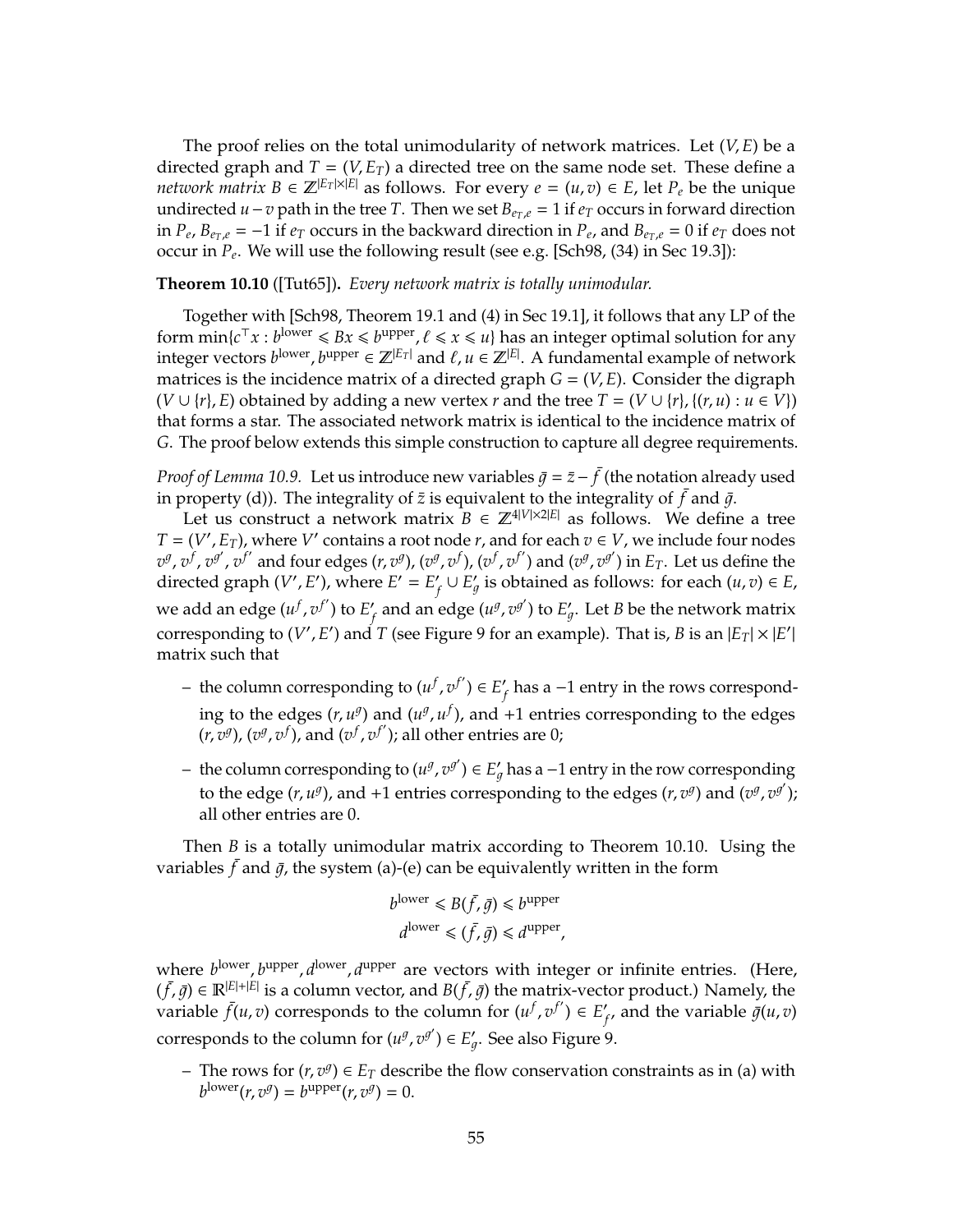The proof relies on the total unimodularity of network matrices. Let $(V, E)$ be a directed graph and $T = (V, E_T)$ a directed tree on the same node set. These define a *network matrix* $B \in \mathbb{Z}^{|E_T| \times |E|}$ as follows. For every $e = (u, v) \in E$, let $P_e$ be the unique undirected $u - v$ path in the tree $T$. Then we set $B_{e_T, e} = 1$ if $e_T$ occurs in forward direction in $P_e$, $B_{e_T, e} = -1$ if $e_T$ occurs in the backward direction in $P_e$, and $B_{e_T, e} = 0$ if $e_T$ does not occur in $P_e$. We will use the following result (see e.g. [Sch98, (34) in Sec 19.3]):

**Theorem 10.10** ([Tut65]). *Every network matrix is totally unimodular.*

Together with [Sch98, Theorem 19.1 and (4) in Sec 19.1], it follows that any LP of the form $\min\{c^\top x : b^{\text{lower}} \leqslant Bx \leqslant b^{\text{upper}}, \ell \leqslant x \leqslant u\}$ has an integer optimal solution for any integer vectors $b^{\text{lower}}, b^{\text{upper}} \in \mathbb{Z}^{|E_T|}$ and $\ell, u \in \mathbb{Z}^{|E|}$. A fundamental example of network matrices is the incidence matrix of a directed graph $G = (V, E)$. Consider the digraph $(V \cup \{r\}, E)$ obtained by adding a new vertex $r$ and the tree $T = (V \cup \{r\}, \{(r, u) : u \in V\})$ that forms a star. The associated network matrix is identical to the incidence matrix of $G$. The proof below extends this simple construction to capture all degree requirements.

*Proof of Lemma 10.9.* Let us introduce new variables $\bar{g} = \bar{z} - \bar{f}$ (the notation already used in property (d)). The integrality of $\bar{z}$ is equivalent to the integrality of $\bar{f}$ and $\bar{g}$.

Let us construct a network matrix $B \in \mathbb{Z}^{4|V| \times 2|E|}$ as follows. We define a tree $T = (V', E_T)$, where $V'$ contains a root node $r$, and for each $v \in V$, we include four nodes $v^g, v^f, v^{g'}, v^{f'}$ and four edges $(r, v^g)$, $(v^g, v^f)$, $(v^f, v^{f'})$ and $(v^g, v^{g'})$ in $E_T$. Let us define the directed graph $(V', E')$, where $E' = E'_f \cup E'_g$ is obtained as follows: for each $(u, v) \in E$, we add an edge $(u^f, v^{f'})$ to $E'_f$ and an edge $(u^g, v^{g'})$ to $E'_g$. Let $B$ be the network matrix corresponding to $(V', E')$ and $T$ (see Figure 9 for an example). That is, $B$ is an $|E_T| \times |E'|$ matrix such that

- the column corresponding to $(u^f, v^{f'}) \in E'_f$ has a $-1$ entry in the rows corresponding to the edges $(r, u^g)$ and $(u^g, u^f)$, and $+1$ entries corresponding to the edges $(r, v^g)$, $(v^g, v^f)$, and $(v^f, v^{f'})$; all other entries are 0;
- the column corresponding to $(u^g, v^{g'}) \in E'_g$ has a $-1$ entry in the row corresponding to the edge $(r, u^g)$, and $+1$ entries corresponding to the edges $(r, v^g)$ and $(v^g, v^{g'})$; all other entries are 0.

Then $B$ is a totally unimodular matrix according to Theorem 10.10. Using the variables $\bar{f}$ and $\bar{g}$, the system (a)-(e) can be equivalently written in the form

$$
\begin{aligned}
b^{\text{lower}} &\leqslant B(\bar{f}, \bar{g}) \leqslant b^{\text{upper}} \\
d^{\text{lower}} &\leqslant (\bar{f}, \bar{g}) \leqslant d^{\text{upper}},
\end{aligned}
$$

where $b^{\text{lower}}, b^{\text{upper}}, d^{\text{lower}}, d^{\text{upper}}$ are vectors with integer or infinite entries. (Here, $(\bar{f}, \bar{g}) \in \mathbb{R}^{|E|+|E|}$ is a column vector, and $B(\bar{f}, \bar{g})$ the matrix-vector product.) Namely, the variable $\bar{f}(u, v)$ corresponds to the column for $(u^f, v^{f'}) \in E'_f$, and the variable $\bar{g}(u, v)$ corresponds to the column for $(u^g, v^{g'}) \in E'_g$. See also Figure 9.

- The rows for $(r, v^g) \in E_T$ describe the flow conservation constraints as in (a) with $b^{\text{lower}}(r, v^g) = b^{\text{upper}}(r, v^g) = 0$.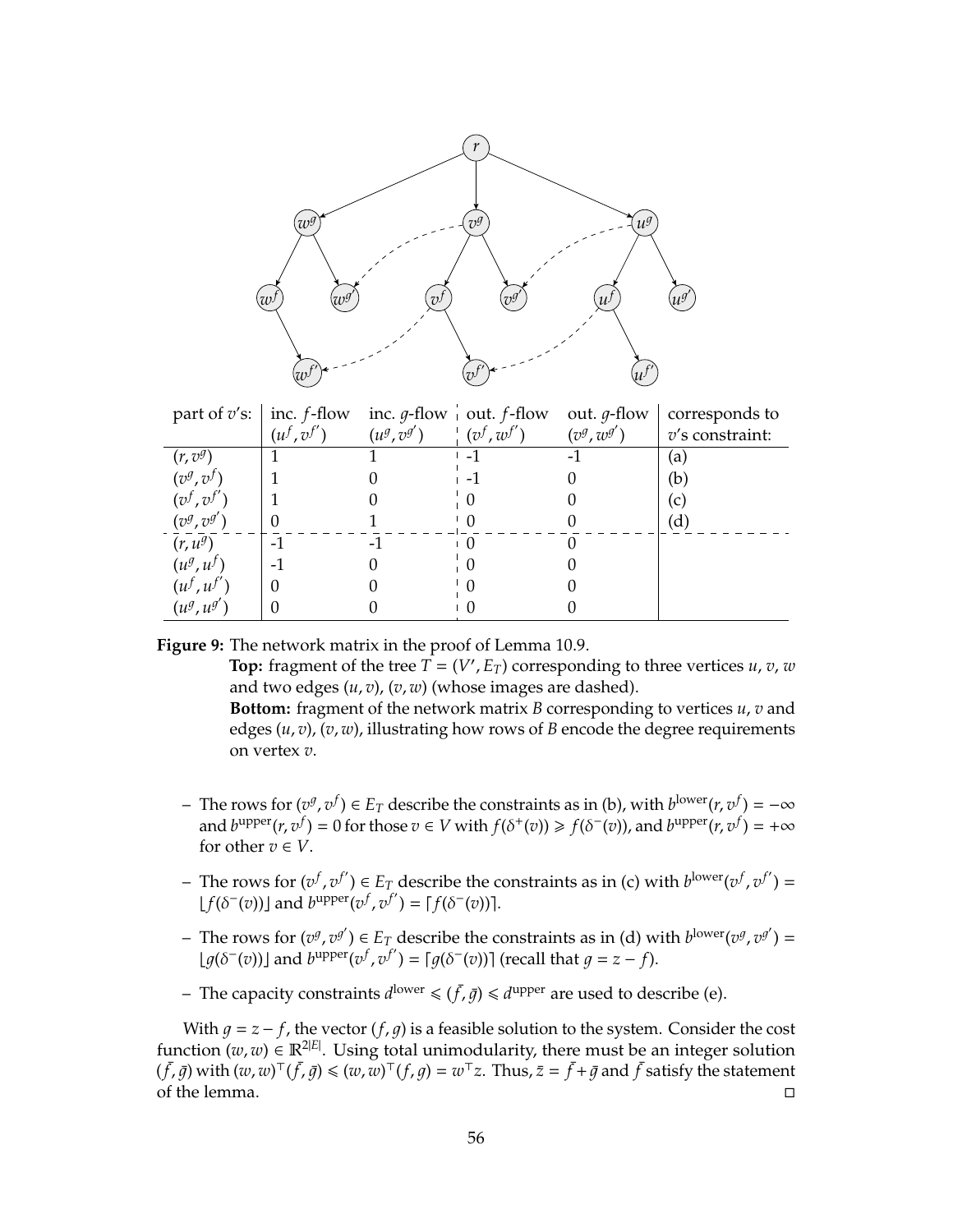| part of $v$'s: | inc. $f$-flow $(u^f, v^{f'})$ | inc. $g$-flow $(u^g, v^{g'})$ | out. $f$-flow $(v^f, w^{f'})$ | out. $g$-flow $(v^g, w^{g'})$ | corresponds to $v$'s constraint: |
|---|---|---|---|---|---|
| $(r, v^g)$ | 1 | 1 | -1 | -1 | (a) |
| $(v^g, v^f)$ | 1 | 0 | -1 | 0 | (b) |
| $(v^f, v^{f'})$ | 1 | 0 | 0 | 0 | (c) |
| $(v^g, v^{g'})$ | 0 | 1 | 0 | 0 | (d) |
| $(r, u^g)$ | -1 | -1 | 0 | 0 | |
| $(u^g, u^f)$ | -1 | 0 | 0 | 0 | |
| $(u^f, u^{f'})$ | 0 | 0 | 0 | 0 | |
| $(u^g, u^{g'})$ | 0 | 0 | 0 | 0 | |

**Figure 9:** The network matrix in the proof of Lemma 10.9.
**Top:** fragment of the tree $T = (V', E_T)$ corresponding to three vertices $u, v, w$ and two edges $(u, v)$, $(v, w)$ (whose images are dashed).
**Bottom:** fragment of the network matrix $B$ corresponding to vertices $u, v$ and edges $(u, v)$, $(v, w)$, illustrating how rows of $B$ encode the degree requirements on vertex $v$.

- The rows for $(v^g, v^f) \in E_T$ describe the constraints as in (b), with $b^{\text{lower}}(r, v^f) = -\infty$ and $b^{\text{upper}}(r, v^f) = 0$ for those $v \in V$ with $f(\delta^+(v)) \geqslant f(\delta^-(v))$, and $b^{\text{upper}}(r, v^f) = +\infty$ for other $v \in V$.
- The rows for $(v^f, v^{f'}) \in E_T$ describe the constraints as in (c) with $b^{\text{lower}}(v^f, v^{f'}) = \lfloor f(\delta^-(v)) \rfloor$ and $b^{\text{upper}}(v^f, v^{f'}) = \lceil f(\delta^-(v)) \rceil$.
- The rows for $(v^g, v^{g'}) \in E_T$ describe the constraints as in (d) with $b^{\text{lower}}(v^g, v^{g'}) = \lfloor g(\delta^-(v)) \rfloor$ and $b^{\text{upper}}(v^f, v^{f'}) = \lceil g(\delta^-(v)) \rceil$ (recall that $g = z - f$).
- The capacity constraints $d^{\text{lower}} \leqslant (\bar{f}, \bar{g}) \leqslant d^{\text{upper}}$ are used to describe (e).

With $g = z - f$, the vector $(f, g)$ is a feasible solution to the system. Consider the cost function $(w, w) \in \mathbb{R}^{2|E|}$. Using total unimodularity, there must be an integer solution $(\bar{f}, \bar{g})$ with $(w, w)^\top(\bar{f}, \bar{g}) \leqslant (w, w)^\top(f, g) = w^\top z$. Thus, $\bar{z} = \bar{f} + \bar{g}$ and $\bar{f}$ satisfy the statement of the lemma. $\square$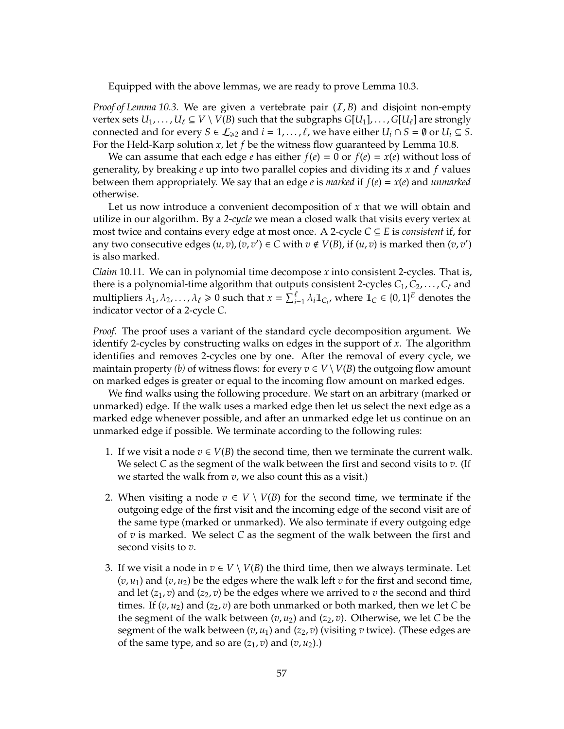Equipped with the above lemmas, we are ready to prove Lemma 10.3.

*Proof of Lemma 10.3.* We are given a vertebrate pair $(\mathcal{I}, B)$ and disjoint non-empty vertex sets $U_1, \ldots, U_\ell \subseteq V \setminus V(B)$ such that the subgraphs $G[U_1], \ldots, G[U_\ell]$ are strongly connected and for every $S \in \mathcal{L}_{\geqslant 2}$ and $i = 1, \ldots, \ell$, we have either $U_i \cap S = \emptyset$ or $U_i \subseteq S$. For the Held-Karp solution $x$, let $f$ be the witness flow guaranteed by Lemma 10.8.

We can assume that each edge $e$ has either $f(e) = 0$ or $f(e) = x(e)$ without loss of generality, by breaking $e$ up into two parallel copies and dividing its $x$ and $f$ values between them appropriately. We say that an edge $e$ is *marked* if $f(e) = x(e)$ and *unmarked* otherwise.

Let us now introduce a convenient decomposition of $x$ that we will obtain and utilize in our algorithm. By a *2-cycle* we mean a closed walk that visits every vertex at most twice and contains every edge at most once. A 2-cycle $C \subseteq E$ is *consistent* if, for any two consecutive edges $(u, v), (v, v') \in C$ with $v \notin V(B)$, if $(u, v)$ is marked then $(v, v')$ is also marked.

*Claim* 10.11. We can in polynomial time decompose $x$ into consistent 2-cycles. That is, there is a polynomial-time algorithm that outputs consistent 2-cycles $C_1, C_2, \ldots, C_\ell$ and multipliers $\lambda_1, \lambda_2, \ldots, \lambda_\ell \geqslant 0$ such that $x = \sum_{i=1}^{\ell} \lambda_i \mathbb{1}_{C_i}$, where $\mathbb{1}_C \in \{0, 1\}^E$ denotes the indicator vector of a 2-cycle $C$.

*Proof.* The proof uses a variant of the standard cycle decomposition argument. We identify 2-cycles by constructing walks on edges in the support of $x$. The algorithm identifies and removes 2-cycles one by one. After the removal of every cycle, we maintain property *(b)* of witness flows: for every $v \in V \setminus V(B)$ the outgoing flow amount on marked edges is greater or equal to the incoming flow amount on marked edges.

We find walks using the following procedure. We start on an arbitrary (marked or unmarked) edge. If the walk uses a marked edge then let us select the next edge as a marked edge whenever possible, and after an unmarked edge let us continue on an unmarked edge if possible. We terminate according to the following rules:

1. If we visit a node $v \in V(B)$ the second time, then we terminate the current walk. We select $C$ as the segment of the walk between the first and second visits to $v$. (If we started the walk from $v$, we also count this as a visit.)
2. When visiting a node $v \in V \setminus V(B)$ for the second time, we terminate if the outgoing edge of the first visit and the incoming edge of the second visit are of the same type (marked or unmarked). We also terminate if every outgoing edge of $v$ is marked. We select $C$ as the segment of the walk between the first and second visits to $v$.
3. If we visit a node in $v \in V \setminus V(B)$ the third time, then we always terminate. Let $(v, u_1)$ and $(v, u_2)$ be the edges where the walk left $v$ for the first and second time, and let $(z_1, v)$ and $(z_2, v)$ be the edges where we arrived to $v$ the second and third times. If $(v, u_2)$ and $(z_2, v)$ are both unmarked or both marked, then we let $C$ be the segment of the walk between $(v, u_2)$ and $(z_2, v)$. Otherwise, we let $C$ be the segment of the walk between $(v, u_1)$ and $(z_2, v)$ (visiting $v$ twice). (These edges are of the same type, and so are $(z_1, v)$ and $(v, u_2)$.)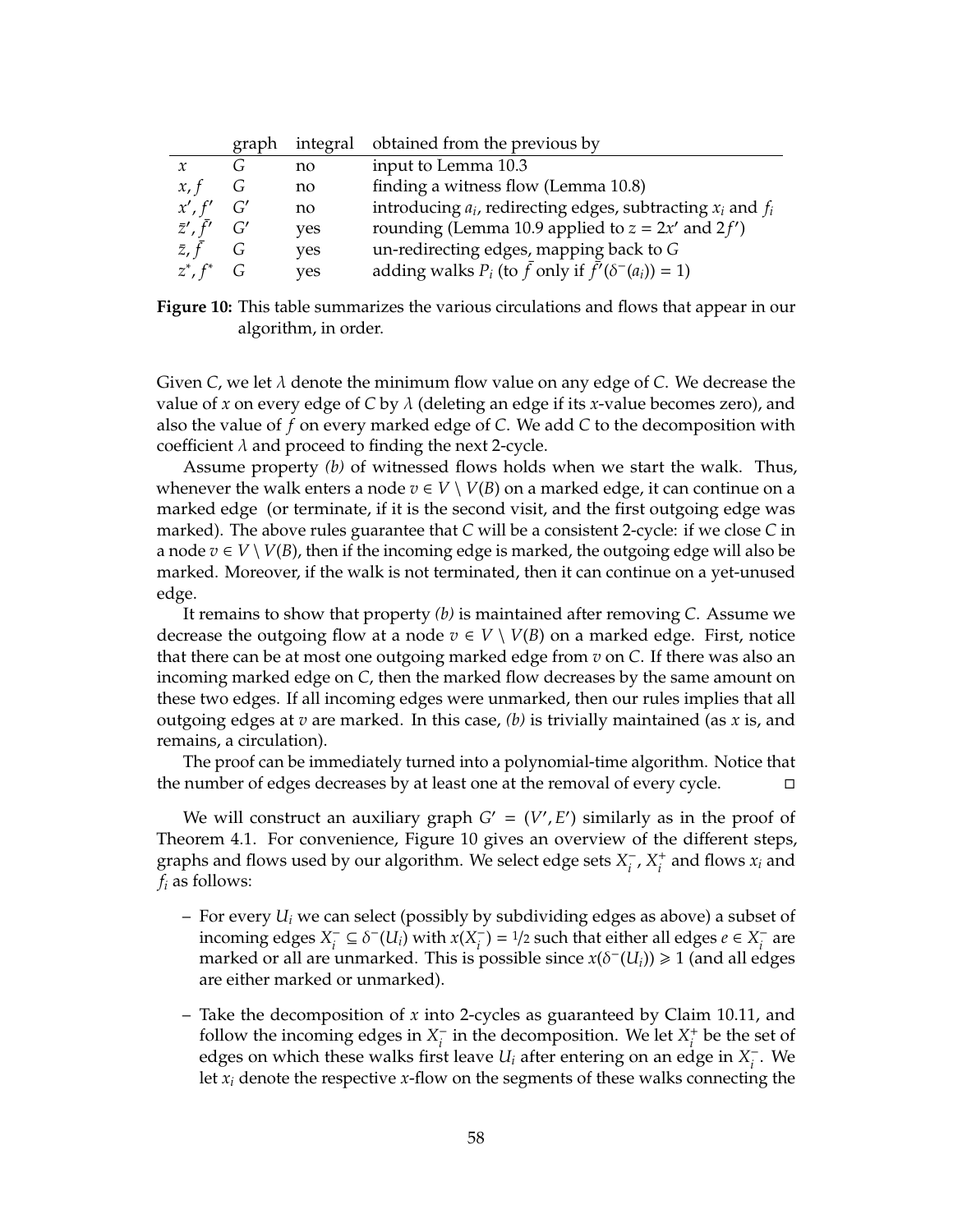|  | graph | integral | obtained from the previous by |
|---|---|---|---|
| $x$ | $G$ | no | input to Lemma 10.3 |
| $x, f$ | $G$ | no | finding a witness flow (Lemma 10.8) |
| $x', f'$ | $G'$ | no | introducing $a_i$, redirecting edges, subtracting $x_i$ and $f_i$ |
| $\bar{z}', \bar{f}'$ | $G'$ | yes | rounding (Lemma 10.9 applied to $z = 2x'$ and $2f'$) |
| $\bar{z}, \bar{f}$ | $G$ | yes | un-redirecting edges, mapping back to $G$ |
| $z^*, f^*$ | $G$ | yes | adding walks $P_i$ (to $\bar{f}$ only if $\bar{f}'(\delta^-(a_i)) = 1$) |

**Figure 10:** This table summarizes the various circulations and flows that appear in our algorithm, in order.

Given $C$, we let $\lambda$ denote the minimum flow value on any edge of $C$. We decrease the value of $x$ on every edge of $C$ by $\lambda$ (deleting an edge if its $x$-value becomes zero), and also the value of $f$ on every marked edge of $C$. We add $C$ to the decomposition with coefficient $\lambda$ and proceed to finding the next 2-cycle.

Assume property *(b)* of witnessed flows holds when we start the walk. Thus, whenever the walk enters a node $v \in V \setminus V(B)$ on a marked edge, it can continue on a marked edge (or terminate, if it is the second visit, and the first outgoing edge was marked). The above rules guarantee that $C$ will be a consistent 2-cycle: if we close $C$ in a node $v \in V \setminus V(B)$, then if the incoming edge is marked, the outgoing edge will also be marked. Moreover, if the walk is not terminated, then it can continue on a yet-unused edge.

It remains to show that property *(b)* is maintained after removing $C$. Assume we decrease the outgoing flow at a node $v \in V \setminus V(B)$ on a marked edge. First, notice that there can be at most one outgoing marked edge from $v$ on $C$. If there was also an incoming marked edge on $C$, then the marked flow decreases by the same amount on these two edges. If all incoming edges were unmarked, then our rules implies that all outgoing edges at $v$ are marked. In this case, *(b)* is trivially maintained (as $x$ is, and remains, a circulation).

The proof can be immediately turned into a polynomial-time algorithm. Notice that the number of edges decreases by at least one at the removal of every cycle. □

We will construct an auxiliary graph $G' = (V', E')$ similarly as in the proof of Theorem 4.1. For convenience, Figure 10 gives an overview of the different steps, graphs and flows used by our algorithm. We select edge sets $X_i^-$, $X_i^+$ and flows $x_i$ and $f_i$ as follows:

- For every $U_i$ we can select (possibly by subdividing edges as above) a subset of incoming edges $X_i^- \subseteq \delta^-(U_i)$ with $x(X_i^-) = 1/2$ such that either all edges $e \in X_i^-$ are marked or all are unmarked. This is possible since $x(\delta^-(U_i)) \geqslant 1$ (and all edges are either marked or unmarked).
- Take the decomposition of $x$ into 2-cycles as guaranteed by Claim 10.11, and follow the incoming edges in $X_i^-$ in the decomposition. We let $X_i^+$ be the set of edges on which these walks first leave $U_i$ after entering on an edge in $X_i^-$. We let $x_i$ denote the respective $x$-flow on the segments of these walks connecting the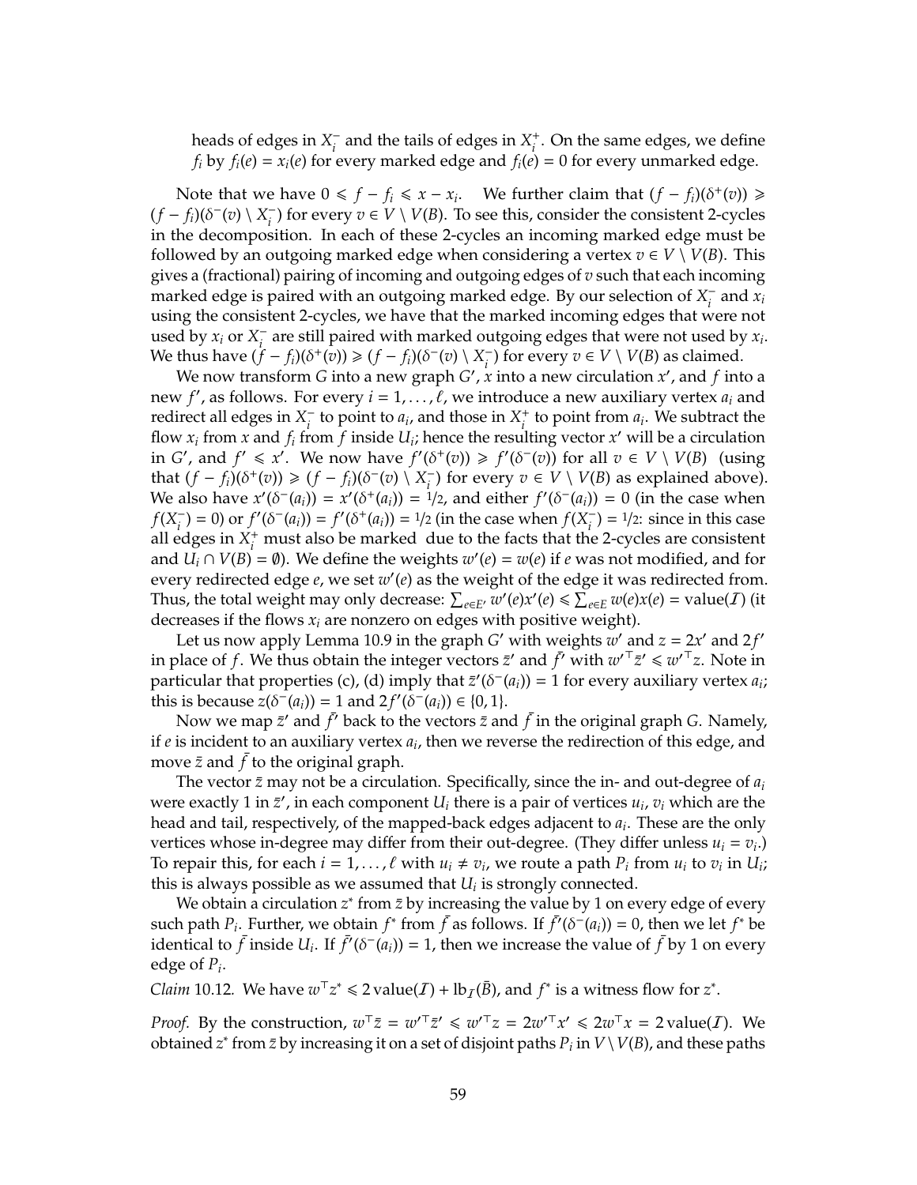heads of edges in $X_i^-$ and the tails of edges in $X_i^+$. On the same edges, we define $f_i$ by $f_i(e) = x_i(e)$ for every marked edge and $f_i(e) = 0$ for every unmarked edge.

Note that we have $0 \leqslant f - f_i \leqslant x - x_i$. We further claim that $(f - f_i)(\delta^+(v)) \geqslant (f - f_i)(\delta^-(v) \setminus X_i^-)$ for every $v \in V \setminus V(B)$. To see this, consider the consistent 2-cycles in the decomposition. In each of these 2-cycles an incoming marked edge must be followed by an outgoing marked edge when considering a vertex $v \in V \setminus V(B)$. This gives a (fractional) pairing of incoming and outgoing edges of $v$ such that each incoming marked edge is paired with an outgoing marked edge. By our selection of $X_i^-$ and $x_i$ using the consistent 2-cycles, we have that the marked incoming edges that were not used by $x_i$ or $X_i^-$ are still paired with marked outgoing edges that were not used by $x_i$. We thus have $(f - f_i)(\delta^+(v)) \geqslant (f - f_i)(\delta^-(v) \setminus X_i^-)$ for every $v \in V \setminus V(B)$ as claimed.

We now transform $G$ into a new graph $G'$, $x$ into a new circulation $x'$, and $f$ into a new $f'$, as follows. For every $i = 1, \dots, \ell$, we introduce a new auxiliary vertex $a_i$ and redirect all edges in $X_i^-$ to point to $a_i$, and those in $X_i^+$ to point from $a_i$. We subtract the flow $x_i$ from $x$ and $f_i$ from $f$ inside $U_i$; hence the resulting vector $x'$ will be a circulation in $G'$, and $f' \leqslant x'$. We now have $f'(\delta^+(v)) \geqslant f'(\delta^-(v))$ for all $v \in V \setminus V(B)$ (using that $(f - f_i)(\delta^+(v)) \geqslant (f - f_i)(\delta^-(v) \setminus X_i^-)$ for every $v \in V \setminus V(B)$ as explained above). We also have $x'(\delta^-(a_i)) = x'(\delta^+(a_i)) = 1/2$, and either $f'(\delta^-(a_i)) = 0$ (in the case when $f(X_i^-) = 0$) or $f'(\delta^-(a_i)) = f'(\delta^+(a_i)) = 1/2$ (in the case when $f(X_i^-) = 1/2$: since in this case all edges in $X_i^+$ must also be marked due to the facts that the 2-cycles are consistent and $U_i \cap V(B) = \emptyset$). We define the weights $w'(e) = w(e)$ if $e$ was not modified, and for every redirected edge $e$, we set $w'(e)$ as the weight of the edge it was redirected from. Thus, the total weight may only decrease: $\sum_{e \in E'} w'(e)x'(e) \leqslant \sum_{e \in E} w(e)x(e) = \text{value}(\mathcal{I})$ (it decreases if the flows $x_i$ are nonzero on edges with positive weight).

Let us now apply Lemma 10.9 in the graph $G'$ with weights $w'$ and $z = 2x'$ and $2f'$ in place of $f$. We thus obtain the integer vectors $\bar{z}'$ and $\bar{f}'$ with $w'^\top \bar{z}' \leqslant w'^\top z$. Note in particular that properties (c), (d) imply that $\bar{z}'(\delta^-(a_i)) = 1$ for every auxiliary vertex $a_i$; this is because $z(\delta^-(a_i)) = 1$ and $2f'(\delta^-(a_i)) \in \{0, 1\}$.

Now we map $\bar{z}'$ and $\bar{f}'$ back to the vectors $\bar{z}$ and $\bar{f}$ in the original graph $G$. Namely, if $e$ is incident to an auxiliary vertex $a_i$, then we reverse the redirection of this edge, and move $\bar{z}$ and $\bar{f}$ to the original graph.

The vector $\bar{z}$ may not be a circulation. Specifically, since the in- and out-degree of $a_i$ were exactly 1 in $\bar{z}'$, in each component $U_i$ there is a pair of vertices $u_i, v_i$ which are the head and tail, respectively, of the mapped-back edges adjacent to $a_i$. These are the only vertices whose in-degree may differ from their out-degree. (They differ unless $u_i = v_i$.) To repair this, for each $i = 1, \dots, \ell$ with $u_i \neq v_i$, we route a path $P_i$ from $u_i$ to $v_i$ in $U_i$; this is always possible as we assumed that $U_i$ is strongly connected.

We obtain a circulation $z^*$ from $\bar{z}$ by increasing the value by 1 on every edge of every such path $P_i$. Further, we obtain $f^*$ from $\bar{f}$ as follows. If $\bar{f}'(\delta^-(a_i)) = 0$, then we let $f^*$ be identical to $\bar{f}$ inside $U_i$. If $\bar{f}'(\delta^-(a_i)) = 1$, then we increase the value of $\bar{f}$ by 1 on every edge of $P_i$.

*Claim* 10.12. We have $w^\top z^* \leqslant 2\,\text{value}(\mathcal{I}) + \text{lb}_{\mathcal{I}}(\bar{B})$, and $f^*$ is a witness flow for $z^*$.

*Proof.* By the construction, $w^\top \bar{z} = w'^\top \bar{z}' \leqslant w'^\top z = 2w'^\top x' \leqslant 2w^\top x = 2\,\text{value}(\mathcal{I})$. We obtained $z^*$ from $\bar{z}$ by increasing it on a set of disjoint paths $P_i$ in $V \setminus V(B)$, and these paths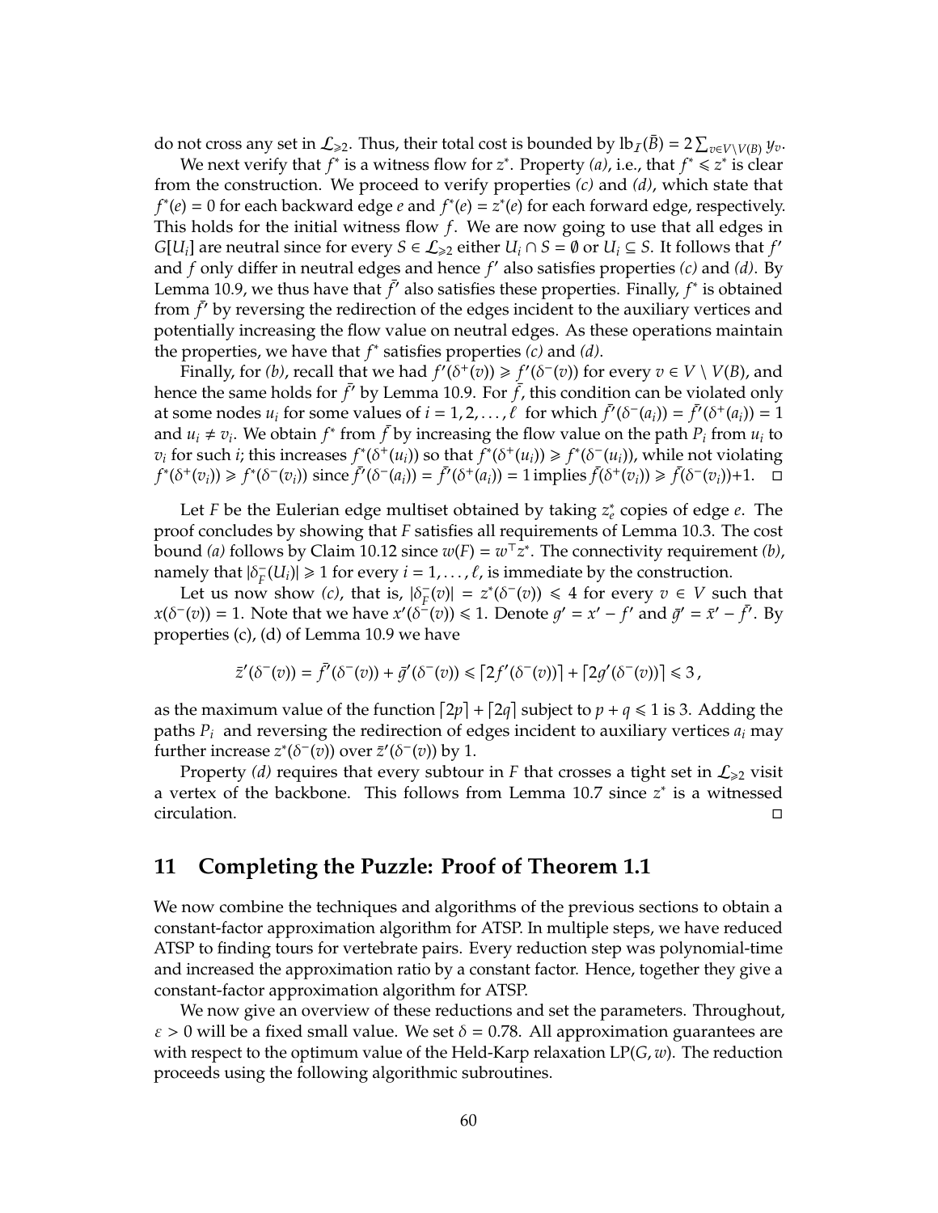do not cross any set in $\mathcal{L}_{\geqslant 2}$. Thus, their total cost is bounded by $\mathrm{lb}_{\mathcal{I}}(\bar{B}) = 2\sum_{v\in V\setminus V(B)} y_v$.

We next verify that $f^*$ is a witness flow for $z^*$. Property *(a)*, i.e., that $f^* \leqslant z^*$ is clear from the construction. We proceed to verify properties *(c)* and *(d)*, which state that $f^*(e) = 0$ for each backward edge $e$ and $f^*(e) = z^*(e)$ for each forward edge, respectively. This holds for the initial witness flow $f$. We are now going to use that all edges in $G[U_i]$ are neutral since for every $S \in \mathcal{L}_{\geqslant 2}$ either $U_i \cap S = \emptyset$ or $U_i \subseteq S$. It follows that $f'$ and $f$ only differ in neutral edges and hence $f'$ also satisfies properties *(c)* and *(d)*. By Lemma 10.9, we thus have that $\bar{f}'$ also satisfies these properties. Finally, $f^*$ is obtained from $\bar{f}'$ by reversing the redirection of the edges incident to the auxiliary vertices and potentially increasing the flow value on neutral edges. As these operations maintain the properties, we have that $f^*$ satisfies properties *(c)* and *(d)*.

Finally, for *(b)*, recall that we had $f'(\delta^+(v)) \geqslant f'(\delta^-(v))$ for every $v \in V \setminus V(B)$, and hence the same holds for $\bar{f}'$ by Lemma 10.9. For $\bar{f}$, this condition can be violated only at some nodes $u_i$ for some values of $i = 1, 2, \ldots, \ell$ for which $\bar{f}'(\delta^-(a_i)) = \bar{f}'(\delta^+(a_i)) = 1$ and $u_i \neq v_i$. We obtain $f^*$ from $\bar{f}$ by increasing the flow value on the path $P_i$ from $u_i$ to $v_i$ for such $i$; this increases $f^*(\delta^+(u_i))$ so that $f^*(\delta^+(u_i)) \geqslant f^*(\delta^-(u_i))$, while not violating $f^*(\delta^+(v_i)) \geqslant f^*(\delta^-(v_i))$ since $\bar{f}'(\delta^-(a_i)) = \bar{f}'(\delta^+(a_i)) = 1$ implies $\bar{f}(\delta^+(v_i)) \geqslant \bar{f}(\delta^-(v_i))+1$. $\square$

Let $F$ be the Eulerian edge multiset obtained by taking $z^*_e$ copies of edge $e$. The proof concludes by showing that $F$ satisfies all requirements of Lemma 10.3. The cost bound *(a)* follows by Claim 10.12 since $w(F) = w^\top z^*$. The connectivity requirement *(b)*, namely that $|\delta^-_F(U_i)| \geqslant 1$ for every $i = 1, \ldots, \ell$, is immediate by the construction.

Let us now show *(c)*, that is, $|\delta^-_F(v)| = z^*(\delta^-(v)) \leqslant 4$ for every $v \in V$ such that $x(\delta^-(v)) = 1$. Note that we have $x'(\delta^-(v)) \leqslant 1$. Denote $g' = x' - f'$ and $\bar{g}' = \bar{x}' - \bar{f}'$. By properties (c), (d) of Lemma 10.9 we have

$$\bar{z}'(\delta^-(v)) = \bar{f}'(\delta^-(v)) + \bar{g}'(\delta^-(v)) \leqslant \lceil 2f'(\delta^-(v))\rceil + \lceil 2g'(\delta^-(v))\rceil \leqslant 3\,,$$

as the maximum value of the function $\lceil 2p\rceil + \lceil 2q\rceil$ subject to $p + q \leqslant 1$ is 3. Adding the paths $P_i$ and reversing the redirection of edges incident to auxiliary vertices $a_i$ may further increase $z^*(\delta^-(v))$ over $\bar{z}'(\delta^-(v))$ by 1.

Property *(d)* requires that every subtour in $F$ that crosses a tight set in $\mathcal{L}_{\geqslant 2}$ visit a vertex of the backbone. This follows from Lemma 10.7 since $z^*$ is a witnessed circulation. $\square$

## 11 Completing the Puzzle: Proof of Theorem 1.1

We now combine the techniques and algorithms of the previous sections to obtain a constant-factor approximation algorithm for ATSP. In multiple steps, we have reduced ATSP to finding tours for vertebrate pairs. Every reduction step was polynomial-time and increased the approximation ratio by a constant factor. Hence, together they give a constant-factor approximation algorithm for ATSP.

We now give an overview of these reductions and set the parameters. Throughout, $\varepsilon > 0$ will be a fixed small value. We set $\delta = 0.78$. All approximation guarantees are with respect to the optimum value of the Held-Karp relaxation $\mathrm{LP}(G, w)$. The reduction proceeds using the following algorithmic subroutines.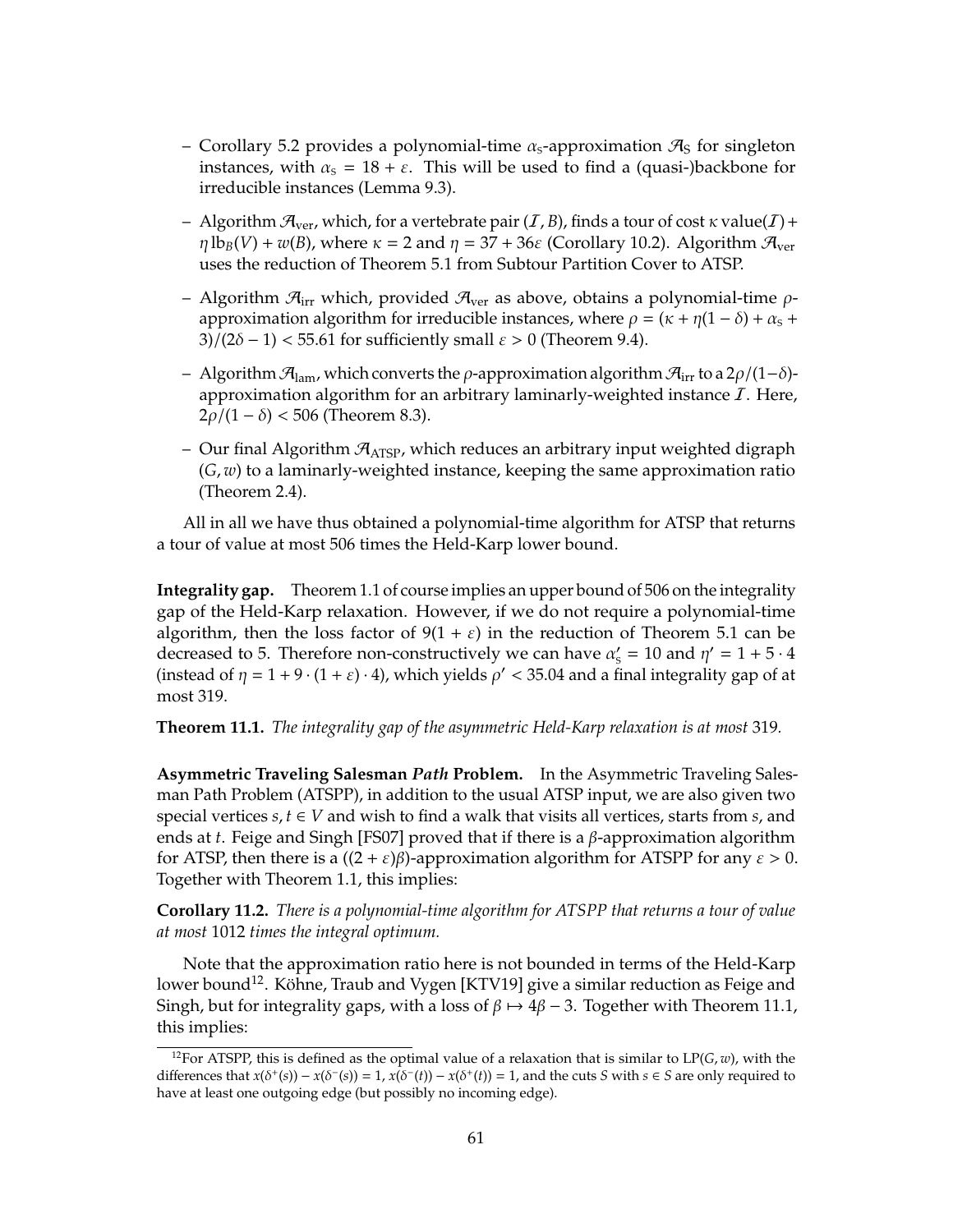- Corollary 5.2 provides a polynomial-time $\alpha_S$-approximation $\mathcal{A}_S$ for singleton instances, with $\alpha_S = 18 + \varepsilon$. This will be used to find a (quasi-)backbone for irreducible instances (Lemma 9.3).
- Algorithm $\mathcal{A}_{\text{ver}}$, which, for a vertebrate pair $(\mathcal{I}, B)$, finds a tour of cost $\kappa\,\text{value}(\mathcal{I}) + \eta\,\text{lb}_B(V) + w(B)$, where $\kappa = 2$ and $\eta = 37 + 36\varepsilon$ (Corollary 10.2). Algorithm $\mathcal{A}_{\text{ver}}$ uses the reduction of Theorem 5.1 from Subtour Partition Cover to ATSP.
- Algorithm $\mathcal{A}_{\text{irr}}$ which, provided $\mathcal{A}_{\text{ver}}$ as above, obtains a polynomial-time $\rho$-approximation algorithm for irreducible instances, where $\rho = (\kappa + \eta(1-\delta) + \alpha_S + 3)/(2\delta - 1) < 55.61$ for sufficiently small $\varepsilon > 0$ (Theorem 9.4).
- Algorithm $\mathcal{A}_{\text{lam}}$, which converts the $\rho$-approximation algorithm $\mathcal{A}_{\text{irr}}$ to a $2\rho/(1-\delta)$-approximation algorithm for an arbitrary laminarly-weighted instance $\mathcal{I}$. Here, $2\rho/(1-\delta) < 506$ (Theorem 8.3).
- Our final Algorithm $\mathcal{A}_{\text{ATSP}}$, which reduces an arbitrary input weighted digraph $(G, w)$ to a laminarly-weighted instance, keeping the same approximation ratio (Theorem 2.4).

All in all we have thus obtained a polynomial-time algorithm for ATSP that returns a tour of value at most 506 times the Held-Karp lower bound.

**Integrality gap.** Theorem 1.1 of course implies an upper bound of 506 on the integrality gap of the Held-Karp relaxation. However, if we do not require a polynomial-time algorithm, then the loss factor of $9(1+\varepsilon)$ in the reduction of Theorem 5.1 can be decreased to 5. Therefore non-constructively we can have $\alpha'_S = 10$ and $\eta' = 1 + 5 \cdot 4$ (instead of $\eta = 1 + 9 \cdot (1+\varepsilon) \cdot 4$), which yields $\rho' < 35.04$ and a final integrality gap of at most 319.

**Theorem 11.1.** *The integrality gap of the asymmetric Held-Karp relaxation is at most* 319*.*

**Asymmetric Traveling Salesman *Path* Problem.** In the Asymmetric Traveling Salesman Path Problem (ATSPP), in addition to the usual ATSP input, we are also given two special vertices $s, t \in V$ and wish to find a walk that visits all vertices, starts from $s$, and ends at $t$. Feige and Singh [FS07] proved that if there is a $\beta$-approximation algorithm for ATSP, then there is a $((2+\varepsilon)\beta)$-approximation algorithm for ATSPP for any $\varepsilon > 0$. Together with Theorem 1.1, this implies:

**Corollary 11.2.** *There is a polynomial-time algorithm for ATSPP that returns a tour of value at most* 1012 *times the integral optimum.*

Note that the approximation ratio here is not bounded in terms of the Held-Karp lower bound[12]. Köhne, Traub and Vygen [KTV19] give a similar reduction as Feige and Singh, but for integrality gaps, with a loss of $\beta \mapsto 4\beta - 3$. Together with Theorem 11.1, this implies:

[12] For ATSPP, this is defined as the optimal value of a relaxation that is similar to $\text{LP}(G, w)$, with the differences that $x(\delta^+(s)) - x(\delta^-(s)) = 1$, $x(\delta^-(t)) - x(\delta^+(t)) = 1$, and the cuts $S$ with $s \in S$ are only required to have at least one outgoing edge (but possibly no incoming edge).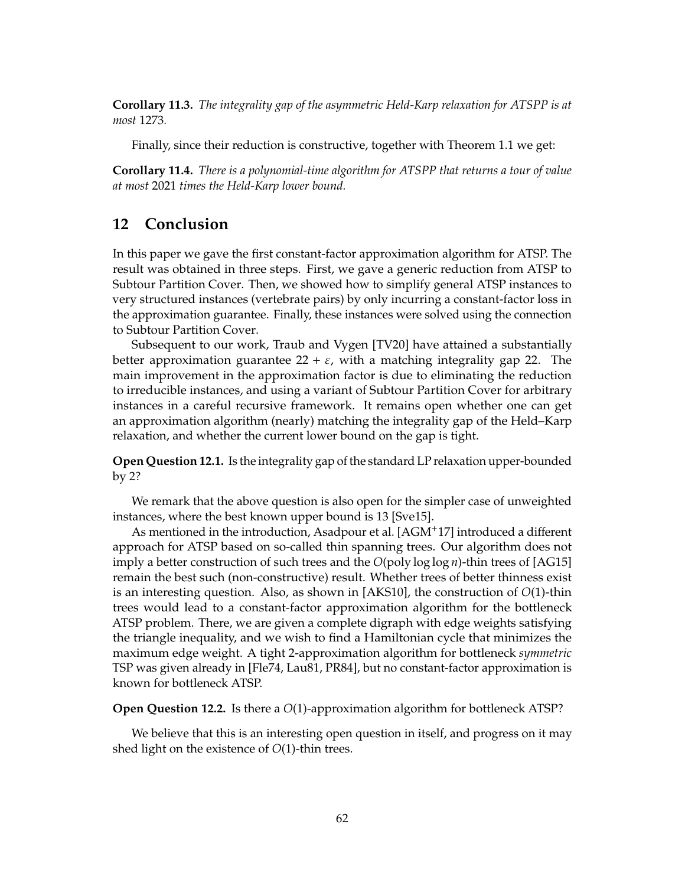**Corollary 11.3.** *The integrality gap of the asymmetric Held-Karp relaxation for ATSPP is at most* 1273*.*

Finally, since their reduction is constructive, together with Theorem 1.1 we get:

**Corollary 11.4.** *There is a polynomial-time algorithm for ATSPP that returns a tour of value at most* 2021 *times the Held-Karp lower bound.*

## 12 Conclusion

In this paper we gave the first constant-factor approximation algorithm for ATSP. The result was obtained in three steps. First, we gave a generic reduction from ATSP to Subtour Partition Cover. Then, we showed how to simplify general ATSP instances to very structured instances (vertebrate pairs) by only incurring a constant-factor loss in the approximation guarantee. Finally, these instances were solved using the connection to Subtour Partition Cover.

Subsequent to our work, Traub and Vygen [TV20] have attained a substantially better approximation guarantee $22 + \varepsilon$, with a matching integrality gap 22. The main improvement in the approximation factor is due to eliminating the reduction to irreducible instances, and using a variant of Subtour Partition Cover for arbitrary instances in a careful recursive framework. It remains open whether one can get an approximation algorithm (nearly) matching the integrality gap of the Held–Karp relaxation, and whether the current lower bound on the gap is tight.

**Open Question 12.1.** Is the integrality gap of the standard LP relaxation upper-bounded by 2?

We remark that the above question is also open for the simpler case of unweighted instances, where the best known upper bound is 13 [Sve15].

As mentioned in the introduction, Asadpour et al. [AGM[+]17] introduced a different approach for ATSP based on so-called thin spanning trees. Our algorithm does not imply a better construction of such trees and the $O(\text{poly} \log \log n)$-thin trees of [AG15] remain the best such (non-constructive) result. Whether trees of better thinness exist is an interesting question. Also, as shown in [AKS10], the construction of $O(1)$-thin trees would lead to a constant-factor approximation algorithm for the bottleneck ATSP problem. There, we are given a complete digraph with edge weights satisfying the triangle inequality, and we wish to find a Hamiltonian cycle that minimizes the maximum edge weight. A tight 2-approximation algorithm for bottleneck *symmetric* TSP was given already in [Fle74, Lau81, PR84], but no constant-factor approximation is known for bottleneck ATSP.

**Open Question 12.2.** Is there a $O(1)$-approximation algorithm for bottleneck ATSP?

We believe that this is an interesting open question in itself, and progress on it may shed light on the existence of $O(1)$-thin trees.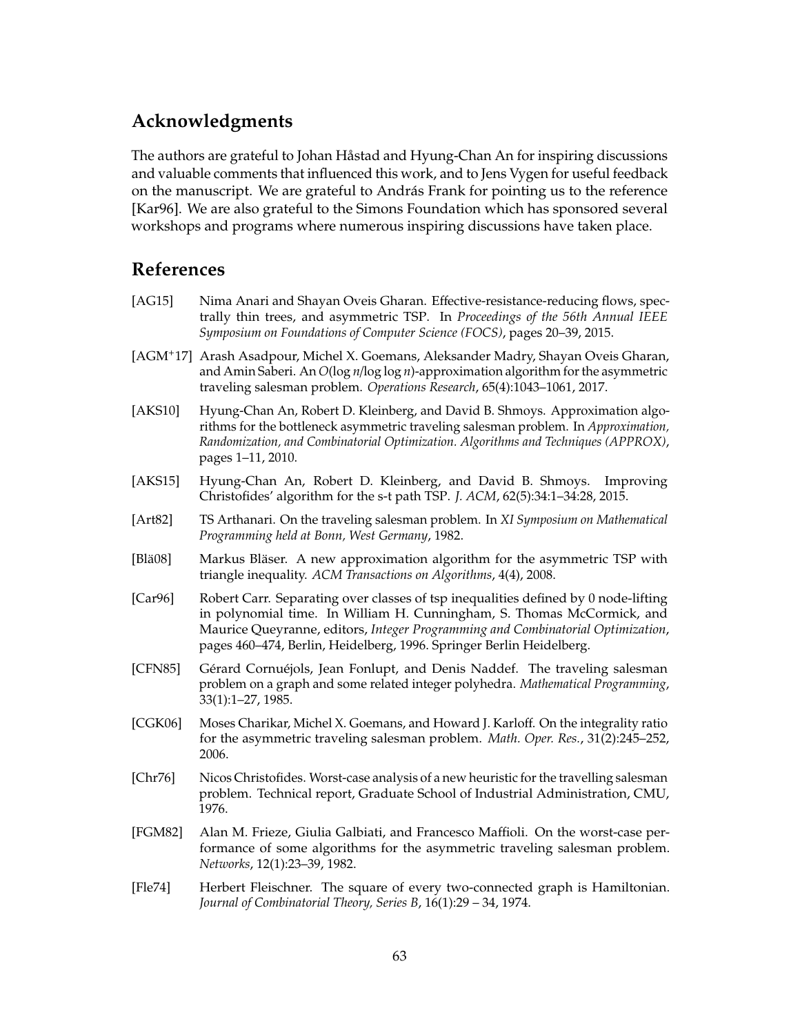## Acknowledgments

The authors are grateful to Johan Håstad and Hyung-Chan An for inspiring discussions and valuable comments that influenced this work, and to Jens Vygen for useful feedback on the manuscript. We are grateful to András Frank for pointing us to the reference [Kar96]. We are also grateful to the Simons Foundation which has sponsored several workshops and programs where numerous inspiring discussions have taken place.

## References

[AG15] Nima Anari and Shayan Oveis Gharan. Effective-resistance-reducing flows, spectrally thin trees, and asymmetric TSP. In *Proceedings of the 56th Annual IEEE Symposium on Foundations of Computer Science (FOCS)*, pages 20–39, 2015.

[AGM+17] Arash Asadpour, Michel X. Goemans, Aleksander Madry, Shayan Oveis Gharan, and Amin Saberi. An $O(\log n/\log\log n)$-approximation algorithm for the asymmetric traveling salesman problem. *Operations Research*, 65(4):1043–1061, 2017.

[AKS10] Hyung-Chan An, Robert D. Kleinberg, and David B. Shmoys. Approximation algorithms for the bottleneck asymmetric traveling salesman problem. In *Approximation, Randomization, and Combinatorial Optimization. Algorithms and Techniques (APPROX)*, pages 1–11, 2010.

[AKS15] Hyung-Chan An, Robert D. Kleinberg, and David B. Shmoys. Improving Christofides' algorithm for the s-t path TSP. *J. ACM*, 62(5):34:1–34:28, 2015.

[Art82] TS Arthanari. On the traveling salesman problem. In *XI Symposium on Mathematical Programming held at Bonn, West Germany*, 1982.

[Blä08] Markus Bläser. A new approximation algorithm for the asymmetric TSP with triangle inequality. *ACM Transactions on Algorithms*, 4(4), 2008.

[Car96] Robert Carr. Separating over classes of tsp inequalities defined by 0 node-lifting in polynomial time. In William H. Cunningham, S. Thomas McCormick, and Maurice Queyranne, editors, *Integer Programming and Combinatorial Optimization*, pages 460–474, Berlin, Heidelberg, 1996. Springer Berlin Heidelberg.

[CFN85] Gérard Cornuéjols, Jean Fonlupt, and Denis Naddef. The traveling salesman problem on a graph and some related integer polyhedra. *Mathematical Programming*, 33(1):1–27, 1985.

[CGK06] Moses Charikar, Michel X. Goemans, and Howard J. Karloff. On the integrality ratio for the asymmetric traveling salesman problem. *Math. Oper. Res.*, 31(2):245–252, 2006.

[Chr76] Nicos Christofides. Worst-case analysis of a new heuristic for the travelling salesman problem. Technical report, Graduate School of Industrial Administration, CMU, 1976.

[FGM82] Alan M. Frieze, Giulia Galbiati, and Francesco Maffioli. On the worst-case performance of some algorithms for the asymmetric traveling salesman problem. *Networks*, 12(1):23–39, 1982.

[Fle74] Herbert Fleischner. The square of every two-connected graph is Hamiltonian. *Journal of Combinatorial Theory, Series B*, 16(1):29 – 34, 1974.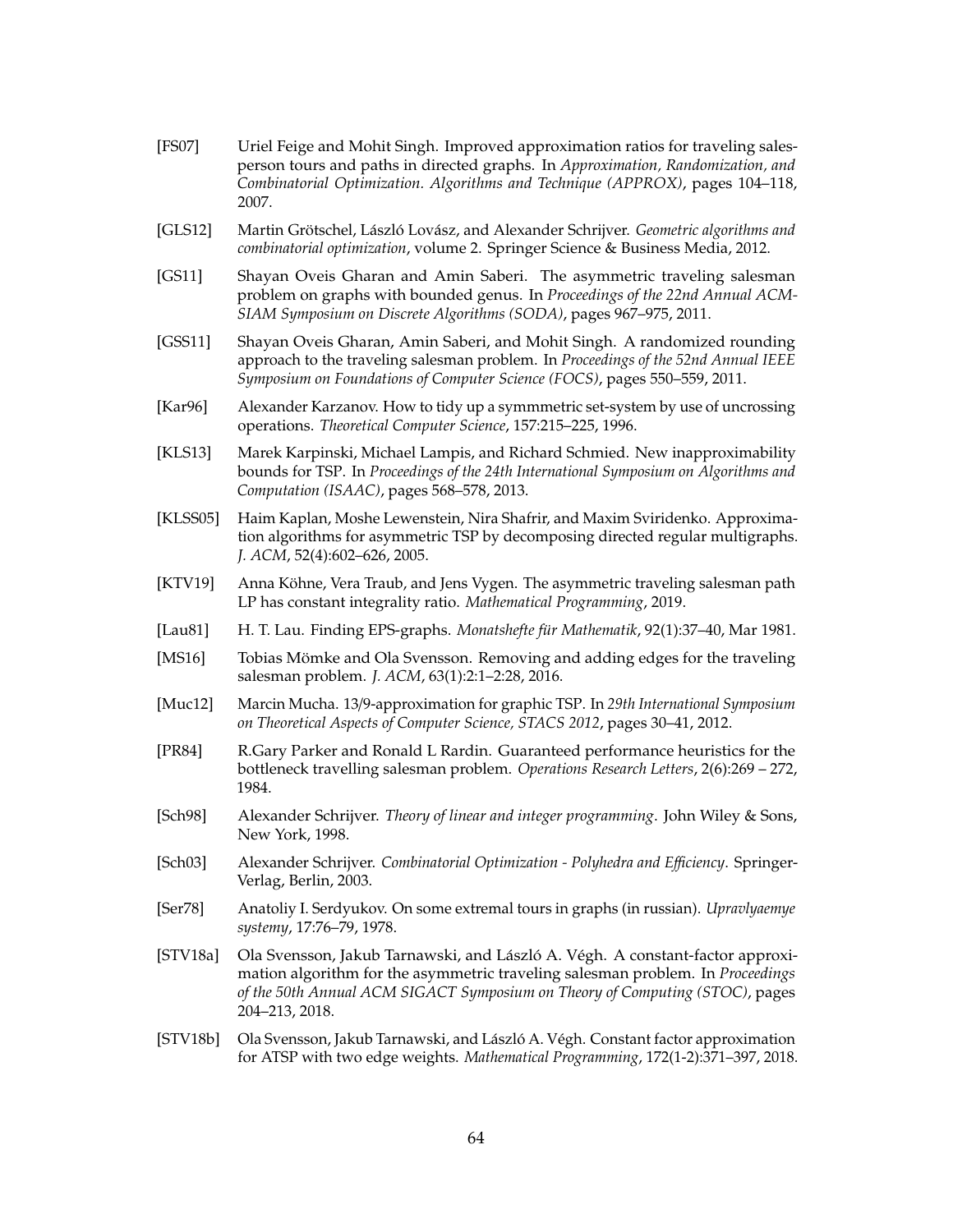[FS07] Uriel Feige and Mohit Singh. Improved approximation ratios for traveling salesperson tours and paths in directed graphs. In *Approximation, Randomization, and Combinatorial Optimization. Algorithms and Technique (APPROX)*, pages 104–118, 2007.

[GLS12] Martin Grötschel, László Lovász, and Alexander Schrijver. *Geometric algorithms and combinatorial optimization*, volume 2. Springer Science & Business Media, 2012.

[GS11] Shayan Oveis Gharan and Amin Saberi. The asymmetric traveling salesman problem on graphs with bounded genus. In *Proceedings of the 22nd Annual ACM-SIAM Symposium on Discrete Algorithms (SODA)*, pages 967–975, 2011.

[GSS11] Shayan Oveis Gharan, Amin Saberi, and Mohit Singh. A randomized rounding approach to the traveling salesman problem. In *Proceedings of the 52nd Annual IEEE Symposium on Foundations of Computer Science (FOCS)*, pages 550–559, 2011.

[Kar96] Alexander Karzanov. How to tidy up a symmmetric set-system by use of uncrossing operations. *Theoretical Computer Science*, 157:215–225, 1996.

[KLS13] Marek Karpinski, Michael Lampis, and Richard Schmied. New inapproximability bounds for TSP. In *Proceedings of the 24th International Symposium on Algorithms and Computation (ISAAC)*, pages 568–578, 2013.

[KLSS05] Haim Kaplan, Moshe Lewenstein, Nira Shafrir, and Maxim Sviridenko. Approximation algorithms for asymmetric TSP by decomposing directed regular multigraphs. *J. ACM*, 52(4):602–626, 2005.

[KTV19] Anna Köhne, Vera Traub, and Jens Vygen. The asymmetric traveling salesman path LP has constant integrality ratio. *Mathematical Programming*, 2019.

[Lau81] H. T. Lau. Finding EPS-graphs. *Monatshefte für Mathematik*, 92(1):37–40, Mar 1981.

[MS16] Tobias Mömke and Ola Svensson. Removing and adding edges for the traveling salesman problem. *J. ACM*, 63(1):2:1–2:28, 2016.

[Muc12] Marcin Mucha. 13/9-approximation for graphic TSP. In *29th International Symposium on Theoretical Aspects of Computer Science, STACS 2012*, pages 30–41, 2012.

[PR84] R.Gary Parker and Ronald L Rardin. Guaranteed performance heuristics for the bottleneck travelling salesman problem. *Operations Research Letters*, 2(6):269 – 272, 1984.

[Sch98] Alexander Schrijver. *Theory of linear and integer programming*. John Wiley & Sons, New York, 1998.

[Sch03] Alexander Schrijver. *Combinatorial Optimization - Polyhedra and Efficiency*. Springer-Verlag, Berlin, 2003.

[Ser78] Anatoliy I. Serdyukov. On some extremal tours in graphs (in russian). *Upravlyaemye systemy*, 17:76–79, 1978.

[STV18a] Ola Svensson, Jakub Tarnawski, and László A. Végh. A constant-factor approximation algorithm for the asymmetric traveling salesman problem. In *Proceedings of the 50th Annual ACM SIGACT Symposium on Theory of Computing (STOC)*, pages 204–213, 2018.

[STV18b] Ola Svensson, Jakub Tarnawski, and László A. Végh. Constant factor approximation for ATSP with two edge weights. *Mathematical Programming*, 172(1-2):371–397, 2018.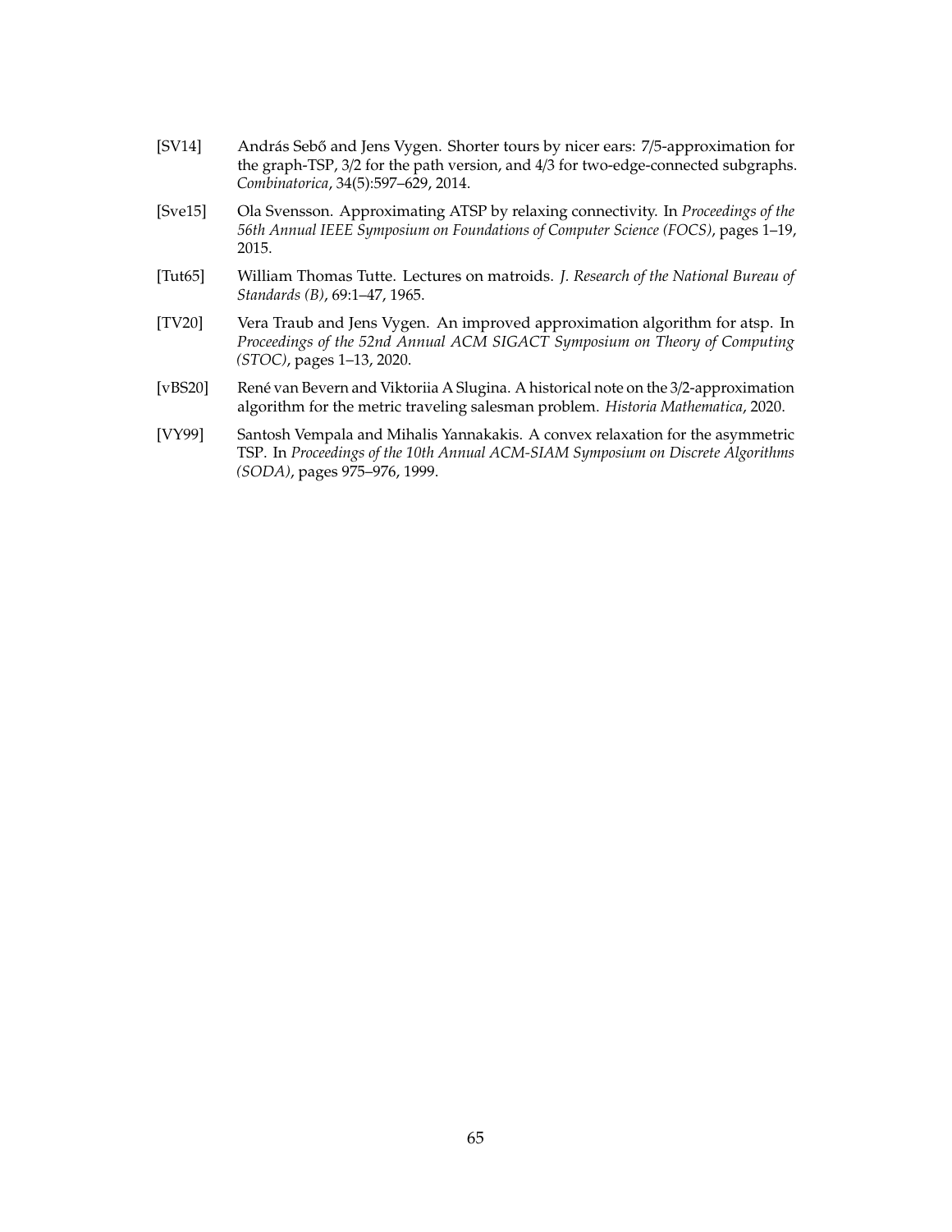[SV14] András Sebő and Jens Vygen. Shorter tours by nicer ears: 7/5-approximation for the graph-TSP, 3/2 for the path version, and 4/3 for two-edge-connected subgraphs. *Combinatorica*, 34(5):597–629, 2014.

[Sve15] Ola Svensson. Approximating ATSP by relaxing connectivity. In *Proceedings of the 56th Annual IEEE Symposium on Foundations of Computer Science (FOCS)*, pages 1–19, 2015.

[Tut65] William Thomas Tutte. Lectures on matroids. *J. Research of the National Bureau of Standards (B)*, 69:1–47, 1965.

[TV20] Vera Traub and Jens Vygen. An improved approximation algorithm for atsp. In *Proceedings of the 52nd Annual ACM SIGACT Symposium on Theory of Computing (STOC)*, pages 1–13, 2020.

[vBS20] René van Bevern and Viktoriia A Slugina. A historical note on the 3/2-approximation algorithm for the metric traveling salesman problem. *Historia Mathematica*, 2020.

[VY99] Santosh Vempala and Mihalis Yannakakis. A convex relaxation for the asymmetric TSP. In *Proceedings of the 10th Annual ACM-SIAM Symposium on Discrete Algorithms (SODA)*, pages 975–976, 1999.